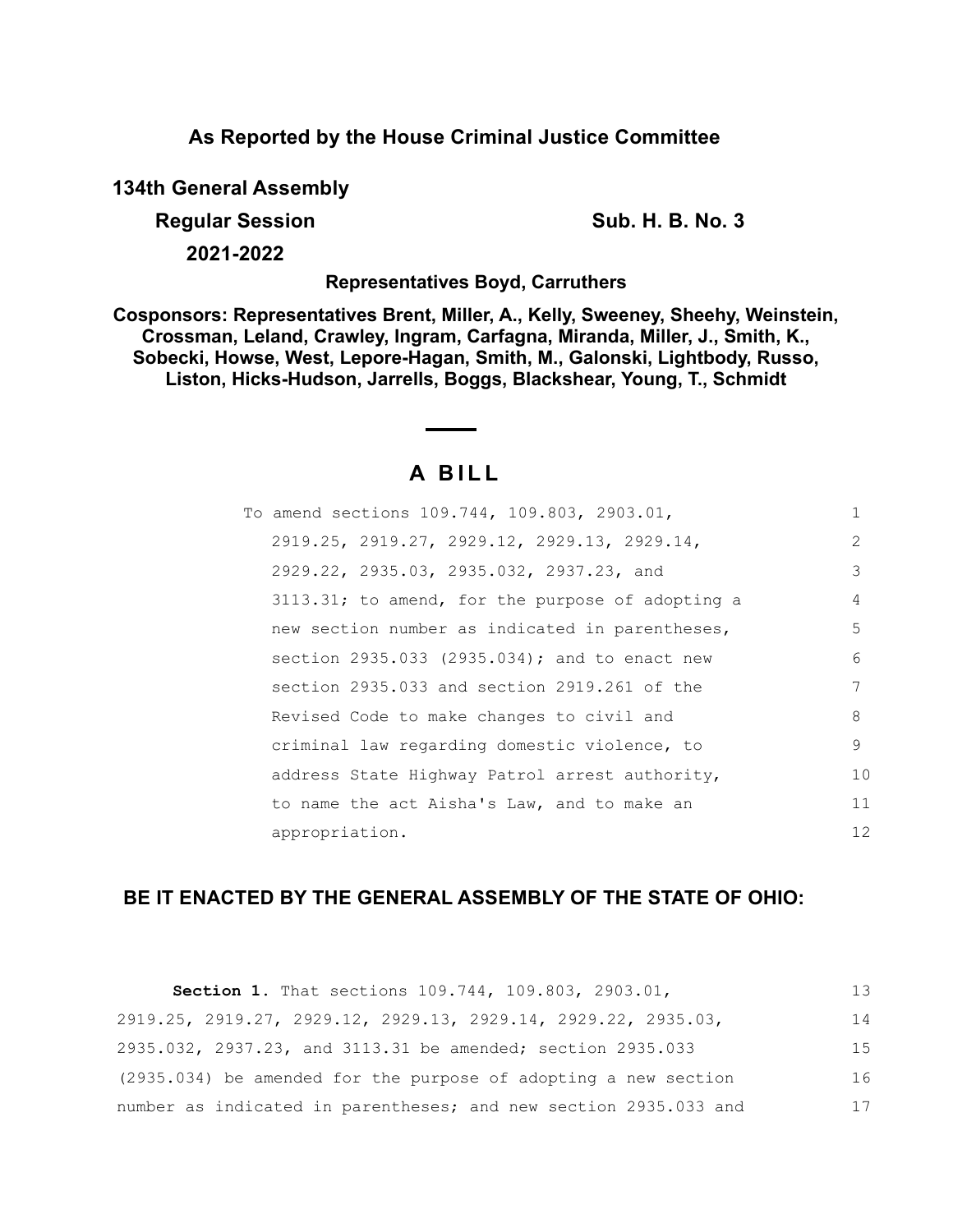**As Reported by the House Criminal Justice Committee**

**134th General Assembly**

**Regular Session** **Sub. H. B. No. 3**

**2021-2022**

**Representatives Boyd, Carruthers**

**Cosponsors: Representatives Brent, Miller, A., Kelly, Sweeney, Sheehy, Weinstein, Crossman, Leland, Crawley, Ingram, Carfagna, Miranda, Miller, J., Smith, K., Sobecki, Howse, West, Lepore-Hagan, Smith, M., Galonski, Lightbody, Russo, Liston, Hicks-Hudson, Jarrells, Boggs, Blackshear, Young, T., Schmidt**

# A BILL

To amend sections 109.744, 109.803, 2903.01, 2919.25, 2919.27, 2929.12, 2929.13, 2929.14, 2929.22, 2935.03, 2935.032, 2937.23, and 3113.31; to amend, for the purpose of adopting a new section number as indicated in parentheses, section 2935.033 (2935.034); and to enact new section 2935.033 and section 2919.261 of the Revised Code to make changes to civil and criminal law regarding domestic violence, to address State Highway Patrol arrest authority, to name the act Aisha's Law, and to make an appropriation.

**BE IT ENACTED BY THE GENERAL ASSEMBLY OF THE STATE OF OHIO:**

**Section 1.** That sections 109.744, 109.803, 2903.01, 2919.25, 2919.27, 2929.12, 2929.13, 2929.14, 2929.22, 2935.03, 2935.032, 2937.23, and 3113.31 be amended; section 2935.033 (2935.034) be amended for the purpose of adopting a new section number as indicated in parentheses; and new section 2935.033 and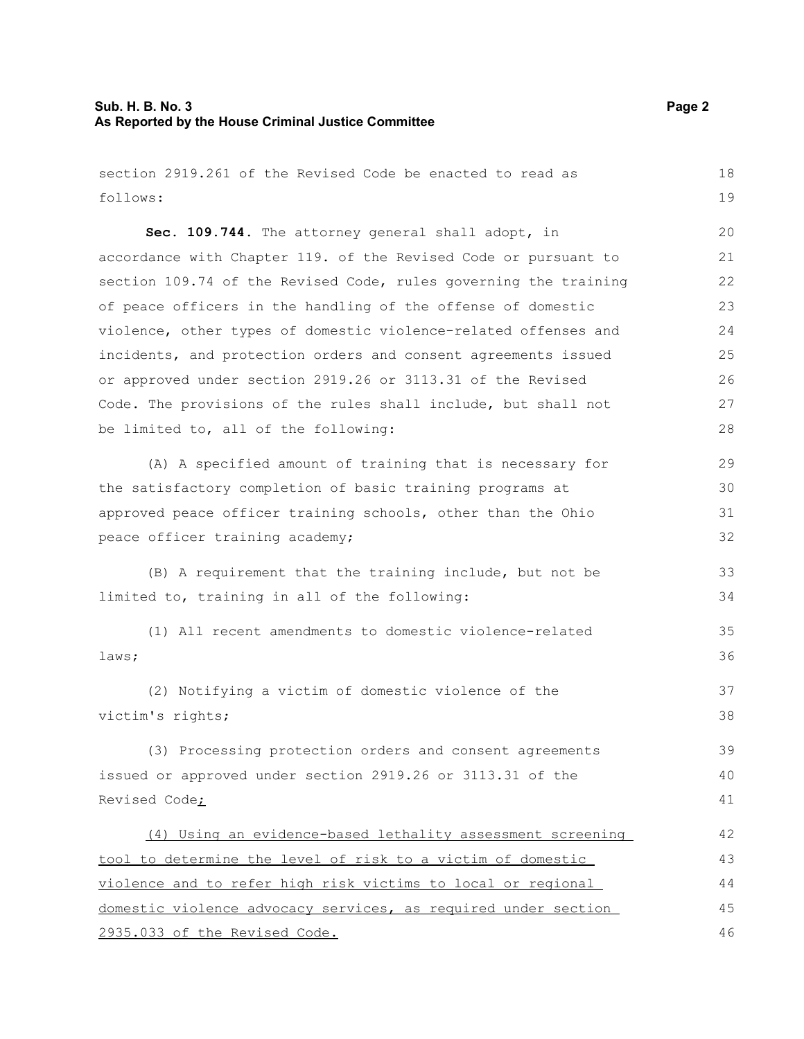section 2919.261 of the Revised Code be enacted to read as follows:

**Sec. 109.744.** The attorney general shall adopt, in accordance with Chapter 119. of the Revised Code or pursuant to section 109.74 of the Revised Code, rules governing the training of peace officers in the handling of the offense of domestic violence, other types of domestic violence-related offenses and incidents, and protection orders and consent agreements issued or approved under section 2919.26 or 3113.31 of the Revised Code. The provisions of the rules shall include, but shall not be limited to, all of the following:

(A) A specified amount of training that is necessary for the satisfactory completion of basic training programs at approved peace officer training schools, other than the Ohio peace officer training academy;

(B) A requirement that the training include, but not be limited to, training in all of the following:

(1) All recent amendments to domestic violence-related laws;

(2) Notifying a victim of domestic violence of the victim's rights;

(3) Processing protection orders and consent agreements issued or approved under section 2919.26 or 3113.31 of the Revised Code<ins>;</ins>

<ins>(4) Using an evidence-based lethality assessment screening tool to determine the level of risk to a victim of domestic violence and to refer high risk victims to local or regional domestic violence advocacy services, as required under section 2935.033 of the Revised Code.</ins>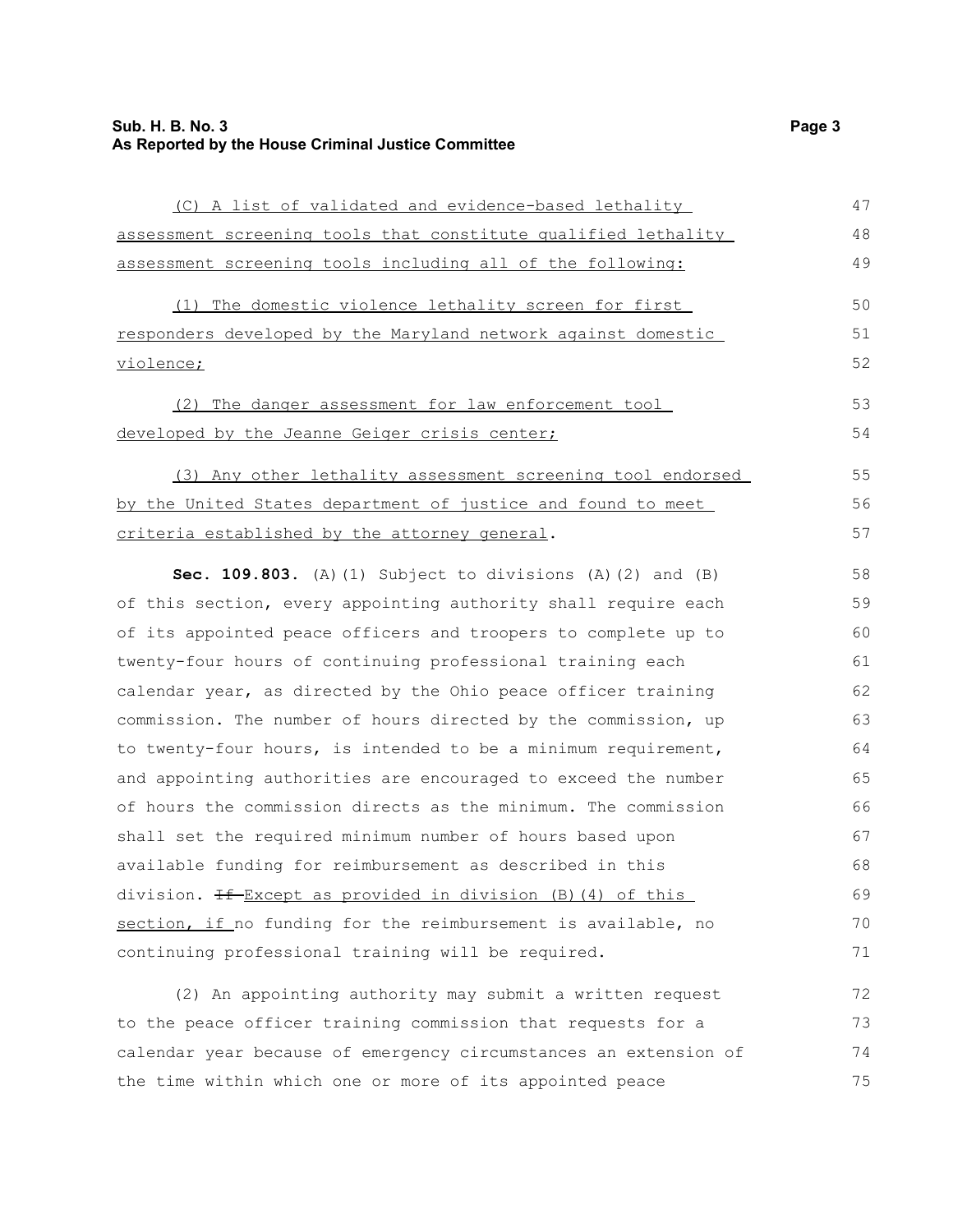(C) A list of validated and evidence-based lethality assessment screening tools that constitute qualified lethality assessment screening tools including all of the following:

(1) The domestic violence lethality screen for first responders developed by the Maryland network against domestic violence;

(2) The danger assessment for law enforcement tool developed by the Jeanne Geiger crisis center;

(3) Any other lethality assessment screening tool endorsed by the United States department of justice and found to meet criteria established by the attorney general.

**Sec. 109.803.** (A)(1) Subject to divisions (A)(2) and (B) of this section, every appointing authority shall require each of its appointed peace officers and troopers to complete up to twenty-four hours of continuing professional training each calendar year, as directed by the Ohio peace officer training commission. The number of hours directed by the commission, up to twenty-four hours, is intended to be a minimum requirement, and appointing authorities are encouraged to exceed the number of hours the commission directs as the minimum. The commission shall set the required minimum number of hours based upon available funding for reimbursement as described in this division. ~~If~~ Except as provided in division (B)(4) of this section, if no funding for the reimbursement is available, no continuing professional training will be required.

(2) An appointing authority may submit a written request to the peace officer training commission that requests for a calendar year because of emergency circumstances an extension of the time within which one or more of its appointed peace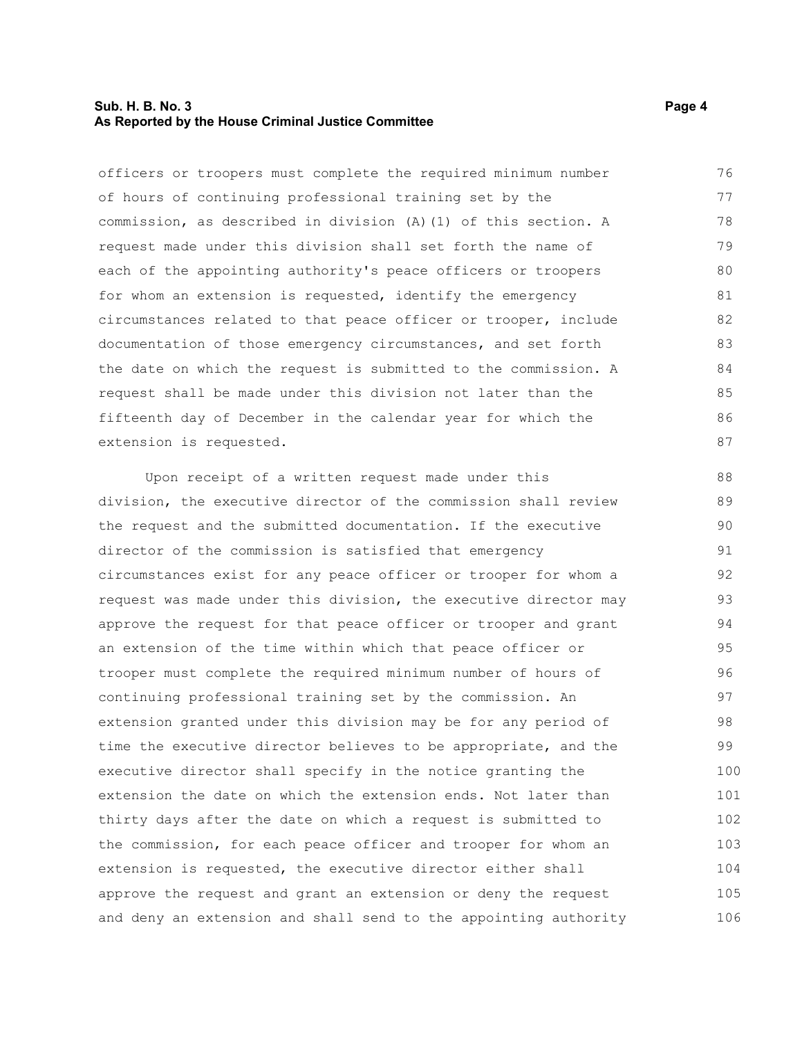officers or troopers must complete the required minimum number of hours of continuing professional training set by the commission, as described in division (A)(1) of this section. A request made under this division shall set forth the name of each of the appointing authority's peace officers or troopers for whom an extension is requested, identify the emergency circumstances related to that peace officer or trooper, include documentation of those emergency circumstances, and set forth the date on which the request is submitted to the commission. A request shall be made under this division not later than the fifteenth day of December in the calendar year for which the extension is requested.

Upon receipt of a written request made under this division, the executive director of the commission shall review the request and the submitted documentation. If the executive director of the commission is satisfied that emergency circumstances exist for any peace officer or trooper for whom a request was made under this division, the executive director may approve the request for that peace officer or trooper and grant an extension of the time within which that peace officer or trooper must complete the required minimum number of hours of continuing professional training set by the commission. An extension granted under this division may be for any period of time the executive director believes to be appropriate, and the executive director shall specify in the notice granting the extension the date on which the extension ends. Not later than thirty days after the date on which a request is submitted to the commission, for each peace officer and trooper for whom an extension is requested, the executive director either shall approve the request and grant an extension or deny the request and deny an extension and shall send to the appointing authority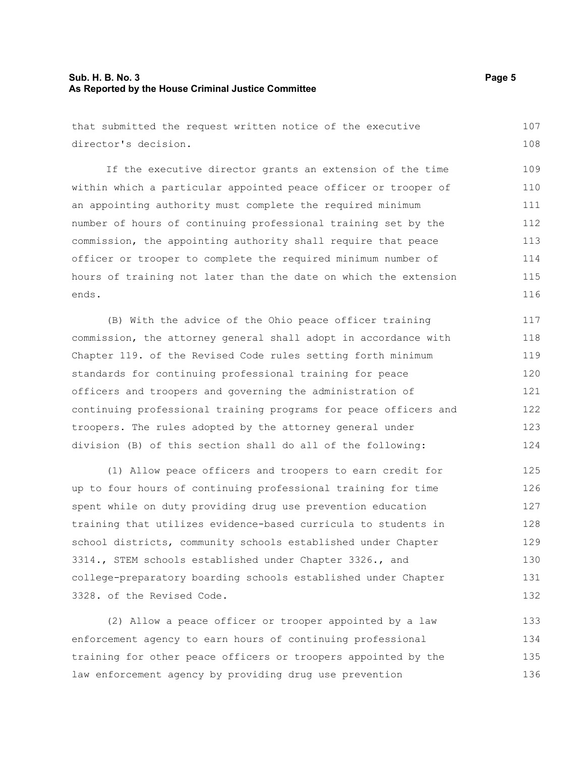that submitted the request written notice of the executive director's decision.

If the executive director grants an extension of the time within which a particular appointed peace officer or trooper of an appointing authority must complete the required minimum number of hours of continuing professional training set by the commission, the appointing authority shall require that peace officer or trooper to complete the required minimum number of hours of training not later than the date on which the extension ends.

(B) With the advice of the Ohio peace officer training commission, the attorney general shall adopt in accordance with Chapter 119. of the Revised Code rules setting forth minimum standards for continuing professional training for peace officers and troopers and governing the administration of continuing professional training programs for peace officers and troopers. The rules adopted by the attorney general under division (B) of this section shall do all of the following:

(1) Allow peace officers and troopers to earn credit for up to four hours of continuing professional training for time spent while on duty providing drug use prevention education training that utilizes evidence-based curricula to students in school districts, community schools established under Chapter 3314., STEM schools established under Chapter 3326., and college-preparatory boarding schools established under Chapter 3328. of the Revised Code.

(2) Allow a peace officer or trooper appointed by a law enforcement agency to earn hours of continuing professional training for other peace officers or troopers appointed by the law enforcement agency by providing drug use prevention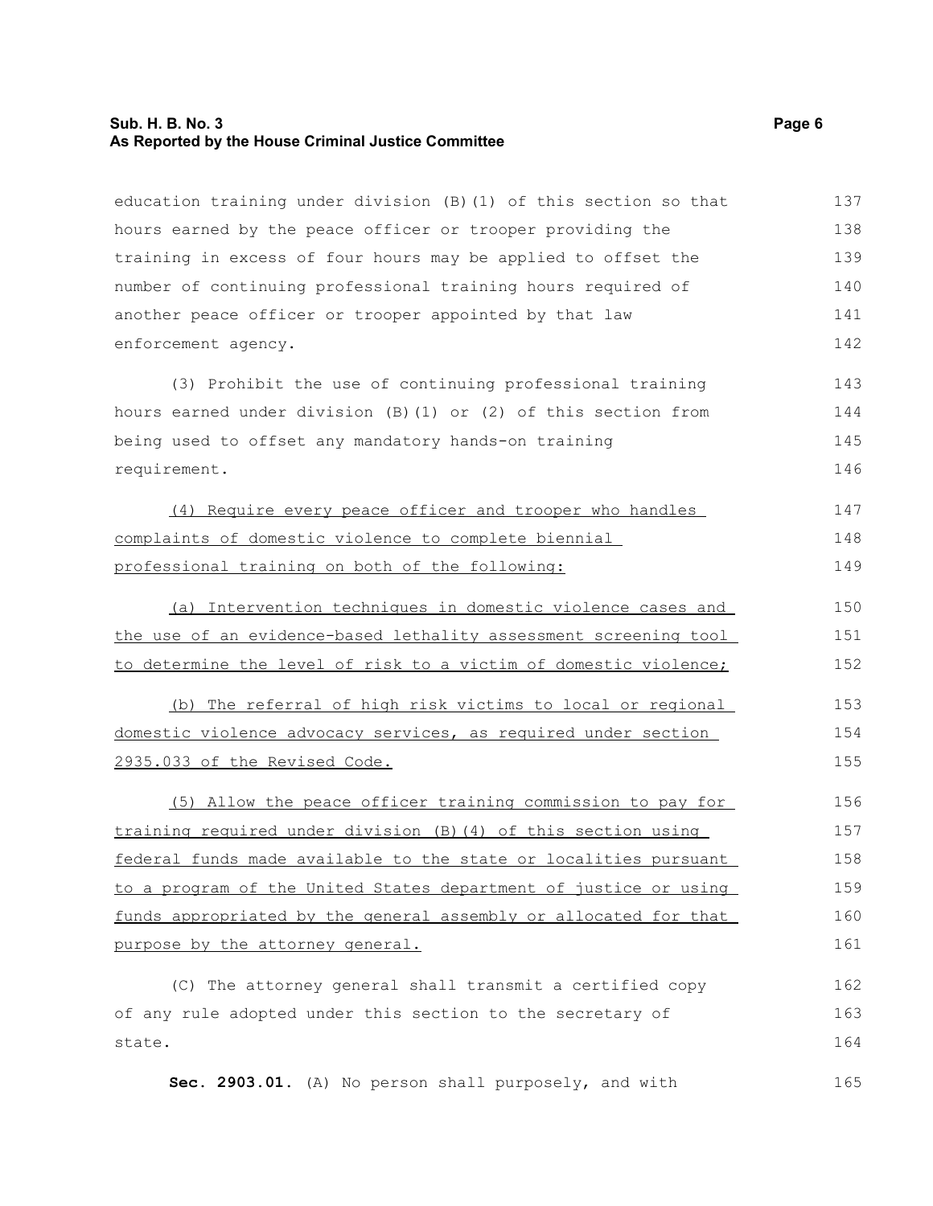education training under division (B)(1) of this section so that hours earned by the peace officer or trooper providing the training in excess of four hours may be applied to offset the number of continuing professional training hours required of another peace officer or trooper appointed by that law enforcement agency.

(3) Prohibit the use of continuing professional training hours earned under division (B)(1) or (2) of this section from being used to offset any mandatory hands-on training requirement.

(4) Require every peace officer and trooper who handles complaints of domestic violence to complete biennial professional training on both of the following:

(a) Intervention techniques in domestic violence cases and the use of an evidence-based lethality assessment screening tool to determine the level of risk to a victim of domestic violence;

(b) The referral of high risk victims to local or regional domestic violence advocacy services, as required under section 2935.033 of the Revised Code.

(5) Allow the peace officer training commission to pay for training required under division (B)(4) of this section using federal funds made available to the state or localities pursuant to a program of the United States department of justice or using funds appropriated by the general assembly or allocated for that purpose by the attorney general.

(C) The attorney general shall transmit a certified copy of any rule adopted under this section to the secretary of state.

**Sec. 2903.01.** (A) No person shall purposely, and with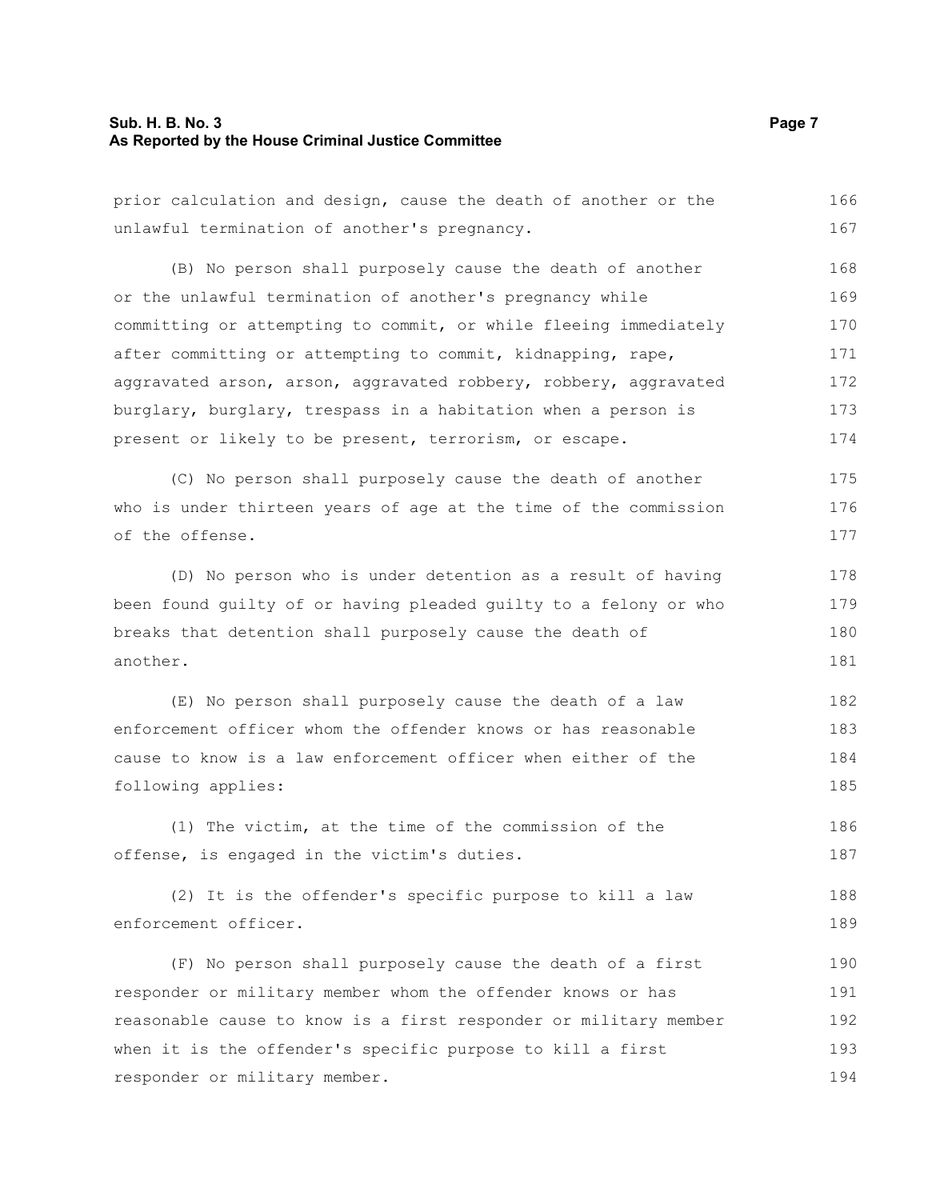prior calculation and design, cause the death of another or the unlawful termination of another's pregnancy.

(B) No person shall purposely cause the death of another or the unlawful termination of another's pregnancy while committing or attempting to commit, or while fleeing immediately after committing or attempting to commit, kidnapping, rape, aggravated arson, arson, aggravated robbery, robbery, aggravated burglary, burglary, trespass in a habitation when a person is present or likely to be present, terrorism, or escape.

(C) No person shall purposely cause the death of another who is under thirteen years of age at the time of the commission of the offense.

(D) No person who is under detention as a result of having been found guilty of or having pleaded guilty to a felony or who breaks that detention shall purposely cause the death of another.

(E) No person shall purposely cause the death of a law enforcement officer whom the offender knows or has reasonable cause to know is a law enforcement officer when either of the following applies:

(1) The victim, at the time of the commission of the offense, is engaged in the victim's duties.

(2) It is the offender's specific purpose to kill a law enforcement officer.

(F) No person shall purposely cause the death of a first responder or military member whom the offender knows or has reasonable cause to know is a first responder or military member when it is the offender's specific purpose to kill a first responder or military member.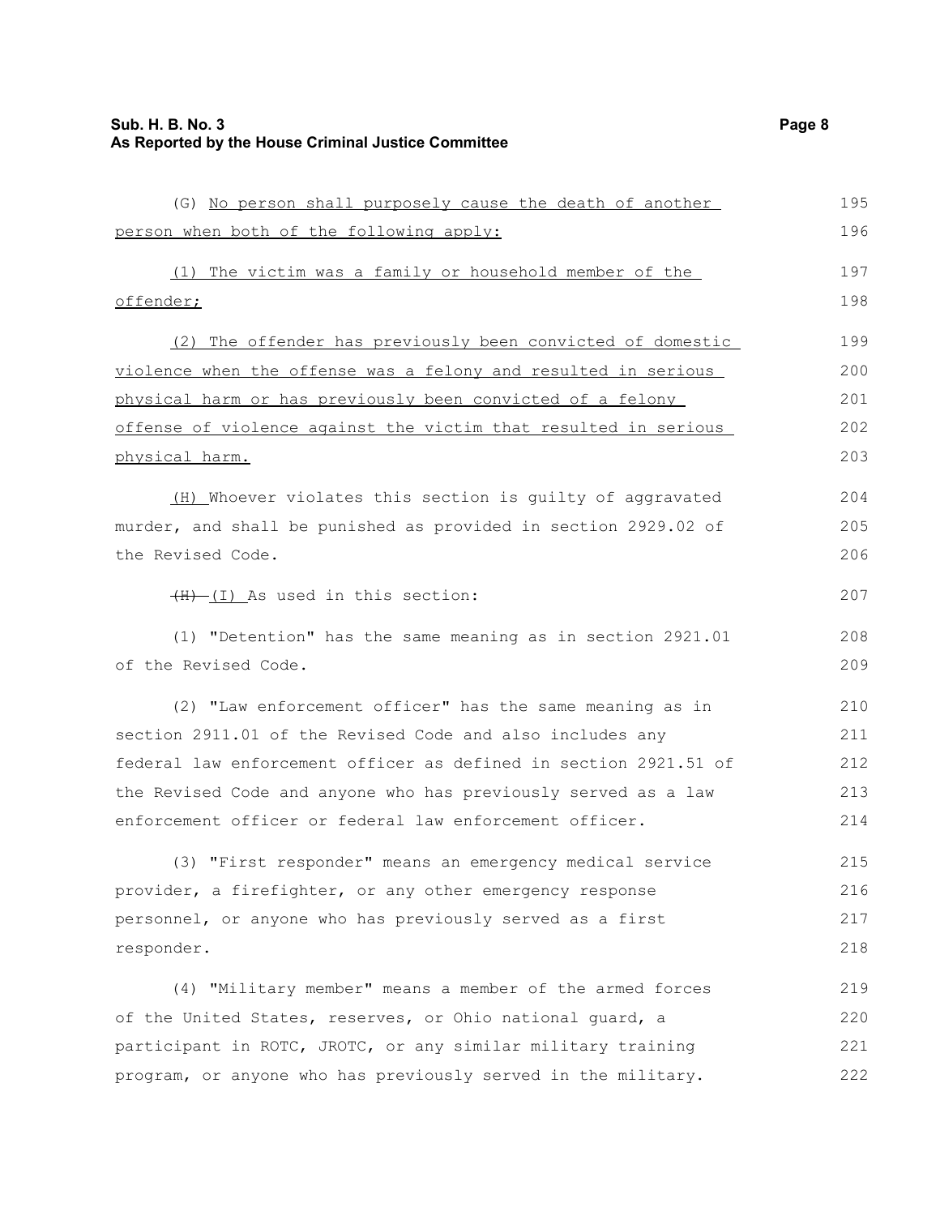(G) No person shall purposely cause the death of another person when both of the following apply:

(1) The victim was a family or household member of the offender;

(2) The offender has previously been convicted of domestic violence when the offense was a felony and resulted in serious physical harm or has previously been convicted of a felony offense of violence against the victim that resulted in serious physical harm.

(H) Whoever violates this section is guilty of aggravated murder, and shall be punished as provided in section 2929.02 of the Revised Code.

~~(H)~~ (I) As used in this section:

(1) "Detention" has the same meaning as in section 2921.01 of the Revised Code.

(2) "Law enforcement officer" has the same meaning as in section 2911.01 of the Revised Code and also includes any federal law enforcement officer as defined in section 2921.51 of the Revised Code and anyone who has previously served as a law enforcement officer or federal law enforcement officer.

(3) "First responder" means an emergency medical service provider, a firefighter, or any other emergency response personnel, or anyone who has previously served as a first responder.

(4) "Military member" means a member of the armed forces of the United States, reserves, or Ohio national guard, a participant in ROTC, JROTC, or any similar military training program, or anyone who has previously served in the military.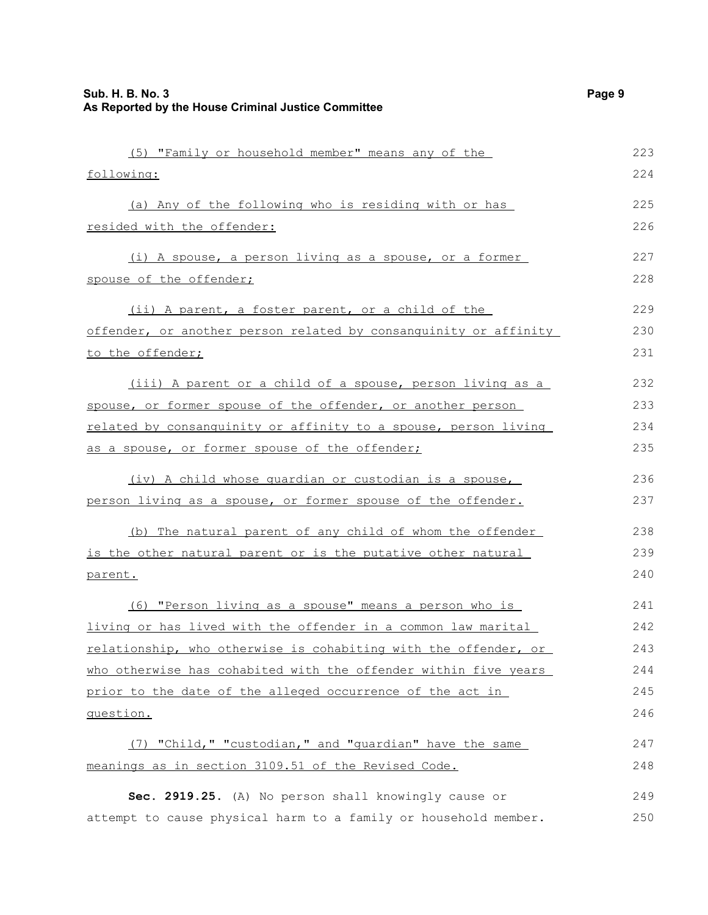(5) "Family or household member" means any of the following:

(a) Any of the following who is residing with or has resided with the offender:

(i) A spouse, a person living as a spouse, or a former spouse of the offender;

(ii) A parent, a foster parent, or a child of the offender, or another person related by consanguinity or affinity to the offender;

(iii) A parent or a child of a spouse, person living as a spouse, or former spouse of the offender, or another person related by consanguinity or affinity to a spouse, person living as a spouse, or former spouse of the offender;

(iv) A child whose guardian or custodian is a spouse, person living as a spouse, or former spouse of the offender.

(b) The natural parent of any child of whom the offender is the other natural parent or is the putative other natural parent.

(6) "Person living as a spouse" means a person who is living or has lived with the offender in a common law marital relationship, who otherwise is cohabiting with the offender, or who otherwise has cohabited with the offender within five years prior to the date of the alleged occurrence of the act in question.

(7) "Child," "custodian," and "guardian" have the same meanings as in section 3109.51 of the Revised Code.

**Sec. 2919.25.** (A) No person shall knowingly cause or attempt to cause physical harm to a family or household member.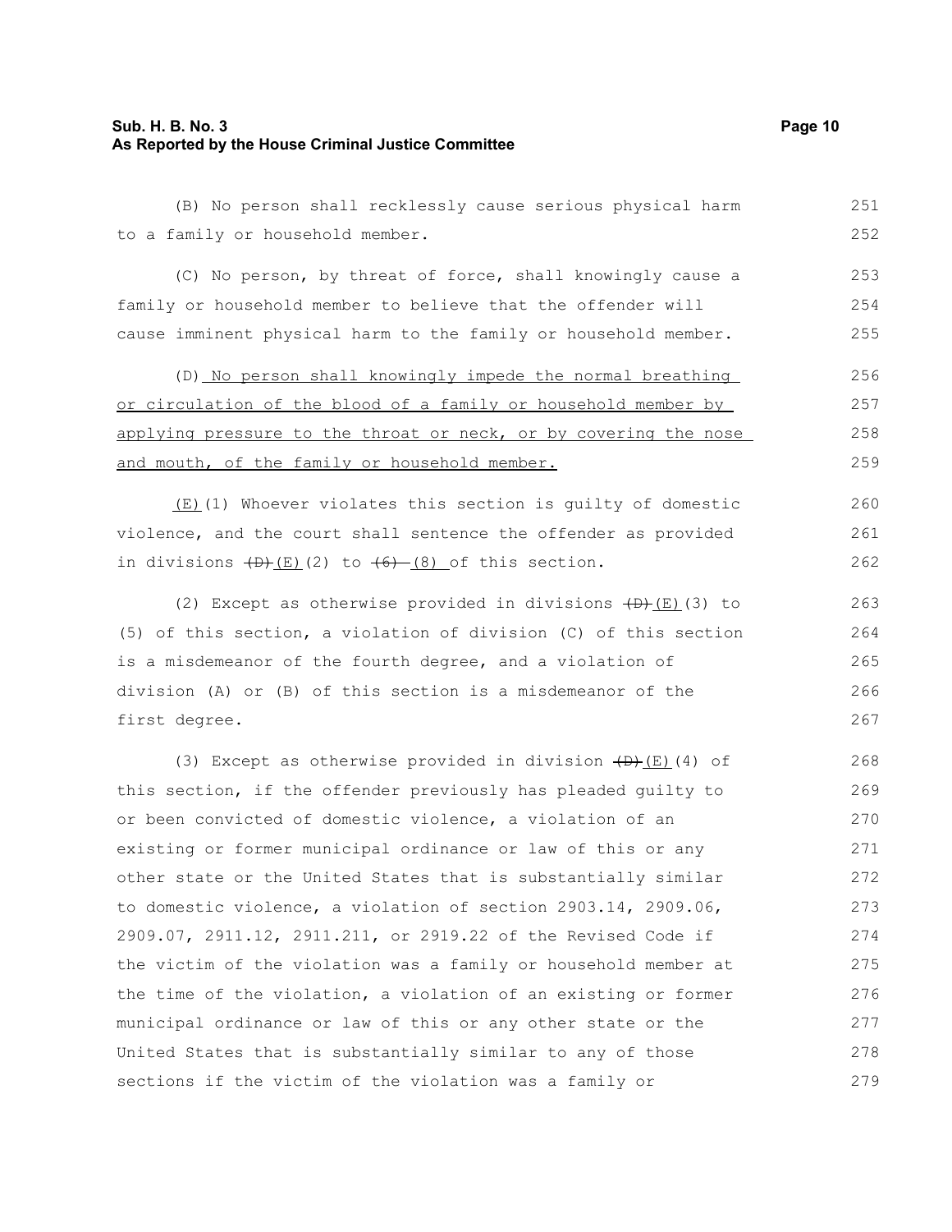(B) No person shall recklessly cause serious physical harm to a family or household member.

(C) No person, by threat of force, shall knowingly cause a family or household member to believe that the offender will cause imminent physical harm to the family or household member.

(D) No person shall knowingly impede the normal breathing or circulation of the blood of a family or household member by applying pressure to the throat or neck, or by covering the nose and mouth, of the family or household member.

(E)(1) Whoever violates this section is guilty of domestic violence, and the court shall sentence the offender as provided in divisions ~~(D)~~(E)(2) to ~~(6)~~ (8) of this section.

(2) Except as otherwise provided in divisions ~~(D)~~(E)(3) to (5) of this section, a violation of division (C) of this section is a misdemeanor of the fourth degree, and a violation of division (A) or (B) of this section is a misdemeanor of the first degree.

(3) Except as otherwise provided in division ~~(D)~~(E)(4) of this section, if the offender previously has pleaded guilty to or been convicted of domestic violence, a violation of an existing or former municipal ordinance or law of this or any other state or the United States that is substantially similar to domestic violence, a violation of section 2903.14, 2909.06, 2909.07, 2911.12, 2911.211, or 2919.22 of the Revised Code if the victim of the violation was a family or household member at the time of the violation, a violation of an existing or former municipal ordinance or law of this or any other state or the United States that is substantially similar to any of those sections if the victim of the violation was a family or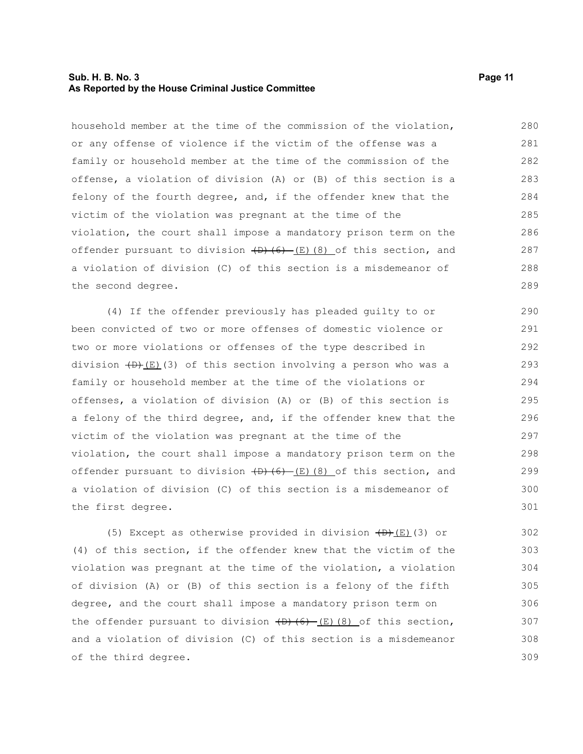household member at the time of the commission of the violation, or any offense of violence if the victim of the offense was a family or household member at the time of the commission of the offense, a violation of division (A) or (B) of this section is a felony of the fourth degree, and, if the offender knew that the victim of the violation was pregnant at the time of the violation, the court shall impose a mandatory prison term on the offender pursuant to division ~~(D)(6)~~ (E)(8) of this section, and a violation of division (C) of this section is a misdemeanor of the second degree.

(4) If the offender previously has pleaded guilty to or been convicted of two or more offenses of domestic violence or two or more violations or offenses of the type described in division ~~(D)~~(E)(3) of this section involving a person who was a family or household member at the time of the violations or offenses, a violation of division (A) or (B) of this section is a felony of the third degree, and, if the offender knew that the victim of the violation was pregnant at the time of the violation, the court shall impose a mandatory prison term on the offender pursuant to division ~~(D)(6)~~ (E)(8) of this section, and a violation of division (C) of this section is a misdemeanor of the first degree.

(5) Except as otherwise provided in division ~~(D)~~(E)(3) or (4) of this section, if the offender knew that the victim of the violation was pregnant at the time of the violation, a violation of division (A) or (B) of this section is a felony of the fifth degree, and the court shall impose a mandatory prison term on the offender pursuant to division ~~(D)(6)~~ (E)(8) of this section, and a violation of division (C) of this section is a misdemeanor of the third degree.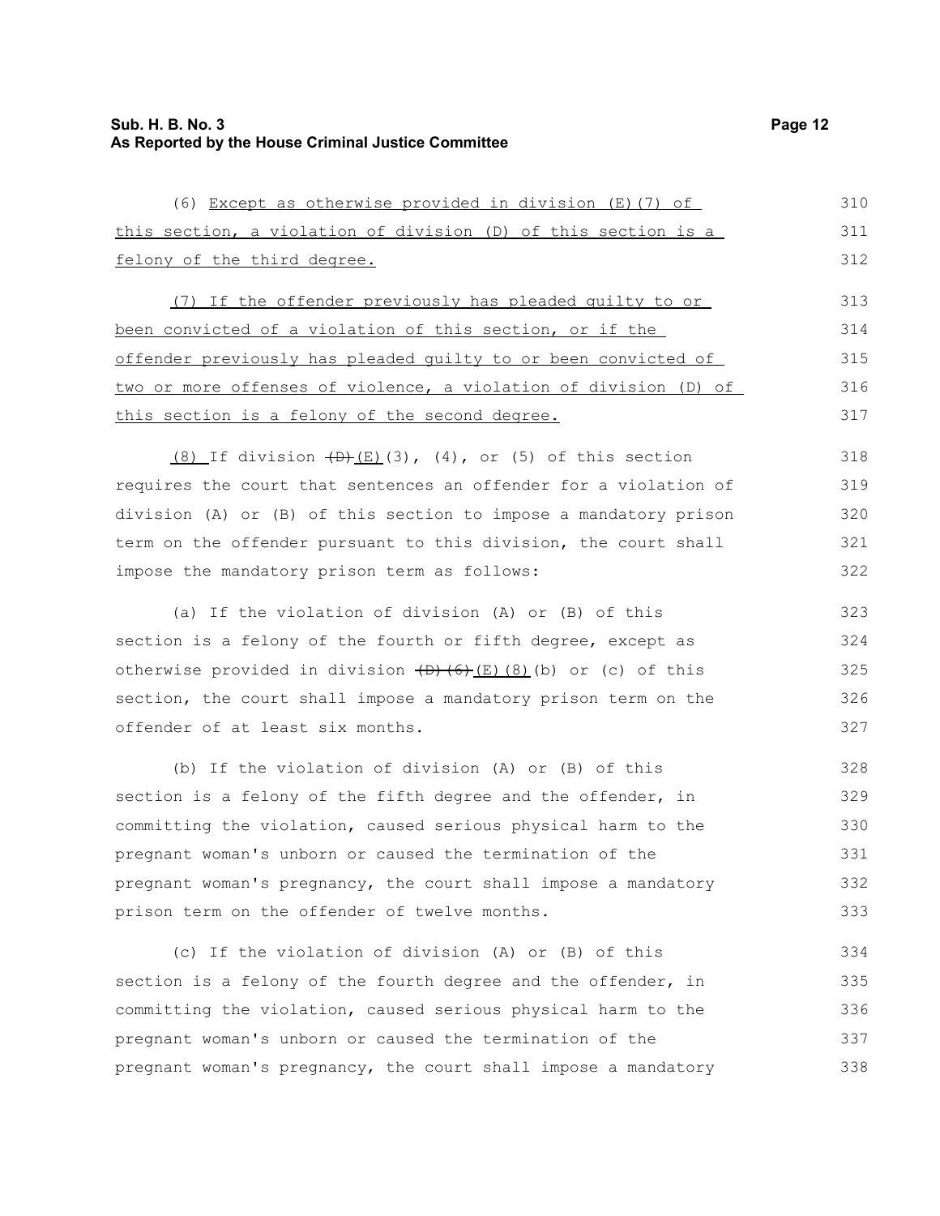(6) Except as otherwise provided in division (E)(7) of this section, a violation of division (D) of this section is a felony of the third degree.

(7) If the offender previously has pleaded guilty to or been convicted of a violation of this section, or if the offender previously has pleaded guilty to or been convicted of two or more offenses of violence, a violation of division (D) of this section is a felony of the second degree.

(8) If division ~~(D)~~(E)(3), (4), or (5) of this section requires the court that sentences an offender for a violation of division (A) or (B) of this section to impose a mandatory prison term on the offender pursuant to this division, the court shall impose the mandatory prison term as follows:

(a) If the violation of division (A) or (B) of this section is a felony of the fourth or fifth degree, except as otherwise provided in division ~~(D)(6)~~(E)(8)(b) or (c) of this section, the court shall impose a mandatory prison term on the offender of at least six months.

(b) If the violation of division (A) or (B) of this section is a felony of the fifth degree and the offender, in committing the violation, caused serious physical harm to the pregnant woman's unborn or caused the termination of the pregnant woman's pregnancy, the court shall impose a mandatory prison term on the offender of twelve months.

(c) If the violation of division (A) or (B) of this section is a felony of the fourth degree and the offender, in committing the violation, caused serious physical harm to the pregnant woman's unborn or caused the termination of the pregnant woman's pregnancy, the court shall impose a mandatory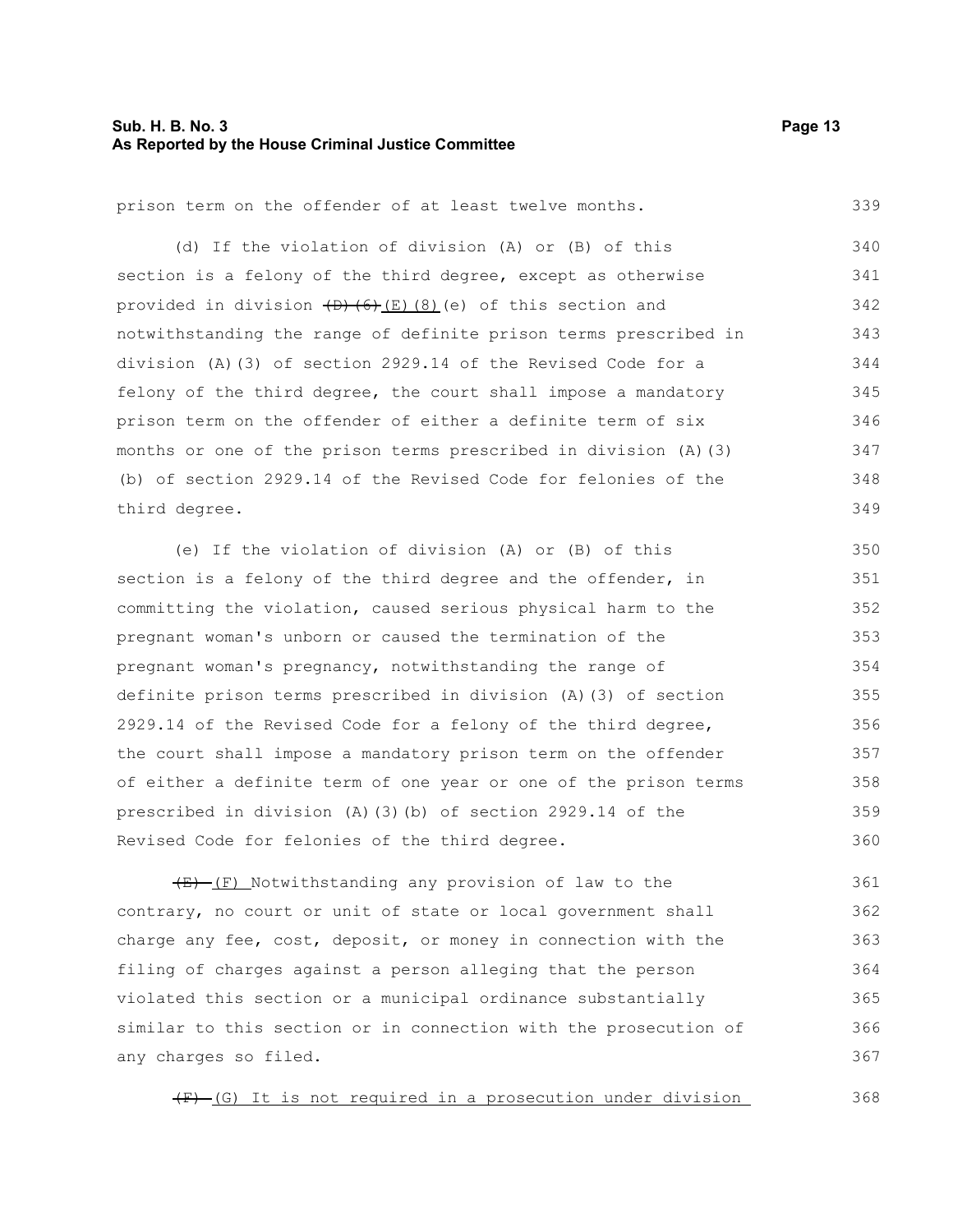prison term on the offender of at least twelve months.

(d) If the violation of division (A) or (B) of this section is a felony of the third degree, except as otherwise provided in division ~~(D)(6)~~ (E)(8)(e) of this section and notwithstanding the range of definite prison terms prescribed in division (A)(3) of section 2929.14 of the Revised Code for a felony of the third degree, the court shall impose a mandatory prison term on the offender of either a definite term of six months or one of the prison terms prescribed in division (A)(3)(b) of section 2929.14 of the Revised Code for felonies of the third degree.

(e) If the violation of division (A) or (B) of this section is a felony of the third degree and the offender, in committing the violation, caused serious physical harm to the pregnant woman's unborn or caused the termination of the pregnant woman's pregnancy, notwithstanding the range of definite prison terms prescribed in division (A)(3) of section 2929.14 of the Revised Code for a felony of the third degree, the court shall impose a mandatory prison term on the offender of either a definite term of one year or one of the prison terms prescribed in division (A)(3)(b) of section 2929.14 of the Revised Code for felonies of the third degree.

~~(E)~~ (F) Notwithstanding any provision of law to the contrary, no court or unit of state or local government shall charge any fee, cost, deposit, or money in connection with the filing of charges against a person alleging that the person violated this section or a municipal ordinance substantially similar to this section or in connection with the prosecution of any charges so filed.

~~(F)~~ (G) It is not required in a prosecution under division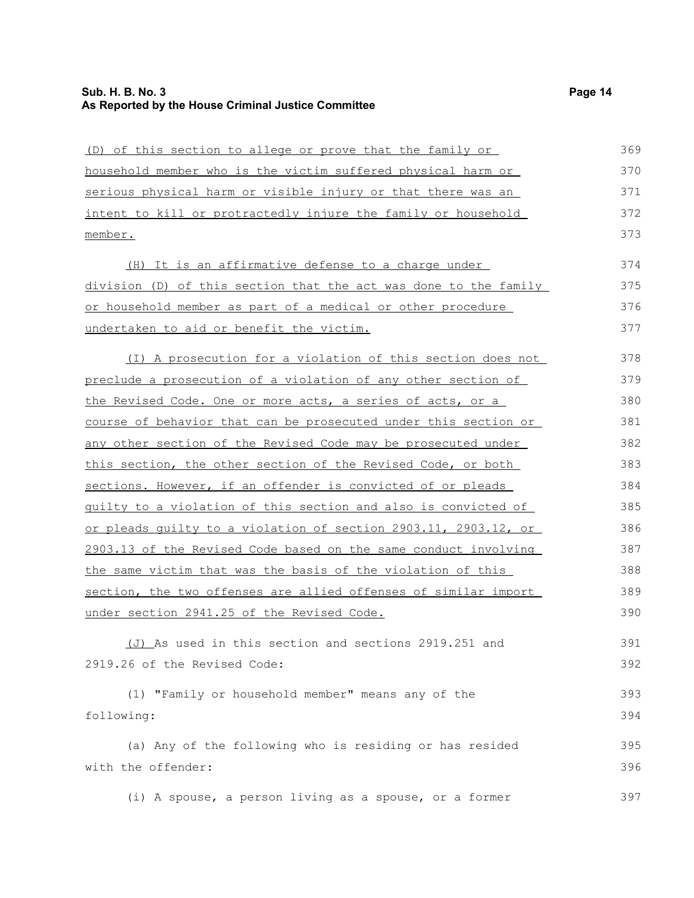(D) of this section to allege or prove that the family or household member who is the victim suffered physical harm or serious physical harm or visible injury or that there was an intent to kill or protractedly injure the family or household member.

(H) It is an affirmative defense to a charge under division (D) of this section that the act was done to the family or household member as part of a medical or other procedure undertaken to aid or benefit the victim.

(I) A prosecution for a violation of this section does not preclude a prosecution of a violation of any other section of the Revised Code. One or more acts, a series of acts, or a course of behavior that can be prosecuted under this section or any other section of the Revised Code may be prosecuted under this section, the other section of the Revised Code, or both sections. However, if an offender is convicted of or pleads guilty to a violation of this section and also is convicted of or pleads guilty to a violation of section 2903.11, 2903.12, or 2903.13 of the Revised Code based on the same conduct involving the same victim that was the basis of the violation of this section, the two offenses are allied offenses of similar import under section 2941.25 of the Revised Code.

(J) As used in this section and sections 2919.251 and 2919.26 of the Revised Code:

(1) "Family or household member" means any of the following:

(a) Any of the following who is residing or has resided with the offender:

(i) A spouse, a person living as a spouse, or a former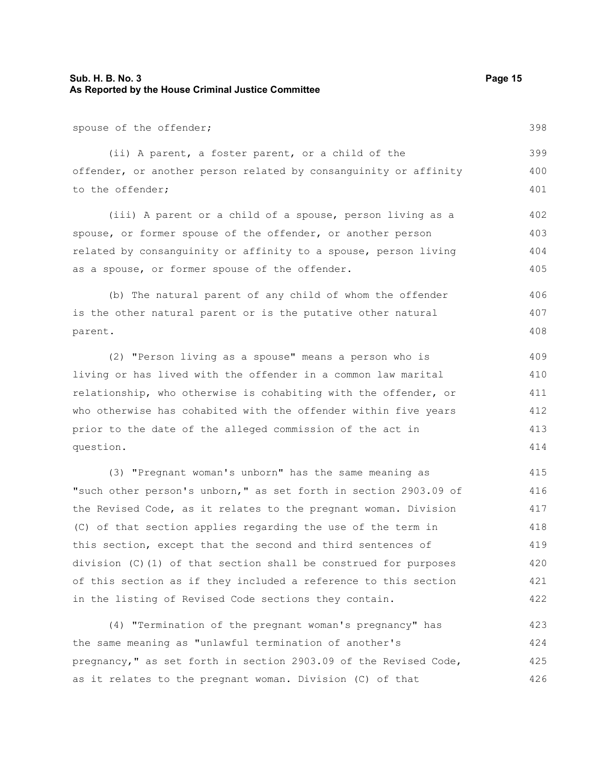spouse of the offender;

(ii) A parent, a foster parent, or a child of the offender, or another person related by consanguinity or affinity to the offender;

(iii) A parent or a child of a spouse, person living as a spouse, or former spouse of the offender, or another person related by consanguinity or affinity to a spouse, person living as a spouse, or former spouse of the offender.

(b) The natural parent of any child of whom the offender is the other natural parent or is the putative other natural parent.

(2) "Person living as a spouse" means a person who is living or has lived with the offender in a common law marital relationship, who otherwise is cohabiting with the offender, or who otherwise has cohabited with the offender within five years prior to the date of the alleged commission of the act in question.

(3) "Pregnant woman's unborn" has the same meaning as "such other person's unborn," as set forth in section 2903.09 of the Revised Code, as it relates to the pregnant woman. Division (C) of that section applies regarding the use of the term in this section, except that the second and third sentences of division (C)(1) of that section shall be construed for purposes of this section as if they included a reference to this section in the listing of Revised Code sections they contain.

(4) "Termination of the pregnant woman's pregnancy" has the same meaning as "unlawful termination of another's pregnancy," as set forth in section 2903.09 of the Revised Code, as it relates to the pregnant woman. Division (C) of that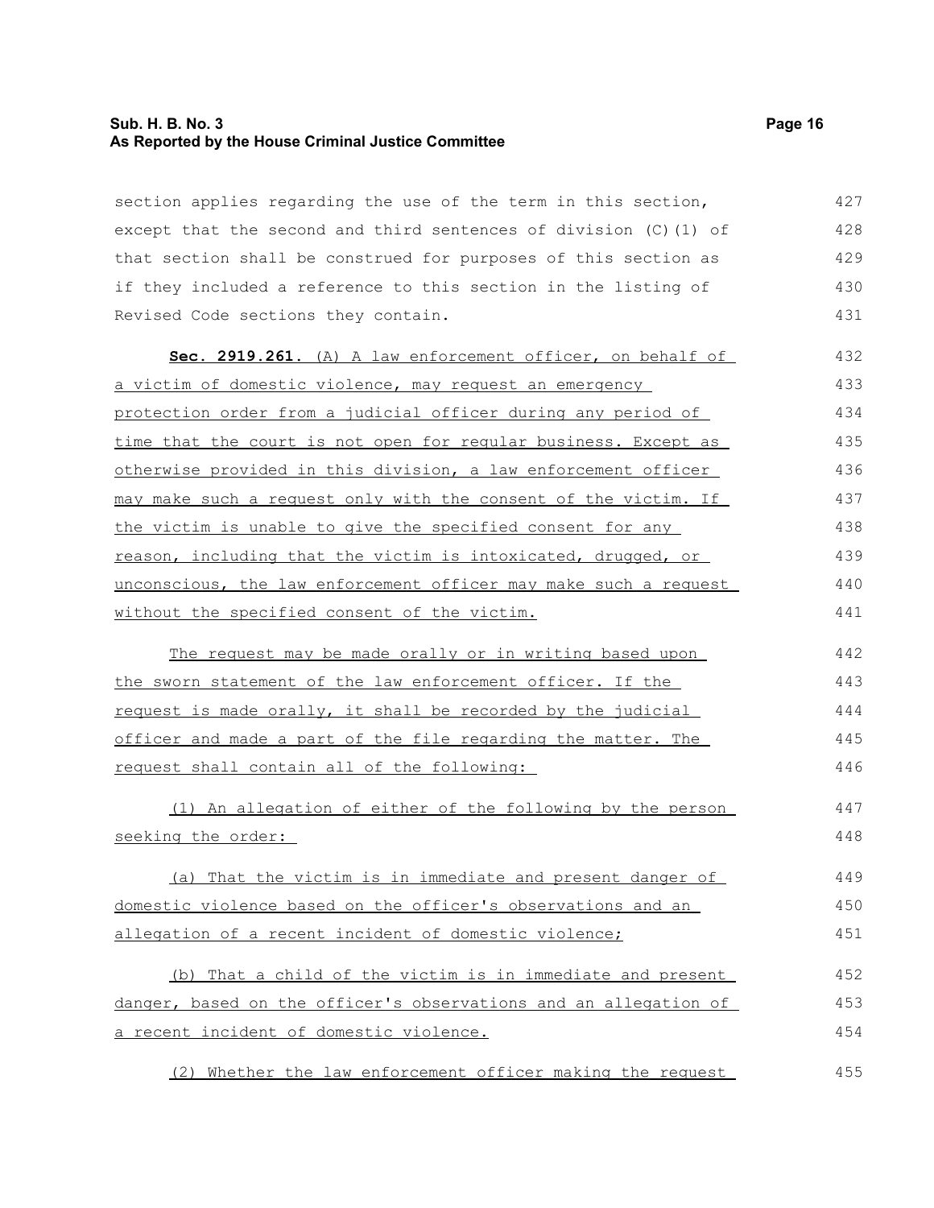section applies regarding the use of the term in this section, except that the second and third sentences of division (C)(1) of that section shall be construed for purposes of this section as if they included a reference to this section in the listing of Revised Code sections they contain.

**Sec. 2919.261.** (A) A law enforcement officer, on behalf of a victim of domestic violence, may request an emergency protection order from a judicial officer during any period of time that the court is not open for regular business. Except as otherwise provided in this division, a law enforcement officer may make such a request only with the consent of the victim. If the victim is unable to give the specified consent for any reason, including that the victim is intoxicated, drugged, or unconscious, the law enforcement officer may make such a request without the specified consent of the victim.

The request may be made orally or in writing based upon the sworn statement of the law enforcement officer. If the request is made orally, it shall be recorded by the judicial officer and made a part of the file regarding the matter. The request shall contain all of the following:

(1) An allegation of either of the following by the person seeking the order:

(a) That the victim is in immediate and present danger of domestic violence based on the officer's observations and an allegation of a recent incident of domestic violence;

(b) That a child of the victim is in immediate and present danger, based on the officer's observations and an allegation of a recent incident of domestic violence.

(2) Whether the law enforcement officer making the request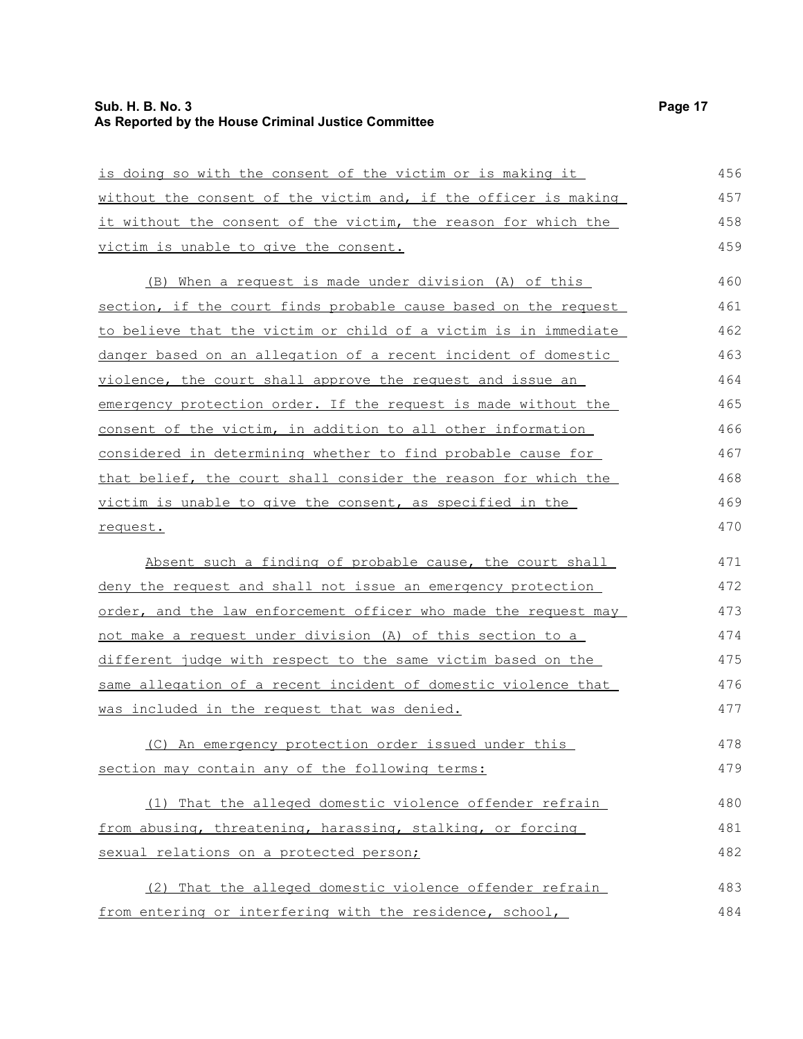is doing so with the consent of the victim or is making it without the consent of the victim and, if the officer is making it without the consent of the victim, the reason for which the victim is unable to give the consent.

(B) When a request is made under division (A) of this section, if the court finds probable cause based on the request to believe that the victim or child of a victim is in immediate danger based on an allegation of a recent incident of domestic violence, the court shall approve the request and issue an emergency protection order. If the request is made without the consent of the victim, in addition to all other information considered in determining whether to find probable cause for that belief, the court shall consider the reason for which the victim is unable to give the consent, as specified in the request.

Absent such a finding of probable cause, the court shall deny the request and shall not issue an emergency protection order, and the law enforcement officer who made the request may not make a request under division (A) of this section to a different judge with respect to the same victim based on the same allegation of a recent incident of domestic violence that was included in the request that was denied.

(C) An emergency protection order issued under this section may contain any of the following terms:

(1) That the alleged domestic violence offender refrain from abusing, threatening, harassing, stalking, or forcing sexual relations on a protected person;

(2) That the alleged domestic violence offender refrain from entering or interfering with the residence, school,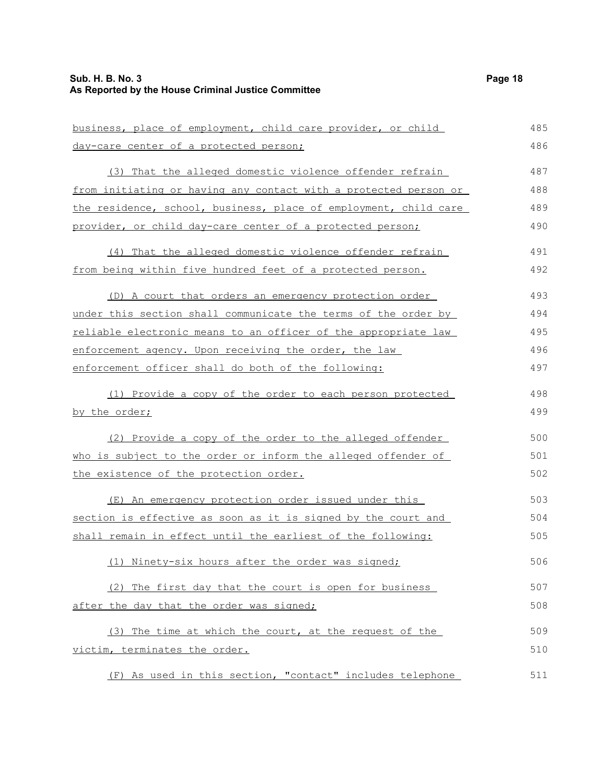business, place of employment, child care provider, or child day-care center of a protected person;

(3) That the alleged domestic violence offender refrain from initiating or having any contact with a protected person or the residence, school, business, place of employment, child care provider, or child day-care center of a protected person;

(4) That the alleged domestic violence offender refrain from being within five hundred feet of a protected person.

(D) A court that orders an emergency protection order under this section shall communicate the terms of the order by reliable electronic means to an officer of the appropriate law enforcement agency. Upon receiving the order, the law enforcement officer shall do both of the following:

(1) Provide a copy of the order to each person protected by the order;

(2) Provide a copy of the order to the alleged offender who is subject to the order or inform the alleged offender of the existence of the protection order.

(E) An emergency protection order issued under this section is effective as soon as it is signed by the court and shall remain in effect until the earliest of the following:

(1) Ninety-six hours after the order was signed;

(2) The first day that the court is open for business after the day that the order was signed;

(3) The time at which the court, at the request of the victim, terminates the order.

(F) As used in this section, "contact" includes telephone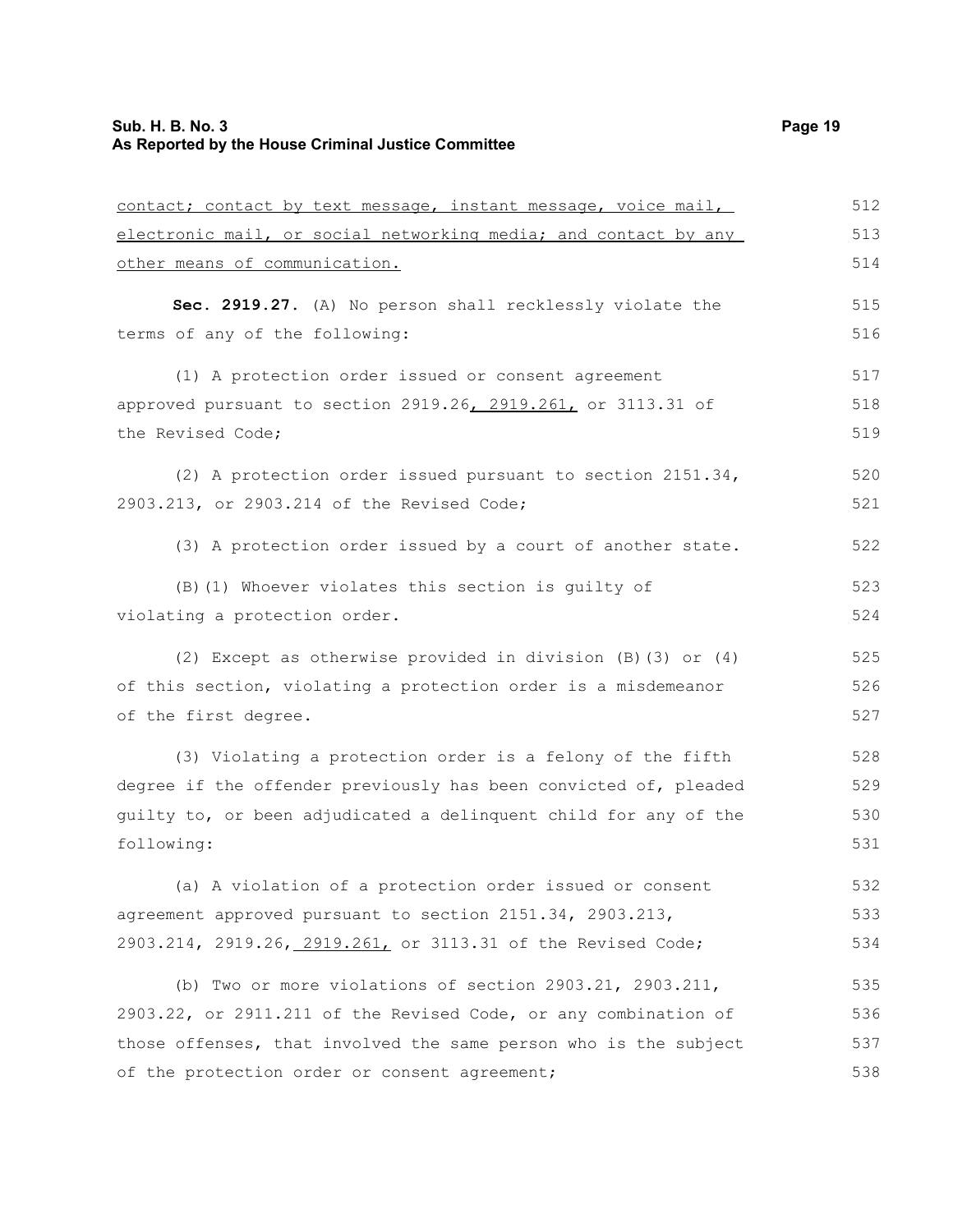contact; contact by text message, instant message, voice mail, electronic mail, or social networking media; and contact by any other means of communication.

**Sec. 2919.27.** (A) No person shall recklessly violate the terms of any of the following:

(1) A protection order issued or consent agreement approved pursuant to section 2919.26, 2919.261, or 3113.31 of the Revised Code;

(2) A protection order issued pursuant to section 2151.34, 2903.213, or 2903.214 of the Revised Code;

(3) A protection order issued by a court of another state.

(B)(1) Whoever violates this section is guilty of violating a protection order.

(2) Except as otherwise provided in division (B)(3) or (4) of this section, violating a protection order is a misdemeanor of the first degree.

(3) Violating a protection order is a felony of the fifth degree if the offender previously has been convicted of, pleaded guilty to, or been adjudicated a delinquent child for any of the following:

(a) A violation of a protection order issued or consent agreement approved pursuant to section 2151.34, 2903.213, 2903.214, 2919.26, 2919.261, or 3113.31 of the Revised Code;

(b) Two or more violations of section 2903.21, 2903.211, 2903.22, or 2911.211 of the Revised Code, or any combination of those offenses, that involved the same person who is the subject of the protection order or consent agreement;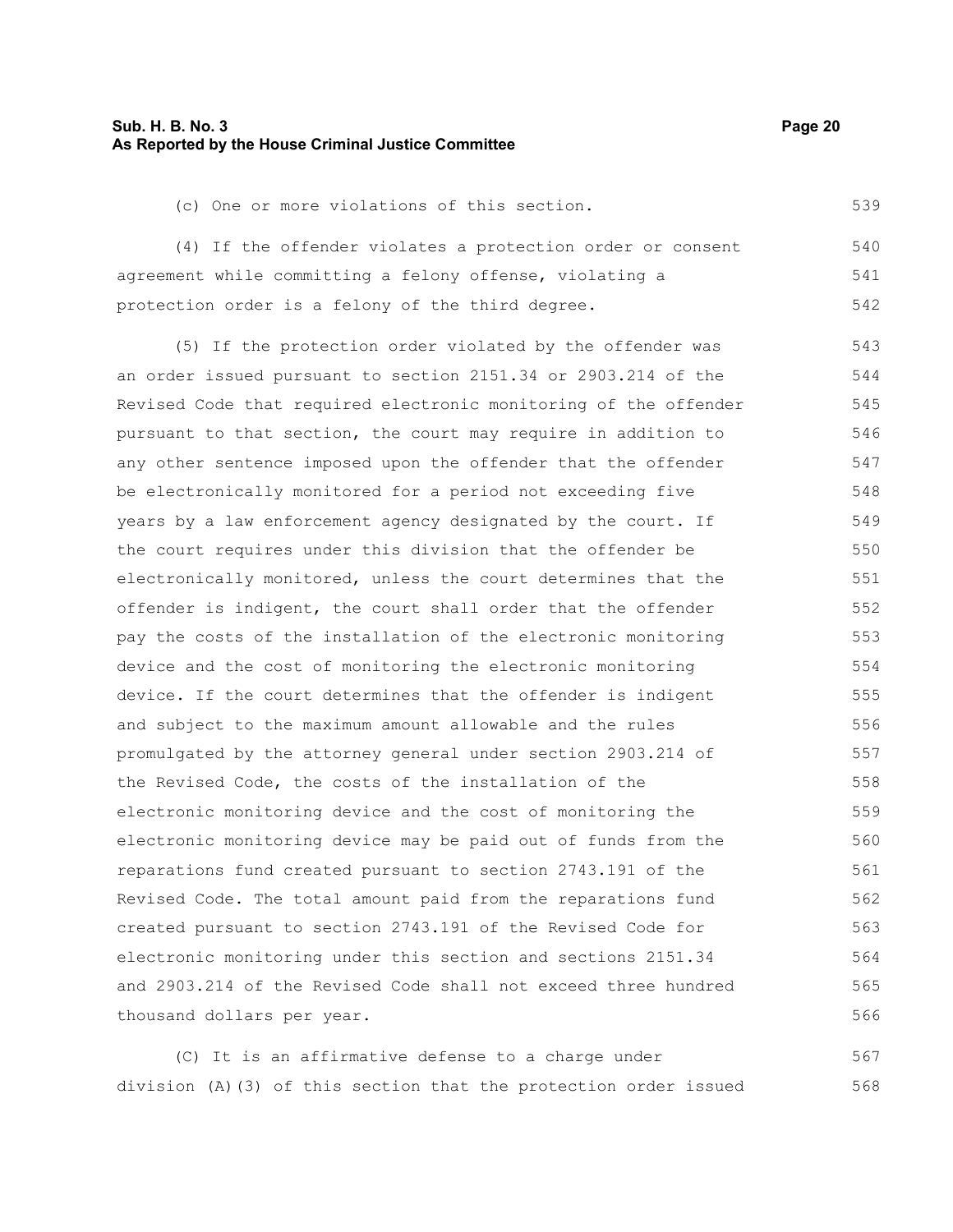(c) One or more violations of this section.

(4) If the offender violates a protection order or consent agreement while committing a felony offense, violating a protection order is a felony of the third degree.

(5) If the protection order violated by the offender was an order issued pursuant to section 2151.34 or 2903.214 of the Revised Code that required electronic monitoring of the offender pursuant to that section, the court may require in addition to any other sentence imposed upon the offender that the offender be electronically monitored for a period not exceeding five years by a law enforcement agency designated by the court. If the court requires under this division that the offender be electronically monitored, unless the court determines that the offender is indigent, the court shall order that the offender pay the costs of the installation of the electronic monitoring device and the cost of monitoring the electronic monitoring device. If the court determines that the offender is indigent and subject to the maximum amount allowable and the rules promulgated by the attorney general under section 2903.214 of the Revised Code, the costs of the installation of the electronic monitoring device and the cost of monitoring the electronic monitoring device may be paid out of funds from the reparations fund created pursuant to section 2743.191 of the Revised Code. The total amount paid from the reparations fund created pursuant to section 2743.191 of the Revised Code for electronic monitoring under this section and sections 2151.34 and 2903.214 of the Revised Code shall not exceed three hundred thousand dollars per year.

(C) It is an affirmative defense to a charge under division (A)(3) of this section that the protection order issued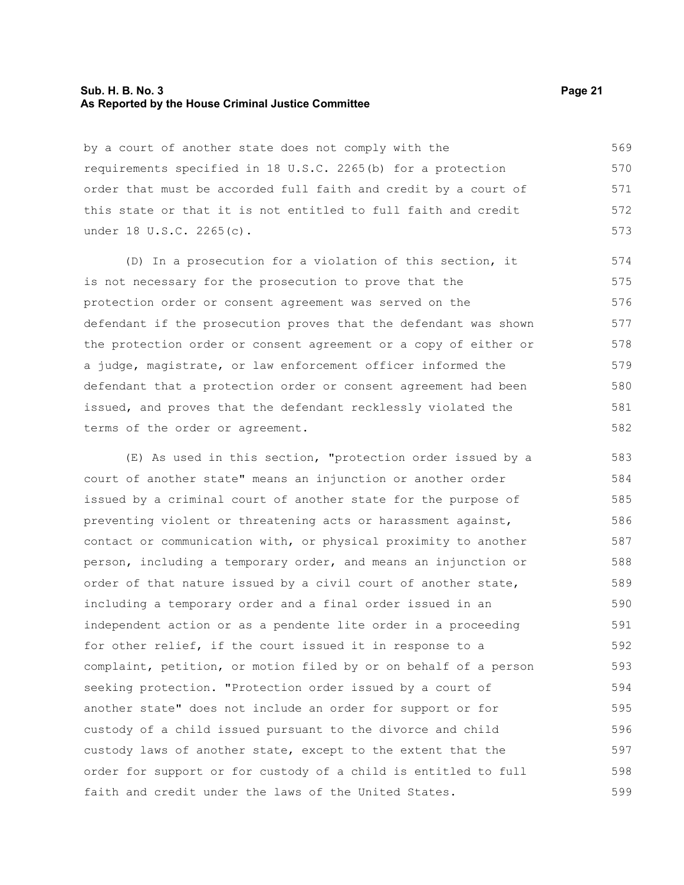by a court of another state does not comply with the requirements specified in 18 U.S.C. 2265(b) for a protection order that must be accorded full faith and credit by a court of this state or that it is not entitled to full faith and credit under 18 U.S.C. 2265(c).

(D) In a prosecution for a violation of this section, it is not necessary for the prosecution to prove that the protection order or consent agreement was served on the defendant if the prosecution proves that the defendant was shown the protection order or consent agreement or a copy of either or a judge, magistrate, or law enforcement officer informed the defendant that a protection order or consent agreement had been issued, and proves that the defendant recklessly violated the terms of the order or agreement.

(E) As used in this section, "protection order issued by a court of another state" means an injunction or another order issued by a criminal court of another state for the purpose of preventing violent or threatening acts or harassment against, contact or communication with, or physical proximity to another person, including a temporary order, and means an injunction or order of that nature issued by a civil court of another state, including a temporary order and a final order issued in an independent action or as a pendente lite order in a proceeding for other relief, if the court issued it in response to a complaint, petition, or motion filed by or on behalf of a person seeking protection. "Protection order issued by a court of another state" does not include an order for support or for custody of a child issued pursuant to the divorce and child custody laws of another state, except to the extent that the order for support or for custody of a child is entitled to full faith and credit under the laws of the United States.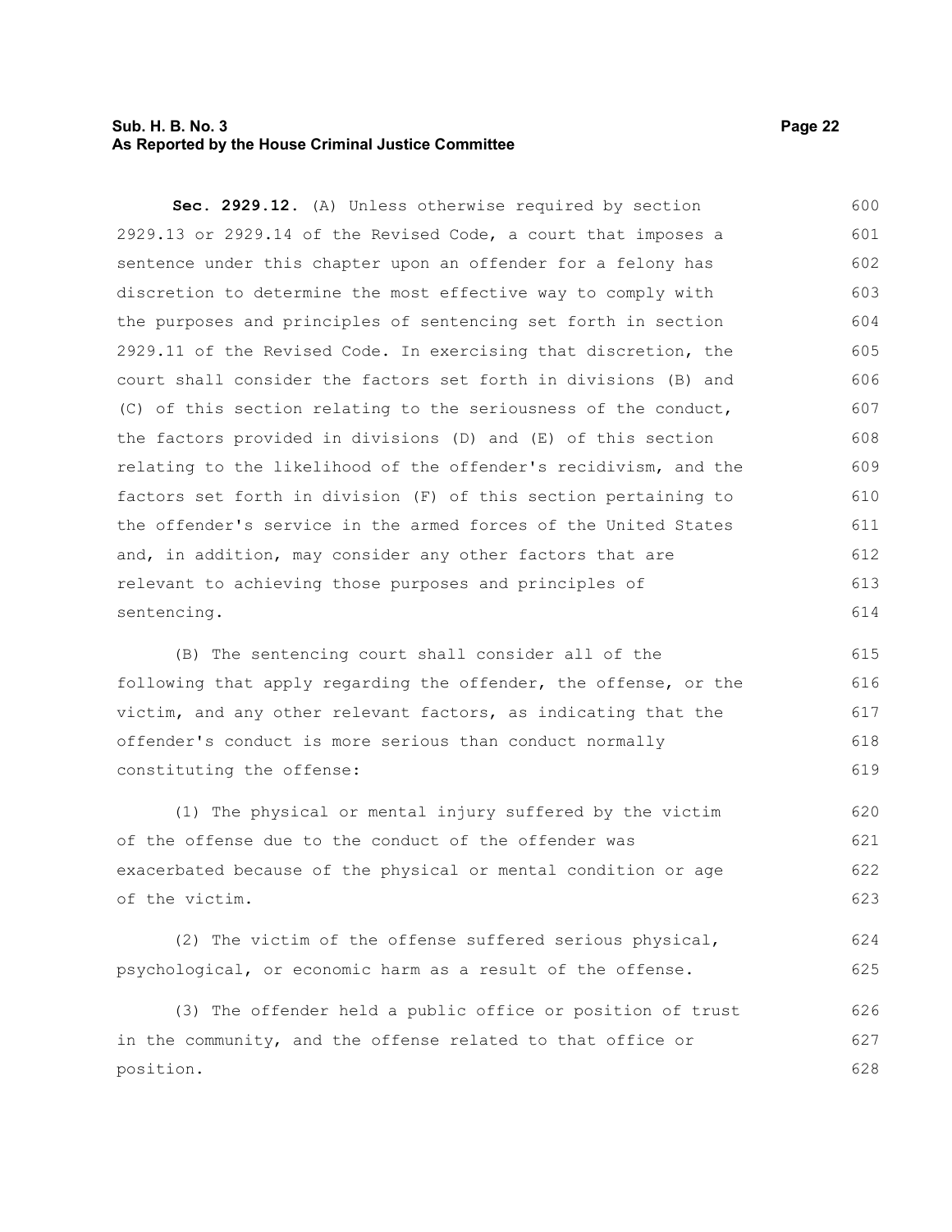**Sec. 2929.12.** (A) Unless otherwise required by section 2929.13 or 2929.14 of the Revised Code, a court that imposes a sentence under this chapter upon an offender for a felony has discretion to determine the most effective way to comply with the purposes and principles of sentencing set forth in section 2929.11 of the Revised Code. In exercising that discretion, the court shall consider the factors set forth in divisions (B) and (C) of this section relating to the seriousness of the conduct, the factors provided in divisions (D) and (E) of this section relating to the likelihood of the offender's recidivism, and the factors set forth in division (F) of this section pertaining to the offender's service in the armed forces of the United States and, in addition, may consider any other factors that are relevant to achieving those purposes and principles of sentencing.

(B) The sentencing court shall consider all of the following that apply regarding the offender, the offense, or the victim, and any other relevant factors, as indicating that the offender's conduct is more serious than conduct normally constituting the offense:

(1) The physical or mental injury suffered by the victim of the offense due to the conduct of the offender was exacerbated because of the physical or mental condition or age of the victim.

(2) The victim of the offense suffered serious physical, psychological, or economic harm as a result of the offense.

(3) The offender held a public office or position of trust in the community, and the offense related to that office or position.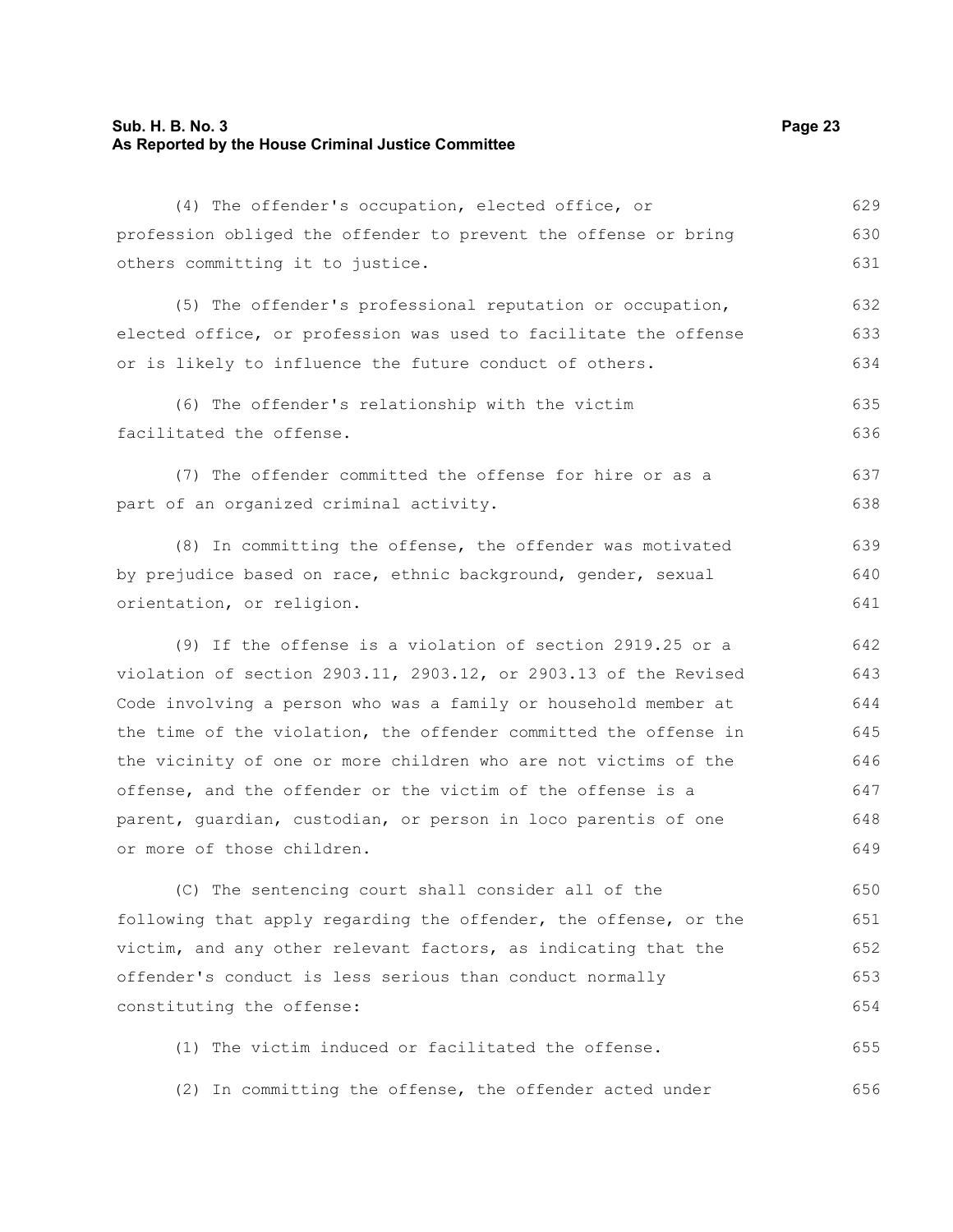(4) The offender's occupation, elected office, or profession obliged the offender to prevent the offense or bring others committing it to justice.

(5) The offender's professional reputation or occupation, elected office, or profession was used to facilitate the offense or is likely to influence the future conduct of others.

(6) The offender's relationship with the victim facilitated the offense.

(7) The offender committed the offense for hire or as a part of an organized criminal activity.

(8) In committing the offense, the offender was motivated by prejudice based on race, ethnic background, gender, sexual orientation, or religion.

(9) If the offense is a violation of section 2919.25 or a violation of section 2903.11, 2903.12, or 2903.13 of the Revised Code involving a person who was a family or household member at the time of the violation, the offender committed the offense in the vicinity of one or more children who are not victims of the offense, and the offender or the victim of the offense is a parent, guardian, custodian, or person in loco parentis of one or more of those children.

(C) The sentencing court shall consider all of the following that apply regarding the offender, the offense, or the victim, and any other relevant factors, as indicating that the offender's conduct is less serious than conduct normally constituting the offense:

(1) The victim induced or facilitated the offense.

(2) In committing the offense, the offender acted under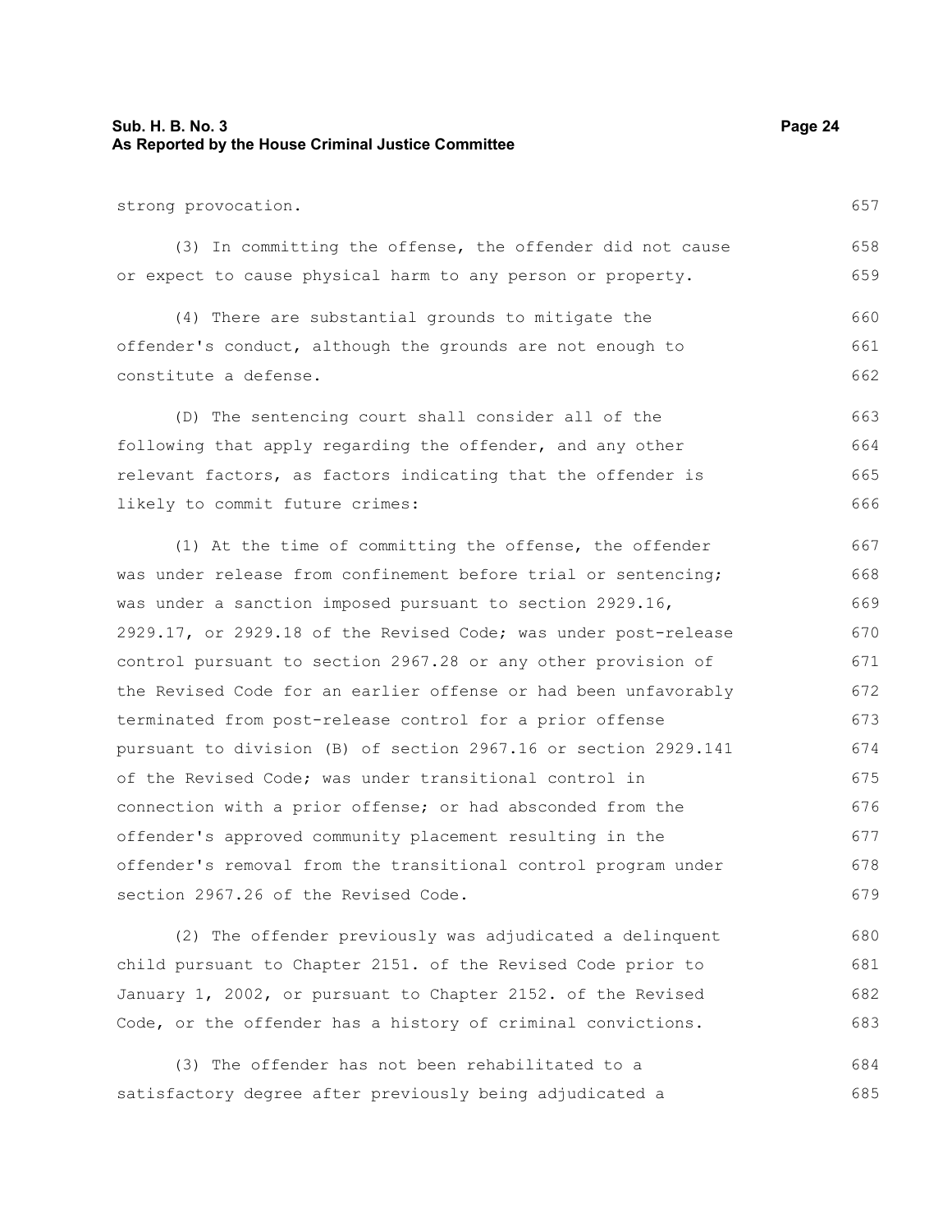strong provocation.

(3) In committing the offense, the offender did not cause or expect to cause physical harm to any person or property.

(4) There are substantial grounds to mitigate the offender's conduct, although the grounds are not enough to constitute a defense.

(D) The sentencing court shall consider all of the following that apply regarding the offender, and any other relevant factors, as factors indicating that the offender is likely to commit future crimes:

(1) At the time of committing the offense, the offender was under release from confinement before trial or sentencing; was under a sanction imposed pursuant to section 2929.16, 2929.17, or 2929.18 of the Revised Code; was under post-release control pursuant to section 2967.28 or any other provision of the Revised Code for an earlier offense or had been unfavorably terminated from post-release control for a prior offense pursuant to division (B) of section 2967.16 or section 2929.141 of the Revised Code; was under transitional control in connection with a prior offense; or had absconded from the offender's approved community placement resulting in the offender's removal from the transitional control program under section 2967.26 of the Revised Code.

(2) The offender previously was adjudicated a delinquent child pursuant to Chapter 2151. of the Revised Code prior to January 1, 2002, or pursuant to Chapter 2152. of the Revised Code, or the offender has a history of criminal convictions.

(3) The offender has not been rehabilitated to a satisfactory degree after previously being adjudicated a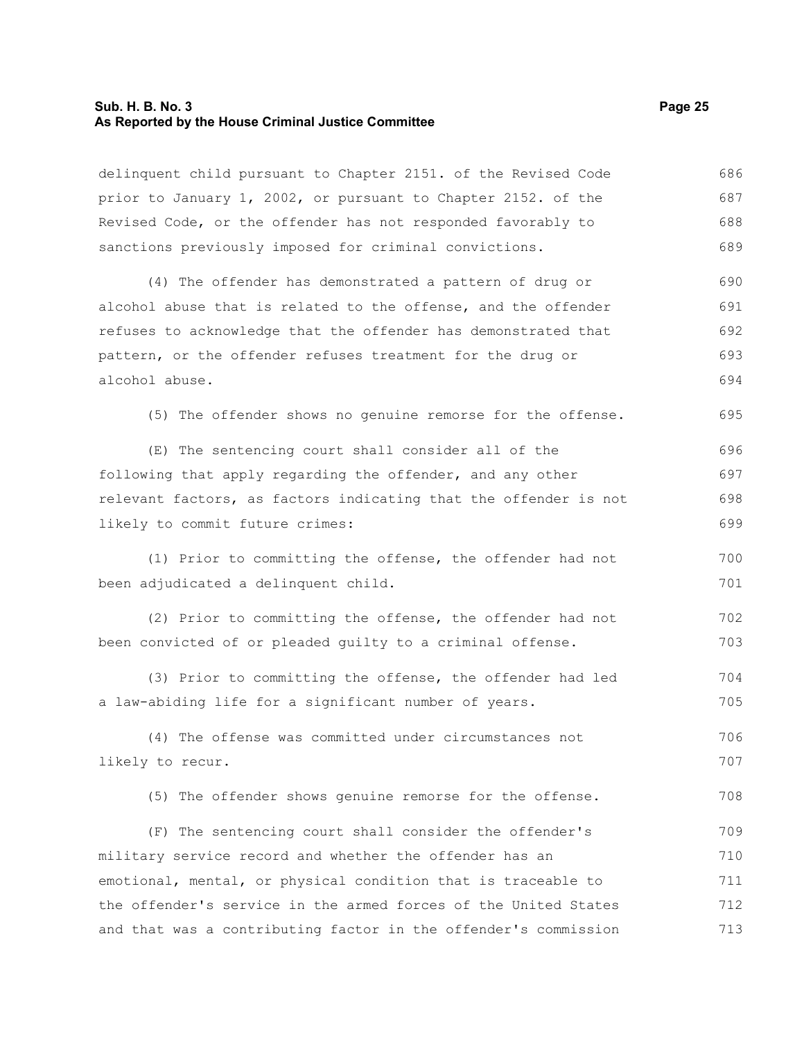delinquent child pursuant to Chapter 2151. of the Revised Code prior to January 1, 2002, or pursuant to Chapter 2152. of the Revised Code, or the offender has not responded favorably to sanctions previously imposed for criminal convictions.

(4) The offender has demonstrated a pattern of drug or alcohol abuse that is related to the offense, and the offender refuses to acknowledge that the offender has demonstrated that pattern, or the offender refuses treatment for the drug or alcohol abuse.

(5) The offender shows no genuine remorse for the offense.

(E) The sentencing court shall consider all of the following that apply regarding the offender, and any other relevant factors, as factors indicating that the offender is not likely to commit future crimes:

(1) Prior to committing the offense, the offender had not been adjudicated a delinquent child.

(2) Prior to committing the offense, the offender had not been convicted of or pleaded guilty to a criminal offense.

(3) Prior to committing the offense, the offender had led a law-abiding life for a significant number of years.

(4) The offense was committed under circumstances not likely to recur.

(5) The offender shows genuine remorse for the offense.

(F) The sentencing court shall consider the offender's military service record and whether the offender has an emotional, mental, or physical condition that is traceable to the offender's service in the armed forces of the United States and that was a contributing factor in the offender's commission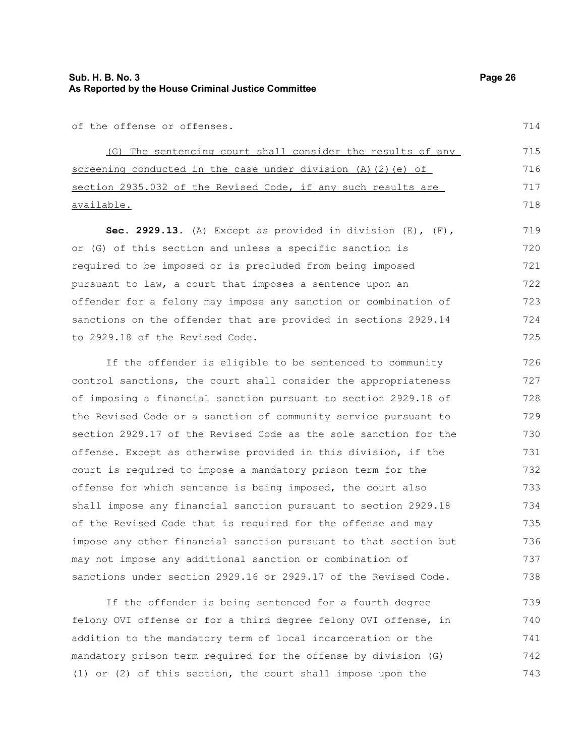of the offense or offenses.

(G) The sentencing court shall consider the results of any screening conducted in the case under division (A)(2)(e) of section 2935.032 of the Revised Code, if any such results are available.

**Sec. 2929.13.** (A) Except as provided in division (E), (F), or (G) of this section and unless a specific sanction is required to be imposed or is precluded from being imposed pursuant to law, a court that imposes a sentence upon an offender for a felony may impose any sanction or combination of sanctions on the offender that are provided in sections 2929.14 to 2929.18 of the Revised Code.

If the offender is eligible to be sentenced to community control sanctions, the court shall consider the appropriateness of imposing a financial sanction pursuant to section 2929.18 of the Revised Code or a sanction of community service pursuant to section 2929.17 of the Revised Code as the sole sanction for the offense. Except as otherwise provided in this division, if the court is required to impose a mandatory prison term for the offense for which sentence is being imposed, the court also shall impose any financial sanction pursuant to section 2929.18 of the Revised Code that is required for the offense and may impose any other financial sanction pursuant to that section but may not impose any additional sanction or combination of sanctions under section 2929.16 or 2929.17 of the Revised Code.

If the offender is being sentenced for a fourth degree felony OVI offense or for a third degree felony OVI offense, in addition to the mandatory term of local incarceration or the mandatory prison term required for the offense by division (G)(1) or (2) of this section, the court shall impose upon the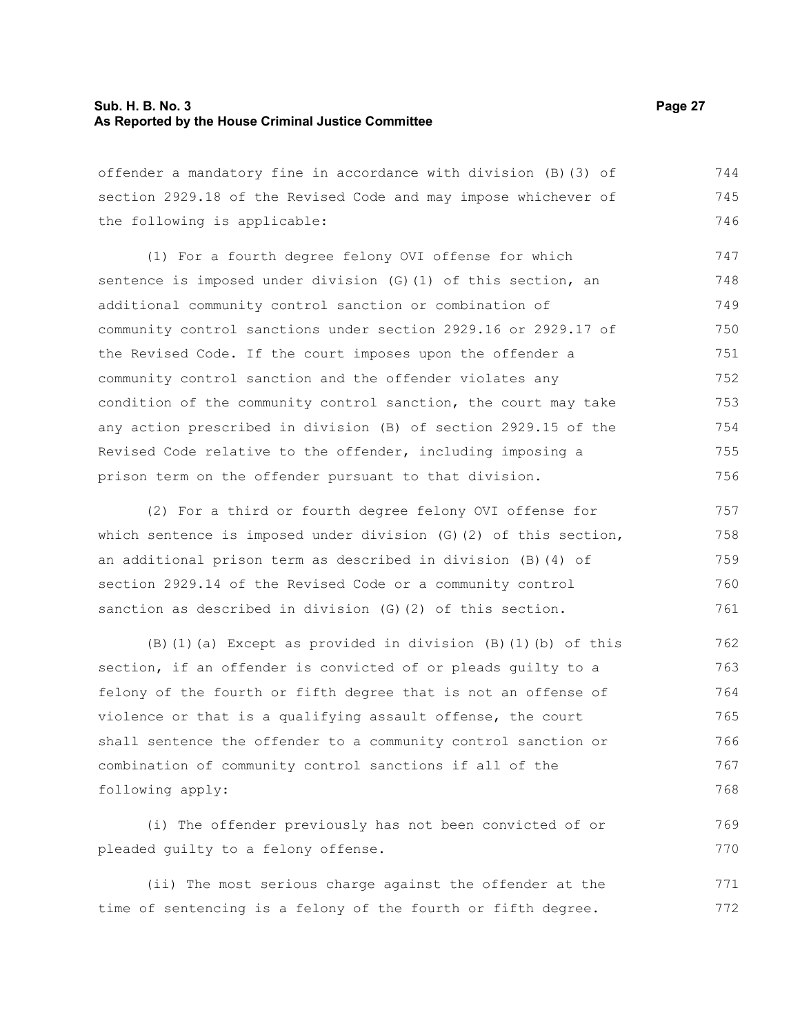offender a mandatory fine in accordance with division (B)(3) of section 2929.18 of the Revised Code and may impose whichever of the following is applicable:

(1) For a fourth degree felony OVI offense for which sentence is imposed under division (G)(1) of this section, an additional community control sanction or combination of community control sanctions under section 2929.16 or 2929.17 of the Revised Code. If the court imposes upon the offender a community control sanction and the offender violates any condition of the community control sanction, the court may take any action prescribed in division (B) of section 2929.15 of the Revised Code relative to the offender, including imposing a prison term on the offender pursuant to that division.

(2) For a third or fourth degree felony OVI offense for which sentence is imposed under division (G)(2) of this section, an additional prison term as described in division (B)(4) of section 2929.14 of the Revised Code or a community control sanction as described in division (G)(2) of this section.

(B)(1)(a) Except as provided in division (B)(1)(b) of this section, if an offender is convicted of or pleads guilty to a felony of the fourth or fifth degree that is not an offense of violence or that is a qualifying assault offense, the court shall sentence the offender to a community control sanction or combination of community control sanctions if all of the following apply:

(i) The offender previously has not been convicted of or pleaded guilty to a felony offense.

(ii) The most serious charge against the offender at the time of sentencing is a felony of the fourth or fifth degree.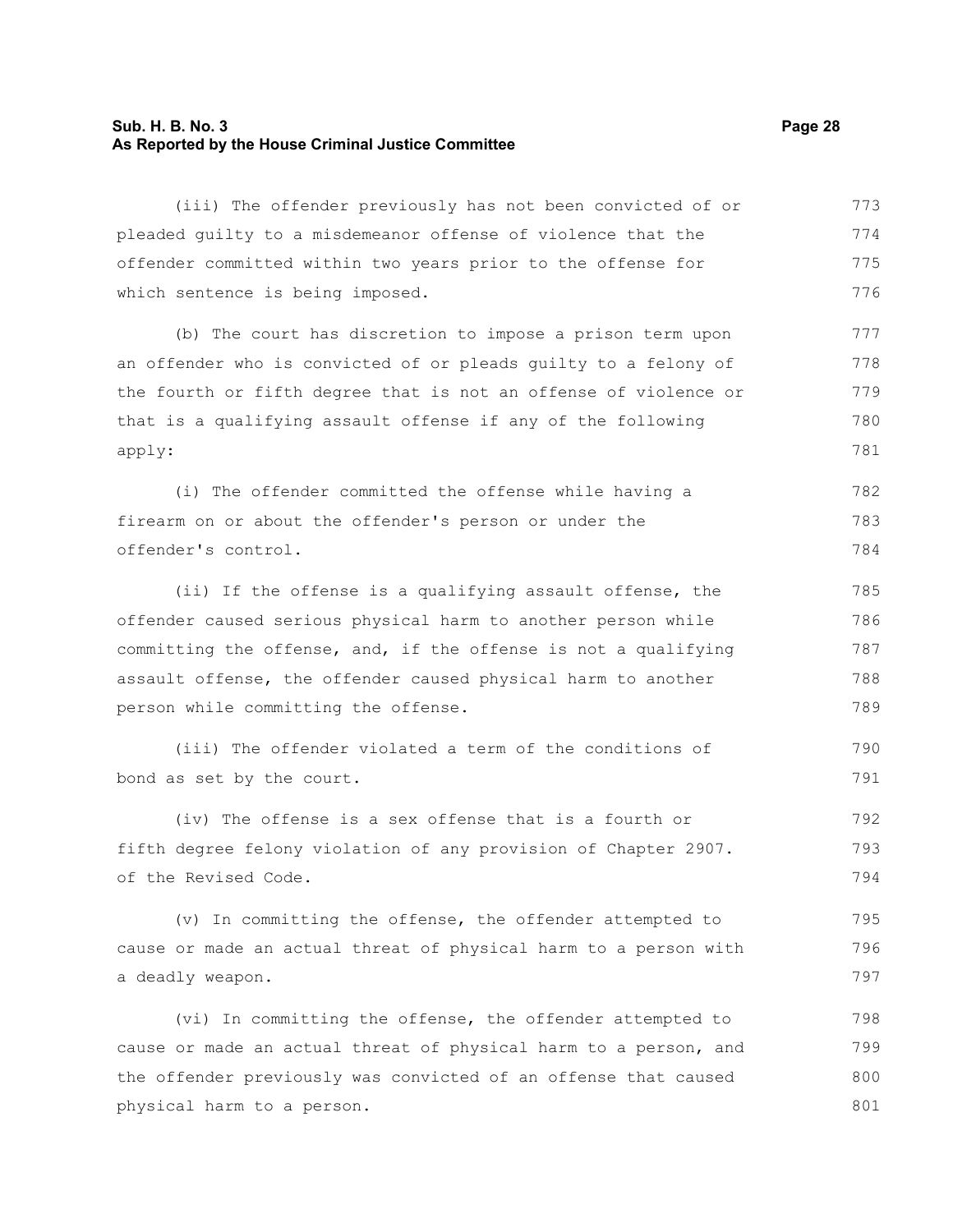(iii) The offender previously has not been convicted of or pleaded guilty to a misdemeanor offense of violence that the offender committed within two years prior to the offense for which sentence is being imposed.

(b) The court has discretion to impose a prison term upon an offender who is convicted of or pleads guilty to a felony of the fourth or fifth degree that is not an offense of violence or that is a qualifying assault offense if any of the following apply:

(i) The offender committed the offense while having a firearm on or about the offender's person or under the offender's control.

(ii) If the offense is a qualifying assault offense, the offender caused serious physical harm to another person while committing the offense, and, if the offense is not a qualifying assault offense, the offender caused physical harm to another person while committing the offense.

(iii) The offender violated a term of the conditions of bond as set by the court.

(iv) The offense is a sex offense that is a fourth or fifth degree felony violation of any provision of Chapter 2907. of the Revised Code.

(v) In committing the offense, the offender attempted to cause or made an actual threat of physical harm to a person with a deadly weapon.

(vi) In committing the offense, the offender attempted to cause or made an actual threat of physical harm to a person, and the offender previously was convicted of an offense that caused physical harm to a person.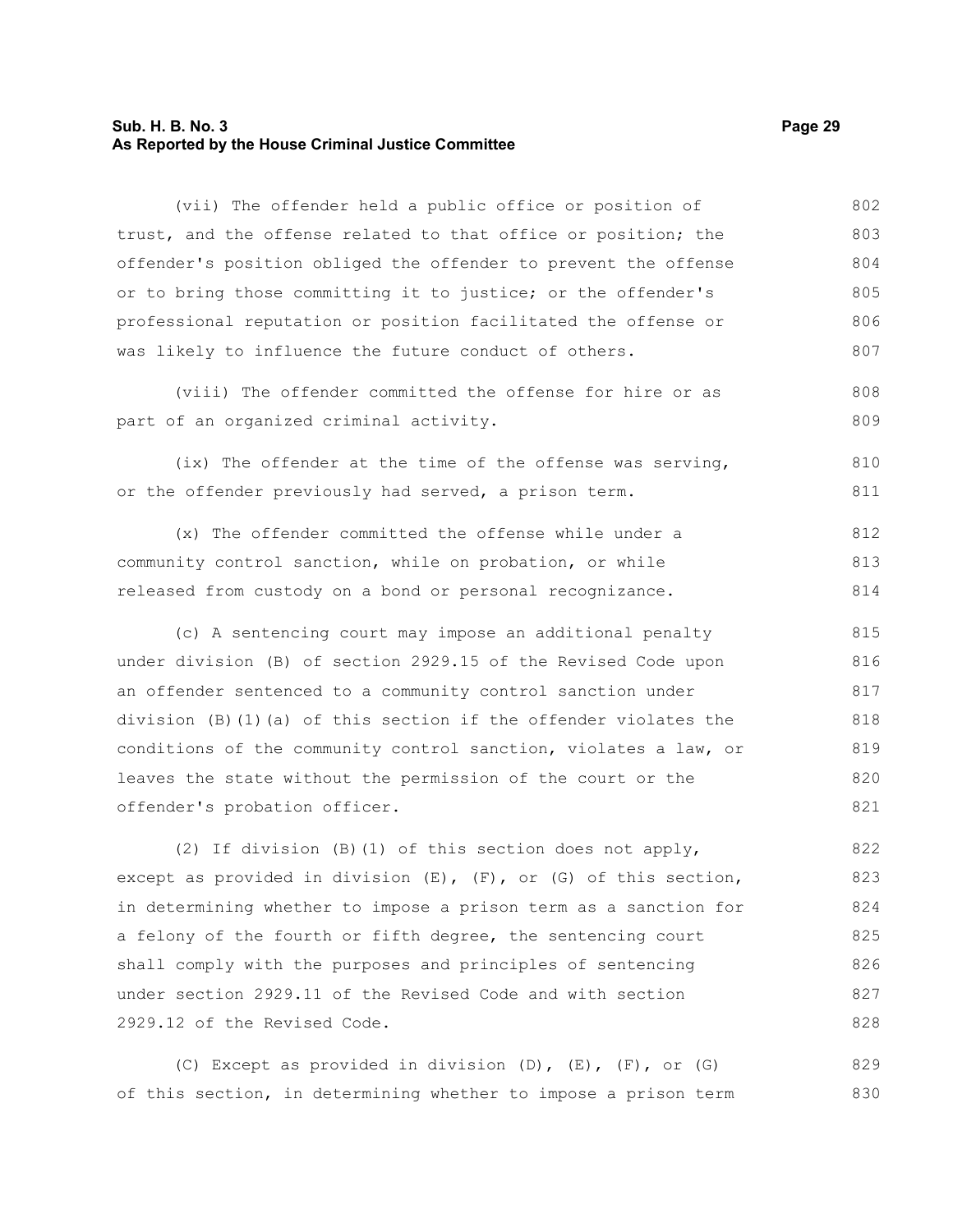(vii) The offender held a public office or position of trust, and the offense related to that office or position; the offender's position obliged the offender to prevent the offense or to bring those committing it to justice; or the offender's professional reputation or position facilitated the offense or was likely to influence the future conduct of others.

(viii) The offender committed the offense for hire or as part of an organized criminal activity.

(ix) The offender at the time of the offense was serving, or the offender previously had served, a prison term.

(x) The offender committed the offense while under a community control sanction, while on probation, or while released from custody on a bond or personal recognizance.

(c) A sentencing court may impose an additional penalty under division (B) of section 2929.15 of the Revised Code upon an offender sentenced to a community control sanction under division (B)(1)(a) of this section if the offender violates the conditions of the community control sanction, violates a law, or leaves the state without the permission of the court or the offender's probation officer.

(2) If division (B)(1) of this section does not apply, except as provided in division (E), (F), or (G) of this section, in determining whether to impose a prison term as a sanction for a felony of the fourth or fifth degree, the sentencing court shall comply with the purposes and principles of sentencing under section 2929.11 of the Revised Code and with section 2929.12 of the Revised Code.

(C) Except as provided in division (D), (E), (F), or (G) of this section, in determining whether to impose a prison term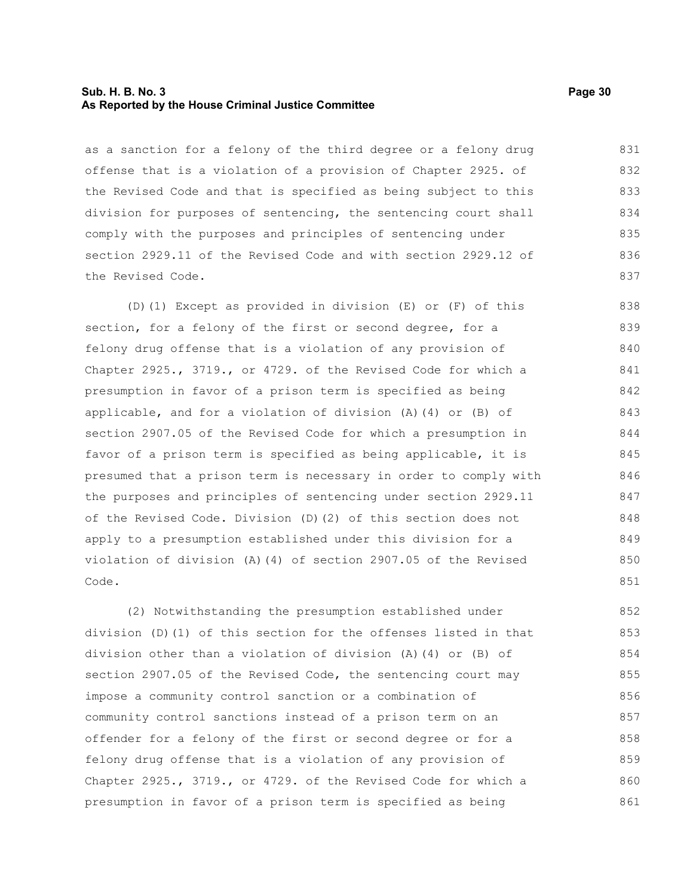as a sanction for a felony of the third degree or a felony drug offense that is a violation of a provision of Chapter 2925. of the Revised Code and that is specified as being subject to this division for purposes of sentencing, the sentencing court shall comply with the purposes and principles of sentencing under section 2929.11 of the Revised Code and with section 2929.12 of the Revised Code.

(D)(1) Except as provided in division (E) or (F) of this section, for a felony of the first or second degree, for a felony drug offense that is a violation of any provision of Chapter 2925., 3719., or 4729. of the Revised Code for which a presumption in favor of a prison term is specified as being applicable, and for a violation of division (A)(4) or (B) of section 2907.05 of the Revised Code for which a presumption in favor of a prison term is specified as being applicable, it is presumed that a prison term is necessary in order to comply with the purposes and principles of sentencing under section 2929.11 of the Revised Code. Division (D)(2) of this section does not apply to a presumption established under this division for a violation of division (A)(4) of section 2907.05 of the Revised Code.

(2) Notwithstanding the presumption established under division (D)(1) of this section for the offenses listed in that division other than a violation of division (A)(4) or (B) of section 2907.05 of the Revised Code, the sentencing court may impose a community control sanction or a combination of community control sanctions instead of a prison term on an offender for a felony of the first or second degree or for a felony drug offense that is a violation of any provision of Chapter 2925., 3719., or 4729. of the Revised Code for which a presumption in favor of a prison term is specified as being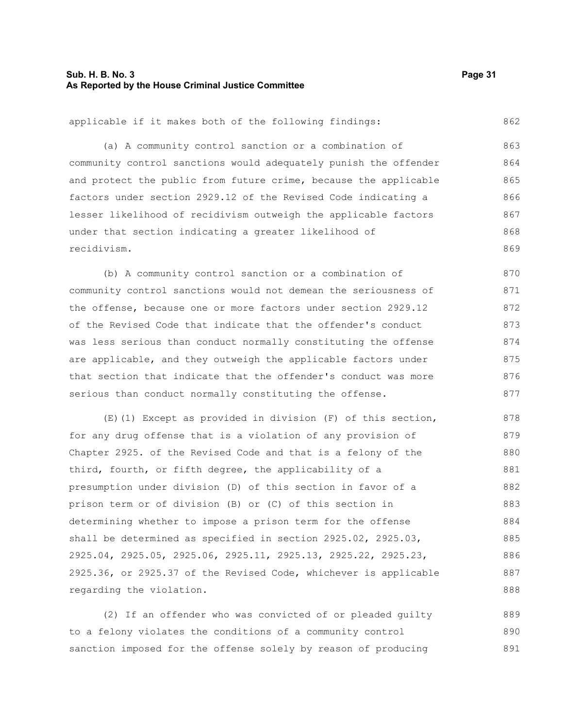applicable if it makes both of the following findings:

(a) A community control sanction or a combination of community control sanctions would adequately punish the offender and protect the public from future crime, because the applicable factors under section 2929.12 of the Revised Code indicating a lesser likelihood of recidivism outweigh the applicable factors under that section indicating a greater likelihood of recidivism.

(b) A community control sanction or a combination of community control sanctions would not demean the seriousness of the offense, because one or more factors under section 2929.12 of the Revised Code that indicate that the offender's conduct was less serious than conduct normally constituting the offense are applicable, and they outweigh the applicable factors under that section that indicate that the offender's conduct was more serious than conduct normally constituting the offense.

(E)(1) Except as provided in division (F) of this section, for any drug offense that is a violation of any provision of Chapter 2925. of the Revised Code and that is a felony of the third, fourth, or fifth degree, the applicability of a presumption under division (D) of this section in favor of a prison term or of division (B) or (C) of this section in determining whether to impose a prison term for the offense shall be determined as specified in section 2925.02, 2925.03, 2925.04, 2925.05, 2925.06, 2925.11, 2925.13, 2925.22, 2925.23, 2925.36, or 2925.37 of the Revised Code, whichever is applicable regarding the violation.

(2) If an offender who was convicted of or pleaded guilty to a felony violates the conditions of a community control sanction imposed for the offense solely by reason of producing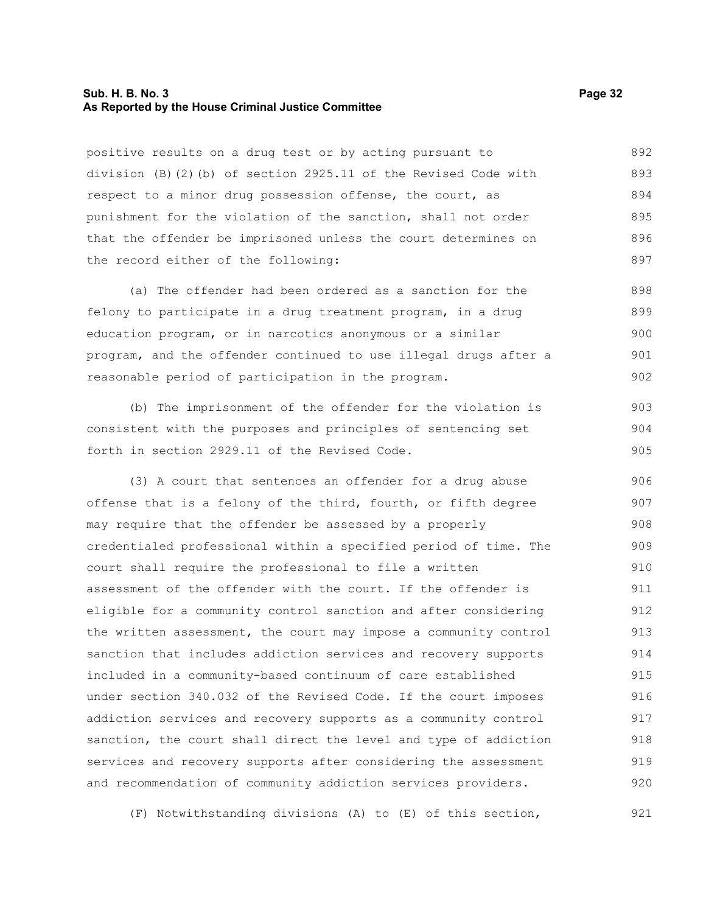positive results on a drug test or by acting pursuant to division (B)(2)(b) of section 2925.11 of the Revised Code with respect to a minor drug possession offense, the court, as punishment for the violation of the sanction, shall not order that the offender be imprisoned unless the court determines on the record either of the following:

(a) The offender had been ordered as a sanction for the felony to participate in a drug treatment program, in a drug education program, or in narcotics anonymous or a similar program, and the offender continued to use illegal drugs after a reasonable period of participation in the program.

(b) The imprisonment of the offender for the violation is consistent with the purposes and principles of sentencing set forth in section 2929.11 of the Revised Code.

(3) A court that sentences an offender for a drug abuse offense that is a felony of the third, fourth, or fifth degree may require that the offender be assessed by a properly credentialed professional within a specified period of time. The court shall require the professional to file a written assessment of the offender with the court. If the offender is eligible for a community control sanction and after considering the written assessment, the court may impose a community control sanction that includes addiction services and recovery supports included in a community-based continuum of care established under section 340.032 of the Revised Code. If the court imposes addiction services and recovery supports as a community control sanction, the court shall direct the level and type of addiction services and recovery supports after considering the assessment and recommendation of community addiction services providers.

(F) Notwithstanding divisions (A) to (E) of this section,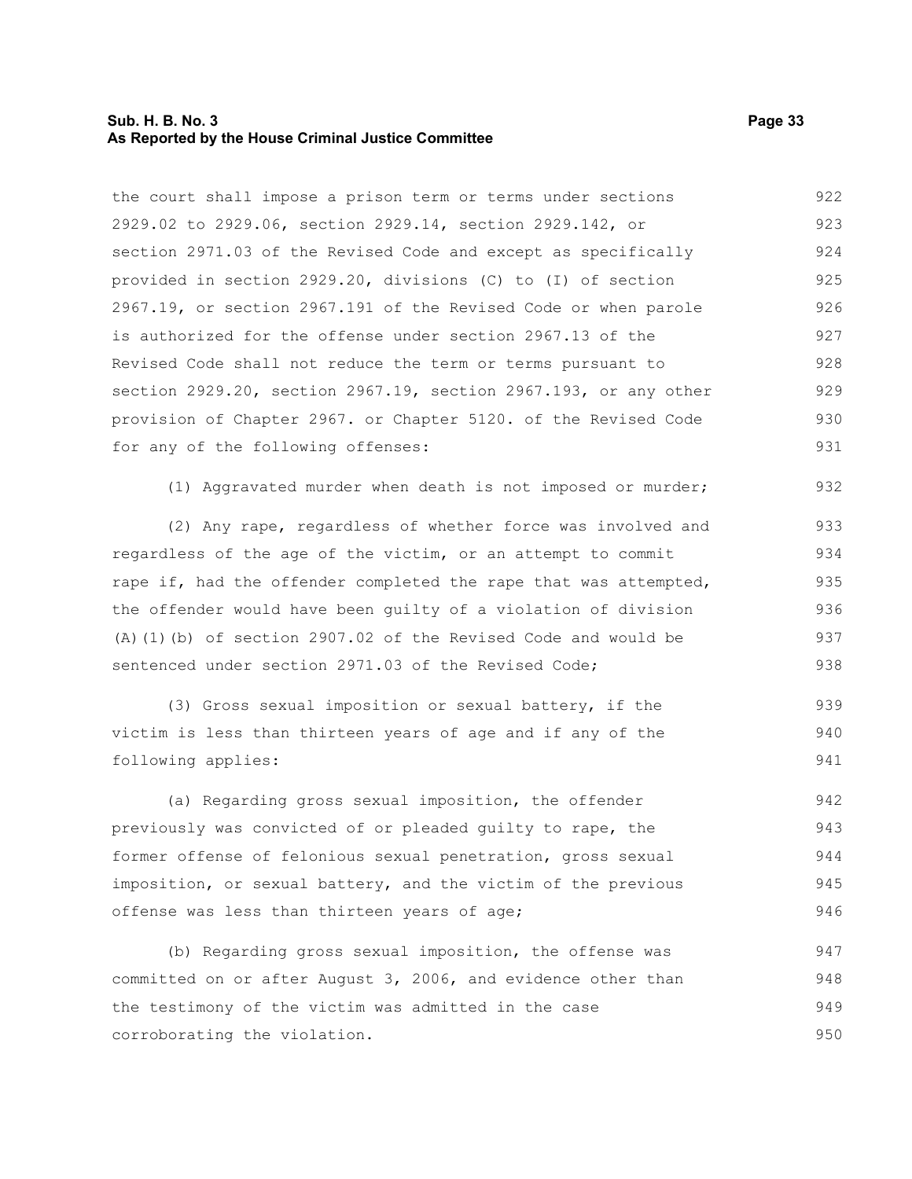the court shall impose a prison term or terms under sections 2929.02 to 2929.06, section 2929.14, section 2929.142, or section 2971.03 of the Revised Code and except as specifically provided in section 2929.20, divisions (C) to (I) of section 2967.19, or section 2967.191 of the Revised Code or when parole is authorized for the offense under section 2967.13 of the Revised Code shall not reduce the term or terms pursuant to section 2929.20, section 2967.19, section 2967.193, or any other provision of Chapter 2967. or Chapter 5120. of the Revised Code for any of the following offenses:

(1) Aggravated murder when death is not imposed or murder;

(2) Any rape, regardless of whether force was involved and regardless of the age of the victim, or an attempt to commit rape if, had the offender completed the rape that was attempted, the offender would have been guilty of a violation of division (A)(1)(b) of section 2907.02 of the Revised Code and would be sentenced under section 2971.03 of the Revised Code;

(3) Gross sexual imposition or sexual battery, if the victim is less than thirteen years of age and if any of the following applies:

(a) Regarding gross sexual imposition, the offender previously was convicted of or pleaded guilty to rape, the former offense of felonious sexual penetration, gross sexual imposition, or sexual battery, and the victim of the previous offense was less than thirteen years of age;

(b) Regarding gross sexual imposition, the offense was committed on or after August 3, 2006, and evidence other than the testimony of the victim was admitted in the case corroborating the violation.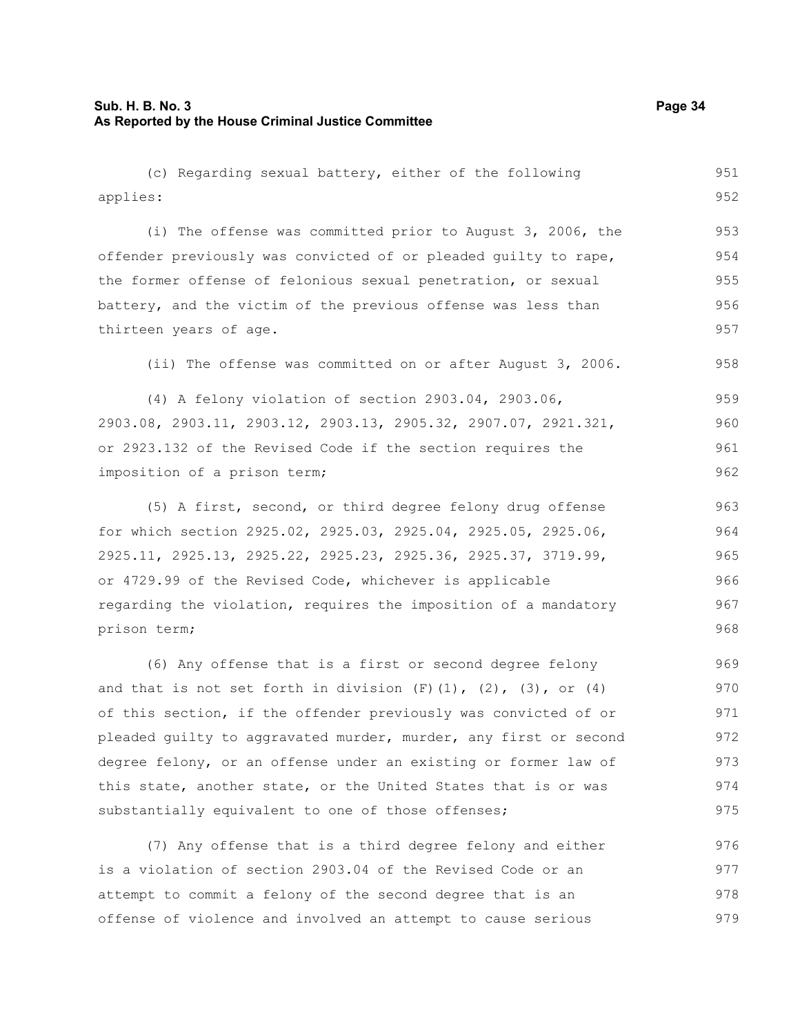(c) Regarding sexual battery, either of the following applies:

(i) The offense was committed prior to August 3, 2006, the offender previously was convicted of or pleaded guilty to rape, the former offense of felonious sexual penetration, or sexual battery, and the victim of the previous offense was less than thirteen years of age.

(ii) The offense was committed on or after August 3, 2006.

(4) A felony violation of section 2903.04, 2903.06, 2903.08, 2903.11, 2903.12, 2903.13, 2905.32, 2907.07, 2921.321, or 2923.132 of the Revised Code if the section requires the imposition of a prison term;

(5) A first, second, or third degree felony drug offense for which section 2925.02, 2925.03, 2925.04, 2925.05, 2925.06, 2925.11, 2925.13, 2925.22, 2925.23, 2925.36, 2925.37, 3719.99, or 4729.99 of the Revised Code, whichever is applicable regarding the violation, requires the imposition of a mandatory prison term;

(6) Any offense that is a first or second degree felony and that is not set forth in division (F)(1), (2), (3), or (4) of this section, if the offender previously was convicted of or pleaded guilty to aggravated murder, murder, any first or second degree felony, or an offense under an existing or former law of this state, another state, or the United States that is or was substantially equivalent to one of those offenses;

(7) Any offense that is a third degree felony and either is a violation of section 2903.04 of the Revised Code or an attempt to commit a felony of the second degree that is an offense of violence and involved an attempt to cause serious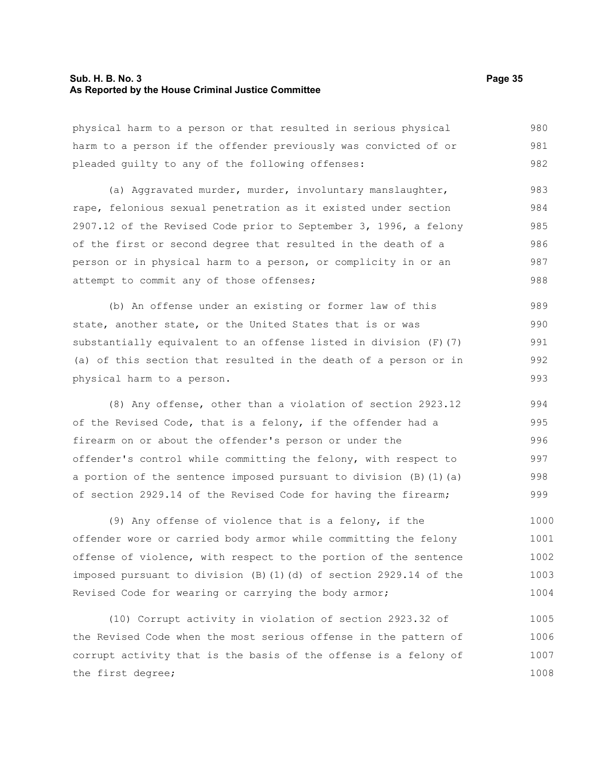physical harm to a person or that resulted in serious physical harm to a person if the offender previously was convicted of or pleaded guilty to any of the following offenses:

(a) Aggravated murder, murder, involuntary manslaughter, rape, felonious sexual penetration as it existed under section 2907.12 of the Revised Code prior to September 3, 1996, a felony of the first or second degree that resulted in the death of a person or in physical harm to a person, or complicity in or an attempt to commit any of those offenses;

(b) An offense under an existing or former law of this state, another state, or the United States that is or was substantially equivalent to an offense listed in division (F)(7)(a) of this section that resulted in the death of a person or in physical harm to a person.

(8) Any offense, other than a violation of section 2923.12 of the Revised Code, that is a felony, if the offender had a firearm on or about the offender's person or under the offender's control while committing the felony, with respect to a portion of the sentence imposed pursuant to division (B)(1)(a) of section 2929.14 of the Revised Code for having the firearm;

(9) Any offense of violence that is a felony, if the offender wore or carried body armor while committing the felony offense of violence, with respect to the portion of the sentence imposed pursuant to division (B)(1)(d) of section 2929.14 of the Revised Code for wearing or carrying the body armor;

(10) Corrupt activity in violation of section 2923.32 of the Revised Code when the most serious offense in the pattern of corrupt activity that is the basis of the offense is a felony of the first degree;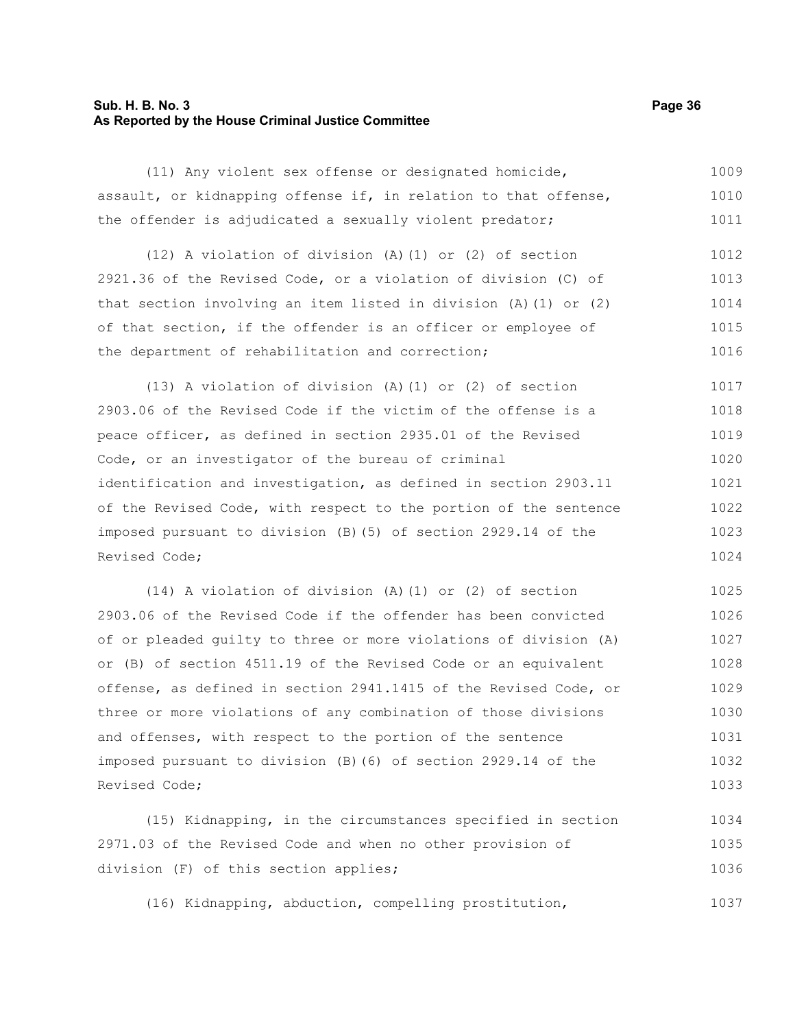(11) Any violent sex offense or designated homicide, assault, or kidnapping offense if, in relation to that offense, the offender is adjudicated a sexually violent predator;

(12) A violation of division (A)(1) or (2) of section 2921.36 of the Revised Code, or a violation of division (C) of that section involving an item listed in division (A)(1) or (2) of that section, if the offender is an officer or employee of the department of rehabilitation and correction;

(13) A violation of division (A)(1) or (2) of section 2903.06 of the Revised Code if the victim of the offense is a peace officer, as defined in section 2935.01 of the Revised Code, or an investigator of the bureau of criminal identification and investigation, as defined in section 2903.11 of the Revised Code, with respect to the portion of the sentence imposed pursuant to division (B)(5) of section 2929.14 of the Revised Code;

(14) A violation of division (A)(1) or (2) of section 2903.06 of the Revised Code if the offender has been convicted of or pleaded guilty to three or more violations of division (A) or (B) of section 4511.19 of the Revised Code or an equivalent offense, as defined in section 2941.1415 of the Revised Code, or three or more violations of any combination of those divisions and offenses, with respect to the portion of the sentence imposed pursuant to division (B)(6) of section 2929.14 of the Revised Code;

(15) Kidnapping, in the circumstances specified in section 2971.03 of the Revised Code and when no other provision of division (F) of this section applies;

(16) Kidnapping, abduction, compelling prostitution,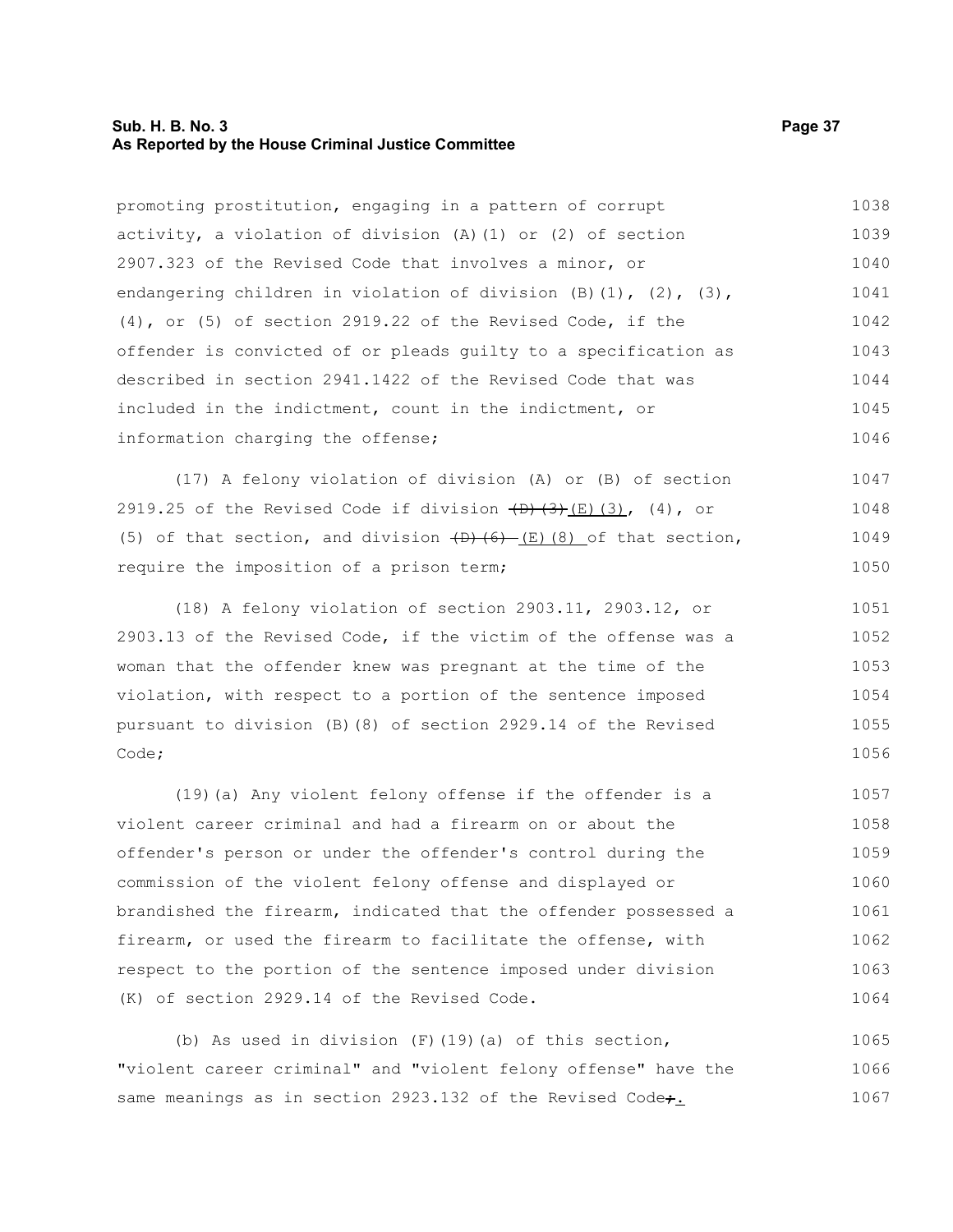promoting prostitution, engaging in a pattern of corrupt activity, a violation of division (A)(1) or (2) of section 2907.323 of the Revised Code that involves a minor, or endangering children in violation of division (B)(1), (2), (3), (4), or (5) of section 2919.22 of the Revised Code, if the offender is convicted of or pleads guilty to a specification as described in section 2941.1422 of the Revised Code that was included in the indictment, count in the indictment, or information charging the offense;

(17) A felony violation of division (A) or (B) of section 2919.25 of the Revised Code if division ~~(D)(3)~~ (E)(3), (4), or (5) of that section, and division ~~(D)(6)~~ (E)(8) of that section, require the imposition of a prison term;

(18) A felony violation of section 2903.11, 2903.12, or 2903.13 of the Revised Code, if the victim of the offense was a woman that the offender knew was pregnant at the time of the violation, with respect to a portion of the sentence imposed pursuant to division (B)(8) of section 2929.14 of the Revised Code;

(19)(a) Any violent felony offense if the offender is a violent career criminal and had a firearm on or about the offender's person or under the offender's control during the commission of the violent felony offense and displayed or brandished the firearm, indicated that the offender possessed a firearm, or used the firearm to facilitate the offense, with respect to the portion of the sentence imposed under division (K) of section 2929.14 of the Revised Code.

(b) As used in division (F)(19)(a) of this section, "violent career criminal" and "violent felony offense" have the same meanings as in section 2923.132 of the Revised Code~~;~~.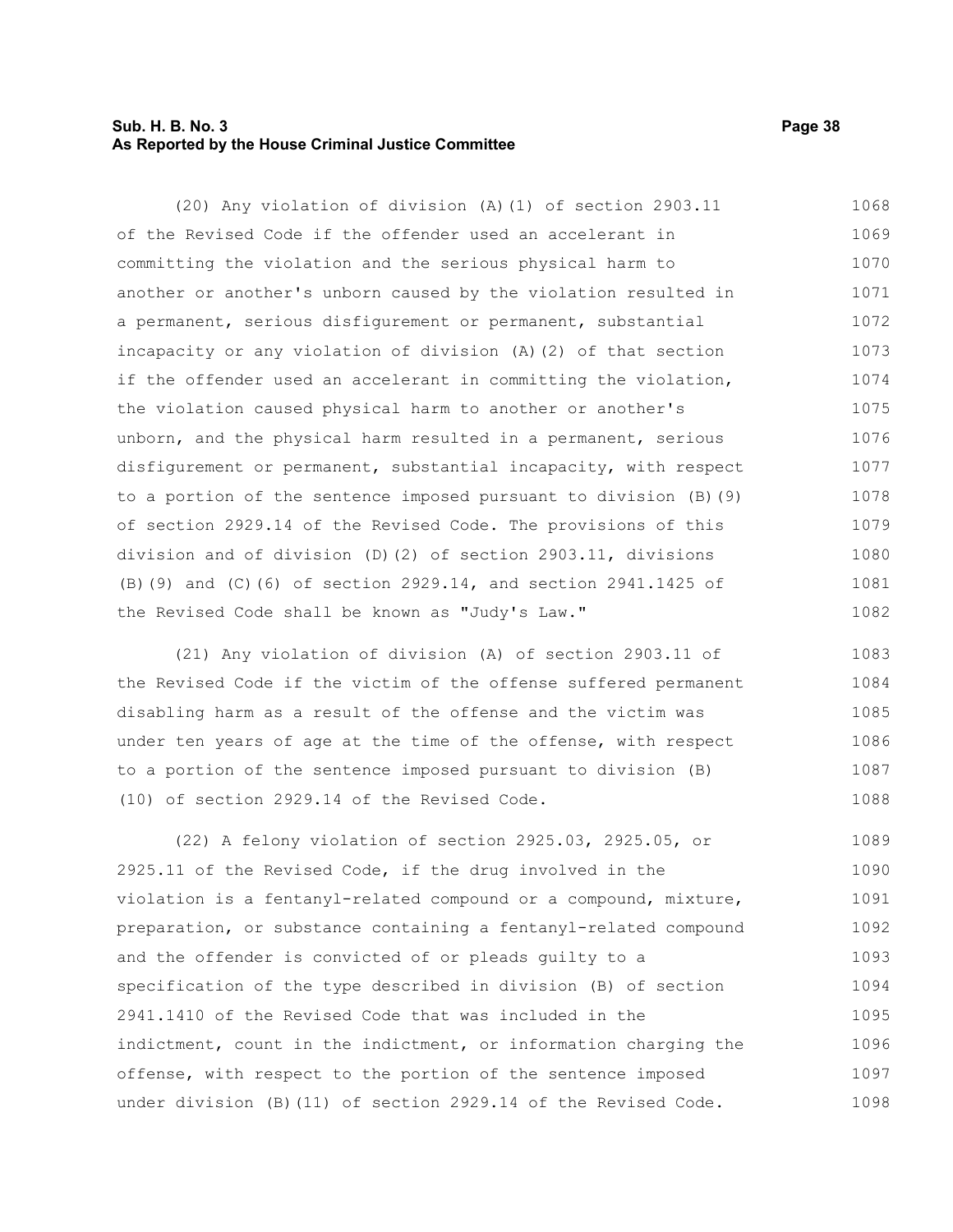(20) Any violation of division (A)(1) of section 2903.11 of the Revised Code if the offender used an accelerant in committing the violation and the serious physical harm to another or another's unborn caused by the violation resulted in a permanent, serious disfigurement or permanent, substantial incapacity or any violation of division (A)(2) of that section if the offender used an accelerant in committing the violation, the violation caused physical harm to another or another's unborn, and the physical harm resulted in a permanent, serious disfigurement or permanent, substantial incapacity, with respect to a portion of the sentence imposed pursuant to division (B)(9) of section 2929.14 of the Revised Code. The provisions of this division and of division (D)(2) of section 2903.11, divisions (B)(9) and (C)(6) of section 2929.14, and section 2941.1425 of the Revised Code shall be known as "Judy's Law."

(21) Any violation of division (A) of section 2903.11 of the Revised Code if the victim of the offense suffered permanent disabling harm as a result of the offense and the victim was under ten years of age at the time of the offense, with respect to a portion of the sentence imposed pursuant to division (B)(10) of section 2929.14 of the Revised Code.

(22) A felony violation of section 2925.03, 2925.05, or 2925.11 of the Revised Code, if the drug involved in the violation is a fentanyl-related compound or a compound, mixture, preparation, or substance containing a fentanyl-related compound and the offender is convicted of or pleads guilty to a specification of the type described in division (B) of section 2941.1410 of the Revised Code that was included in the indictment, count in the indictment, or information charging the offense, with respect to the portion of the sentence imposed under division (B)(11) of section 2929.14 of the Revised Code.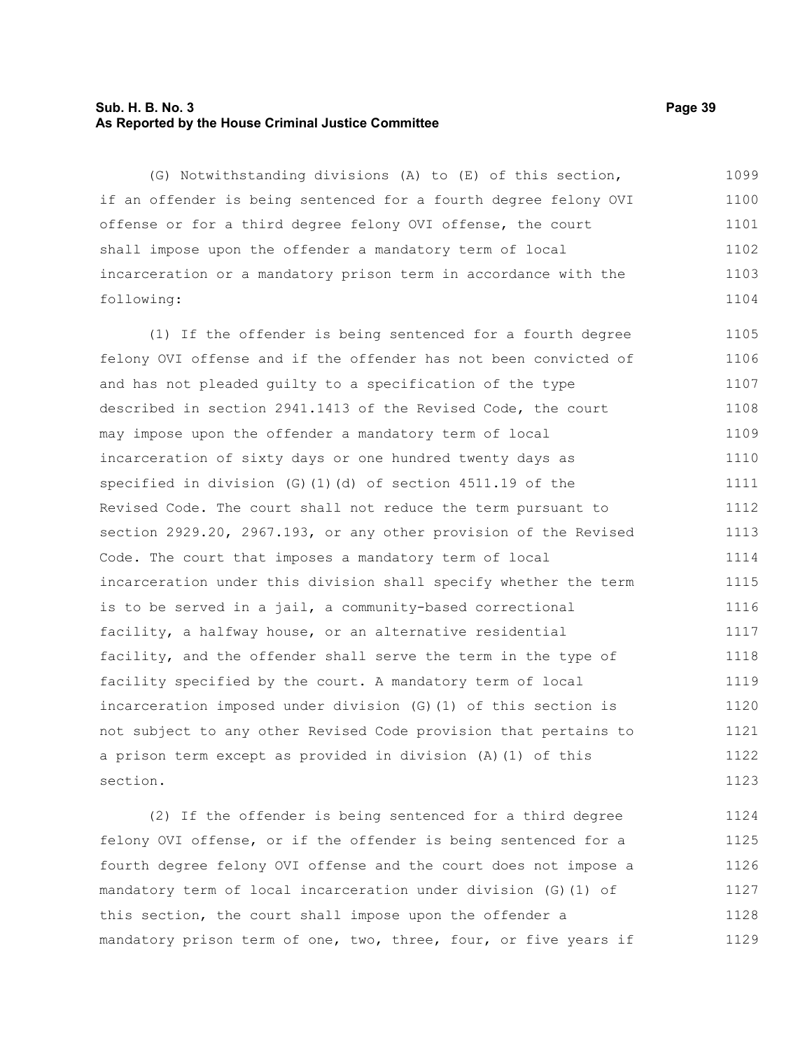(G) Notwithstanding divisions (A) to (E) of this section, if an offender is being sentenced for a fourth degree felony OVI offense or for a third degree felony OVI offense, the court shall impose upon the offender a mandatory term of local incarceration or a mandatory prison term in accordance with the following:

(1) If the offender is being sentenced for a fourth degree felony OVI offense and if the offender has not been convicted of and has not pleaded guilty to a specification of the type described in section 2941.1413 of the Revised Code, the court may impose upon the offender a mandatory term of local incarceration of sixty days or one hundred twenty days as specified in division (G)(1)(d) of section 4511.19 of the Revised Code. The court shall not reduce the term pursuant to section 2929.20, 2967.193, or any other provision of the Revised Code. The court that imposes a mandatory term of local incarceration under this division shall specify whether the term is to be served in a jail, a community-based correctional facility, a halfway house, or an alternative residential facility, and the offender shall serve the term in the type of facility specified by the court. A mandatory term of local incarceration imposed under division (G)(1) of this section is not subject to any other Revised Code provision that pertains to a prison term except as provided in division (A)(1) of this section.

(2) If the offender is being sentenced for a third degree felony OVI offense, or if the offender is being sentenced for a fourth degree felony OVI offense and the court does not impose a mandatory term of local incarceration under division (G)(1) of this section, the court shall impose upon the offender a mandatory prison term of one, two, three, four, or five years if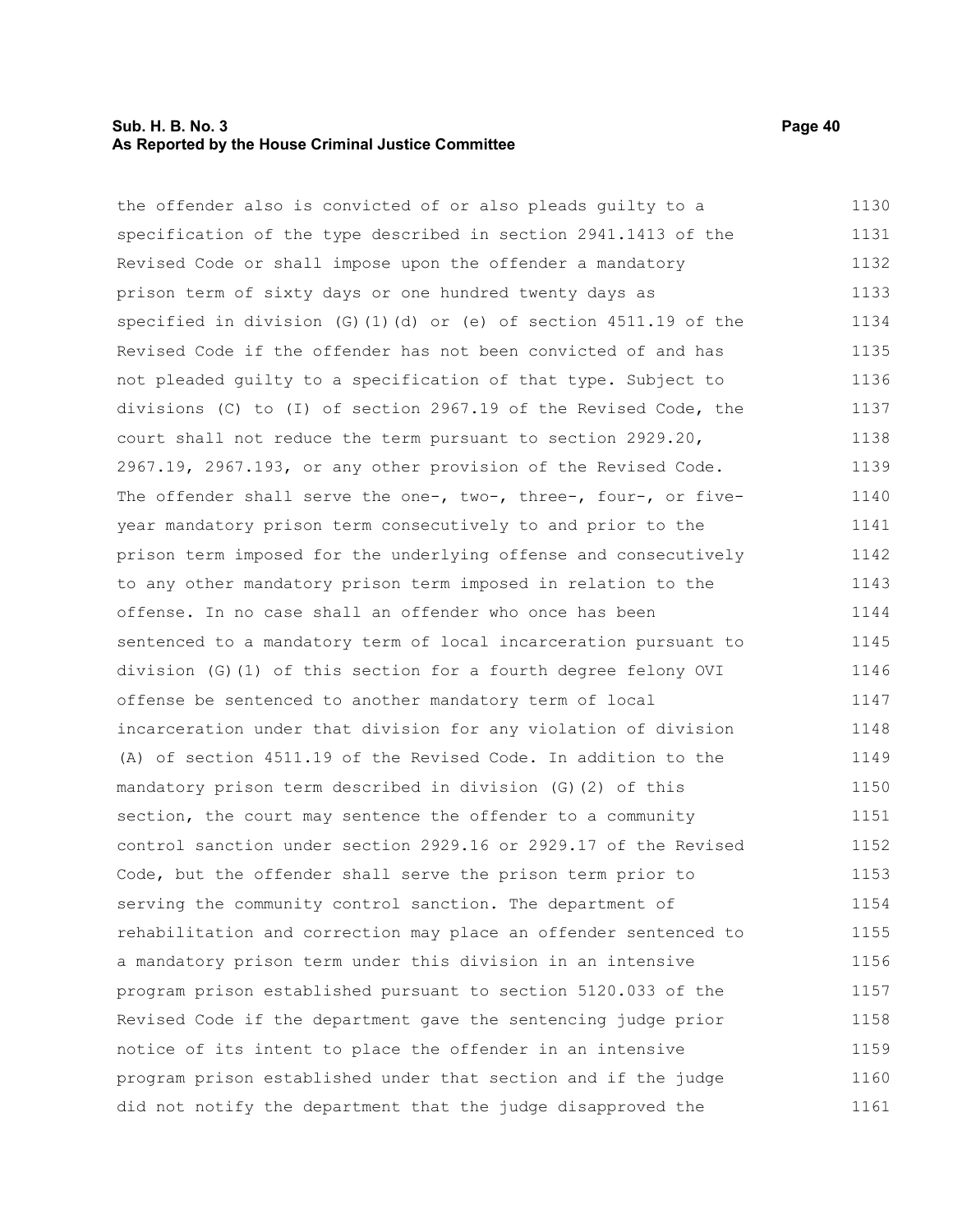the offender also is convicted of or also pleads guilty to a specification of the type described in section 2941.1413 of the Revised Code or shall impose upon the offender a mandatory prison term of sixty days or one hundred twenty days as specified in division (G)(1)(d) or (e) of section 4511.19 of the Revised Code if the offender has not been convicted of and has not pleaded guilty to a specification of that type. Subject to divisions (C) to (I) of section 2967.19 of the Revised Code, the court shall not reduce the term pursuant to section 2929.20, 2967.19, 2967.193, or any other provision of the Revised Code. The offender shall serve the one-, two-, three-, four-, or five-year mandatory prison term consecutively to and prior to the prison term imposed for the underlying offense and consecutively to any other mandatory prison term imposed in relation to the offense. In no case shall an offender who once has been sentenced to a mandatory term of local incarceration pursuant to division (G)(1) of this section for a fourth degree felony OVI offense be sentenced to another mandatory term of local incarceration under that division for any violation of division (A) of section 4511.19 of the Revised Code. In addition to the mandatory prison term described in division (G)(2) of this section, the court may sentence the offender to a community control sanction under section 2929.16 or 2929.17 of the Revised Code, but the offender shall serve the prison term prior to serving the community control sanction. The department of rehabilitation and correction may place an offender sentenced to a mandatory prison term under this division in an intensive program prison established pursuant to section 5120.033 of the Revised Code if the department gave the sentencing judge prior notice of its intent to place the offender in an intensive program prison established under that section and if the judge did not notify the department that the judge disapproved the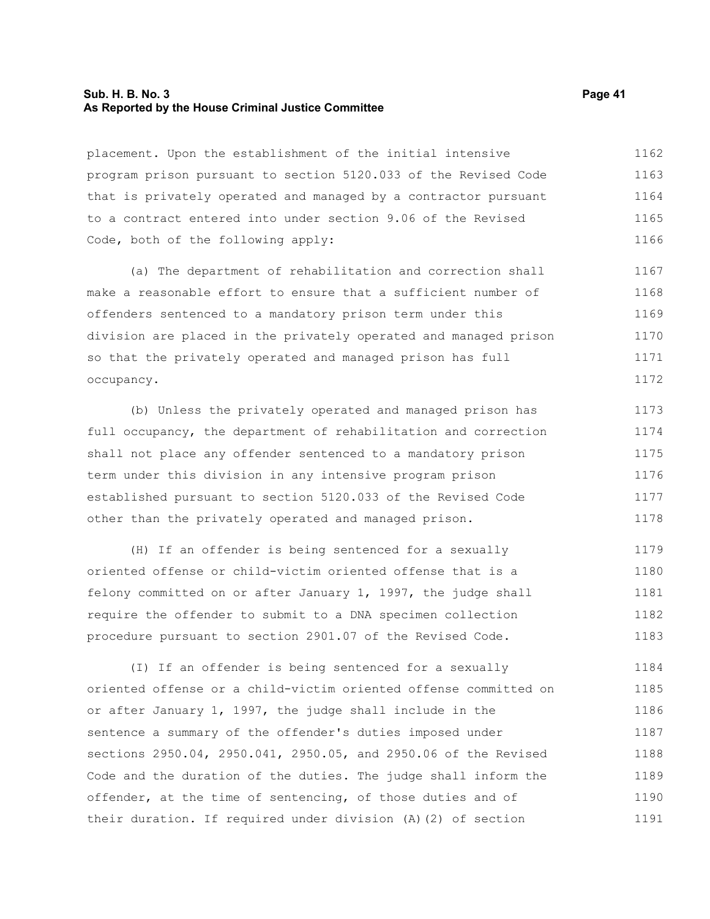placement. Upon the establishment of the initial intensive program prison pursuant to section 5120.033 of the Revised Code that is privately operated and managed by a contractor pursuant to a contract entered into under section 9.06 of the Revised Code, both of the following apply:

(a) The department of rehabilitation and correction shall make a reasonable effort to ensure that a sufficient number of offenders sentenced to a mandatory prison term under this division are placed in the privately operated and managed prison so that the privately operated and managed prison has full occupancy.

(b) Unless the privately operated and managed prison has full occupancy, the department of rehabilitation and correction shall not place any offender sentenced to a mandatory prison term under this division in any intensive program prison established pursuant to section 5120.033 of the Revised Code other than the privately operated and managed prison.

(H) If an offender is being sentenced for a sexually oriented offense or child-victim oriented offense that is a felony committed on or after January 1, 1997, the judge shall require the offender to submit to a DNA specimen collection procedure pursuant to section 2901.07 of the Revised Code.

(I) If an offender is being sentenced for a sexually oriented offense or a child-victim oriented offense committed on or after January 1, 1997, the judge shall include in the sentence a summary of the offender's duties imposed under sections 2950.04, 2950.041, 2950.05, and 2950.06 of the Revised Code and the duration of the duties. The judge shall inform the offender, at the time of sentencing, of those duties and of their duration. If required under division (A)(2) of section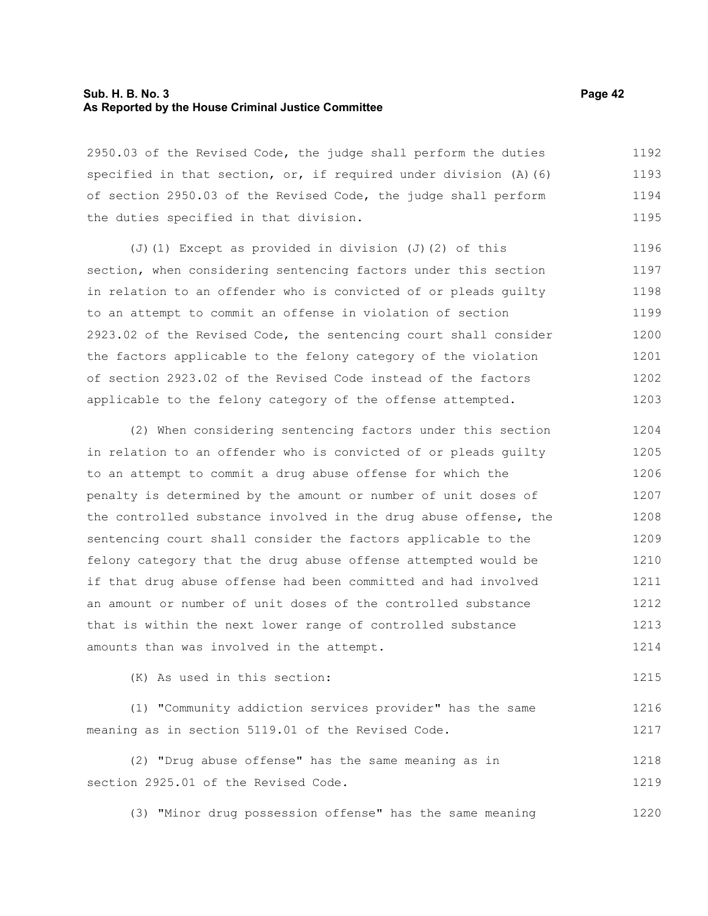2950.03 of the Revised Code, the judge shall perform the duties specified in that section, or, if required under division (A)(6) of section 2950.03 of the Revised Code, the judge shall perform the duties specified in that division.

(J)(1) Except as provided in division (J)(2) of this section, when considering sentencing factors under this section in relation to an offender who is convicted of or pleads guilty to an attempt to commit an offense in violation of section 2923.02 of the Revised Code, the sentencing court shall consider the factors applicable to the felony category of the violation of section 2923.02 of the Revised Code instead of the factors applicable to the felony category of the offense attempted.

(2) When considering sentencing factors under this section in relation to an offender who is convicted of or pleads guilty to an attempt to commit a drug abuse offense for which the penalty is determined by the amount or number of unit doses of the controlled substance involved in the drug abuse offense, the sentencing court shall consider the factors applicable to the felony category that the drug abuse offense attempted would be if that drug abuse offense had been committed and had involved an amount or number of unit doses of the controlled substance that is within the next lower range of controlled substance amounts than was involved in the attempt.

(K) As used in this section:

(1) "Community addiction services provider" has the same meaning as in section 5119.01 of the Revised Code.

(2) "Drug abuse offense" has the same meaning as in section 2925.01 of the Revised Code.

(3) "Minor drug possession offense" has the same meaning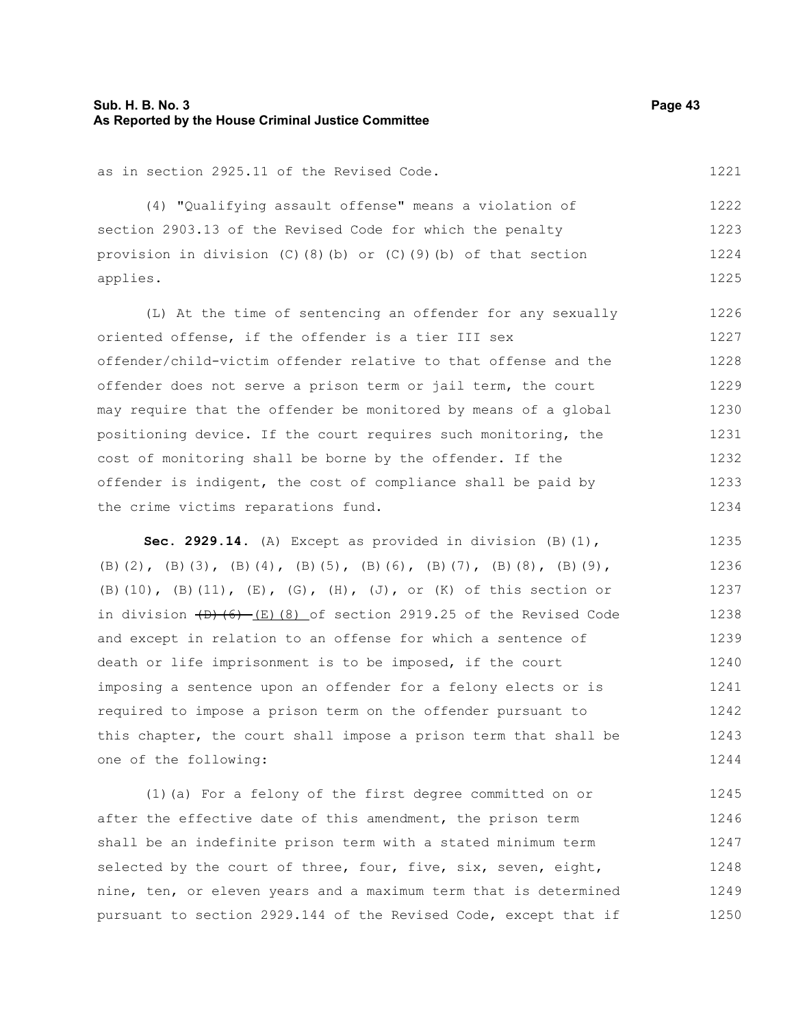as in section 2925.11 of the Revised Code.

(4) "Qualifying assault offense" means a violation of section 2903.13 of the Revised Code for which the penalty provision in division (C)(8)(b) or (C)(9)(b) of that section applies.

(L) At the time of sentencing an offender for any sexually oriented offense, if the offender is a tier III sex offender/child-victim offender relative to that offense and the offender does not serve a prison term or jail term, the court may require that the offender be monitored by means of a global positioning device. If the court requires such monitoring, the cost of monitoring shall be borne by the offender. If the offender is indigent, the cost of compliance shall be paid by the crime victims reparations fund.

**Sec. 2929.14.** (A) Except as provided in division (B)(1), (B)(2), (B)(3), (B)(4), (B)(5), (B)(6), (B)(7), (B)(8), (B)(9), (B)(10), (B)(11), (E), (G), (H), (J), or (K) of this section or in division ~~(D)(6)~~ (E)(8) of section 2919.25 of the Revised Code and except in relation to an offense for which a sentence of death or life imprisonment is to be imposed, if the court imposing a sentence upon an offender for a felony elects or is required to impose a prison term on the offender pursuant to this chapter, the court shall impose a prison term that shall be one of the following:

(1)(a) For a felony of the first degree committed on or after the effective date of this amendment, the prison term shall be an indefinite prison term with a stated minimum term selected by the court of three, four, five, six, seven, eight, nine, ten, or eleven years and a maximum term that is determined pursuant to section 2929.144 of the Revised Code, except that if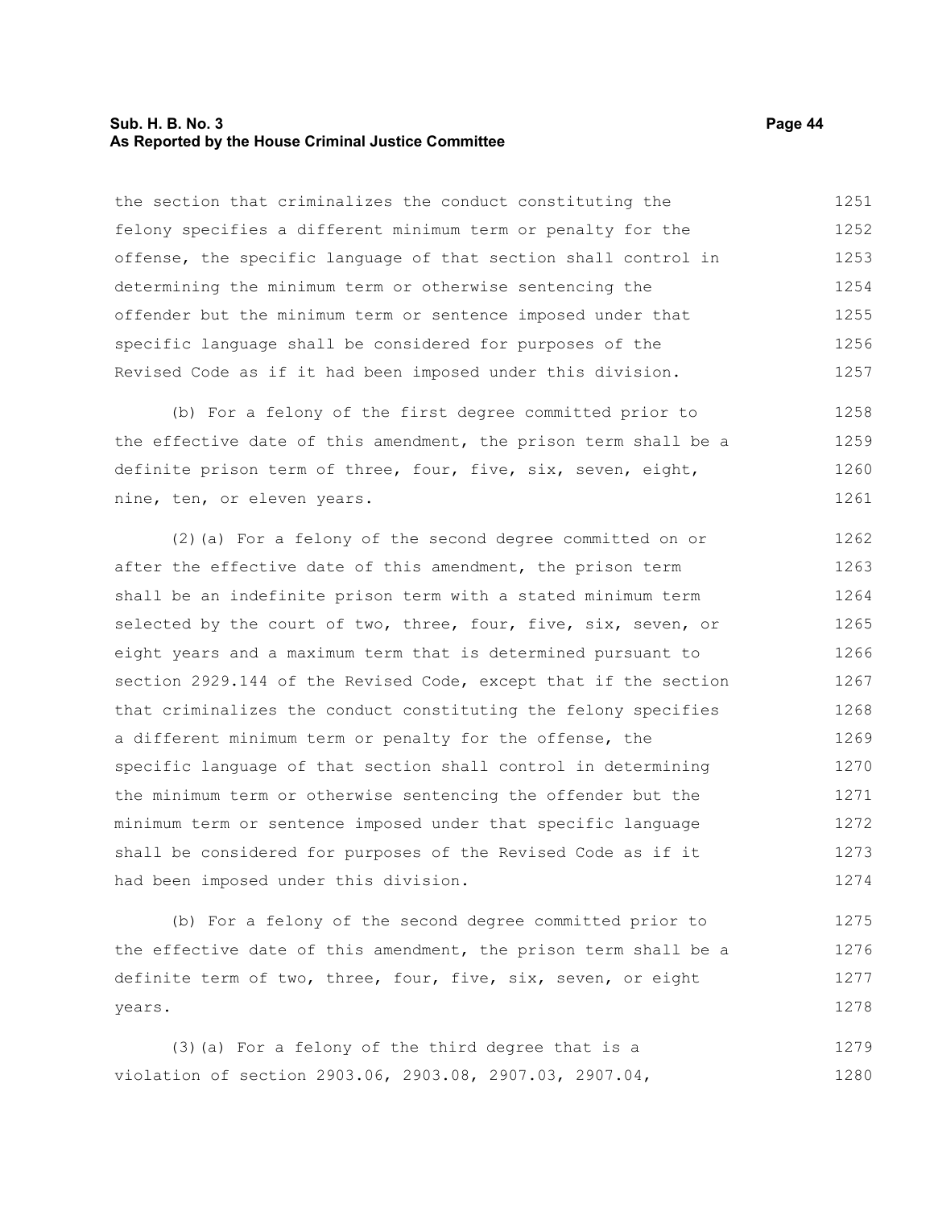the section that criminalizes the conduct constituting the felony specifies a different minimum term or penalty for the offense, the specific language of that section shall control in determining the minimum term or otherwise sentencing the offender but the minimum term or sentence imposed under that specific language shall be considered for purposes of the Revised Code as if it had been imposed under this division.

(b) For a felony of the first degree committed prior to the effective date of this amendment, the prison term shall be a definite prison term of three, four, five, six, seven, eight, nine, ten, or eleven years.

(2)(a) For a felony of the second degree committed on or after the effective date of this amendment, the prison term shall be an indefinite prison term with a stated minimum term selected by the court of two, three, four, five, six, seven, or eight years and a maximum term that is determined pursuant to section 2929.144 of the Revised Code, except that if the section that criminalizes the conduct constituting the felony specifies a different minimum term or penalty for the offense, the specific language of that section shall control in determining the minimum term or otherwise sentencing the offender but the minimum term or sentence imposed under that specific language shall be considered for purposes of the Revised Code as if it had been imposed under this division.

(b) For a felony of the second degree committed prior to the effective date of this amendment, the prison term shall be a definite term of two, three, four, five, six, seven, or eight years.

(3)(a) For a felony of the third degree that is a violation of section 2903.06, 2903.08, 2907.03, 2907.04,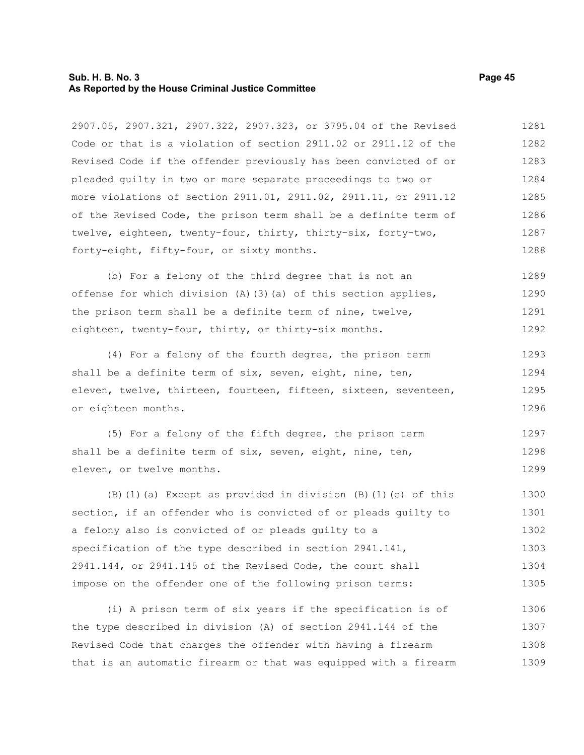2907.05, 2907.321, 2907.322, 2907.323, or 3795.04 of the Revised Code or that is a violation of section 2911.02 or 2911.12 of the Revised Code if the offender previously has been convicted of or pleaded guilty in two or more separate proceedings to two or more violations of section 2911.01, 2911.02, 2911.11, or 2911.12 of the Revised Code, the prison term shall be a definite term of twelve, eighteen, twenty-four, thirty, thirty-six, forty-two, forty-eight, fifty-four, or sixty months.

(b) For a felony of the third degree that is not an offense for which division (A)(3)(a) of this section applies, the prison term shall be a definite term of nine, twelve, eighteen, twenty-four, thirty, or thirty-six months.

(4) For a felony of the fourth degree, the prison term shall be a definite term of six, seven, eight, nine, ten, eleven, twelve, thirteen, fourteen, fifteen, sixteen, seventeen, or eighteen months.

(5) For a felony of the fifth degree, the prison term shall be a definite term of six, seven, eight, nine, ten, eleven, or twelve months.

(B)(1)(a) Except as provided in division (B)(1)(e) of this section, if an offender who is convicted of or pleads guilty to a felony also is convicted of or pleads guilty to a specification of the type described in section 2941.141, 2941.144, or 2941.145 of the Revised Code, the court shall impose on the offender one of the following prison terms:

(i) A prison term of six years if the specification is of the type described in division (A) of section 2941.144 of the Revised Code that charges the offender with having a firearm that is an automatic firearm or that was equipped with a firearm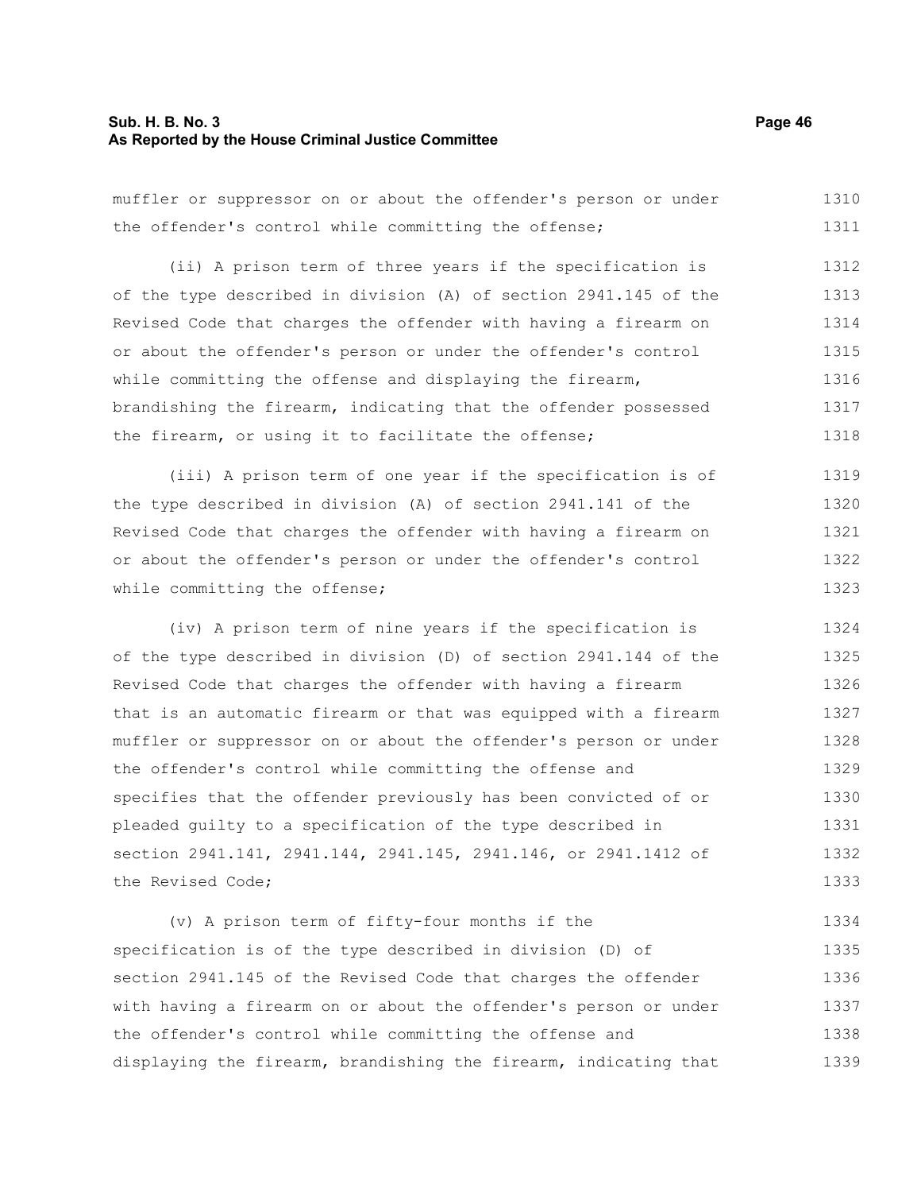muffler or suppressor on or about the offender's person or under the offender's control while committing the offense;

(ii) A prison term of three years if the specification is of the type described in division (A) of section 2941.145 of the Revised Code that charges the offender with having a firearm on or about the offender's person or under the offender's control while committing the offense and displaying the firearm, brandishing the firearm, indicating that the offender possessed the firearm, or using it to facilitate the offense;

(iii) A prison term of one year if the specification is of the type described in division (A) of section 2941.141 of the Revised Code that charges the offender with having a firearm on or about the offender's person or under the offender's control while committing the offense;

(iv) A prison term of nine years if the specification is of the type described in division (D) of section 2941.144 of the Revised Code that charges the offender with having a firearm that is an automatic firearm or that was equipped with a firearm muffler or suppressor on or about the offender's person or under the offender's control while committing the offense and specifies that the offender previously has been convicted of or pleaded guilty to a specification of the type described in section 2941.141, 2941.144, 2941.145, 2941.146, or 2941.1412 of the Revised Code;

(v) A prison term of fifty-four months if the specification is of the type described in division (D) of section 2941.145 of the Revised Code that charges the offender with having a firearm on or about the offender's person or under the offender's control while committing the offense and displaying the firearm, brandishing the firearm, indicating that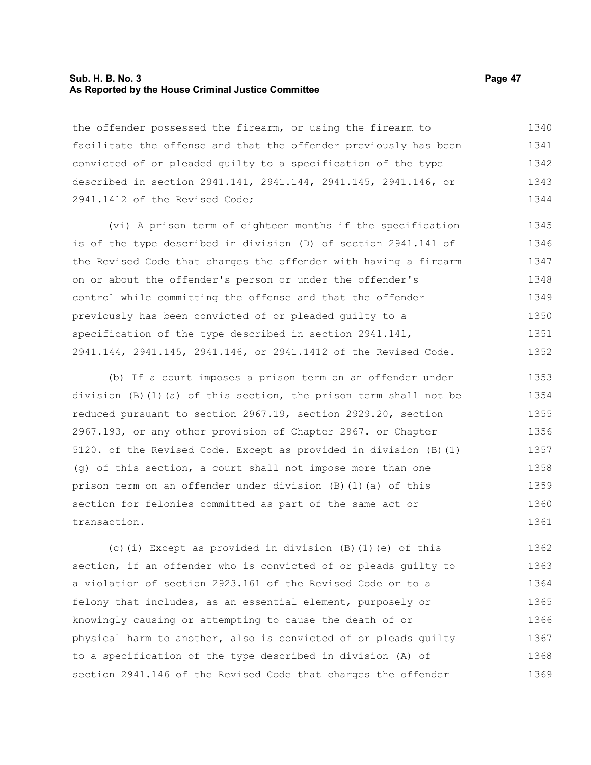the offender possessed the firearm, or using the firearm to facilitate the offense and that the offender previously has been convicted of or pleaded guilty to a specification of the type described in section 2941.141, 2941.144, 2941.145, 2941.146, or 2941.1412 of the Revised Code;

(vi) A prison term of eighteen months if the specification is of the type described in division (D) of section 2941.141 of the Revised Code that charges the offender with having a firearm on or about the offender's person or under the offender's control while committing the offense and that the offender previously has been convicted of or pleaded guilty to a specification of the type described in section 2941.141, 2941.144, 2941.145, 2941.146, or 2941.1412 of the Revised Code.

(b) If a court imposes a prison term on an offender under division (B)(1)(a) of this section, the prison term shall not be reduced pursuant to section 2967.19, section 2929.20, section 2967.193, or any other provision of Chapter 2967. or Chapter 5120. of the Revised Code. Except as provided in division (B)(1)(g) of this section, a court shall not impose more than one prison term on an offender under division (B)(1)(a) of this section for felonies committed as part of the same act or transaction.

(c)(i) Except as provided in division (B)(1)(e) of this section, if an offender who is convicted of or pleads guilty to a violation of section 2923.161 of the Revised Code or to a felony that includes, as an essential element, purposely or knowingly causing or attempting to cause the death of or physical harm to another, also is convicted of or pleads guilty to a specification of the type described in division (A) of section 2941.146 of the Revised Code that charges the offender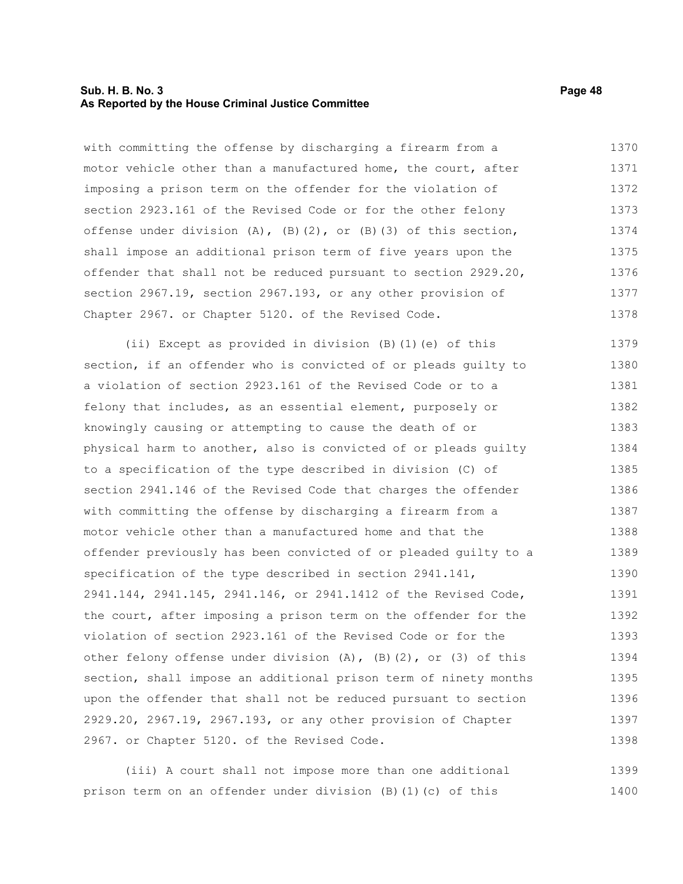with committing the offense by discharging a firearm from a motor vehicle other than a manufactured home, the court, after imposing a prison term on the offender for the violation of section 2923.161 of the Revised Code or for the other felony offense under division (A), (B)(2), or (B)(3) of this section, shall impose an additional prison term of five years upon the offender that shall not be reduced pursuant to section 2929.20, section 2967.19, section 2967.193, or any other provision of Chapter 2967. or Chapter 5120. of the Revised Code.

(ii) Except as provided in division (B)(1)(e) of this section, if an offender who is convicted of or pleads guilty to a violation of section 2923.161 of the Revised Code or to a felony that includes, as an essential element, purposely or knowingly causing or attempting to cause the death of or physical harm to another, also is convicted of or pleads guilty to a specification of the type described in division (C) of section 2941.146 of the Revised Code that charges the offender with committing the offense by discharging a firearm from a motor vehicle other than a manufactured home and that the offender previously has been convicted of or pleaded guilty to a specification of the type described in section 2941.141, 2941.144, 2941.145, 2941.146, or 2941.1412 of the Revised Code, the court, after imposing a prison term on the offender for the violation of section 2923.161 of the Revised Code or for the other felony offense under division (A), (B)(2), or (3) of this section, shall impose an additional prison term of ninety months upon the offender that shall not be reduced pursuant to section 2929.20, 2967.19, 2967.193, or any other provision of Chapter 2967. or Chapter 5120. of the Revised Code.

(iii) A court shall not impose more than one additional prison term on an offender under division (B)(1)(c) of this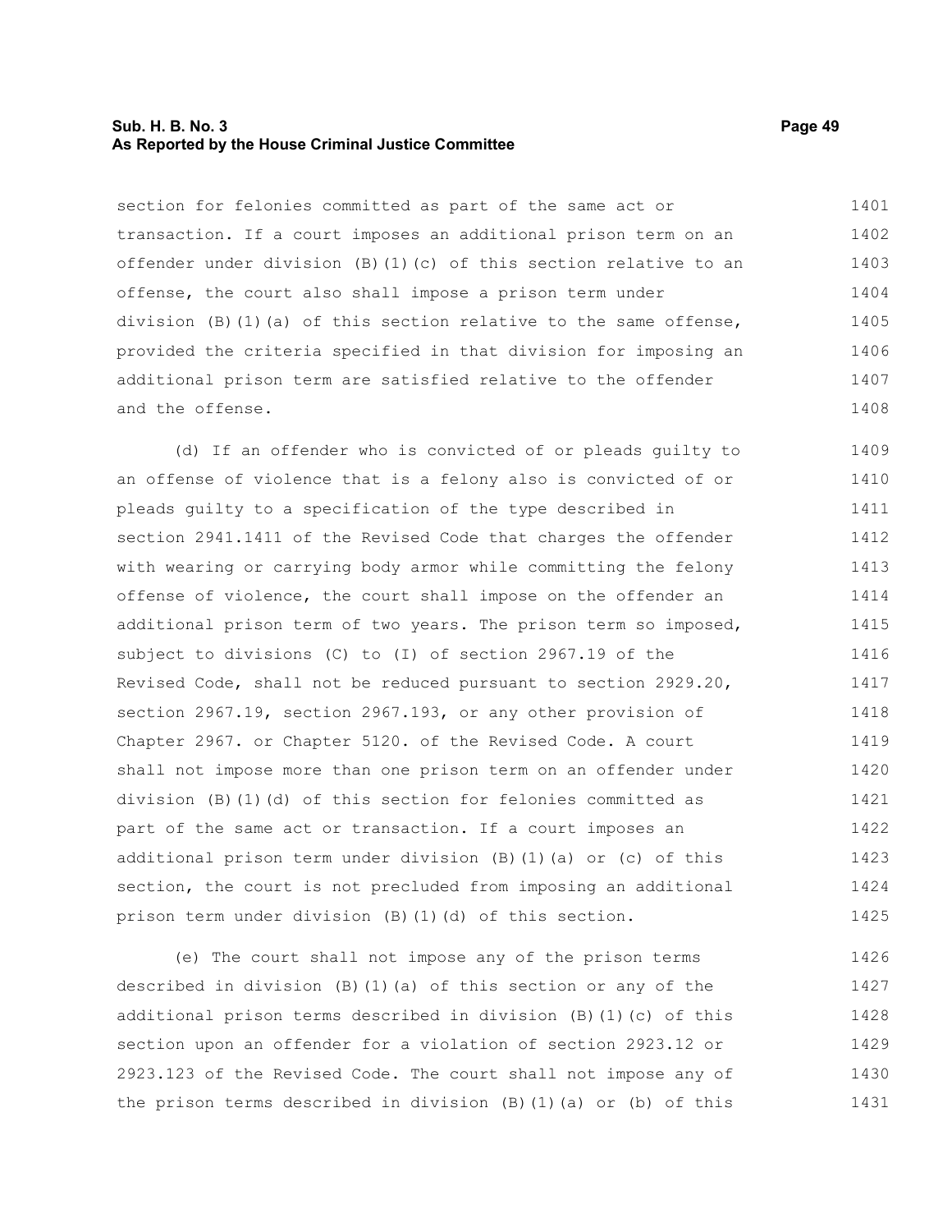section for felonies committed as part of the same act or transaction. If a court imposes an additional prison term on an offender under division (B)(1)(c) of this section relative to an offense, the court also shall impose a prison term under division (B)(1)(a) of this section relative to the same offense, provided the criteria specified in that division for imposing an additional prison term are satisfied relative to the offender and the offense.

(d) If an offender who is convicted of or pleads guilty to an offense of violence that is a felony also is convicted of or pleads guilty to a specification of the type described in section 2941.1411 of the Revised Code that charges the offender with wearing or carrying body armor while committing the felony offense of violence, the court shall impose on the offender an additional prison term of two years. The prison term so imposed, subject to divisions (C) to (I) of section 2967.19 of the Revised Code, shall not be reduced pursuant to section 2929.20, section 2967.19, section 2967.193, or any other provision of Chapter 2967. or Chapter 5120. of the Revised Code. A court shall not impose more than one prison term on an offender under division (B)(1)(d) of this section for felonies committed as part of the same act or transaction. If a court imposes an additional prison term under division (B)(1)(a) or (c) of this section, the court is not precluded from imposing an additional prison term under division (B)(1)(d) of this section.

(e) The court shall not impose any of the prison terms described in division (B)(1)(a) of this section or any of the additional prison terms described in division (B)(1)(c) of this section upon an offender for a violation of section 2923.12 or 2923.123 of the Revised Code. The court shall not impose any of the prison terms described in division (B)(1)(a) or (b) of this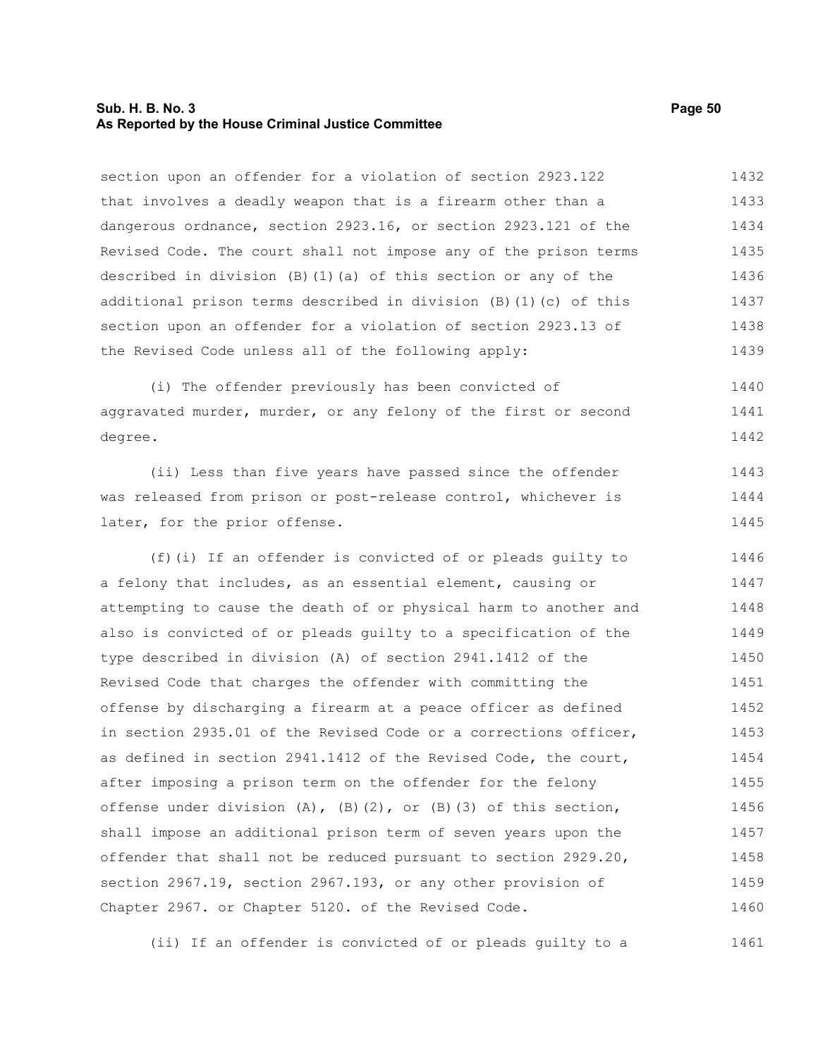section upon an offender for a violation of section 2923.122 that involves a deadly weapon that is a firearm other than a dangerous ordnance, section 2923.16, or section 2923.121 of the Revised Code. The court shall not impose any of the prison terms described in division (B)(1)(a) of this section or any of the additional prison terms described in division (B)(1)(c) of this section upon an offender for a violation of section 2923.13 of the Revised Code unless all of the following apply:

(i) The offender previously has been convicted of aggravated murder, murder, or any felony of the first or second degree.

(ii) Less than five years have passed since the offender was released from prison or post-release control, whichever is later, for the prior offense.

(f)(i) If an offender is convicted of or pleads guilty to a felony that includes, as an essential element, causing or attempting to cause the death of or physical harm to another and also is convicted of or pleads guilty to a specification of the type described in division (A) of section 2941.1412 of the Revised Code that charges the offender with committing the offense by discharging a firearm at a peace officer as defined in section 2935.01 of the Revised Code or a corrections officer, as defined in section 2941.1412 of the Revised Code, the court, after imposing a prison term on the offender for the felony offense under division (A), (B)(2), or (B)(3) of this section, shall impose an additional prison term of seven years upon the offender that shall not be reduced pursuant to section 2929.20, section 2967.19, section 2967.193, or any other provision of Chapter 2967. or Chapter 5120. of the Revised Code.

(ii) If an offender is convicted of or pleads guilty to a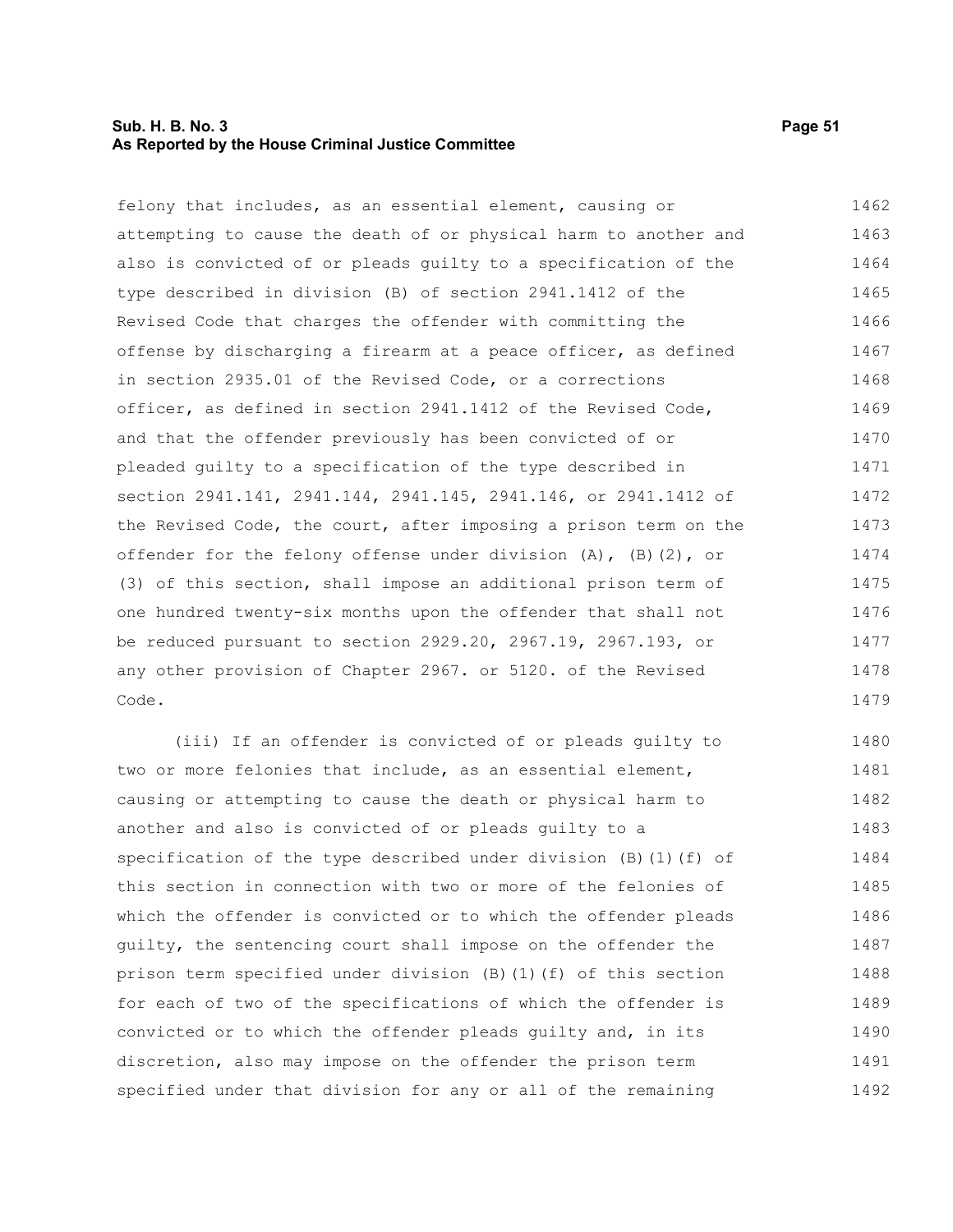felony that includes, as an essential element, causing or attempting to cause the death of or physical harm to another and also is convicted of or pleads guilty to a specification of the type described in division (B) of section 2941.1412 of the Revised Code that charges the offender with committing the offense by discharging a firearm at a peace officer, as defined in section 2935.01 of the Revised Code, or a corrections officer, as defined in section 2941.1412 of the Revised Code, and that the offender previously has been convicted of or pleaded guilty to a specification of the type described in section 2941.141, 2941.144, 2941.145, 2941.146, or 2941.1412 of the Revised Code, the court, after imposing a prison term on the offender for the felony offense under division (A), (B)(2), or (3) of this section, shall impose an additional prison term of one hundred twenty-six months upon the offender that shall not be reduced pursuant to section 2929.20, 2967.19, 2967.193, or any other provision of Chapter 2967. or 5120. of the Revised Code.

(iii) If an offender is convicted of or pleads guilty to two or more felonies that include, as an essential element, causing or attempting to cause the death or physical harm to another and also is convicted of or pleads guilty to a specification of the type described under division (B)(1)(f) of this section in connection with two or more of the felonies of which the offender is convicted or to which the offender pleads guilty, the sentencing court shall impose on the offender the prison term specified under division (B)(1)(f) of this section for each of two of the specifications of which the offender is convicted or to which the offender pleads guilty and, in its discretion, also may impose on the offender the prison term specified under that division for any or all of the remaining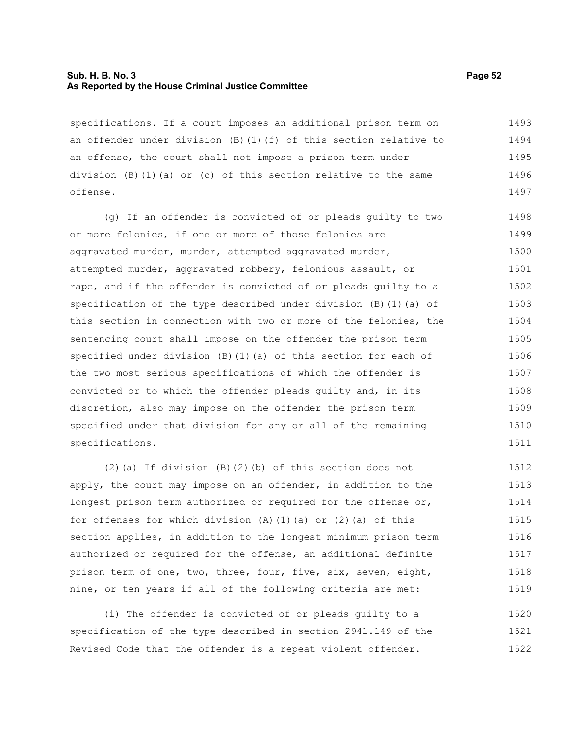specifications. If a court imposes an additional prison term on an offender under division (B)(1)(f) of this section relative to an offense, the court shall not impose a prison term under division (B)(1)(a) or (c) of this section relative to the same offense.

(g) If an offender is convicted of or pleads guilty to two or more felonies, if one or more of those felonies are aggravated murder, murder, attempted aggravated murder, attempted murder, aggravated robbery, felonious assault, or rape, and if the offender is convicted of or pleads guilty to a specification of the type described under division (B)(1)(a) of this section in connection with two or more of the felonies, the sentencing court shall impose on the offender the prison term specified under division (B)(1)(a) of this section for each of the two most serious specifications of which the offender is convicted or to which the offender pleads guilty and, in its discretion, also may impose on the offender the prison term specified under that division for any or all of the remaining specifications.

(2)(a) If division (B)(2)(b) of this section does not apply, the court may impose on an offender, in addition to the longest prison term authorized or required for the offense or, for offenses for which division (A)(1)(a) or (2)(a) of this section applies, in addition to the longest minimum prison term authorized or required for the offense, an additional definite prison term of one, two, three, four, five, six, seven, eight, nine, or ten years if all of the following criteria are met:

(i) The offender is convicted of or pleads guilty to a specification of the type described in section 2941.149 of the Revised Code that the offender is a repeat violent offender.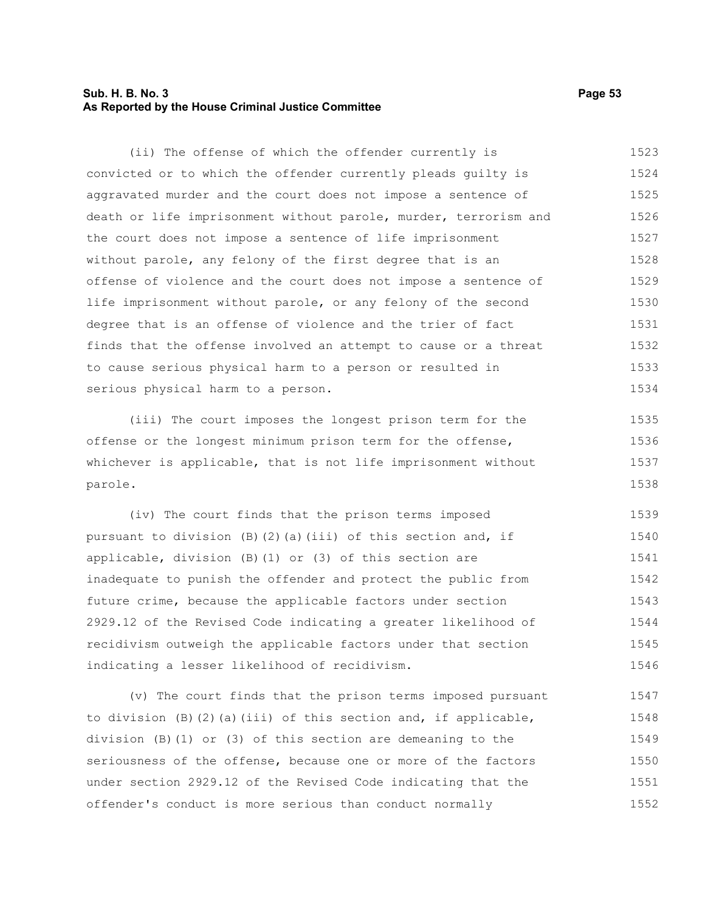(ii) The offense of which the offender currently is convicted or to which the offender currently pleads guilty is aggravated murder and the court does not impose a sentence of death or life imprisonment without parole, murder, terrorism and the court does not impose a sentence of life imprisonment without parole, any felony of the first degree that is an offense of violence and the court does not impose a sentence of life imprisonment without parole, or any felony of the second degree that is an offense of violence and the trier of fact finds that the offense involved an attempt to cause or a threat to cause serious physical harm to a person or resulted in serious physical harm to a person.

(iii) The court imposes the longest prison term for the offense or the longest minimum prison term for the offense, whichever is applicable, that is not life imprisonment without parole.

(iv) The court finds that the prison terms imposed pursuant to division (B)(2)(a)(iii) of this section and, if applicable, division (B)(1) or (3) of this section are inadequate to punish the offender and protect the public from future crime, because the applicable factors under section 2929.12 of the Revised Code indicating a greater likelihood of recidivism outweigh the applicable factors under that section indicating a lesser likelihood of recidivism.

(v) The court finds that the prison terms imposed pursuant to division (B)(2)(a)(iii) of this section and, if applicable, division (B)(1) or (3) of this section are demeaning to the seriousness of the offense, because one or more of the factors under section 2929.12 of the Revised Code indicating that the offender's conduct is more serious than conduct normally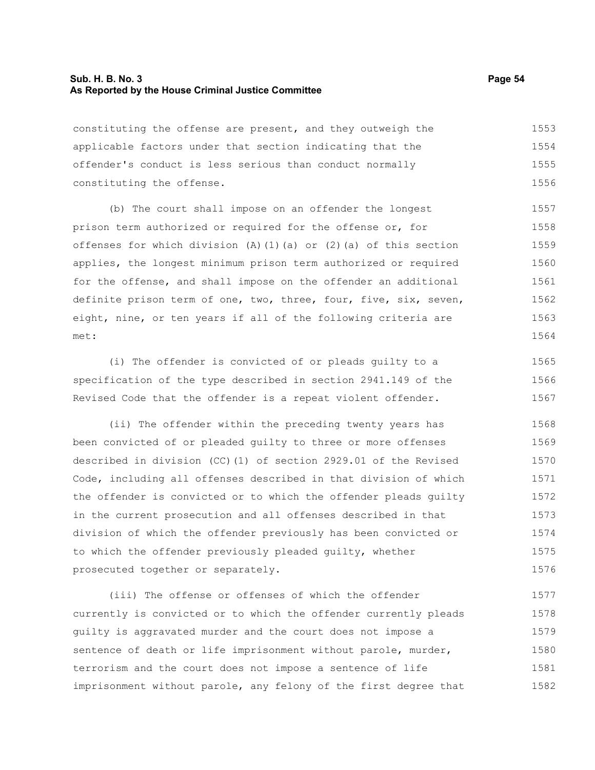constituting the offense are present, and they outweigh the applicable factors under that section indicating that the offender's conduct is less serious than conduct normally constituting the offense.

(b) The court shall impose on an offender the longest prison term authorized or required for the offense or, for offenses for which division (A)(1)(a) or (2)(a) of this section applies, the longest minimum prison term authorized or required for the offense, and shall impose on the offender an additional definite prison term of one, two, three, four, five, six, seven, eight, nine, or ten years if all of the following criteria are met:

(i) The offender is convicted of or pleads guilty to a specification of the type described in section 2941.149 of the Revised Code that the offender is a repeat violent offender.

(ii) The offender within the preceding twenty years has been convicted of or pleaded guilty to three or more offenses described in division (CC)(1) of section 2929.01 of the Revised Code, including all offenses described in that division of which the offender is convicted or to which the offender pleads guilty in the current prosecution and all offenses described in that division of which the offender previously has been convicted or to which the offender previously pleaded guilty, whether prosecuted together or separately.

(iii) The offense or offenses of which the offender currently is convicted or to which the offender currently pleads guilty is aggravated murder and the court does not impose a sentence of death or life imprisonment without parole, murder, terrorism and the court does not impose a sentence of life imprisonment without parole, any felony of the first degree that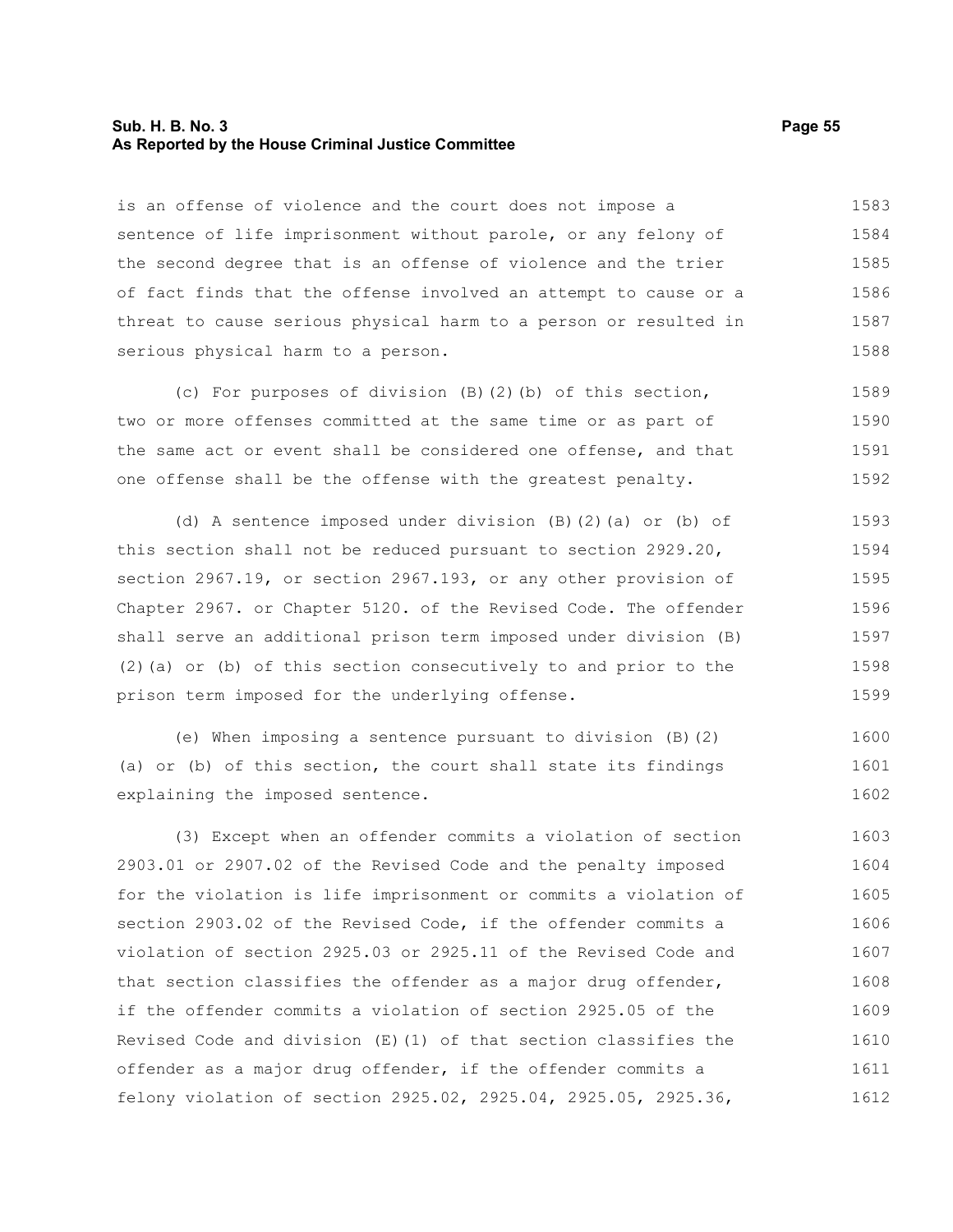is an offense of violence and the court does not impose a sentence of life imprisonment without parole, or any felony of the second degree that is an offense of violence and the trier of fact finds that the offense involved an attempt to cause or a threat to cause serious physical harm to a person or resulted in serious physical harm to a person.

(c) For purposes of division (B)(2)(b) of this section, two or more offenses committed at the same time or as part of the same act or event shall be considered one offense, and that one offense shall be the offense with the greatest penalty.

(d) A sentence imposed under division (B)(2)(a) or (b) of this section shall not be reduced pursuant to section 2929.20, section 2967.19, or section 2967.193, or any other provision of Chapter 2967. or Chapter 5120. of the Revised Code. The offender shall serve an additional prison term imposed under division (B)(2)(a) or (b) of this section consecutively to and prior to the prison term imposed for the underlying offense.

(e) When imposing a sentence pursuant to division (B)(2)(a) or (b) of this section, the court shall state its findings explaining the imposed sentence.

(3) Except when an offender commits a violation of section 2903.01 or 2907.02 of the Revised Code and the penalty imposed for the violation is life imprisonment or commits a violation of section 2903.02 of the Revised Code, if the offender commits a violation of section 2925.03 or 2925.11 of the Revised Code and that section classifies the offender as a major drug offender, if the offender commits a violation of section 2925.05 of the Revised Code and division (E)(1) of that section classifies the offender as a major drug offender, if the offender commits a felony violation of section 2925.02, 2925.04, 2925.05, 2925.36,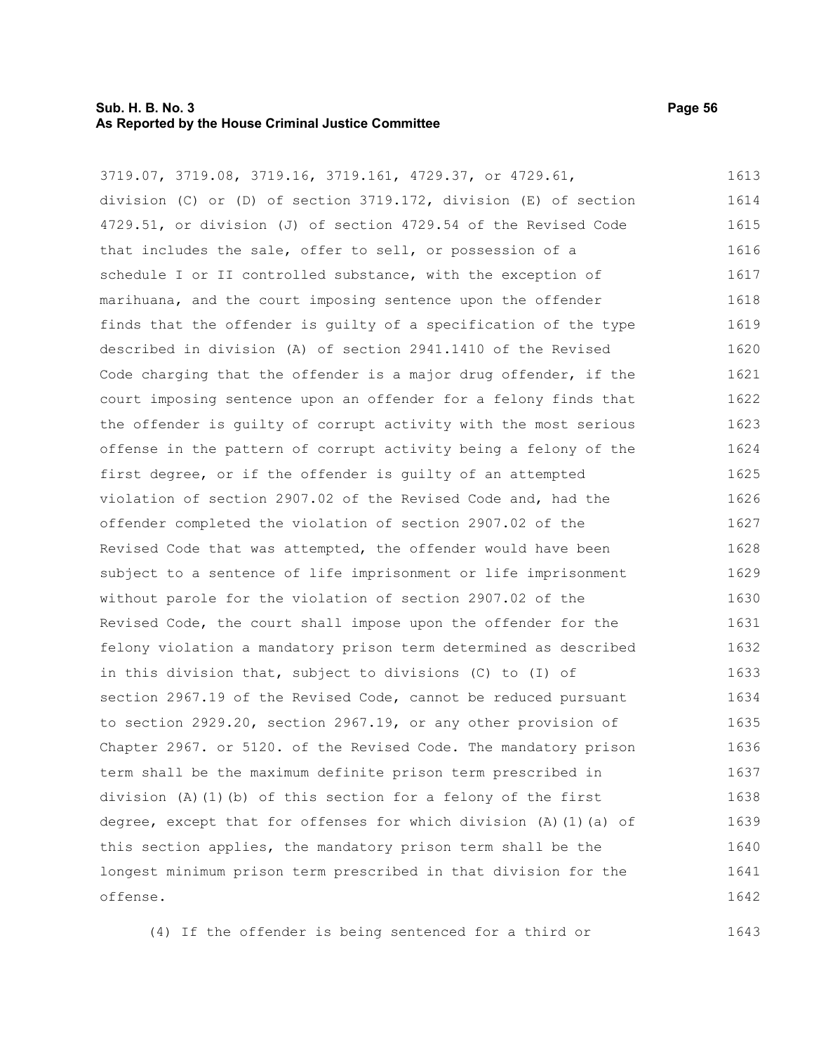3719.07, 3719.08, 3719.16, 3719.161, 4729.37, or 4729.61, division (C) or (D) of section 3719.172, division (E) of section 4729.51, or division (J) of section 4729.54 of the Revised Code that includes the sale, offer to sell, or possession of a schedule I or II controlled substance, with the exception of marihuana, and the court imposing sentence upon the offender finds that the offender is guilty of a specification of the type described in division (A) of section 2941.1410 of the Revised Code charging that the offender is a major drug offender, if the court imposing sentence upon an offender for a felony finds that the offender is guilty of corrupt activity with the most serious offense in the pattern of corrupt activity being a felony of the first degree, or if the offender is guilty of an attempted violation of section 2907.02 of the Revised Code and, had the offender completed the violation of section 2907.02 of the Revised Code that was attempted, the offender would have been subject to a sentence of life imprisonment or life imprisonment without parole for the violation of section 2907.02 of the Revised Code, the court shall impose upon the offender for the felony violation a mandatory prison term determined as described in this division that, subject to divisions (C) to (I) of section 2967.19 of the Revised Code, cannot be reduced pursuant to section 2929.20, section 2967.19, or any other provision of Chapter 2967. or 5120. of the Revised Code. The mandatory prison term shall be the maximum definite prison term prescribed in division (A)(1)(b) of this section for a felony of the first degree, except that for offenses for which division (A)(1)(a) of this section applies, the mandatory prison term shall be the longest minimum prison term prescribed in that division for the offense.

(4) If the offender is being sentenced for a third or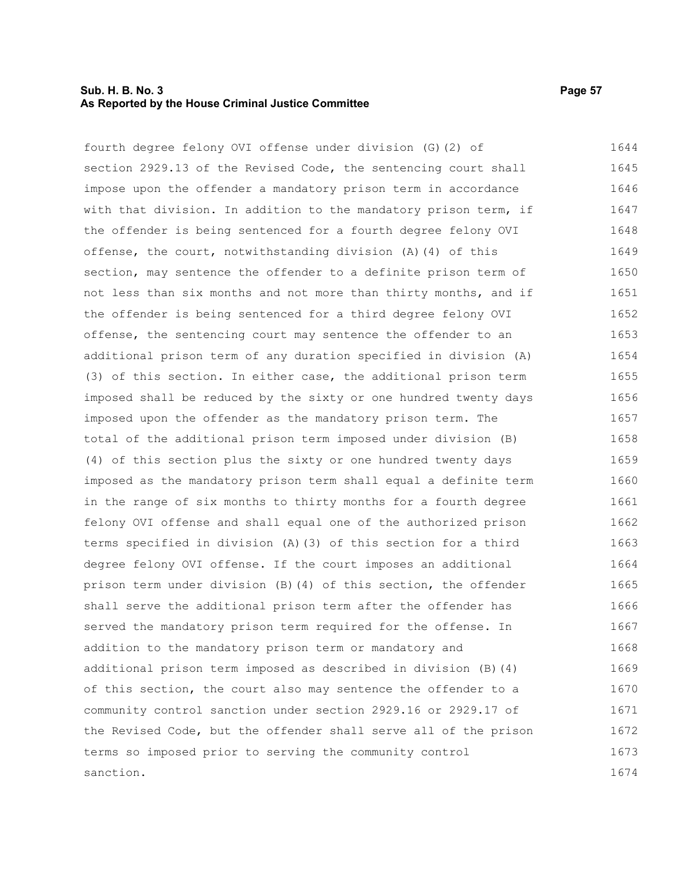fourth degree felony OVI offense under division (G)(2) of section 2929.13 of the Revised Code, the sentencing court shall impose upon the offender a mandatory prison term in accordance with that division. In addition to the mandatory prison term, if the offender is being sentenced for a fourth degree felony OVI offense, the court, notwithstanding division (A)(4) of this section, may sentence the offender to a definite prison term of not less than six months and not more than thirty months, and if the offender is being sentenced for a third degree felony OVI offense, the sentencing court may sentence the offender to an additional prison term of any duration specified in division (A)(3) of this section. In either case, the additional prison term imposed shall be reduced by the sixty or one hundred twenty days imposed upon the offender as the mandatory prison term. The total of the additional prison term imposed under division (B)(4) of this section plus the sixty or one hundred twenty days imposed as the mandatory prison term shall equal a definite term in the range of six months to thirty months for a fourth degree felony OVI offense and shall equal one of the authorized prison terms specified in division (A)(3) of this section for a third degree felony OVI offense. If the court imposes an additional prison term under division (B)(4) of this section, the offender shall serve the additional prison term after the offender has served the mandatory prison term required for the offense. In addition to the mandatory prison term or mandatory and additional prison term imposed as described in division (B)(4) of this section, the court also may sentence the offender to a community control sanction under section 2929.16 or 2929.17 of the Revised Code, but the offender shall serve all of the prison terms so imposed prior to serving the community control sanction.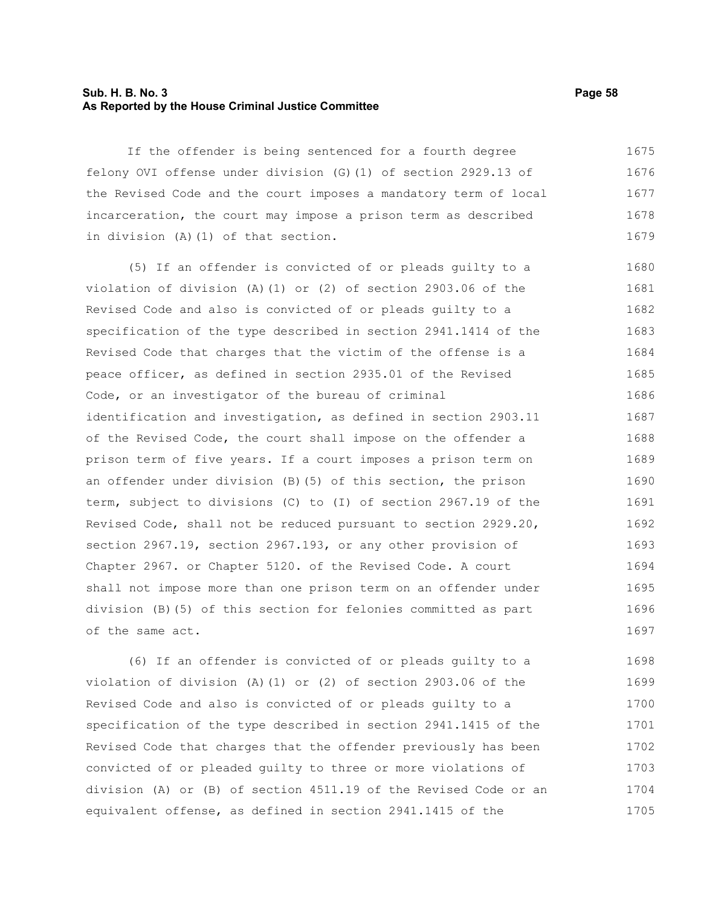If the offender is being sentenced for a fourth degree felony OVI offense under division (G)(1) of section 2929.13 of the Revised Code and the court imposes a mandatory term of local incarceration, the court may impose a prison term as described in division (A)(1) of that section.

(5) If an offender is convicted of or pleads guilty to a violation of division (A)(1) or (2) of section 2903.06 of the Revised Code and also is convicted of or pleads guilty to a specification of the type described in section 2941.1414 of the Revised Code that charges that the victim of the offense is a peace officer, as defined in section 2935.01 of the Revised Code, or an investigator of the bureau of criminal identification and investigation, as defined in section 2903.11 of the Revised Code, the court shall impose on the offender a prison term of five years. If a court imposes a prison term on an offender under division (B)(5) of this section, the prison term, subject to divisions (C) to (I) of section 2967.19 of the Revised Code, shall not be reduced pursuant to section 2929.20, section 2967.19, section 2967.193, or any other provision of Chapter 2967. or Chapter 5120. of the Revised Code. A court shall not impose more than one prison term on an offender under division (B)(5) of this section for felonies committed as part of the same act.

(6) If an offender is convicted of or pleads guilty to a violation of division (A)(1) or (2) of section 2903.06 of the Revised Code and also is convicted of or pleads guilty to a specification of the type described in section 2941.1415 of the Revised Code that charges that the offender previously has been convicted of or pleaded guilty to three or more violations of division (A) or (B) of section 4511.19 of the Revised Code or an equivalent offense, as defined in section 2941.1415 of the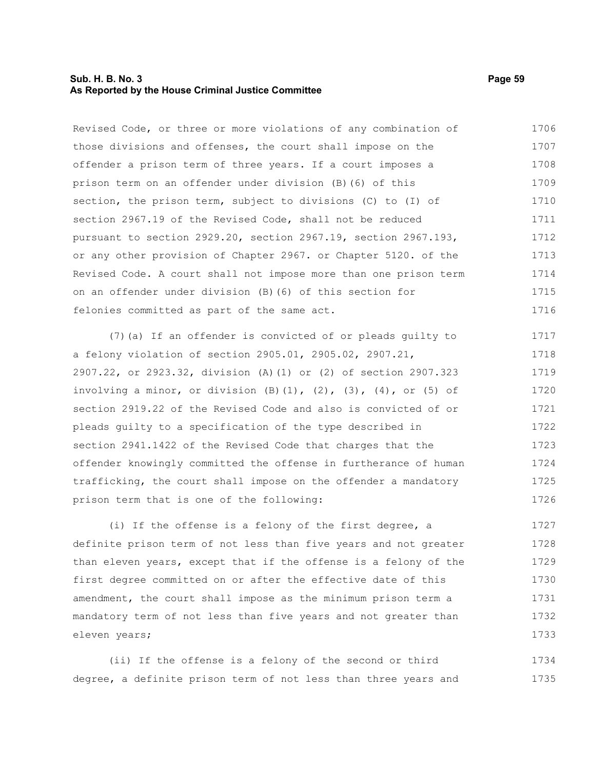Revised Code, or three or more violations of any combination of those divisions and offenses, the court shall impose on the offender a prison term of three years. If a court imposes a prison term on an offender under division (B)(6) of this section, the prison term, subject to divisions (C) to (I) of section 2967.19 of the Revised Code, shall not be reduced pursuant to section 2929.20, section 2967.19, section 2967.193, or any other provision of Chapter 2967. or Chapter 5120. of the Revised Code. A court shall not impose more than one prison term on an offender under division (B)(6) of this section for felonies committed as part of the same act.

(7)(a) If an offender is convicted of or pleads guilty to a felony violation of section 2905.01, 2905.02, 2907.21, 2907.22, or 2923.32, division (A)(1) or (2) of section 2907.323 involving a minor, or division (B)(1), (2), (3), (4), or (5) of section 2919.22 of the Revised Code and also is convicted of or pleads guilty to a specification of the type described in section 2941.1422 of the Revised Code that charges that the offender knowingly committed the offense in furtherance of human trafficking, the court shall impose on the offender a mandatory prison term that is one of the following:

(i) If the offense is a felony of the first degree, a definite prison term of not less than five years and not greater than eleven years, except that if the offense is a felony of the first degree committed on or after the effective date of this amendment, the court shall impose as the minimum prison term a mandatory term of not less than five years and not greater than eleven years;

(ii) If the offense is a felony of the second or third degree, a definite prison term of not less than three years and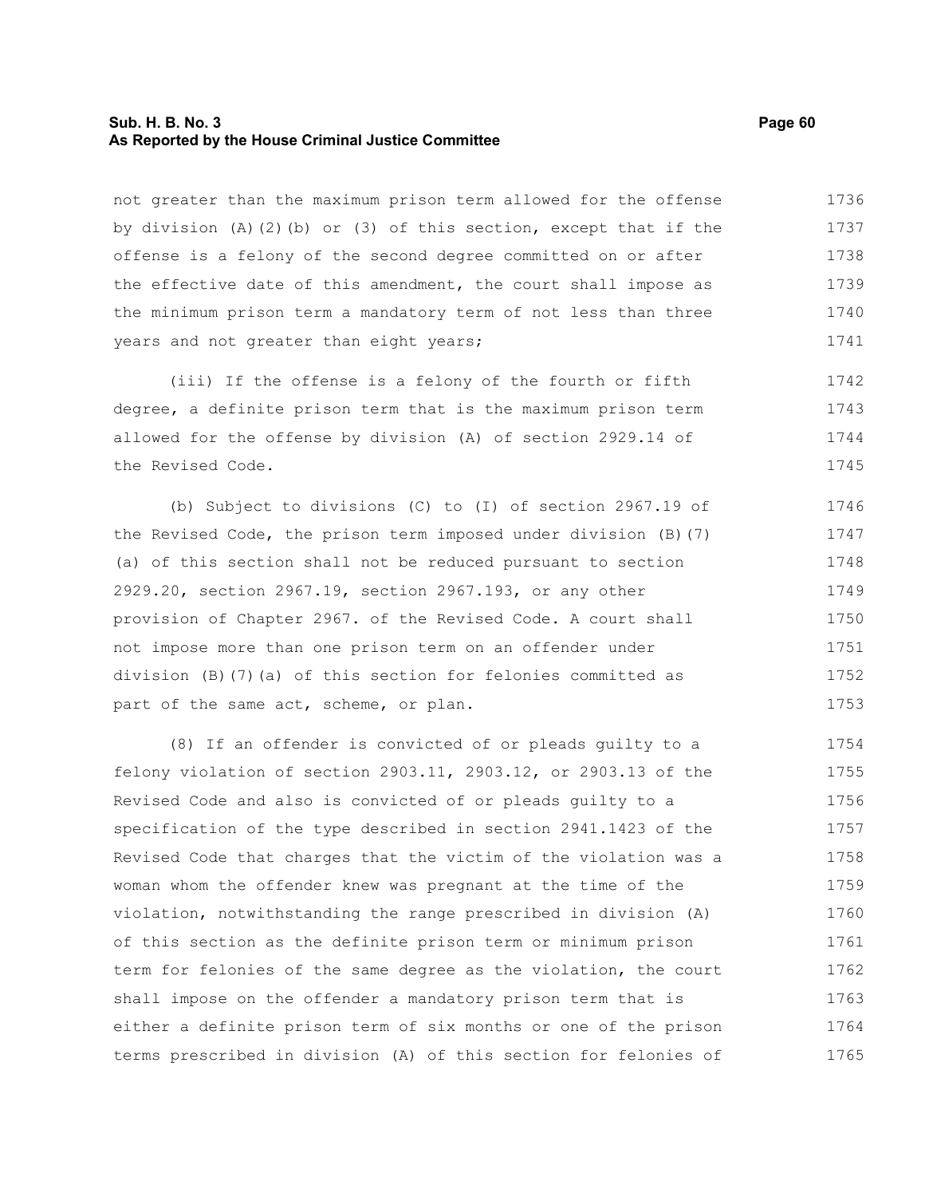not greater than the maximum prison term allowed for the offense by division (A)(2)(b) or (3) of this section, except that if the offense is a felony of the second degree committed on or after the effective date of this amendment, the court shall impose as the minimum prison term a mandatory term of not less than three years and not greater than eight years;

(iii) If the offense is a felony of the fourth or fifth degree, a definite prison term that is the maximum prison term allowed for the offense by division (A) of section 2929.14 of the Revised Code.

(b) Subject to divisions (C) to (I) of section 2967.19 of the Revised Code, the prison term imposed under division (B)(7)(a) of this section shall not be reduced pursuant to section 2929.20, section 2967.19, section 2967.193, or any other provision of Chapter 2967. of the Revised Code. A court shall not impose more than one prison term on an offender under division (B)(7)(a) of this section for felonies committed as part of the same act, scheme, or plan.

(8) If an offender is convicted of or pleads guilty to a felony violation of section 2903.11, 2903.12, or 2903.13 of the Revised Code and also is convicted of or pleads guilty to a specification of the type described in section 2941.1423 of the Revised Code that charges that the victim of the violation was a woman whom the offender knew was pregnant at the time of the violation, notwithstanding the range prescribed in division (A) of this section as the definite prison term or minimum prison term for felonies of the same degree as the violation, the court shall impose on the offender a mandatory prison term that is either a definite prison term of six months or one of the prison terms prescribed in division (A) of this section for felonies of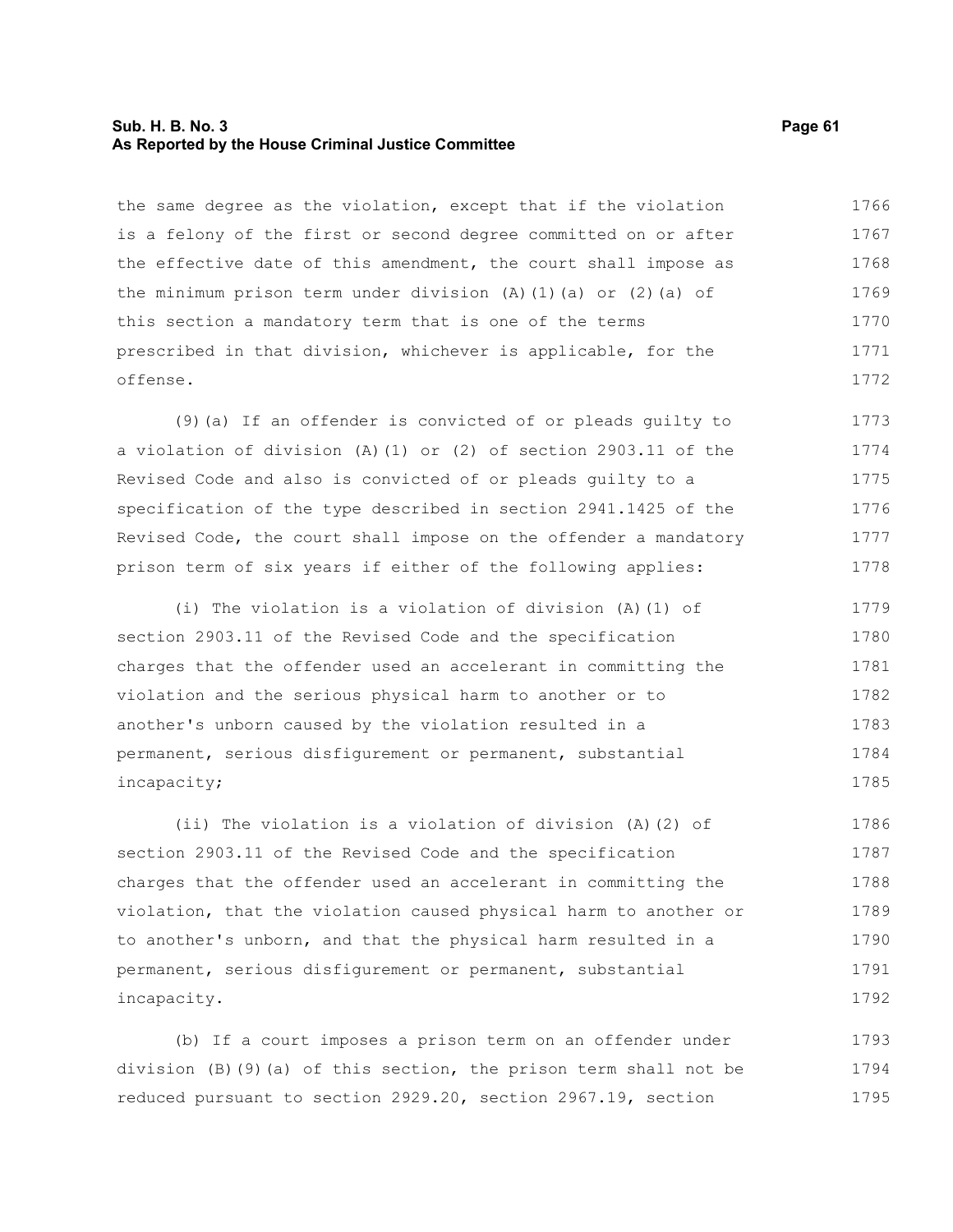the same degree as the violation, except that if the violation is a felony of the first or second degree committed on or after the effective date of this amendment, the court shall impose as the minimum prison term under division (A)(1)(a) or (2)(a) of this section a mandatory term that is one of the terms prescribed in that division, whichever is applicable, for the offense.

(9)(a) If an offender is convicted of or pleads guilty to a violation of division (A)(1) or (2) of section 2903.11 of the Revised Code and also is convicted of or pleads guilty to a specification of the type described in section 2941.1425 of the Revised Code, the court shall impose on the offender a mandatory prison term of six years if either of the following applies:

(i) The violation is a violation of division (A)(1) of section 2903.11 of the Revised Code and the specification charges that the offender used an accelerant in committing the violation and the serious physical harm to another or to another's unborn caused by the violation resulted in a permanent, serious disfigurement or permanent, substantial incapacity;

(ii) The violation is a violation of division (A)(2) of section 2903.11 of the Revised Code and the specification charges that the offender used an accelerant in committing the violation, that the violation caused physical harm to another or to another's unborn, and that the physical harm resulted in a permanent, serious disfigurement or permanent, substantial incapacity.

(b) If a court imposes a prison term on an offender under division (B)(9)(a) of this section, the prison term shall not be reduced pursuant to section 2929.20, section 2967.19, section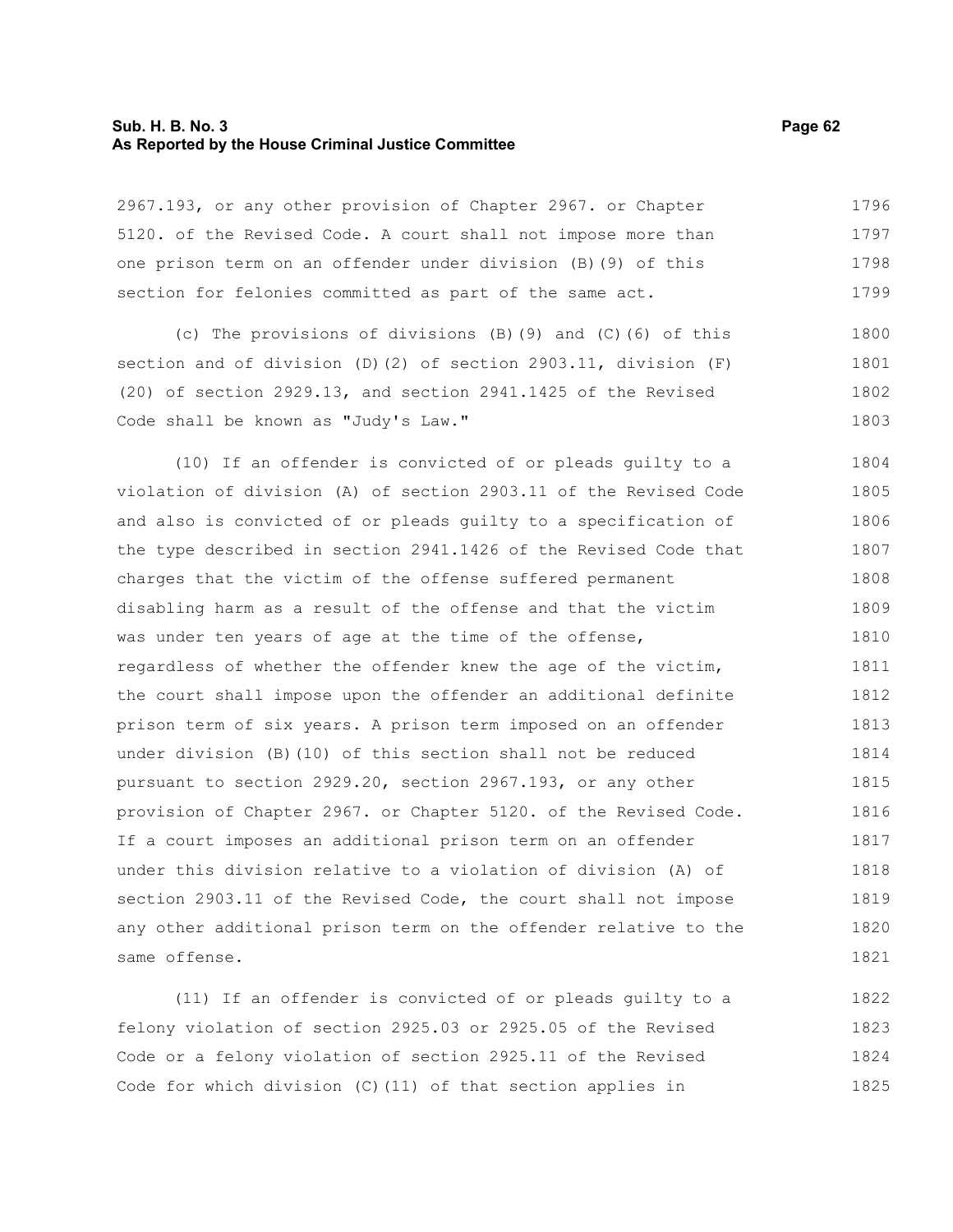2967.193, or any other provision of Chapter 2967. or Chapter 5120. of the Revised Code. A court shall not impose more than one prison term on an offender under division (B)(9) of this section for felonies committed as part of the same act.

(c) The provisions of divisions (B)(9) and (C)(6) of this section and of division (D)(2) of section 2903.11, division (F)(20) of section 2929.13, and section 2941.1425 of the Revised Code shall be known as "Judy's Law."

(10) If an offender is convicted of or pleads guilty to a violation of division (A) of section 2903.11 of the Revised Code and also is convicted of or pleads guilty to a specification of the type described in section 2941.1426 of the Revised Code that charges that the victim of the offense suffered permanent disabling harm as a result of the offense and that the victim was under ten years of age at the time of the offense, regardless of whether the offender knew the age of the victim, the court shall impose upon the offender an additional definite prison term of six years. A prison term imposed on an offender under division (B)(10) of this section shall not be reduced pursuant to section 2929.20, section 2967.193, or any other provision of Chapter 2967. or Chapter 5120. of the Revised Code. If a court imposes an additional prison term on an offender under this division relative to a violation of division (A) of section 2903.11 of the Revised Code, the court shall not impose any other additional prison term on the offender relative to the same offense.

(11) If an offender is convicted of or pleads guilty to a felony violation of section 2925.03 or 2925.05 of the Revised Code or a felony violation of section 2925.11 of the Revised Code for which division (C)(11) of that section applies in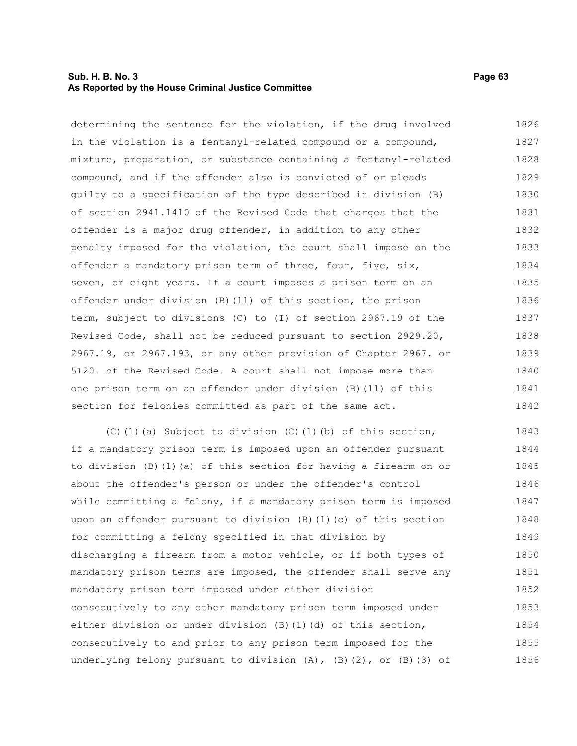determining the sentence for the violation, if the drug involved in the violation is a fentanyl-related compound or a compound, mixture, preparation, or substance containing a fentanyl-related compound, and if the offender also is convicted of or pleads guilty to a specification of the type described in division (B) of section 2941.1410 of the Revised Code that charges that the offender is a major drug offender, in addition to any other penalty imposed for the violation, the court shall impose on the offender a mandatory prison term of three, four, five, six, seven, or eight years. If a court imposes a prison term on an offender under division (B)(11) of this section, the prison term, subject to divisions (C) to (I) of section 2967.19 of the Revised Code, shall not be reduced pursuant to section 2929.20, 2967.19, or 2967.193, or any other provision of Chapter 2967. or 5120. of the Revised Code. A court shall not impose more than one prison term on an offender under division (B)(11) of this section for felonies committed as part of the same act.

(C)(1)(a) Subject to division (C)(1)(b) of this section, if a mandatory prison term is imposed upon an offender pursuant to division (B)(1)(a) of this section for having a firearm on or about the offender's person or under the offender's control while committing a felony, if a mandatory prison term is imposed upon an offender pursuant to division (B)(1)(c) of this section for committing a felony specified in that division by discharging a firearm from a motor vehicle, or if both types of mandatory prison terms are imposed, the offender shall serve any mandatory prison term imposed under either division consecutively to any other mandatory prison term imposed under either division or under division (B)(1)(d) of this section, consecutively to and prior to any prison term imposed for the underlying felony pursuant to division (A), (B)(2), or (B)(3) of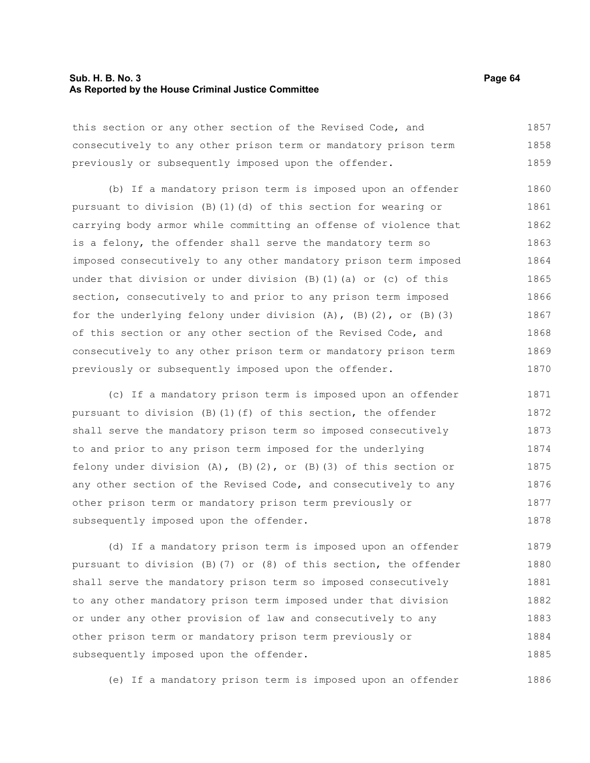this section or any other section of the Revised Code, and consecutively to any other prison term or mandatory prison term previously or subsequently imposed upon the offender.

(b) If a mandatory prison term is imposed upon an offender pursuant to division (B)(1)(d) of this section for wearing or carrying body armor while committing an offense of violence that is a felony, the offender shall serve the mandatory term so imposed consecutively to any other mandatory prison term imposed under that division or under division (B)(1)(a) or (c) of this section, consecutively to and prior to any prison term imposed for the underlying felony under division (A), (B)(2), or (B)(3) of this section or any other section of the Revised Code, and consecutively to any other prison term or mandatory prison term previously or subsequently imposed upon the offender.

(c) If a mandatory prison term is imposed upon an offender pursuant to division (B)(1)(f) of this section, the offender shall serve the mandatory prison term so imposed consecutively to and prior to any prison term imposed for the underlying felony under division (A), (B)(2), or (B)(3) of this section or any other section of the Revised Code, and consecutively to any other prison term or mandatory prison term previously or subsequently imposed upon the offender.

(d) If a mandatory prison term is imposed upon an offender pursuant to division (B)(7) or (8) of this section, the offender shall serve the mandatory prison term so imposed consecutively to any other mandatory prison term imposed under that division or under any other provision of law and consecutively to any other prison term or mandatory prison term previously or subsequently imposed upon the offender.

(e) If a mandatory prison term is imposed upon an offender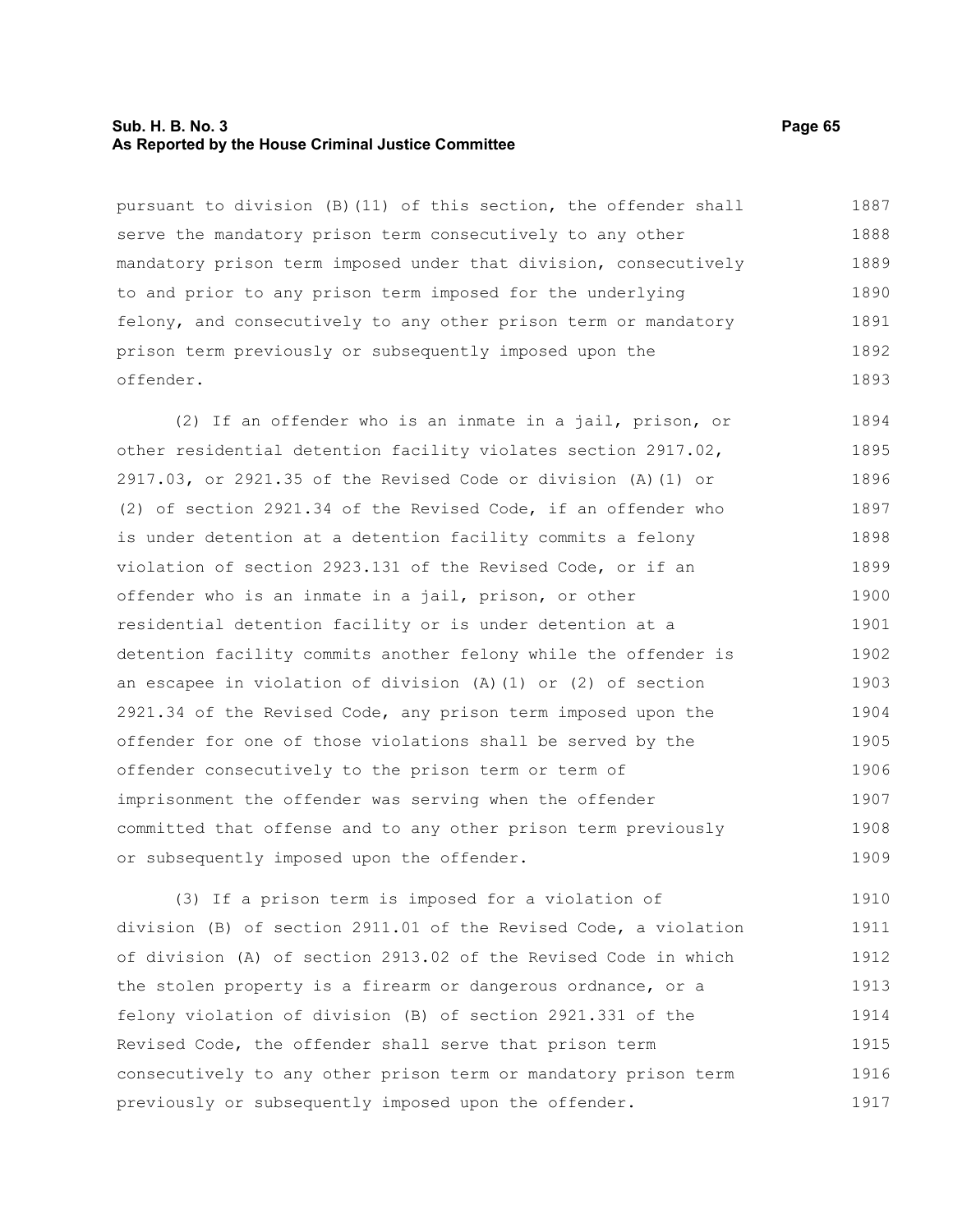pursuant to division (B)(11) of this section, the offender shall serve the mandatory prison term consecutively to any other mandatory prison term imposed under that division, consecutively to and prior to any prison term imposed for the underlying felony, and consecutively to any other prison term or mandatory prison term previously or subsequently imposed upon the offender.

(2) If an offender who is an inmate in a jail, prison, or other residential detention facility violates section 2917.02, 2917.03, or 2921.35 of the Revised Code or division (A)(1) or (2) of section 2921.34 of the Revised Code, if an offender who is under detention at a detention facility commits a felony violation of section 2923.131 of the Revised Code, or if an offender who is an inmate in a jail, prison, or other residential detention facility or is under detention at a detention facility commits another felony while the offender is an escapee in violation of division (A)(1) or (2) of section 2921.34 of the Revised Code, any prison term imposed upon the offender for one of those violations shall be served by the offender consecutively to the prison term or term of imprisonment the offender was serving when the offender committed that offense and to any other prison term previously or subsequently imposed upon the offender.

(3) If a prison term is imposed for a violation of division (B) of section 2911.01 of the Revised Code, a violation of division (A) of section 2913.02 of the Revised Code in which the stolen property is a firearm or dangerous ordnance, or a felony violation of division (B) of section 2921.331 of the Revised Code, the offender shall serve that prison term consecutively to any other prison term or mandatory prison term previously or subsequently imposed upon the offender.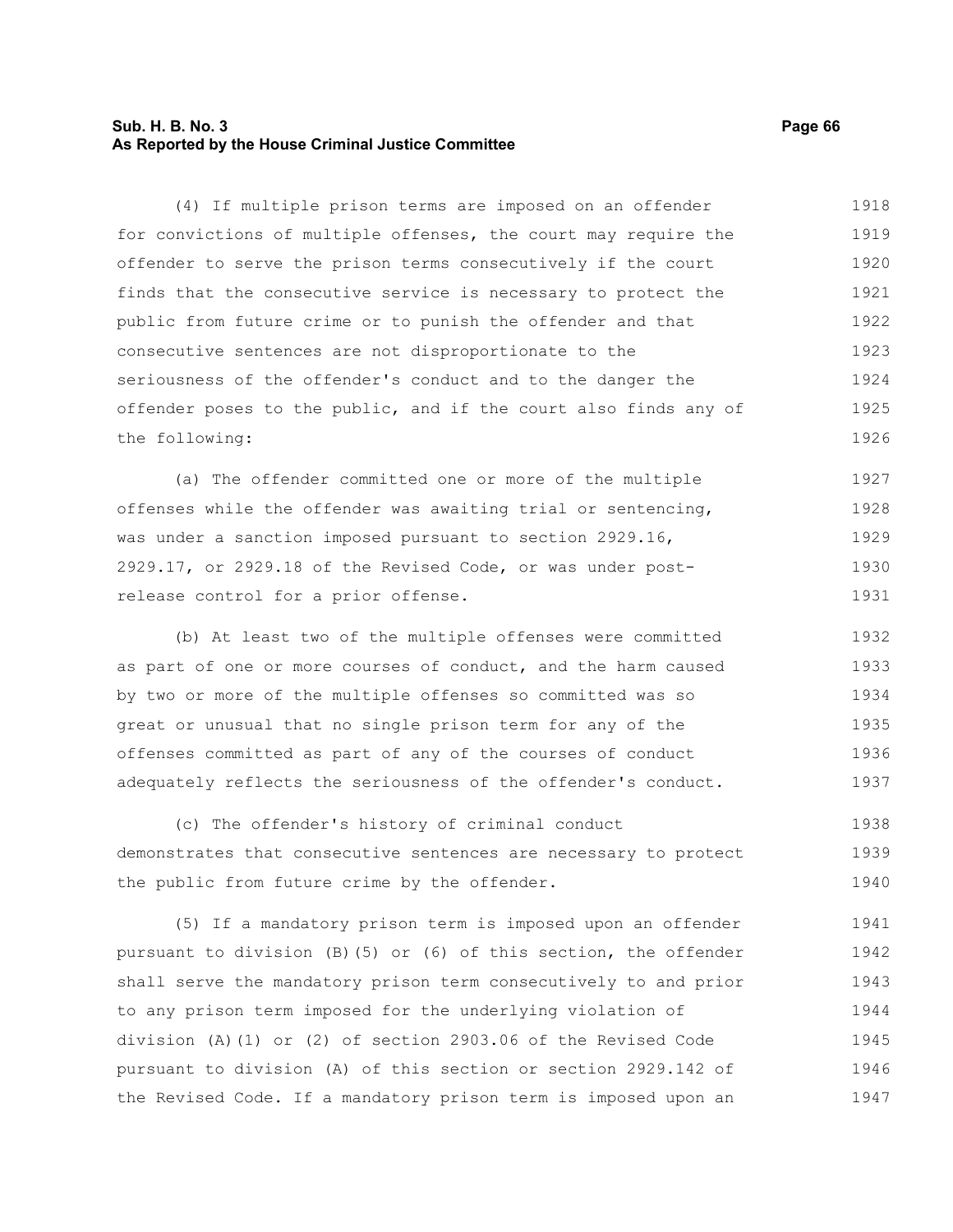(4) If multiple prison terms are imposed on an offender for convictions of multiple offenses, the court may require the offender to serve the prison terms consecutively if the court finds that the consecutive service is necessary to protect the public from future crime or to punish the offender and that consecutive sentences are not disproportionate to the seriousness of the offender's conduct and to the danger the offender poses to the public, and if the court also finds any of the following:

(a) The offender committed one or more of the multiple offenses while the offender was awaiting trial or sentencing, was under a sanction imposed pursuant to section 2929.16, 2929.17, or 2929.18 of the Revised Code, or was under post-release control for a prior offense.

(b) At least two of the multiple offenses were committed as part of one or more courses of conduct, and the harm caused by two or more of the multiple offenses so committed was so great or unusual that no single prison term for any of the offenses committed as part of any of the courses of conduct adequately reflects the seriousness of the offender's conduct.

(c) The offender's history of criminal conduct demonstrates that consecutive sentences are necessary to protect the public from future crime by the offender.

(5) If a mandatory prison term is imposed upon an offender pursuant to division (B)(5) or (6) of this section, the offender shall serve the mandatory prison term consecutively to and prior to any prison term imposed for the underlying violation of division (A)(1) or (2) of section 2903.06 of the Revised Code pursuant to division (A) of this section or section 2929.142 of the Revised Code. If a mandatory prison term is imposed upon an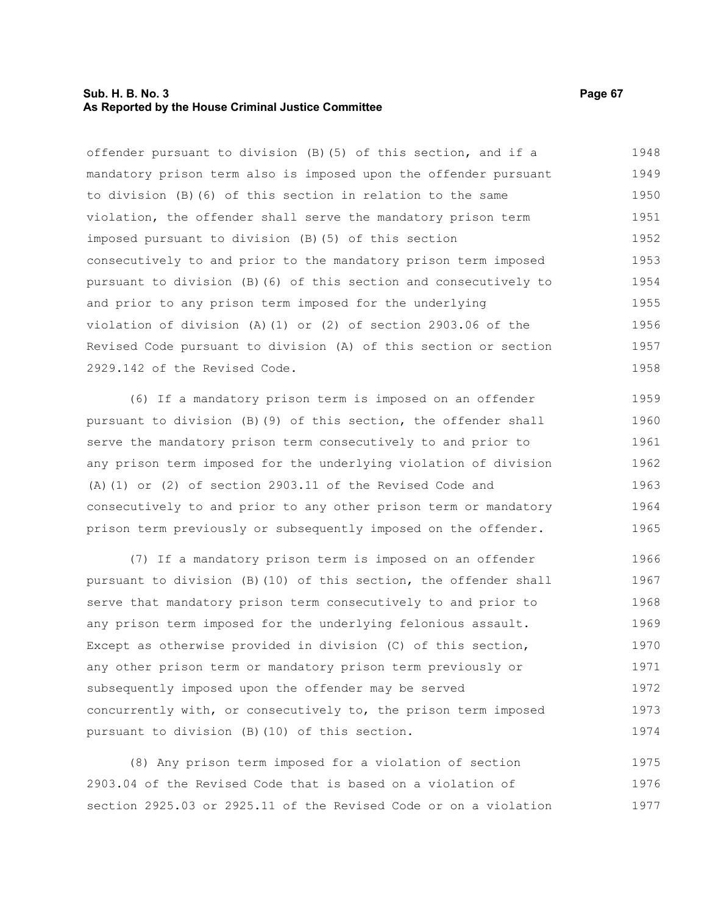offender pursuant to division (B)(5) of this section, and if a mandatory prison term also is imposed upon the offender pursuant to division (B)(6) of this section in relation to the same violation, the offender shall serve the mandatory prison term imposed pursuant to division (B)(5) of this section consecutively to and prior to the mandatory prison term imposed pursuant to division (B)(6) of this section and consecutively to and prior to any prison term imposed for the underlying violation of division (A)(1) or (2) of section 2903.06 of the Revised Code pursuant to division (A) of this section or section 2929.142 of the Revised Code.

(6) If a mandatory prison term is imposed on an offender pursuant to division (B)(9) of this section, the offender shall serve the mandatory prison term consecutively to and prior to any prison term imposed for the underlying violation of division (A)(1) or (2) of section 2903.11 of the Revised Code and consecutively to and prior to any other prison term or mandatory prison term previously or subsequently imposed on the offender.

(7) If a mandatory prison term is imposed on an offender pursuant to division (B)(10) of this section, the offender shall serve that mandatory prison term consecutively to and prior to any prison term imposed for the underlying felonious assault. Except as otherwise provided in division (C) of this section, any other prison term or mandatory prison term previously or subsequently imposed upon the offender may be served concurrently with, or consecutively to, the prison term imposed pursuant to division (B)(10) of this section.

(8) Any prison term imposed for a violation of section 2903.04 of the Revised Code that is based on a violation of section 2925.03 or 2925.11 of the Revised Code or on a violation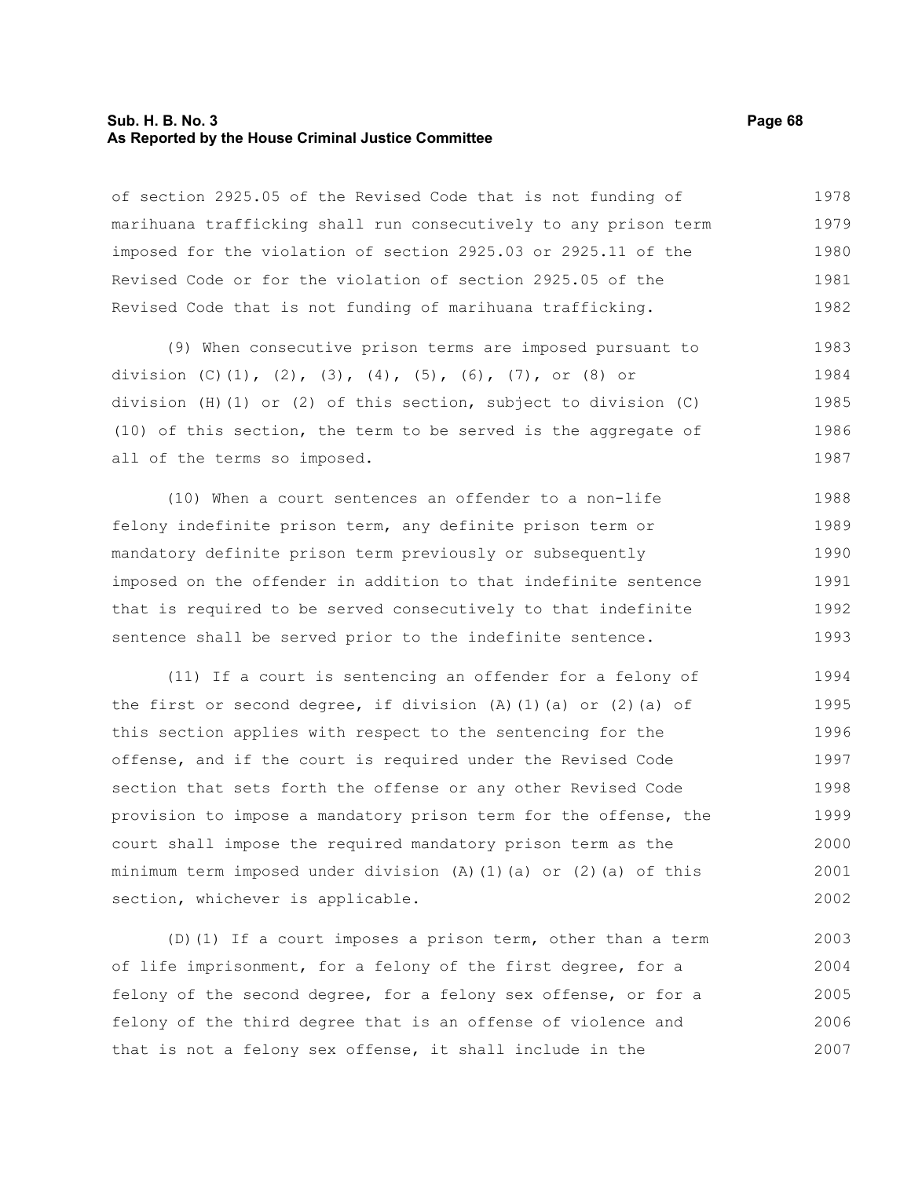of section 2925.05 of the Revised Code that is not funding of marihuana trafficking shall run consecutively to any prison term imposed for the violation of section 2925.03 or 2925.11 of the Revised Code or for the violation of section 2925.05 of the Revised Code that is not funding of marihuana trafficking.

(9) When consecutive prison terms are imposed pursuant to division (C)(1), (2), (3), (4), (5), (6), (7), or (8) or division (H)(1) or (2) of this section, subject to division (C)(10) of this section, the term to be served is the aggregate of all of the terms so imposed.

(10) When a court sentences an offender to a non-life felony indefinite prison term, any definite prison term or mandatory definite prison term previously or subsequently imposed on the offender in addition to that indefinite sentence that is required to be served consecutively to that indefinite sentence shall be served prior to the indefinite sentence.

(11) If a court is sentencing an offender for a felony of the first or second degree, if division (A)(1)(a) or (2)(a) of this section applies with respect to the sentencing for the offense, and if the court is required under the Revised Code section that sets forth the offense or any other Revised Code provision to impose a mandatory prison term for the offense, the court shall impose the required mandatory prison term as the minimum term imposed under division (A)(1)(a) or (2)(a) of this section, whichever is applicable.

(D)(1) If a court imposes a prison term, other than a term of life imprisonment, for a felony of the first degree, for a felony of the second degree, for a felony sex offense, or for a felony of the third degree that is an offense of violence and that is not a felony sex offense, it shall include in the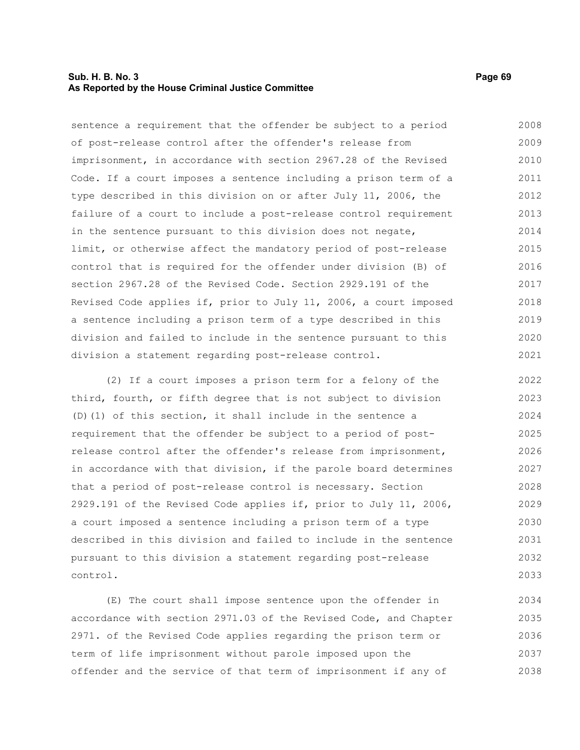sentence a requirement that the offender be subject to a period of post-release control after the offender's release from imprisonment, in accordance with section 2967.28 of the Revised Code. If a court imposes a sentence including a prison term of a type described in this division on or after July 11, 2006, the failure of a court to include a post-release control requirement in the sentence pursuant to this division does not negate, limit, or otherwise affect the mandatory period of post-release control that is required for the offender under division (B) of section 2967.28 of the Revised Code. Section 2929.191 of the Revised Code applies if, prior to July 11, 2006, a court imposed a sentence including a prison term of a type described in this division and failed to include in the sentence pursuant to this division a statement regarding post-release control.

(2) If a court imposes a prison term for a felony of the third, fourth, or fifth degree that is not subject to division (D)(1) of this section, it shall include in the sentence a requirement that the offender be subject to a period of post-release control after the offender's release from imprisonment, in accordance with that division, if the parole board determines that a period of post-release control is necessary. Section 2929.191 of the Revised Code applies if, prior to July 11, 2006, a court imposed a sentence including a prison term of a type described in this division and failed to include in the sentence pursuant to this division a statement regarding post-release control.

(E) The court shall impose sentence upon the offender in accordance with section 2971.03 of the Revised Code, and Chapter 2971. of the Revised Code applies regarding the prison term or term of life imprisonment without parole imposed upon the offender and the service of that term of imprisonment if any of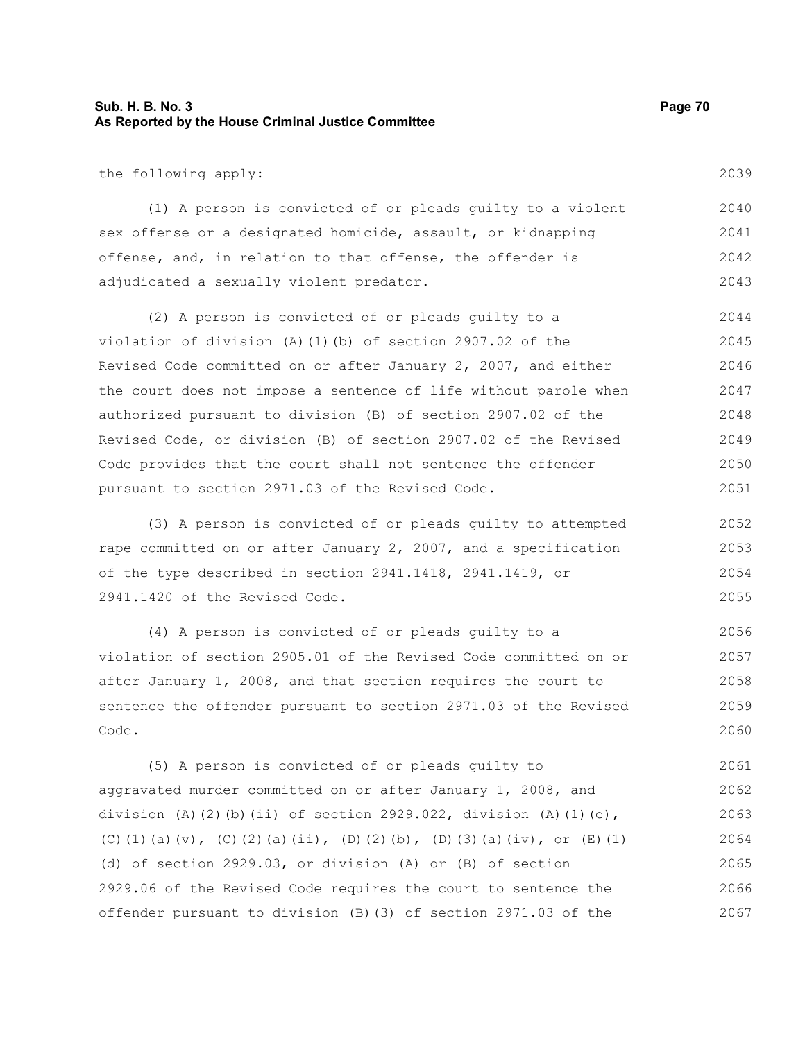the following apply:

(1) A person is convicted of or pleads guilty to a violent sex offense or a designated homicide, assault, or kidnapping offense, and, in relation to that offense, the offender is adjudicated a sexually violent predator.

(2) A person is convicted of or pleads guilty to a violation of division (A)(1)(b) of section 2907.02 of the Revised Code committed on or after January 2, 2007, and either the court does not impose a sentence of life without parole when authorized pursuant to division (B) of section 2907.02 of the Revised Code, or division (B) of section 2907.02 of the Revised Code provides that the court shall not sentence the offender pursuant to section 2971.03 of the Revised Code.

(3) A person is convicted of or pleads guilty to attempted rape committed on or after January 2, 2007, and a specification of the type described in section 2941.1418, 2941.1419, or 2941.1420 of the Revised Code.

(4) A person is convicted of or pleads guilty to a violation of section 2905.01 of the Revised Code committed on or after January 1, 2008, and that section requires the court to sentence the offender pursuant to section 2971.03 of the Revised Code.

(5) A person is convicted of or pleads guilty to aggravated murder committed on or after January 1, 2008, and division (A)(2)(b)(ii) of section 2929.022, division (A)(1)(e), (C)(1)(a)(v), (C)(2)(a)(ii), (D)(2)(b), (D)(3)(a)(iv), or (E)(1)(d) of section 2929.03, or division (A) or (B) of section 2929.06 of the Revised Code requires the court to sentence the offender pursuant to division (B)(3) of section 2971.03 of the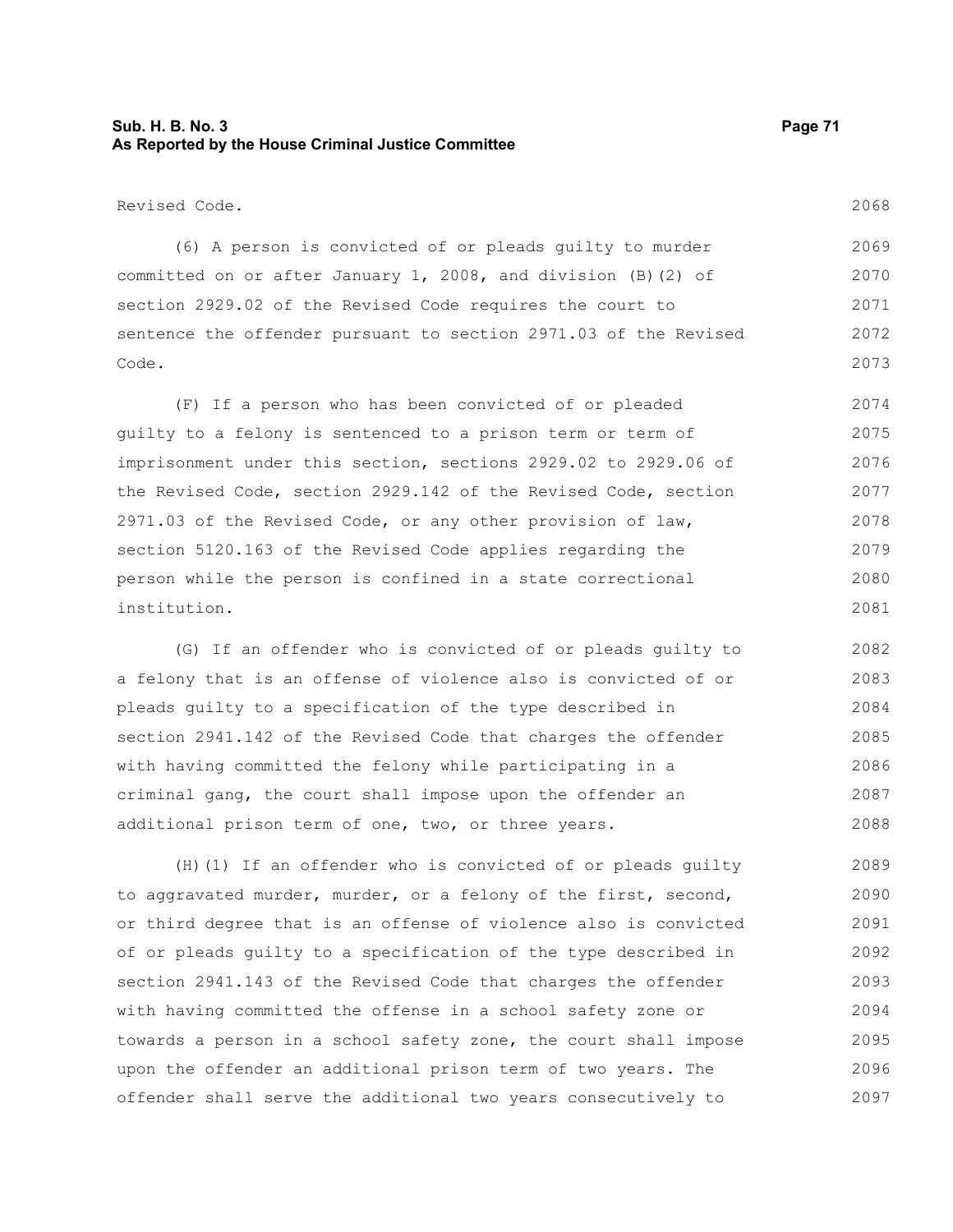Revised Code.

(6) A person is convicted of or pleads guilty to murder committed on or after January 1, 2008, and division (B)(2) of section 2929.02 of the Revised Code requires the court to sentence the offender pursuant to section 2971.03 of the Revised Code.

(F) If a person who has been convicted of or pleaded guilty to a felony is sentenced to a prison term or term of imprisonment under this section, sections 2929.02 to 2929.06 of the Revised Code, section 2929.142 of the Revised Code, section 2971.03 of the Revised Code, or any other provision of law, section 5120.163 of the Revised Code applies regarding the person while the person is confined in a state correctional institution.

(G) If an offender who is convicted of or pleads guilty to a felony that is an offense of violence also is convicted of or pleads guilty to a specification of the type described in section 2941.142 of the Revised Code that charges the offender with having committed the felony while participating in a criminal gang, the court shall impose upon the offender an additional prison term of one, two, or three years.

(H)(1) If an offender who is convicted of or pleads guilty to aggravated murder, murder, or a felony of the first, second, or third degree that is an offense of violence also is convicted of or pleads guilty to a specification of the type described in section 2941.143 of the Revised Code that charges the offender with having committed the offense in a school safety zone or towards a person in a school safety zone, the court shall impose upon the offender an additional prison term of two years. The offender shall serve the additional two years consecutively to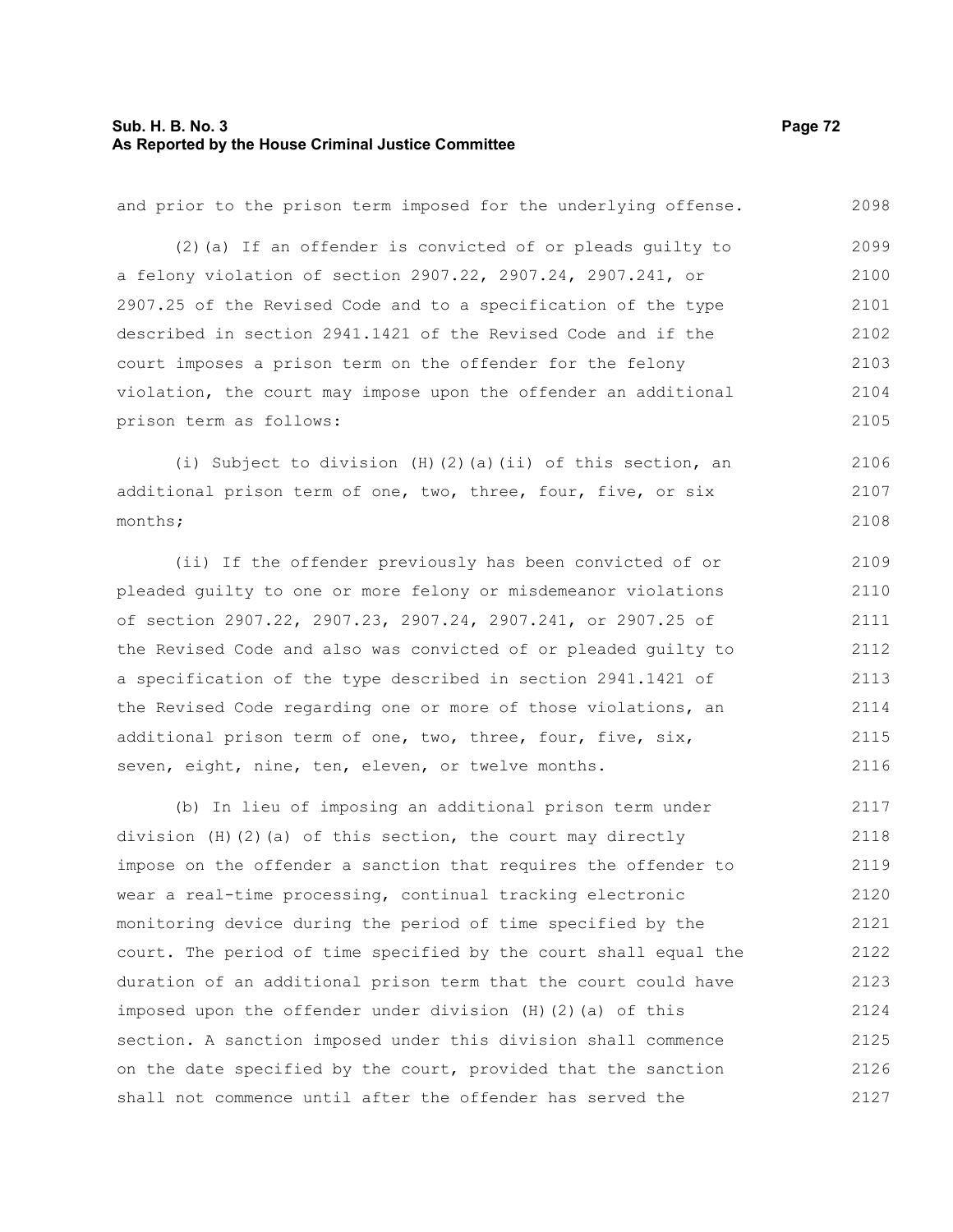and prior to the prison term imposed for the underlying offense.

(2)(a) If an offender is convicted of or pleads guilty to a felony violation of section 2907.22, 2907.24, 2907.241, or 2907.25 of the Revised Code and to a specification of the type described in section 2941.1421 of the Revised Code and if the court imposes a prison term on the offender for the felony violation, the court may impose upon the offender an additional prison term as follows:

(i) Subject to division (H)(2)(a)(ii) of this section, an additional prison term of one, two, three, four, five, or six months;

(ii) If the offender previously has been convicted of or pleaded guilty to one or more felony or misdemeanor violations of section 2907.22, 2907.23, 2907.24, 2907.241, or 2907.25 of the Revised Code and also was convicted of or pleaded guilty to a specification of the type described in section 2941.1421 of the Revised Code regarding one or more of those violations, an additional prison term of one, two, three, four, five, six, seven, eight, nine, ten, eleven, or twelve months.

(b) In lieu of imposing an additional prison term under division (H)(2)(a) of this section, the court may directly impose on the offender a sanction that requires the offender to wear a real-time processing, continual tracking electronic monitoring device during the period of time specified by the court. The period of time specified by the court shall equal the duration of an additional prison term that the court could have imposed upon the offender under division (H)(2)(a) of this section. A sanction imposed under this division shall commence on the date specified by the court, provided that the sanction shall not commence until after the offender has served the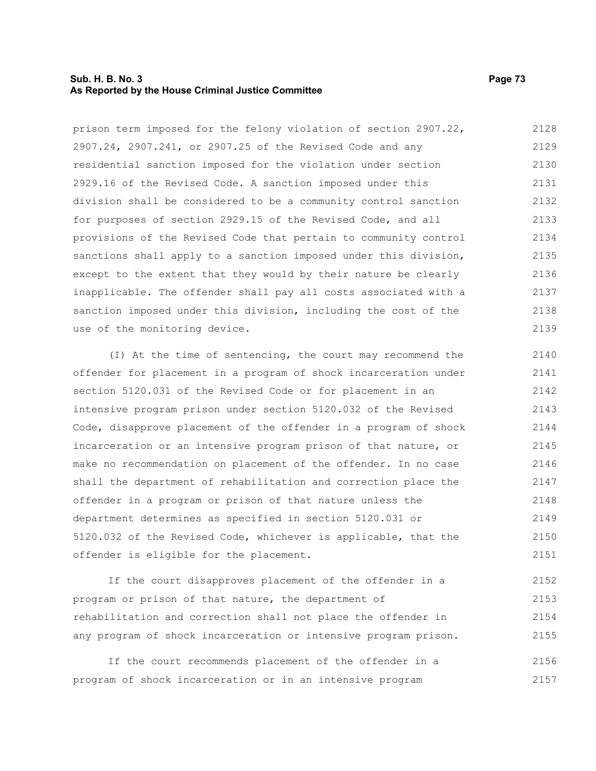prison term imposed for the felony violation of section 2907.22, 2907.24, 2907.241, or 2907.25 of the Revised Code and any residential sanction imposed for the violation under section 2929.16 of the Revised Code. A sanction imposed under this division shall be considered to be a community control sanction for purposes of section 2929.15 of the Revised Code, and all provisions of the Revised Code that pertain to community control sanctions shall apply to a sanction imposed under this division, except to the extent that they would by their nature be clearly inapplicable. The offender shall pay all costs associated with a sanction imposed under this division, including the cost of the use of the monitoring device.

(I) At the time of sentencing, the court may recommend the offender for placement in a program of shock incarceration under section 5120.031 of the Revised Code or for placement in an intensive program prison under section 5120.032 of the Revised Code, disapprove placement of the offender in a program of shock incarceration or an intensive program prison of that nature, or make no recommendation on placement of the offender. In no case shall the department of rehabilitation and correction place the offender in a program or prison of that nature unless the department determines as specified in section 5120.031 or 5120.032 of the Revised Code, whichever is applicable, that the offender is eligible for the placement.

If the court disapproves placement of the offender in a program or prison of that nature, the department of rehabilitation and correction shall not place the offender in any program of shock incarceration or intensive program prison.

If the court recommends placement of the offender in a program of shock incarceration or in an intensive program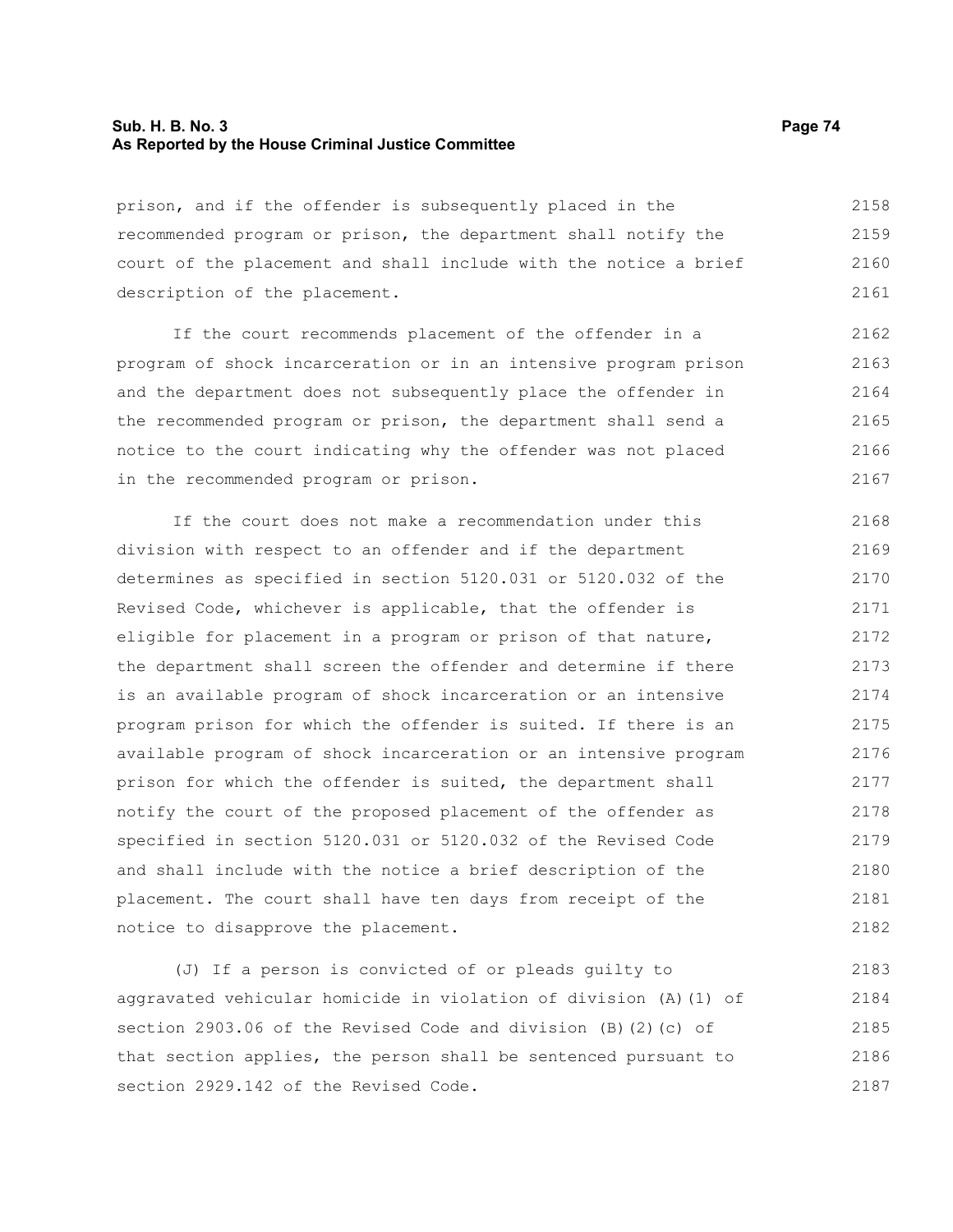prison, and if the offender is subsequently placed in the recommended program or prison, the department shall notify the court of the placement and shall include with the notice a brief description of the placement.

If the court recommends placement of the offender in a program of shock incarceration or in an intensive program prison and the department does not subsequently place the offender in the recommended program or prison, the department shall send a notice to the court indicating why the offender was not placed in the recommended program or prison.

If the court does not make a recommendation under this division with respect to an offender and if the department determines as specified in section 5120.031 or 5120.032 of the Revised Code, whichever is applicable, that the offender is eligible for placement in a program or prison of that nature, the department shall screen the offender and determine if there is an available program of shock incarceration or an intensive program prison for which the offender is suited. If there is an available program of shock incarceration or an intensive program prison for which the offender is suited, the department shall notify the court of the proposed placement of the offender as specified in section 5120.031 or 5120.032 of the Revised Code and shall include with the notice a brief description of the placement. The court shall have ten days from receipt of the notice to disapprove the placement.

(J) If a person is convicted of or pleads guilty to aggravated vehicular homicide in violation of division (A)(1) of section 2903.06 of the Revised Code and division (B)(2)(c) of that section applies, the person shall be sentenced pursuant to section 2929.142 of the Revised Code.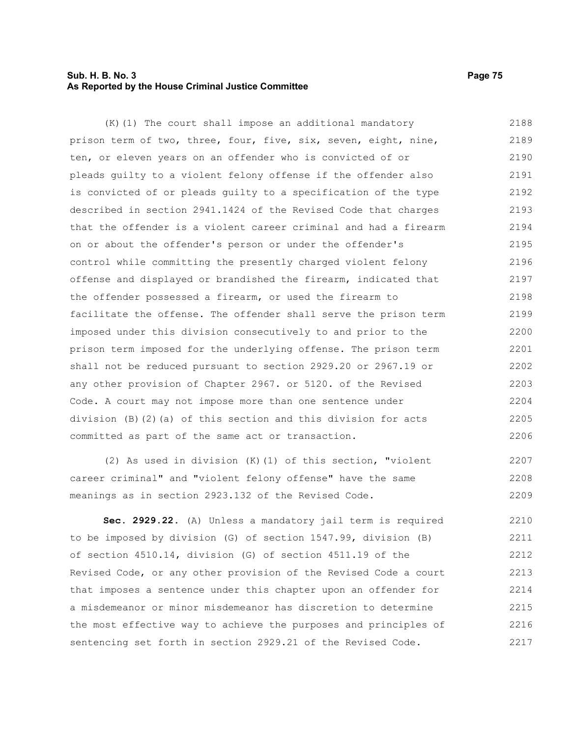(K)(1) The court shall impose an additional mandatory prison term of two, three, four, five, six, seven, eight, nine, ten, or eleven years on an offender who is convicted of or pleads guilty to a violent felony offense if the offender also is convicted of or pleads guilty to a specification of the type described in section 2941.1424 of the Revised Code that charges that the offender is a violent career criminal and had a firearm on or about the offender's person or under the offender's control while committing the presently charged violent felony offense and displayed or brandished the firearm, indicated that the offender possessed a firearm, or used the firearm to facilitate the offense. The offender shall serve the prison term imposed under this division consecutively to and prior to the prison term imposed for the underlying offense. The prison term shall not be reduced pursuant to section 2929.20 or 2967.19 or any other provision of Chapter 2967. or 5120. of the Revised Code. A court may not impose more than one sentence under division (B)(2)(a) of this section and this division for acts committed as part of the same act or transaction.

(2) As used in division (K)(1) of this section, "violent career criminal" and "violent felony offense" have the same meanings as in section 2923.132 of the Revised Code.

**Sec. 2929.22.** (A) Unless a mandatory jail term is required to be imposed by division (G) of section 1547.99, division (B) of section 4510.14, division (G) of section 4511.19 of the Revised Code, or any other provision of the Revised Code a court that imposes a sentence under this chapter upon an offender for a misdemeanor or minor misdemeanor has discretion to determine the most effective way to achieve the purposes and principles of sentencing set forth in section 2929.21 of the Revised Code.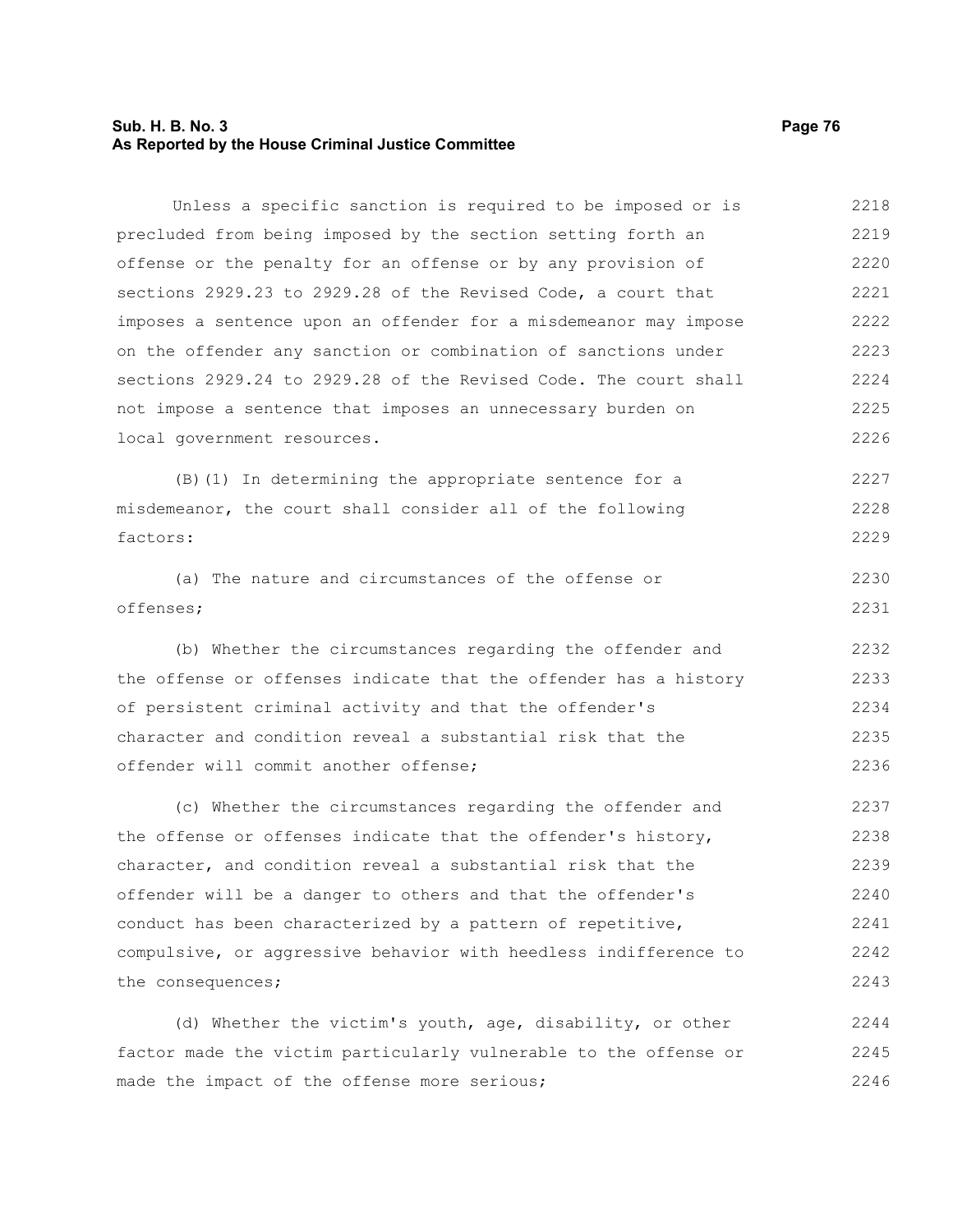Unless a specific sanction is required to be imposed or is precluded from being imposed by the section setting forth an offense or the penalty for an offense or by any provision of sections 2929.23 to 2929.28 of the Revised Code, a court that imposes a sentence upon an offender for a misdemeanor may impose on the offender any sanction or combination of sanctions under sections 2929.24 to 2929.28 of the Revised Code. The court shall not impose a sentence that imposes an unnecessary burden on local government resources.

(B)(1) In determining the appropriate sentence for a misdemeanor, the court shall consider all of the following factors:

(a) The nature and circumstances of the offense or offenses;

(b) Whether the circumstances regarding the offender and the offense or offenses indicate that the offender has a history of persistent criminal activity and that the offender's character and condition reveal a substantial risk that the offender will commit another offense;

(c) Whether the circumstances regarding the offender and the offense or offenses indicate that the offender's history, character, and condition reveal a substantial risk that the offender will be a danger to others and that the offender's conduct has been characterized by a pattern of repetitive, compulsive, or aggressive behavior with heedless indifference to the consequences;

(d) Whether the victim's youth, age, disability, or other factor made the victim particularly vulnerable to the offense or made the impact of the offense more serious;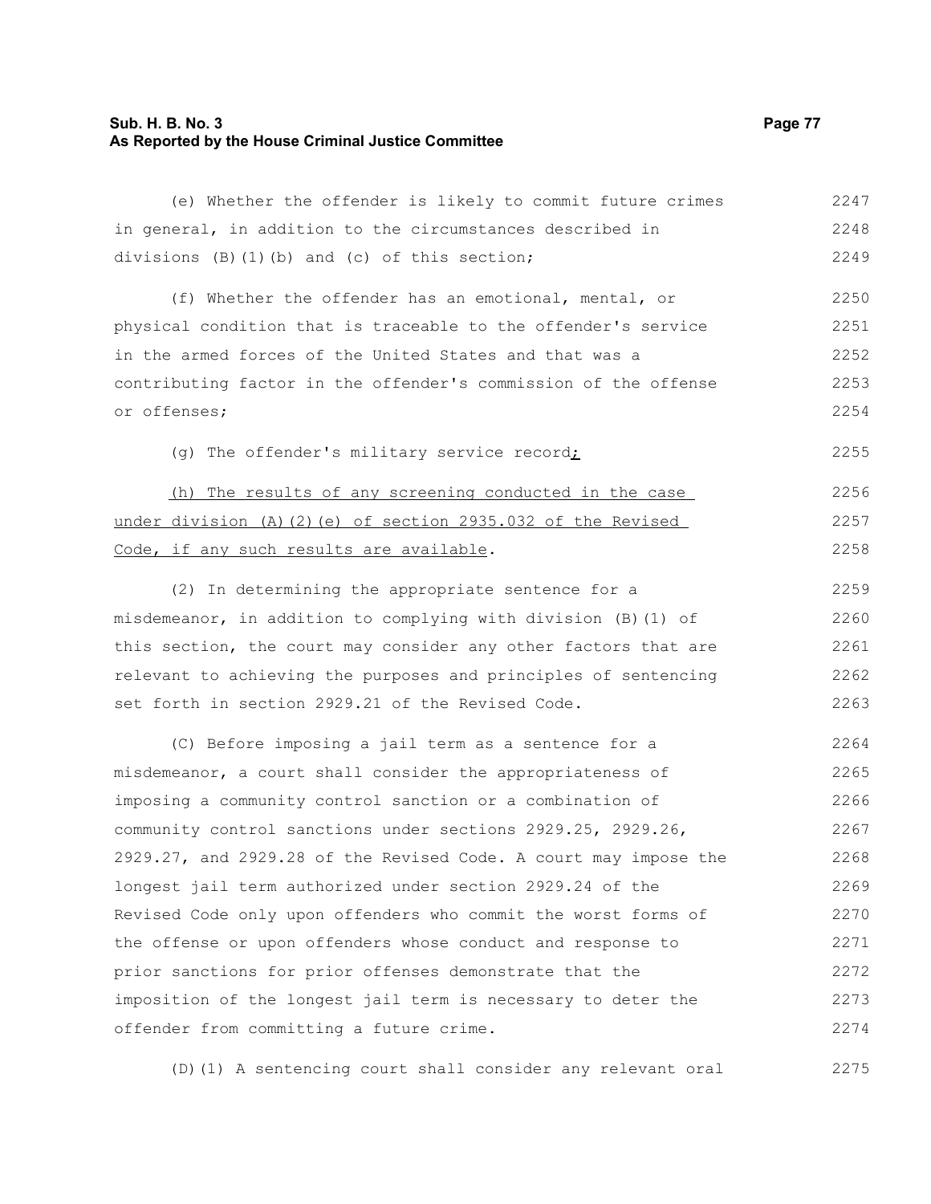(e) Whether the offender is likely to commit future crimes in general, in addition to the circumstances described in divisions (B)(1)(b) and (c) of this section;

(f) Whether the offender has an emotional, mental, or physical condition that is traceable to the offender's service in the armed forces of the United States and that was a contributing factor in the offender's commission of the offense or offenses;

(g) The offender's military service record;

(h) The results of any screening conducted in the case under division (A)(2)(e) of section 2935.032 of the Revised Code, if any such results are available.

(2) In determining the appropriate sentence for a misdemeanor, in addition to complying with division (B)(1) of this section, the court may consider any other factors that are relevant to achieving the purposes and principles of sentencing set forth in section 2929.21 of the Revised Code.

(C) Before imposing a jail term as a sentence for a misdemeanor, a court shall consider the appropriateness of imposing a community control sanction or a combination of community control sanctions under sections 2929.25, 2929.26, 2929.27, and 2929.28 of the Revised Code. A court may impose the longest jail term authorized under section 2929.24 of the Revised Code only upon offenders who commit the worst forms of the offense or upon offenders whose conduct and response to prior sanctions for prior offenses demonstrate that the imposition of the longest jail term is necessary to deter the offender from committing a future crime.

(D)(1) A sentencing court shall consider any relevant oral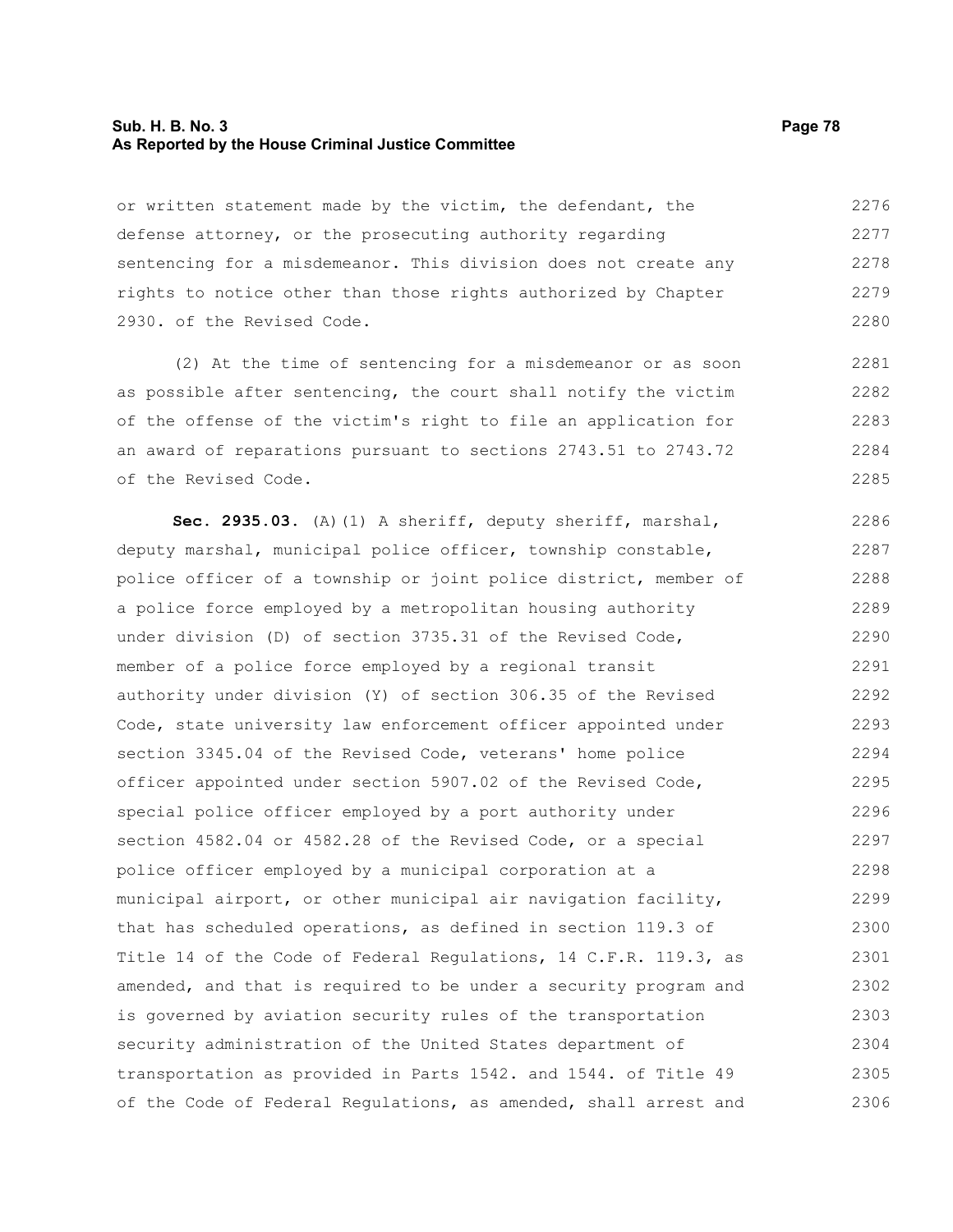or written statement made by the victim, the defendant, the defense attorney, or the prosecuting authority regarding sentencing for a misdemeanor. This division does not create any rights to notice other than those rights authorized by Chapter 2930. of the Revised Code.

(2) At the time of sentencing for a misdemeanor or as soon as possible after sentencing, the court shall notify the victim of the offense of the victim's right to file an application for an award of reparations pursuant to sections 2743.51 to 2743.72 of the Revised Code.

**Sec. 2935.03.** (A)(1) A sheriff, deputy sheriff, marshal, deputy marshal, municipal police officer, township constable, police officer of a township or joint police district, member of a police force employed by a metropolitan housing authority under division (D) of section 3735.31 of the Revised Code, member of a police force employed by a regional transit authority under division (Y) of section 306.35 of the Revised Code, state university law enforcement officer appointed under section 3345.04 of the Revised Code, veterans' home police officer appointed under section 5907.02 of the Revised Code, special police officer employed by a port authority under section 4582.04 or 4582.28 of the Revised Code, or a special police officer employed by a municipal corporation at a municipal airport, or other municipal air navigation facility, that has scheduled operations, as defined in section 119.3 of Title 14 of the Code of Federal Regulations, 14 C.F.R. 119.3, as amended, and that is required to be under a security program and is governed by aviation security rules of the transportation security administration of the United States department of transportation as provided in Parts 1542. and 1544. of Title 49 of the Code of Federal Regulations, as amended, shall arrest and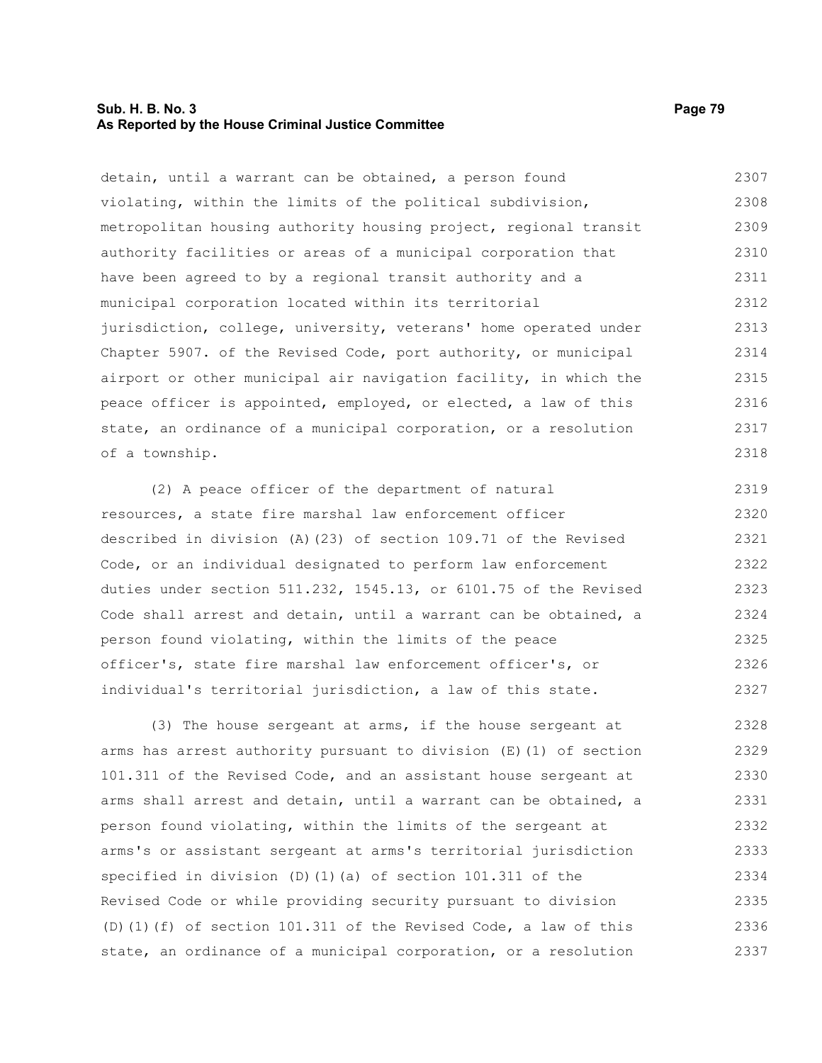detain, until a warrant can be obtained, a person found violating, within the limits of the political subdivision, metropolitan housing authority housing project, regional transit authority facilities or areas of a municipal corporation that have been agreed to by a regional transit authority and a municipal corporation located within its territorial jurisdiction, college, university, veterans' home operated under Chapter 5907. of the Revised Code, port authority, or municipal airport or other municipal air navigation facility, in which the peace officer is appointed, employed, or elected, a law of this state, an ordinance of a municipal corporation, or a resolution of a township.

(2) A peace officer of the department of natural resources, a state fire marshal law enforcement officer described in division (A)(23) of section 109.71 of the Revised Code, or an individual designated to perform law enforcement duties under section 511.232, 1545.13, or 6101.75 of the Revised Code shall arrest and detain, until a warrant can be obtained, a person found violating, within the limits of the peace officer's, state fire marshal law enforcement officer's, or individual's territorial jurisdiction, a law of this state.

(3) The house sergeant at arms, if the house sergeant at arms has arrest authority pursuant to division (E)(1) of section 101.311 of the Revised Code, and an assistant house sergeant at arms shall arrest and detain, until a warrant can be obtained, a person found violating, within the limits of the sergeant at arms's or assistant sergeant at arms's territorial jurisdiction specified in division (D)(1)(a) of section 101.311 of the Revised Code or while providing security pursuant to division (D)(1)(f) of section 101.311 of the Revised Code, a law of this state, an ordinance of a municipal corporation, or a resolution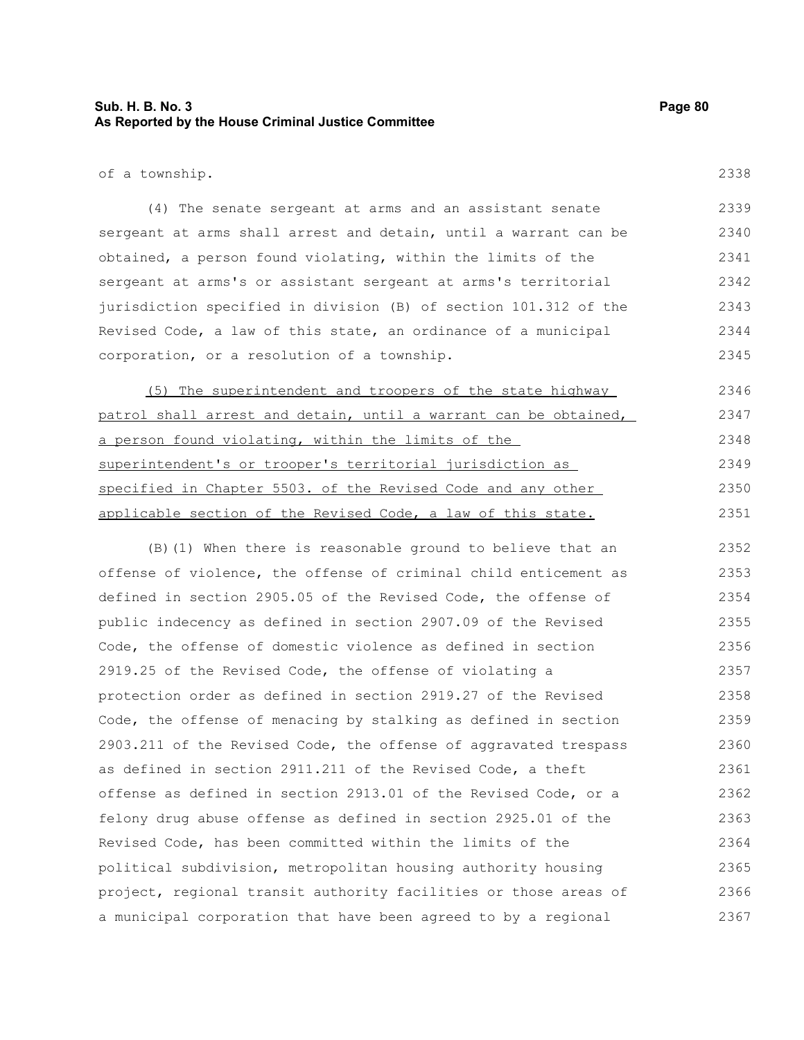of a township.

(4) The senate sergeant at arms and an assistant senate sergeant at arms shall arrest and detain, until a warrant can be obtained, a person found violating, within the limits of the sergeant at arms's or assistant sergeant at arms's territorial jurisdiction specified in division (B) of section 101.312 of the Revised Code, a law of this state, an ordinance of a municipal corporation, or a resolution of a township.

<u>(5) The superintendent and troopers of the state highway patrol shall arrest and detain, until a warrant can be obtained, a person found violating, within the limits of the superintendent's or trooper's territorial jurisdiction as specified in Chapter 5503. of the Revised Code and any other applicable section of the Revised Code, a law of this state.</u>

(B)(1) When there is reasonable ground to believe that an offense of violence, the offense of criminal child enticement as defined in section 2905.05 of the Revised Code, the offense of public indecency as defined in section 2907.09 of the Revised Code, the offense of domestic violence as defined in section 2919.25 of the Revised Code, the offense of violating a protection order as defined in section 2919.27 of the Revised Code, the offense of menacing by stalking as defined in section 2903.211 of the Revised Code, the offense of aggravated trespass as defined in section 2911.211 of the Revised Code, a theft offense as defined in section 2913.01 of the Revised Code, or a felony drug abuse offense as defined in section 2925.01 of the Revised Code, has been committed within the limits of the political subdivision, metropolitan housing authority housing project, regional transit authority facilities or those areas of a municipal corporation that have been agreed to by a regional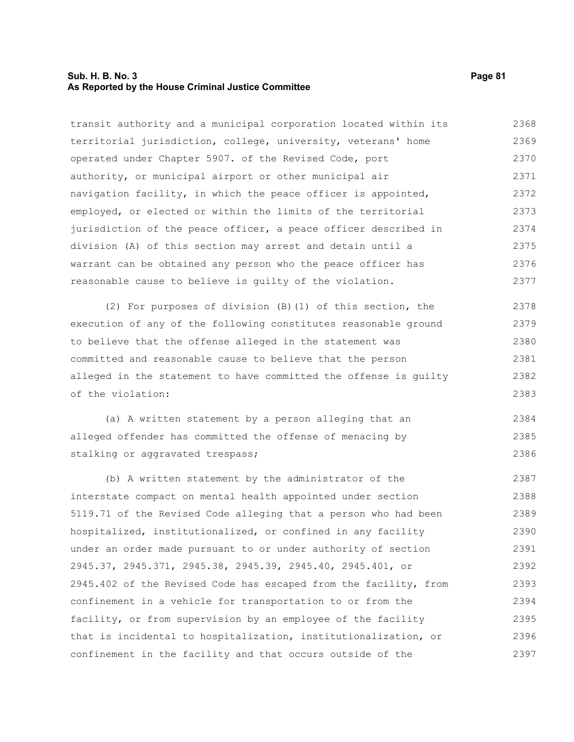transit authority and a municipal corporation located within its territorial jurisdiction, college, university, veterans' home operated under Chapter 5907. of the Revised Code, port authority, or municipal airport or other municipal air navigation facility, in which the peace officer is appointed, employed, or elected or within the limits of the territorial jurisdiction of the peace officer, a peace officer described in division (A) of this section may arrest and detain until a warrant can be obtained any person who the peace officer has reasonable cause to believe is guilty of the violation.

(2) For purposes of division (B)(1) of this section, the execution of any of the following constitutes reasonable ground to believe that the offense alleged in the statement was committed and reasonable cause to believe that the person alleged in the statement to have committed the offense is guilty of the violation:

(a) A written statement by a person alleging that an alleged offender has committed the offense of menacing by stalking or aggravated trespass;

(b) A written statement by the administrator of the interstate compact on mental health appointed under section 5119.71 of the Revised Code alleging that a person who had been hospitalized, institutionalized, or confined in any facility under an order made pursuant to or under authority of section 2945.37, 2945.371, 2945.38, 2945.39, 2945.40, 2945.401, or 2945.402 of the Revised Code has escaped from the facility, from confinement in a vehicle for transportation to or from the facility, or from supervision by an employee of the facility that is incidental to hospitalization, institutionalization, or confinement in the facility and that occurs outside of the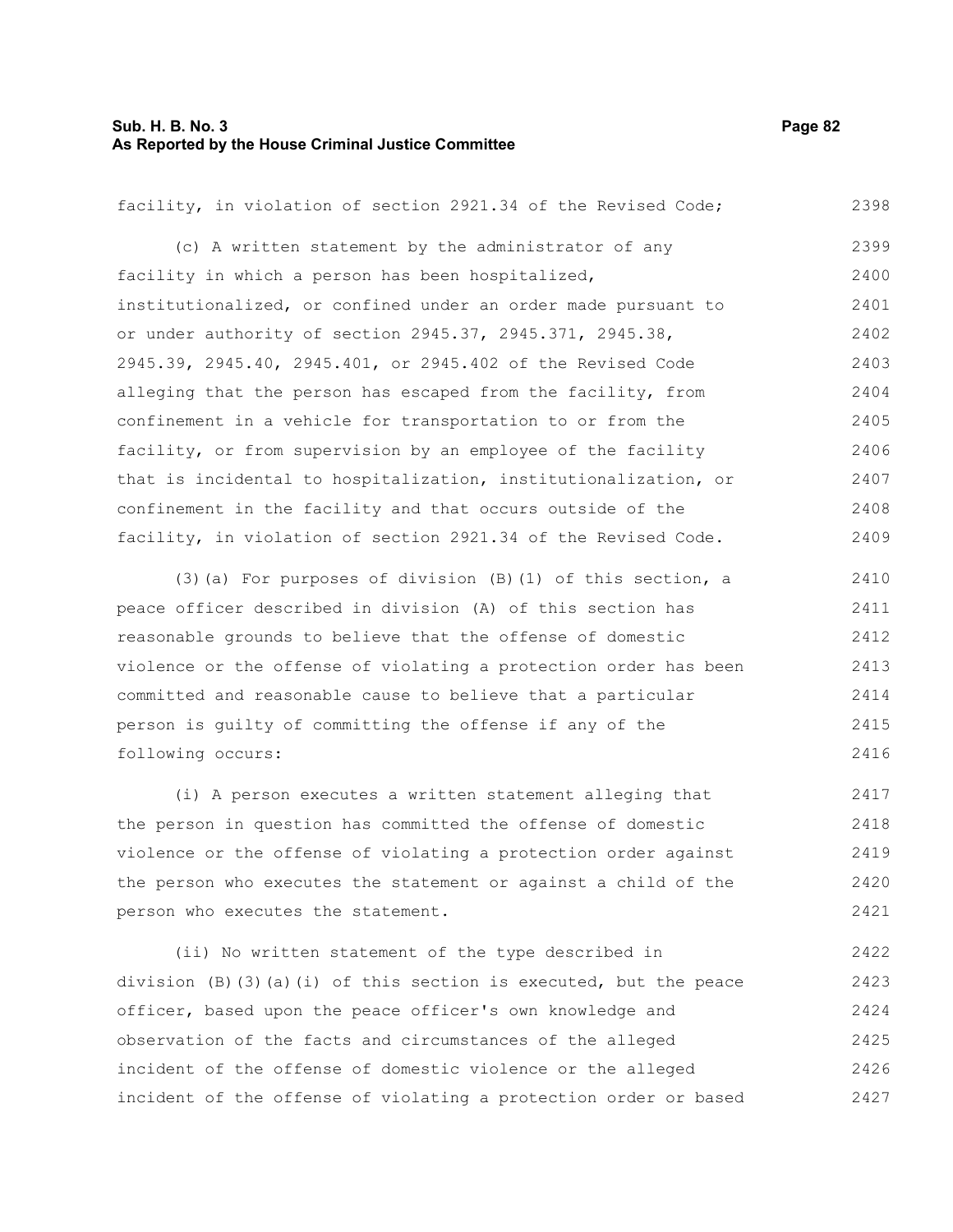facility, in violation of section 2921.34 of the Revised Code;

(c) A written statement by the administrator of any facility in which a person has been hospitalized, institutionalized, or confined under an order made pursuant to or under authority of section 2945.37, 2945.371, 2945.38, 2945.39, 2945.40, 2945.401, or 2945.402 of the Revised Code alleging that the person has escaped from the facility, from confinement in a vehicle for transportation to or from the facility, or from supervision by an employee of the facility that is incidental to hospitalization, institutionalization, or confinement in the facility and that occurs outside of the facility, in violation of section 2921.34 of the Revised Code.

(3)(a) For purposes of division (B)(1) of this section, a peace officer described in division (A) of this section has reasonable grounds to believe that the offense of domestic violence or the offense of violating a protection order has been committed and reasonable cause to believe that a particular person is guilty of committing the offense if any of the following occurs:

(i) A person executes a written statement alleging that the person in question has committed the offense of domestic violence or the offense of violating a protection order against the person who executes the statement or against a child of the person who executes the statement.

(ii) No written statement of the type described in division (B)(3)(a)(i) of this section is executed, but the peace officer, based upon the peace officer's own knowledge and observation of the facts and circumstances of the alleged incident of the offense of domestic violence or the alleged incident of the offense of violating a protection order or based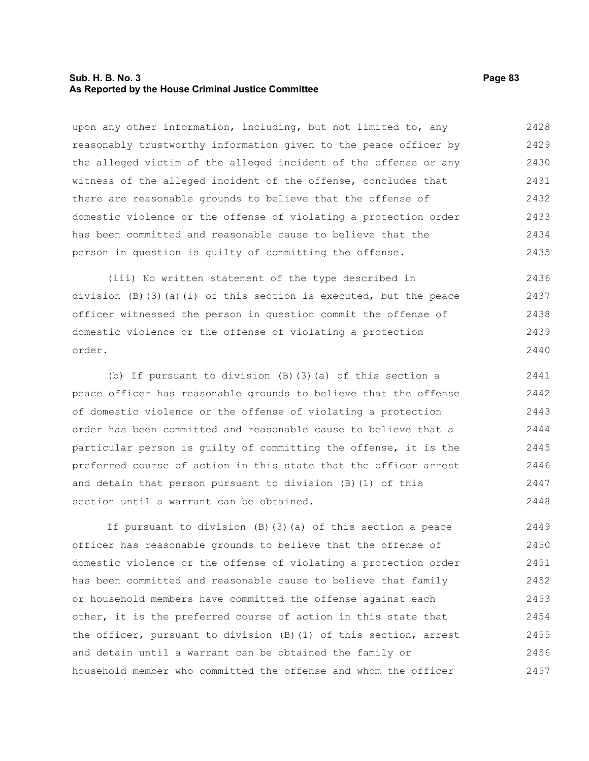upon any other information, including, but not limited to, any reasonably trustworthy information given to the peace officer by the alleged victim of the alleged incident of the offense or any witness of the alleged incident of the offense, concludes that there are reasonable grounds to believe that the offense of domestic violence or the offense of violating a protection order has been committed and reasonable cause to believe that the person in question is guilty of committing the offense.

(iii) No written statement of the type described in division (B)(3)(a)(i) of this section is executed, but the peace officer witnessed the person in question commit the offense of domestic violence or the offense of violating a protection order.

(b) If pursuant to division (B)(3)(a) of this section a peace officer has reasonable grounds to believe that the offense of domestic violence or the offense of violating a protection order has been committed and reasonable cause to believe that a particular person is guilty of committing the offense, it is the preferred course of action in this state that the officer arrest and detain that person pursuant to division (B)(1) of this section until a warrant can be obtained.

If pursuant to division (B)(3)(a) of this section a peace officer has reasonable grounds to believe that the offense of domestic violence or the offense of violating a protection order has been committed and reasonable cause to believe that family or household members have committed the offense against each other, it is the preferred course of action in this state that the officer, pursuant to division (B)(1) of this section, arrest and detain until a warrant can be obtained the family or household member who committed the offense and whom the officer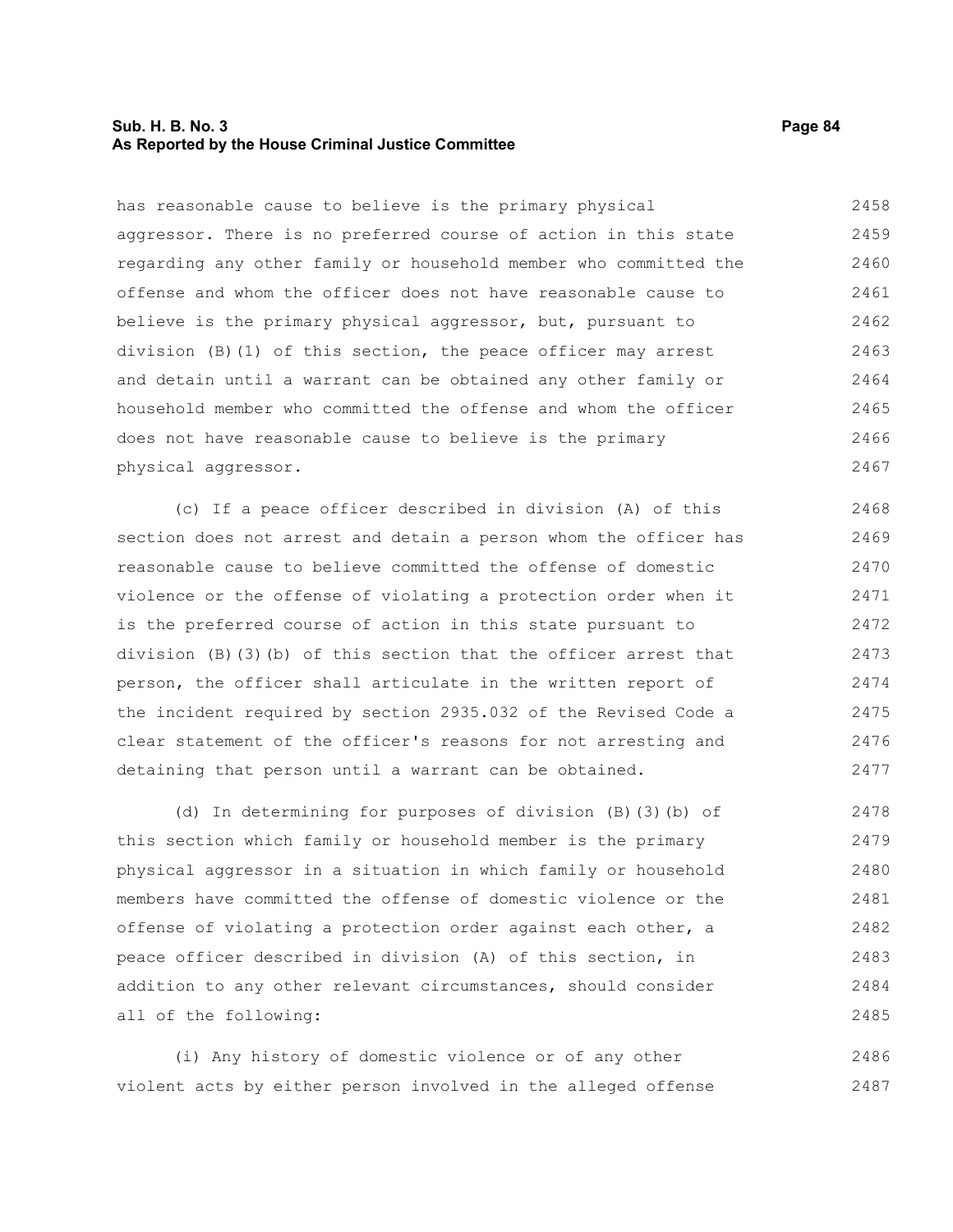has reasonable cause to believe is the primary physical aggressor. There is no preferred course of action in this state regarding any other family or household member who committed the offense and whom the officer does not have reasonable cause to believe is the primary physical aggressor, but, pursuant to division (B)(1) of this section, the peace officer may arrest and detain until a warrant can be obtained any other family or household member who committed the offense and whom the officer does not have reasonable cause to believe is the primary physical aggressor.

(c) If a peace officer described in division (A) of this section does not arrest and detain a person whom the officer has reasonable cause to believe committed the offense of domestic violence or the offense of violating a protection order when it is the preferred course of action in this state pursuant to division (B)(3)(b) of this section that the officer arrest that person, the officer shall articulate in the written report of the incident required by section 2935.032 of the Revised Code a clear statement of the officer's reasons for not arresting and detaining that person until a warrant can be obtained.

(d) In determining for purposes of division (B)(3)(b) of this section which family or household member is the primary physical aggressor in a situation in which family or household members have committed the offense of domestic violence or the offense of violating a protection order against each other, a peace officer described in division (A) of this section, in addition to any other relevant circumstances, should consider all of the following:

(i) Any history of domestic violence or of any other violent acts by either person involved in the alleged offense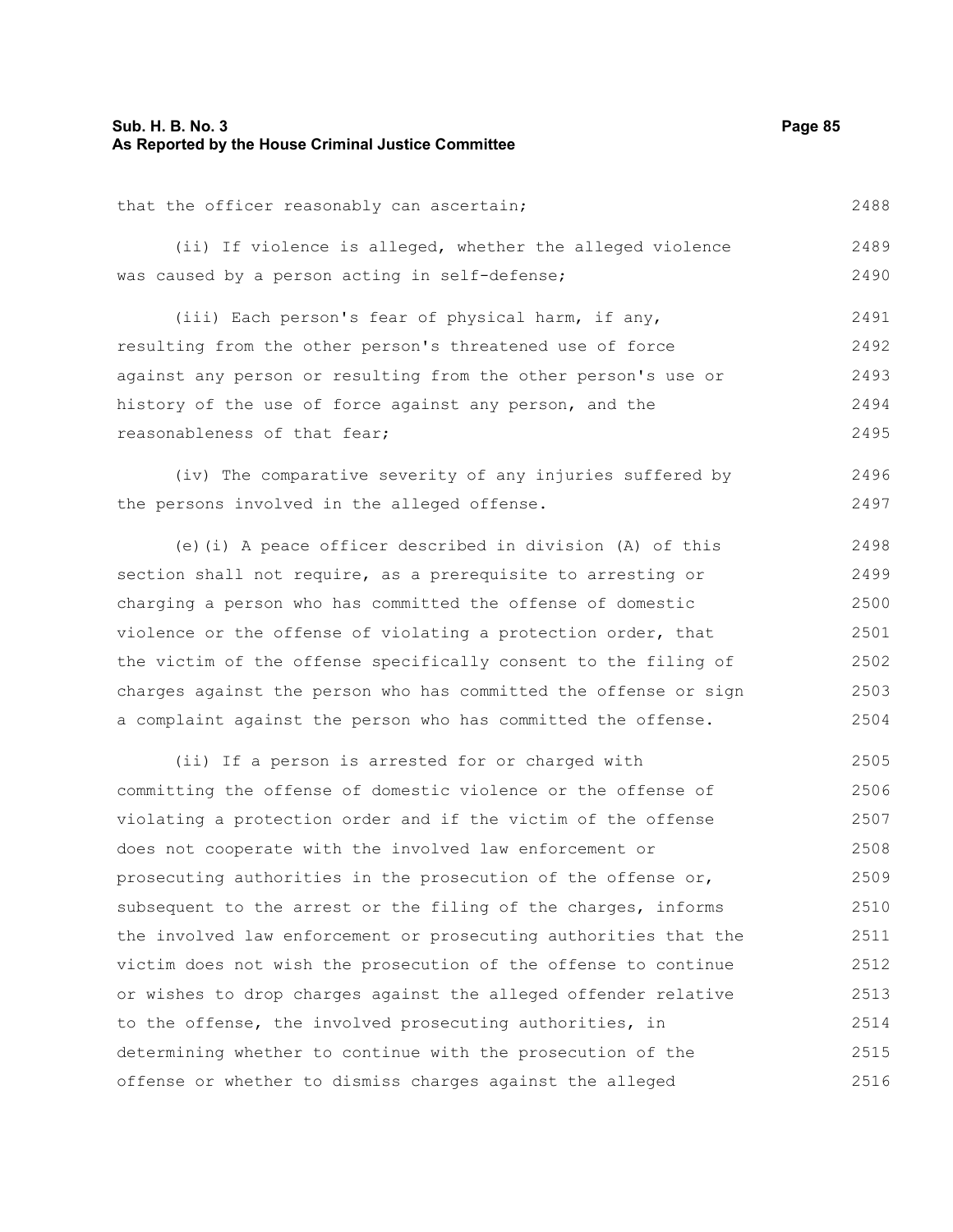that the officer reasonably can ascertain;

(ii) If violence is alleged, whether the alleged violence was caused by a person acting in self-defense;

(iii) Each person's fear of physical harm, if any, resulting from the other person's threatened use of force against any person or resulting from the other person's use or history of the use of force against any person, and the reasonableness of that fear;

(iv) The comparative severity of any injuries suffered by the persons involved in the alleged offense.

(e)(i) A peace officer described in division (A) of this section shall not require, as a prerequisite to arresting or charging a person who has committed the offense of domestic violence or the offense of violating a protection order, that the victim of the offense specifically consent to the filing of charges against the person who has committed the offense or sign a complaint against the person who has committed the offense.

(ii) If a person is arrested for or charged with committing the offense of domestic violence or the offense of violating a protection order and if the victim of the offense does not cooperate with the involved law enforcement or prosecuting authorities in the prosecution of the offense or, subsequent to the arrest or the filing of the charges, informs the involved law enforcement or prosecuting authorities that the victim does not wish the prosecution of the offense to continue or wishes to drop charges against the alleged offender relative to the offense, the involved prosecuting authorities, in determining whether to continue with the prosecution of the offense or whether to dismiss charges against the alleged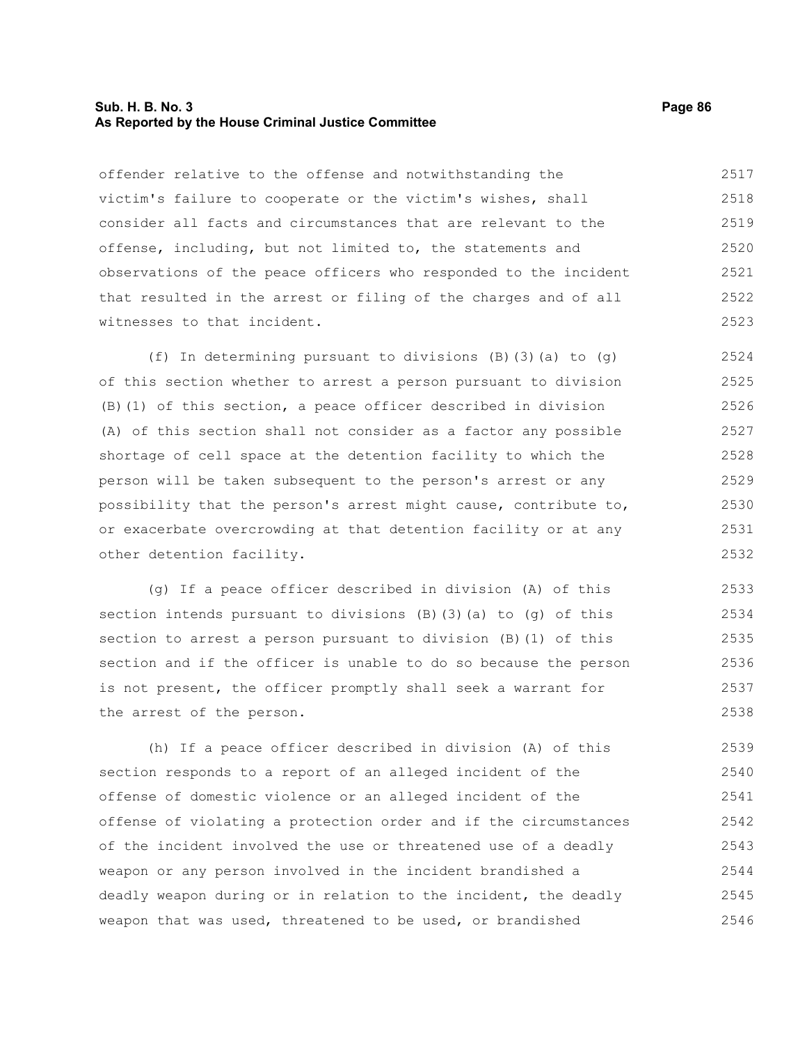offender relative to the offense and notwithstanding the victim's failure to cooperate or the victim's wishes, shall consider all facts and circumstances that are relevant to the offense, including, but not limited to, the statements and observations of the peace officers who responded to the incident that resulted in the arrest or filing of the charges and of all witnesses to that incident.

(f) In determining pursuant to divisions (B)(3)(a) to (g) of this section whether to arrest a person pursuant to division (B)(1) of this section, a peace officer described in division (A) of this section shall not consider as a factor any possible shortage of cell space at the detention facility to which the person will be taken subsequent to the person's arrest or any possibility that the person's arrest might cause, contribute to, or exacerbate overcrowding at that detention facility or at any other detention facility.

(g) If a peace officer described in division (A) of this section intends pursuant to divisions (B)(3)(a) to (g) of this section to arrest a person pursuant to division (B)(1) of this section and if the officer is unable to do so because the person is not present, the officer promptly shall seek a warrant for the arrest of the person.

(h) If a peace officer described in division (A) of this section responds to a report of an alleged incident of the offense of domestic violence or an alleged incident of the offense of violating a protection order and if the circumstances of the incident involved the use or threatened use of a deadly weapon or any person involved in the incident brandished a deadly weapon during or in relation to the incident, the deadly weapon that was used, threatened to be used, or brandished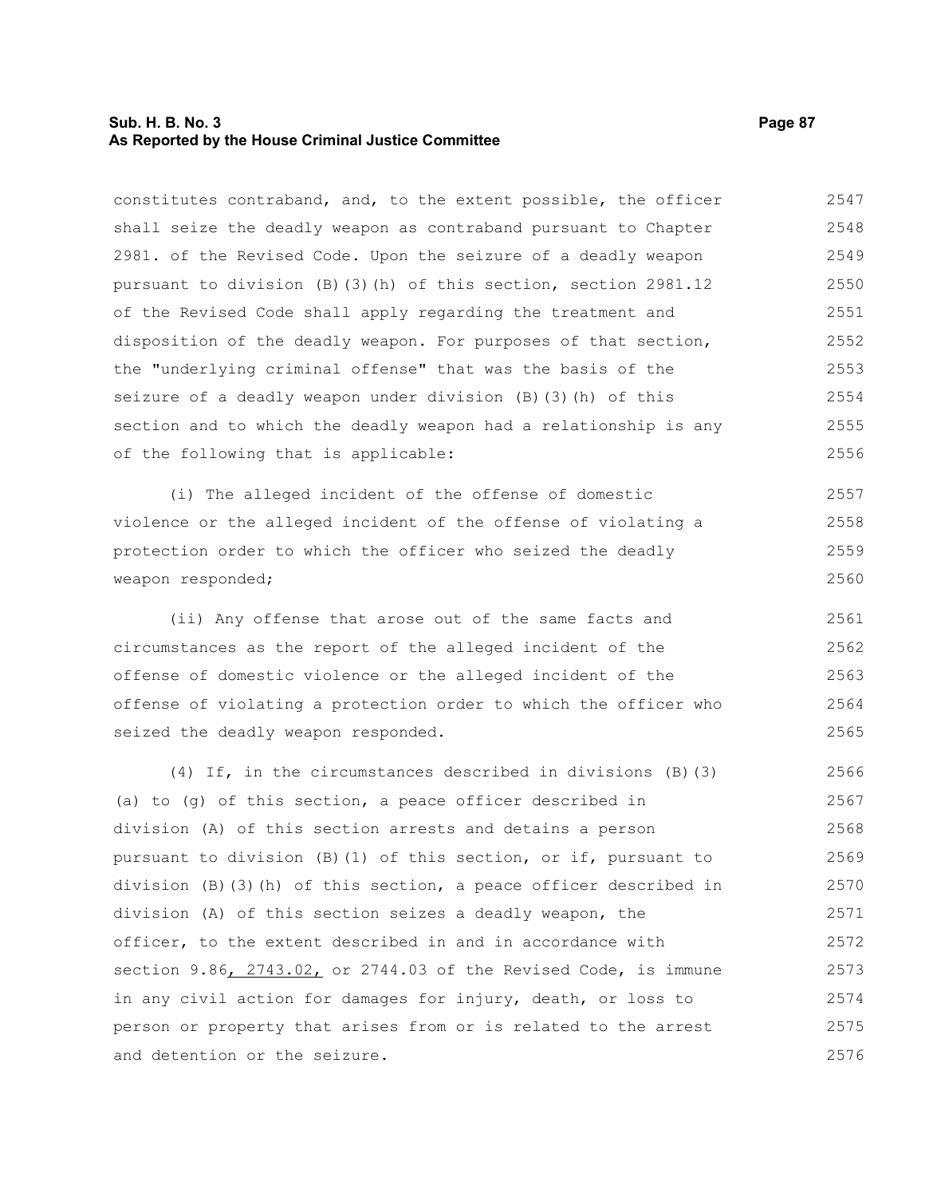constitutes contraband, and, to the extent possible, the officer shall seize the deadly weapon as contraband pursuant to Chapter 2981. of the Revised Code. Upon the seizure of a deadly weapon pursuant to division (B)(3)(h) of this section, section 2981.12 of the Revised Code shall apply regarding the treatment and disposition of the deadly weapon. For purposes of that section, the "underlying criminal offense" that was the basis of the seizure of a deadly weapon under division (B)(3)(h) of this section and to which the deadly weapon had a relationship is any of the following that is applicable:

(i) The alleged incident of the offense of domestic violence or the alleged incident of the offense of violating a protection order to which the officer who seized the deadly weapon responded;

(ii) Any offense that arose out of the same facts and circumstances as the report of the alleged incident of the offense of domestic violence or the alleged incident of the offense of violating a protection order to which the officer who seized the deadly weapon responded.

(4) If, in the circumstances described in divisions (B)(3)(a) to (g) of this section, a peace officer described in division (A) of this section arrests and detains a person pursuant to division (B)(1) of this section, or if, pursuant to division (B)(3)(h) of this section, a peace officer described in division (A) of this section seizes a deadly weapon, the officer, to the extent described in and in accordance with section 9.86, 2743.02, or 2744.03 of the Revised Code, is immune in any civil action for damages for injury, death, or loss to person or property that arises from or is related to the arrest and detention or the seizure.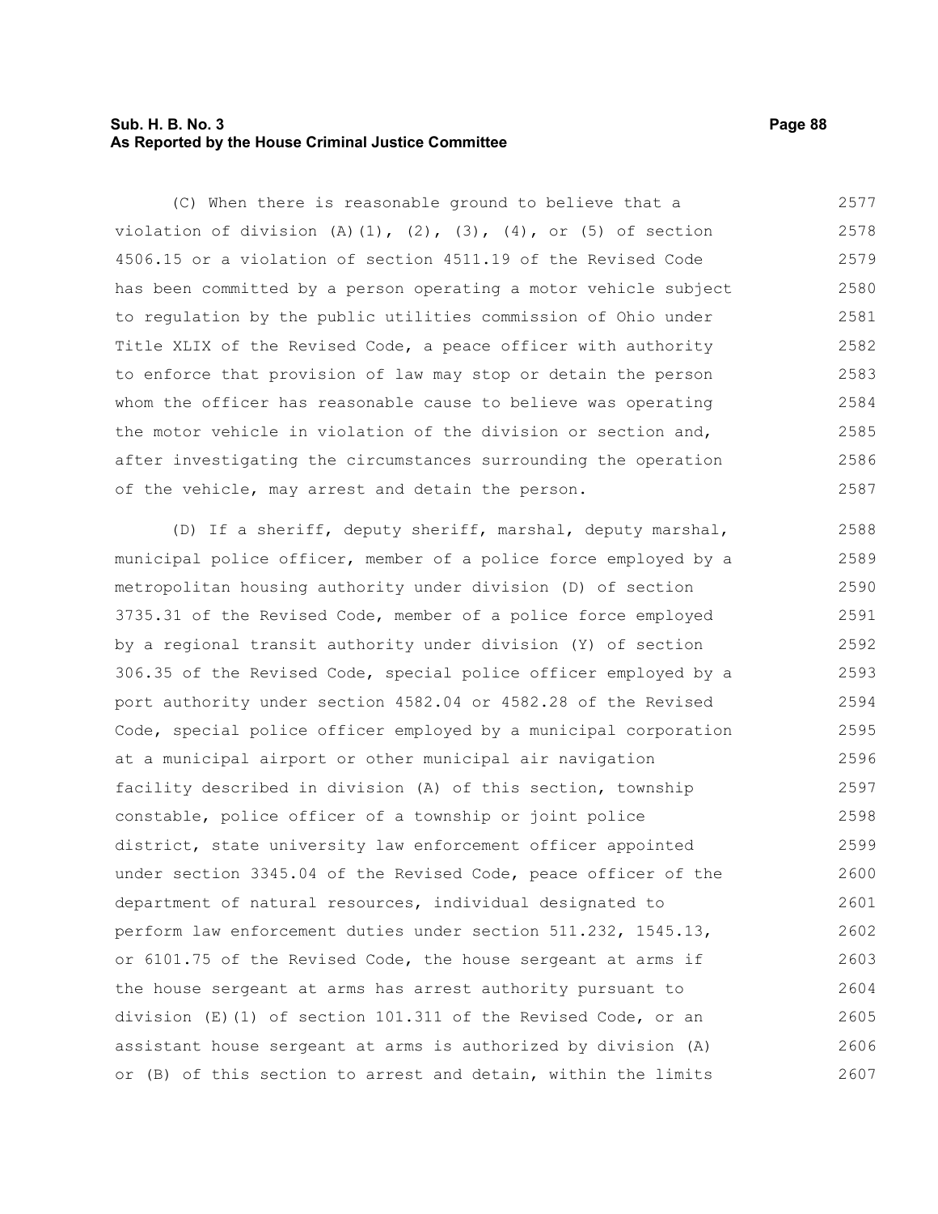(C) When there is reasonable ground to believe that a violation of division (A)(1), (2), (3), (4), or (5) of section 4506.15 or a violation of section 4511.19 of the Revised Code has been committed by a person operating a motor vehicle subject to regulation by the public utilities commission of Ohio under Title XLIX of the Revised Code, a peace officer with authority to enforce that provision of law may stop or detain the person whom the officer has reasonable cause to believe was operating the motor vehicle in violation of the division or section and, after investigating the circumstances surrounding the operation of the vehicle, may arrest and detain the person.

(D) If a sheriff, deputy sheriff, marshal, deputy marshal, municipal police officer, member of a police force employed by a metropolitan housing authority under division (D) of section 3735.31 of the Revised Code, member of a police force employed by a regional transit authority under division (Y) of section 306.35 of the Revised Code, special police officer employed by a port authority under section 4582.04 or 4582.28 of the Revised Code, special police officer employed by a municipal corporation at a municipal airport or other municipal air navigation facility described in division (A) of this section, township constable, police officer of a township or joint police district, state university law enforcement officer appointed under section 3345.04 of the Revised Code, peace officer of the department of natural resources, individual designated to perform law enforcement duties under section 511.232, 1545.13, or 6101.75 of the Revised Code, the house sergeant at arms if the house sergeant at arms has arrest authority pursuant to division (E)(1) of section 101.311 of the Revised Code, or an assistant house sergeant at arms is authorized by division (A) or (B) of this section to arrest and detain, within the limits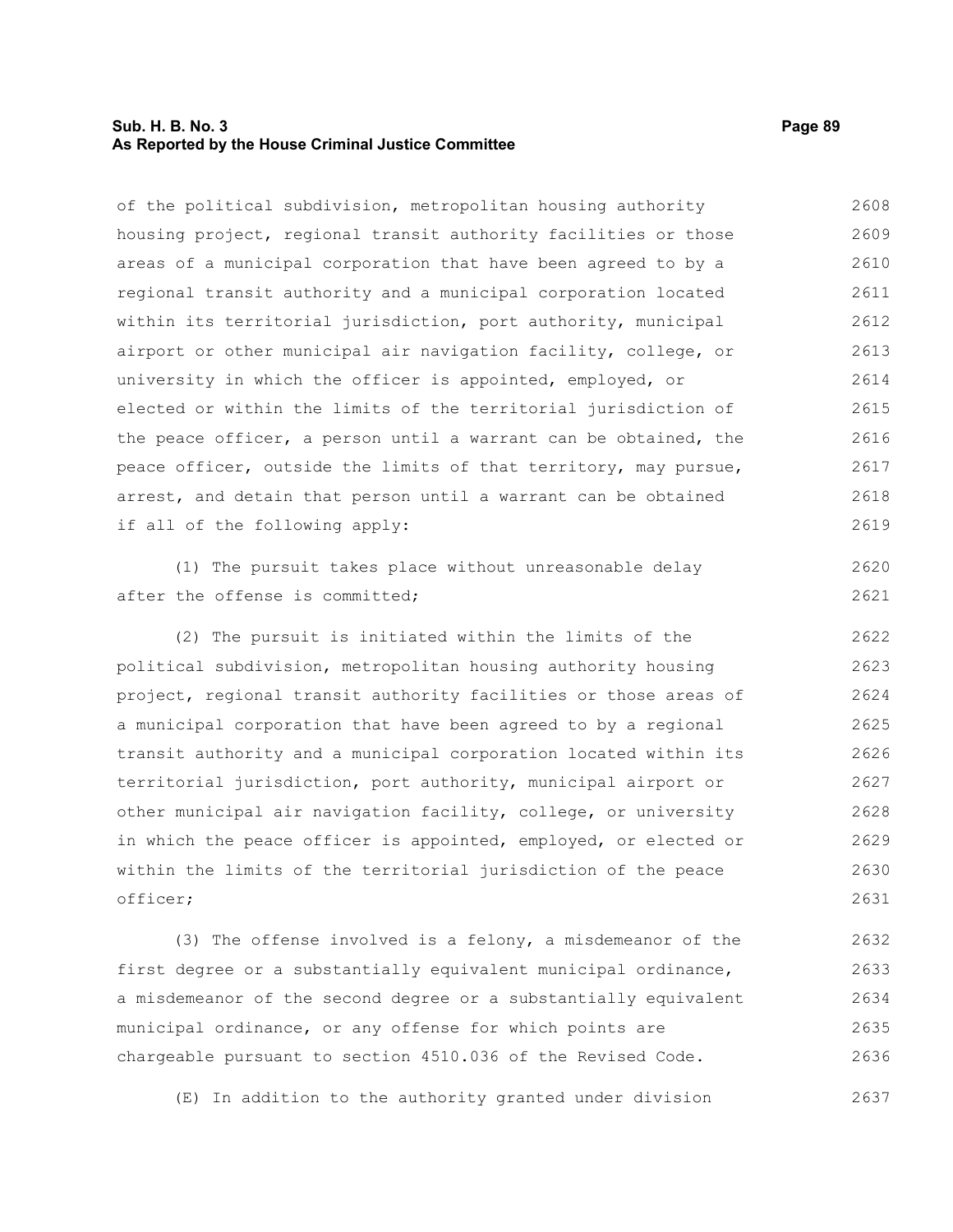of the political subdivision, metropolitan housing authority housing project, regional transit authority facilities or those areas of a municipal corporation that have been agreed to by a regional transit authority and a municipal corporation located within its territorial jurisdiction, port authority, municipal airport or other municipal air navigation facility, college, or university in which the officer is appointed, employed, or elected or within the limits of the territorial jurisdiction of the peace officer, a person until a warrant can be obtained, the peace officer, outside the limits of that territory, may pursue, arrest, and detain that person until a warrant can be obtained if all of the following apply:

(1) The pursuit takes place without unreasonable delay after the offense is committed;

(2) The pursuit is initiated within the limits of the political subdivision, metropolitan housing authority housing project, regional transit authority facilities or those areas of a municipal corporation that have been agreed to by a regional transit authority and a municipal corporation located within its territorial jurisdiction, port authority, municipal airport or other municipal air navigation facility, college, or university in which the peace officer is appointed, employed, or elected or within the limits of the territorial jurisdiction of the peace officer;

(3) The offense involved is a felony, a misdemeanor of the first degree or a substantially equivalent municipal ordinance, a misdemeanor of the second degree or a substantially equivalent municipal ordinance, or any offense for which points are chargeable pursuant to section 4510.036 of the Revised Code.

(E) In addition to the authority granted under division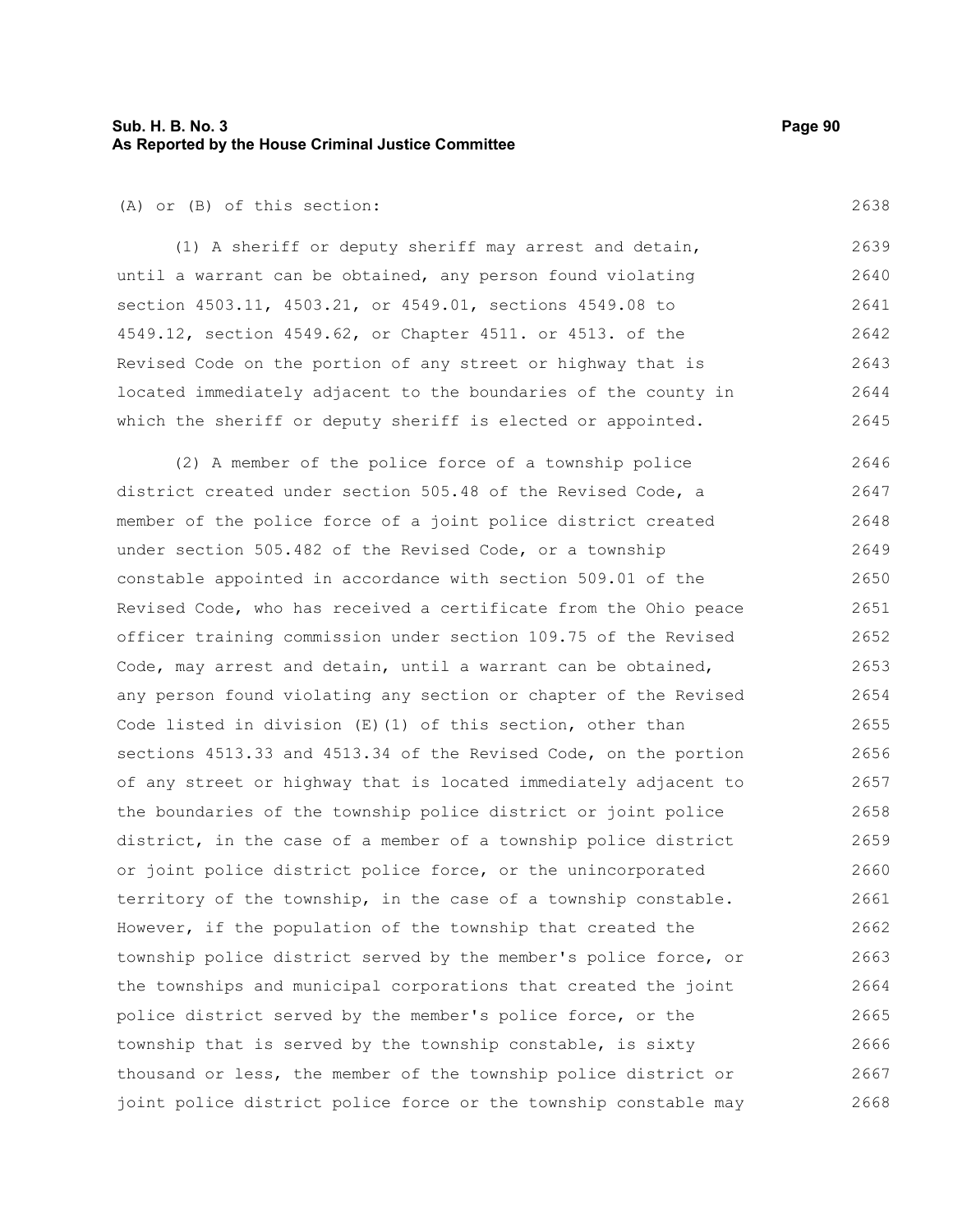(A) or (B) of this section:

(1) A sheriff or deputy sheriff may arrest and detain, until a warrant can be obtained, any person found violating section 4503.11, 4503.21, or 4549.01, sections 4549.08 to 4549.12, section 4549.62, or Chapter 4511. or 4513. of the Revised Code on the portion of any street or highway that is located immediately adjacent to the boundaries of the county in which the sheriff or deputy sheriff is elected or appointed.

(2) A member of the police force of a township police district created under section 505.48 of the Revised Code, a member of the police force of a joint police district created under section 505.482 of the Revised Code, or a township constable appointed in accordance with section 509.01 of the Revised Code, who has received a certificate from the Ohio peace officer training commission under section 109.75 of the Revised Code, may arrest and detain, until a warrant can be obtained, any person found violating any section or chapter of the Revised Code listed in division (E)(1) of this section, other than sections 4513.33 and 4513.34 of the Revised Code, on the portion of any street or highway that is located immediately adjacent to the boundaries of the township police district or joint police district, in the case of a member of a township police district or joint police district police force, or the unincorporated territory of the township, in the case of a township constable. However, if the population of the township that created the township police district served by the member's police force, or the townships and municipal corporations that created the joint police district served by the member's police force, or the township that is served by the township constable, is sixty thousand or less, the member of the township police district or joint police district police force or the township constable may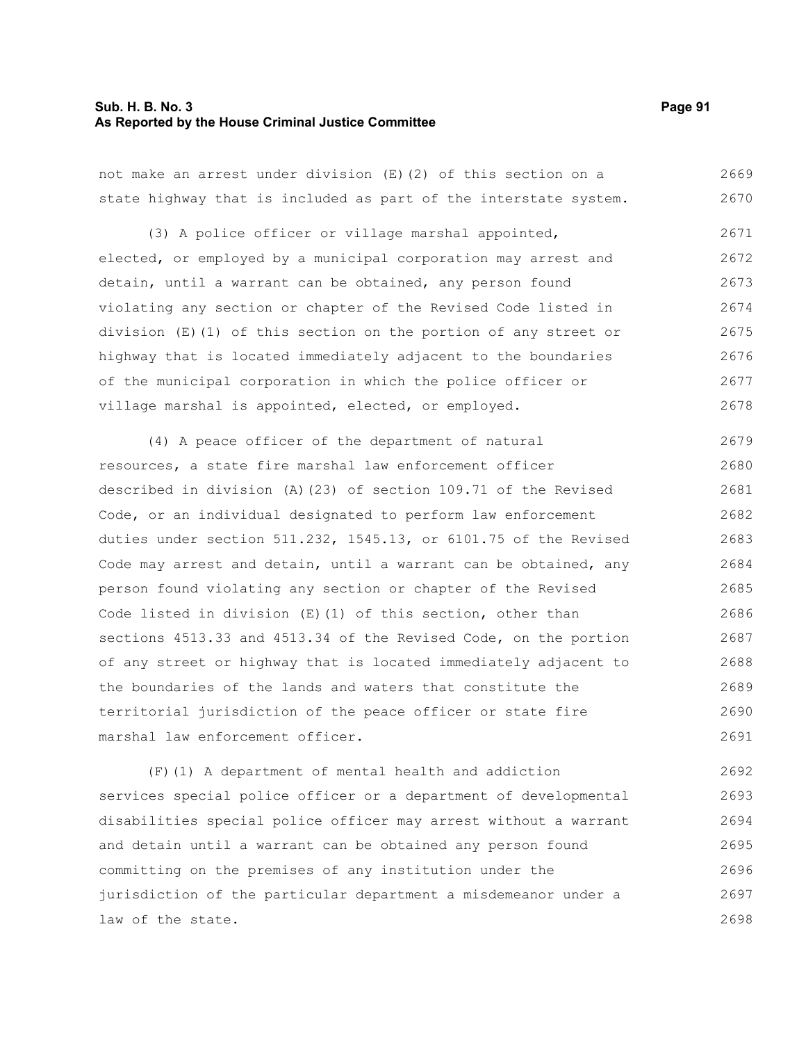not make an arrest under division (E)(2) of this section on a state highway that is included as part of the interstate system.

(3) A police officer or village marshal appointed, elected, or employed by a municipal corporation may arrest and detain, until a warrant can be obtained, any person found violating any section or chapter of the Revised Code listed in division (E)(1) of this section on the portion of any street or highway that is located immediately adjacent to the boundaries of the municipal corporation in which the police officer or village marshal is appointed, elected, or employed.

(4) A peace officer of the department of natural resources, a state fire marshal law enforcement officer described in division (A)(23) of section 109.71 of the Revised Code, or an individual designated to perform law enforcement duties under section 511.232, 1545.13, or 6101.75 of the Revised Code may arrest and detain, until a warrant can be obtained, any person found violating any section or chapter of the Revised Code listed in division (E)(1) of this section, other than sections 4513.33 and 4513.34 of the Revised Code, on the portion of any street or highway that is located immediately adjacent to the boundaries of the lands and waters that constitute the territorial jurisdiction of the peace officer or state fire marshal law enforcement officer.

(F)(1) A department of mental health and addiction services special police officer or a department of developmental disabilities special police officer may arrest without a warrant and detain until a warrant can be obtained any person found committing on the premises of any institution under the jurisdiction of the particular department a misdemeanor under a law of the state.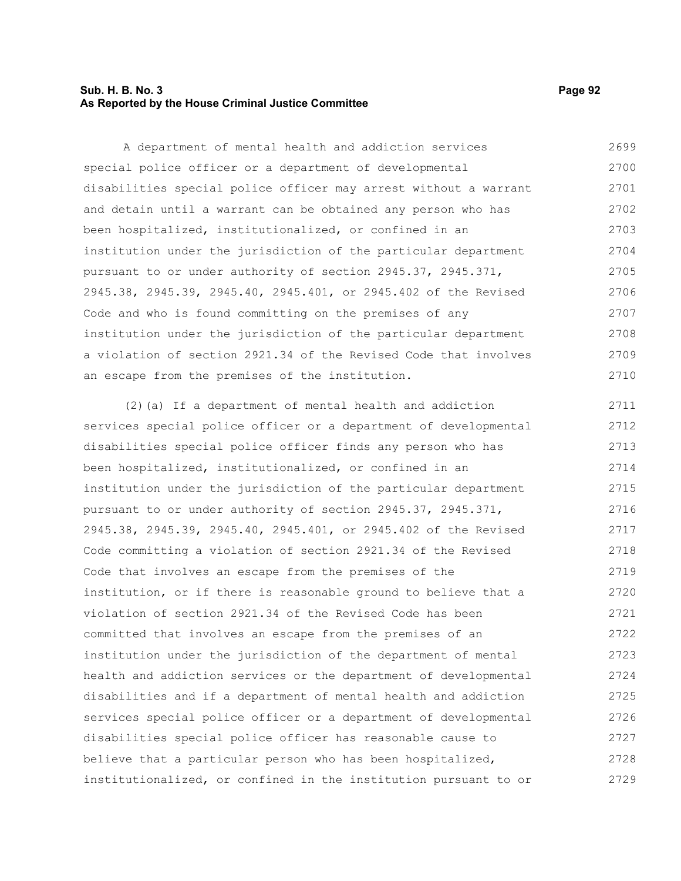A department of mental health and addiction services special police officer or a department of developmental disabilities special police officer may arrest without a warrant and detain until a warrant can be obtained any person who has been hospitalized, institutionalized, or confined in an institution under the jurisdiction of the particular department pursuant to or under authority of section 2945.37, 2945.371, 2945.38, 2945.39, 2945.40, 2945.401, or 2945.402 of the Revised Code and who is found committing on the premises of any institution under the jurisdiction of the particular department a violation of section 2921.34 of the Revised Code that involves an escape from the premises of the institution.

(2)(a) If a department of mental health and addiction services special police officer or a department of developmental disabilities special police officer finds any person who has been hospitalized, institutionalized, or confined in an institution under the jurisdiction of the particular department pursuant to or under authority of section 2945.37, 2945.371, 2945.38, 2945.39, 2945.40, 2945.401, or 2945.402 of the Revised Code committing a violation of section 2921.34 of the Revised Code that involves an escape from the premises of the institution, or if there is reasonable ground to believe that a violation of section 2921.34 of the Revised Code has been committed that involves an escape from the premises of an institution under the jurisdiction of the department of mental health and addiction services or the department of developmental disabilities and if a department of mental health and addiction services special police officer or a department of developmental disabilities special police officer has reasonable cause to believe that a particular person who has been hospitalized, institutionalized, or confined in the institution pursuant to or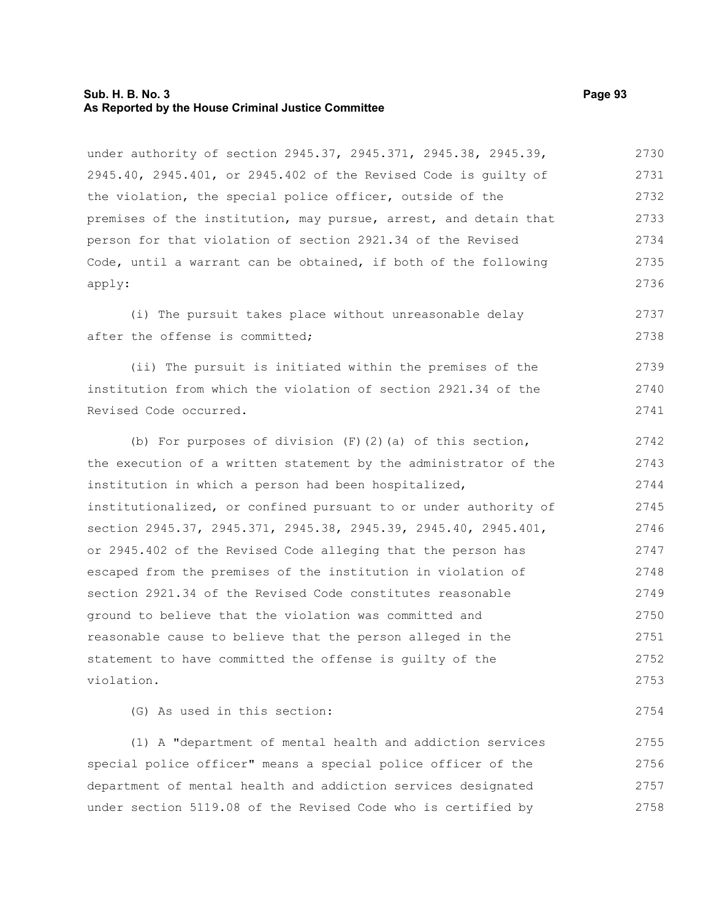under authority of section 2945.37, 2945.371, 2945.38, 2945.39, 2945.40, 2945.401, or 2945.402 of the Revised Code is guilty of the violation, the special police officer, outside of the premises of the institution, may pursue, arrest, and detain that person for that violation of section 2921.34 of the Revised Code, until a warrant can be obtained, if both of the following apply:

(i) The pursuit takes place without unreasonable delay after the offense is committed;

(ii) The pursuit is initiated within the premises of the institution from which the violation of section 2921.34 of the Revised Code occurred.

(b) For purposes of division (F)(2)(a) of this section, the execution of a written statement by the administrator of the institution in which a person had been hospitalized, institutionalized, or confined pursuant to or under authority of section 2945.37, 2945.371, 2945.38, 2945.39, 2945.40, 2945.401, or 2945.402 of the Revised Code alleging that the person has escaped from the premises of the institution in violation of section 2921.34 of the Revised Code constitutes reasonable ground to believe that the violation was committed and reasonable cause to believe that the person alleged in the statement to have committed the offense is guilty of the violation.

(G) As used in this section:

(1) A "department of mental health and addiction services special police officer" means a special police officer of the department of mental health and addiction services designated under section 5119.08 of the Revised Code who is certified by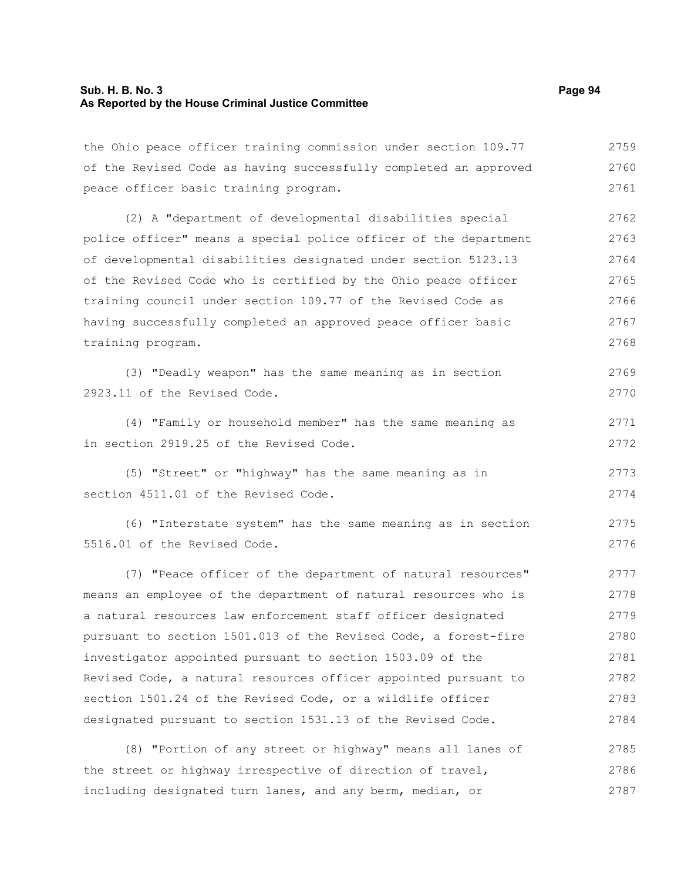the Ohio peace officer training commission under section 109.77 of the Revised Code as having successfully completed an approved peace officer basic training program.

(2) A "department of developmental disabilities special police officer" means a special police officer of the department of developmental disabilities designated under section 5123.13 of the Revised Code who is certified by the Ohio peace officer training council under section 109.77 of the Revised Code as having successfully completed an approved peace officer basic training program.

(3) "Deadly weapon" has the same meaning as in section 2923.11 of the Revised Code.

(4) "Family or household member" has the same meaning as in section 2919.25 of the Revised Code.

(5) "Street" or "highway" has the same meaning as in section 4511.01 of the Revised Code.

(6) "Interstate system" has the same meaning as in section 5516.01 of the Revised Code.

(7) "Peace officer of the department of natural resources" means an employee of the department of natural resources who is a natural resources law enforcement staff officer designated pursuant to section 1501.013 of the Revised Code, a forest-fire investigator appointed pursuant to section 1503.09 of the Revised Code, a natural resources officer appointed pursuant to section 1501.24 of the Revised Code, or a wildlife officer designated pursuant to section 1531.13 of the Revised Code.

(8) "Portion of any street or highway" means all lanes of the street or highway irrespective of direction of travel, including designated turn lanes, and any berm, median, or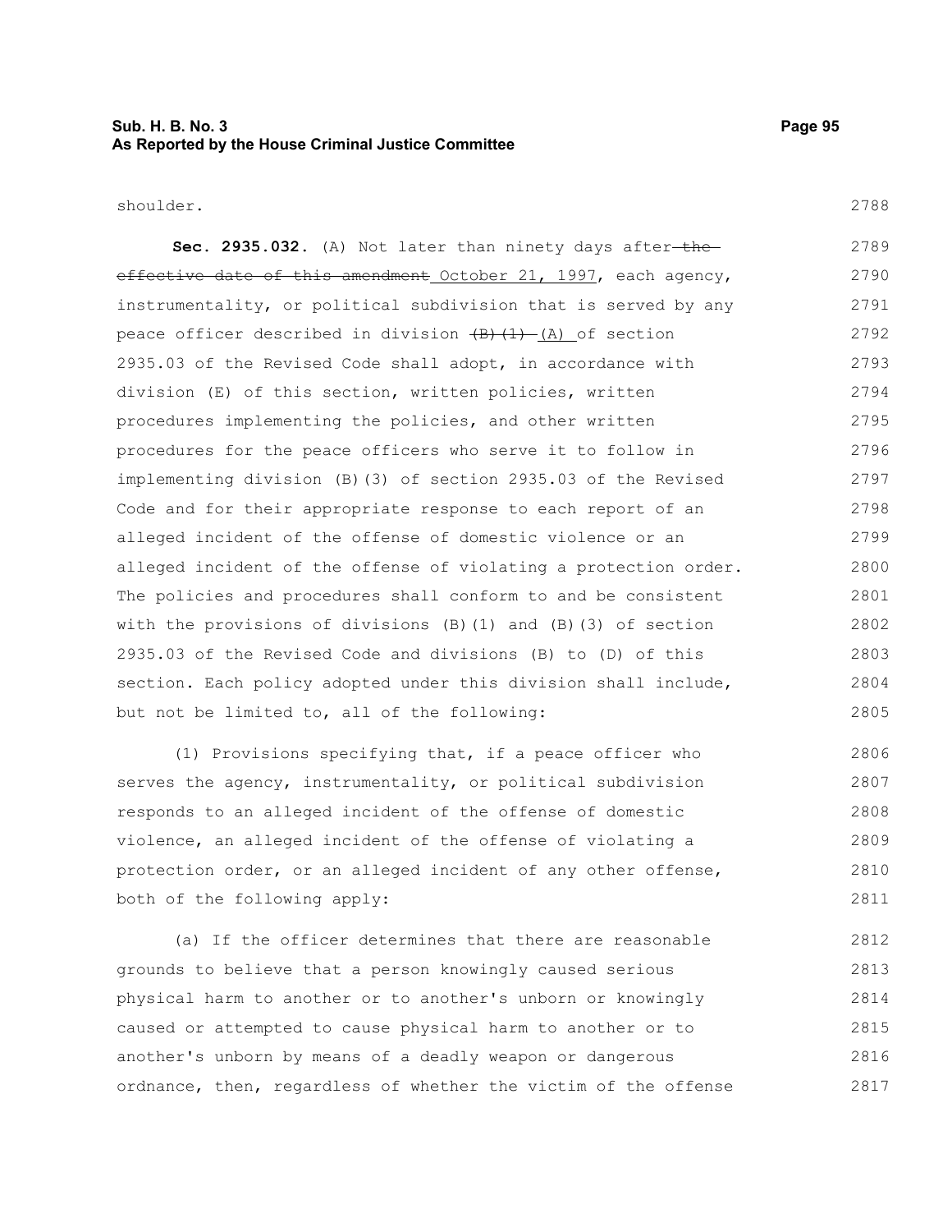shoulder.

**Sec. 2935.032.** (A) Not later than ninety days after ~~the effective date of this amendment~~ October 21, 1997, each agency, instrumentality, or political subdivision that is served by any peace officer described in division ~~(B)(1)~~ (A) of section 2935.03 of the Revised Code shall adopt, in accordance with division (E) of this section, written policies, written procedures implementing the policies, and other written procedures for the peace officers who serve it to follow in implementing division (B)(3) of section 2935.03 of the Revised Code and for their appropriate response to each report of an alleged incident of the offense of domestic violence or an alleged incident of the offense of violating a protection order. The policies and procedures shall conform to and be consistent with the provisions of divisions (B)(1) and (B)(3) of section 2935.03 of the Revised Code and divisions (B) to (D) of this section. Each policy adopted under this division shall include, but not be limited to, all of the following:

(1) Provisions specifying that, if a peace officer who serves the agency, instrumentality, or political subdivision responds to an alleged incident of the offense of domestic violence, an alleged incident of the offense of violating a protection order, or an alleged incident of any other offense, both of the following apply:

(a) If the officer determines that there are reasonable grounds to believe that a person knowingly caused serious physical harm to another or to another's unborn or knowingly caused or attempted to cause physical harm to another or to another's unborn by means of a deadly weapon or dangerous ordnance, then, regardless of whether the victim of the offense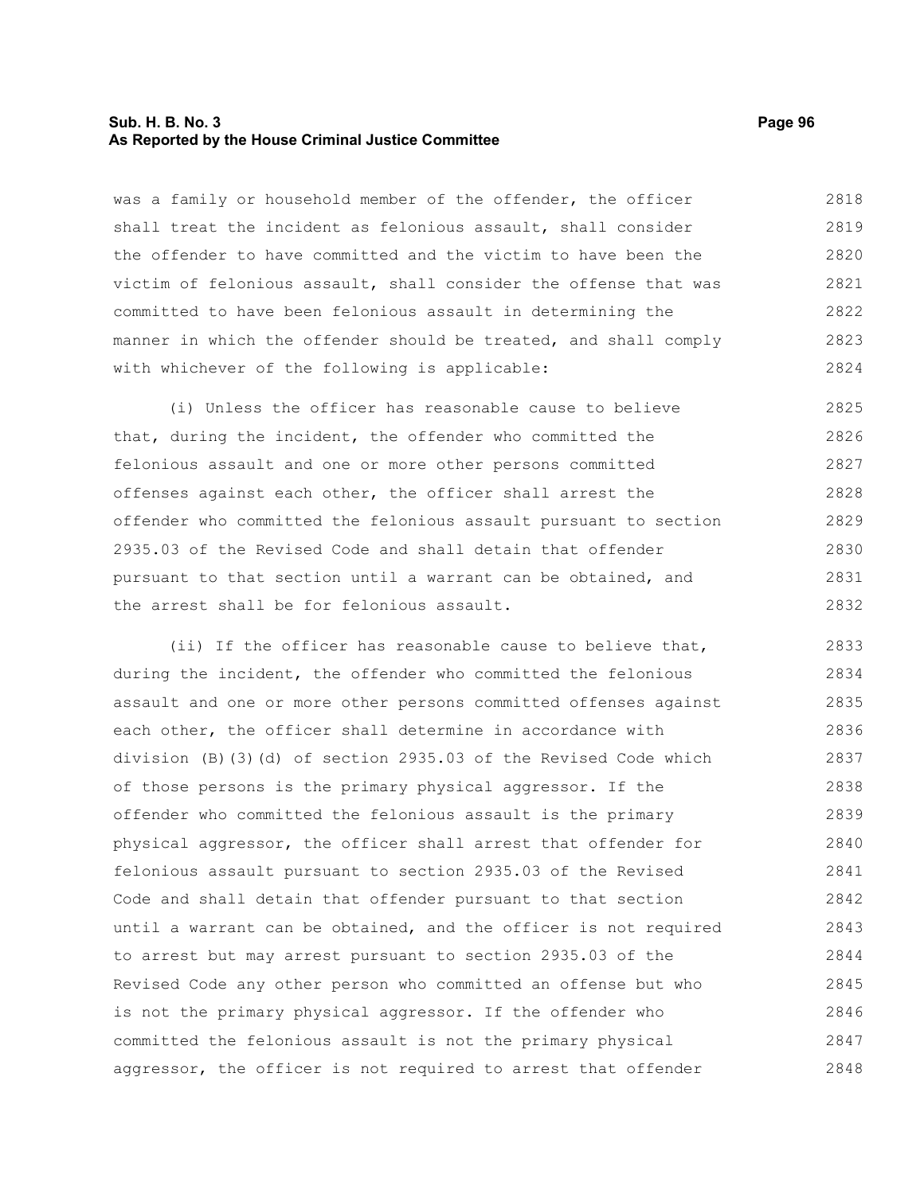was a family or household member of the offender, the officer shall treat the incident as felonious assault, shall consider the offender to have committed and the victim to have been the victim of felonious assault, shall consider the offense that was committed to have been felonious assault in determining the manner in which the offender should be treated, and shall comply with whichever of the following is applicable:

(i) Unless the officer has reasonable cause to believe that, during the incident, the offender who committed the felonious assault and one or more other persons committed offenses against each other, the officer shall arrest the offender who committed the felonious assault pursuant to section 2935.03 of the Revised Code and shall detain that offender pursuant to that section until a warrant can be obtained, and the arrest shall be for felonious assault.

(ii) If the officer has reasonable cause to believe that, during the incident, the offender who committed the felonious assault and one or more other persons committed offenses against each other, the officer shall determine in accordance with division (B)(3)(d) of section 2935.03 of the Revised Code which of those persons is the primary physical aggressor. If the offender who committed the felonious assault is the primary physical aggressor, the officer shall arrest that offender for felonious assault pursuant to section 2935.03 of the Revised Code and shall detain that offender pursuant to that section until a warrant can be obtained, and the officer is not required to arrest but may arrest pursuant to section 2935.03 of the Revised Code any other person who committed an offense but who is not the primary physical aggressor. If the offender who committed the felonious assault is not the primary physical aggressor, the officer is not required to arrest that offender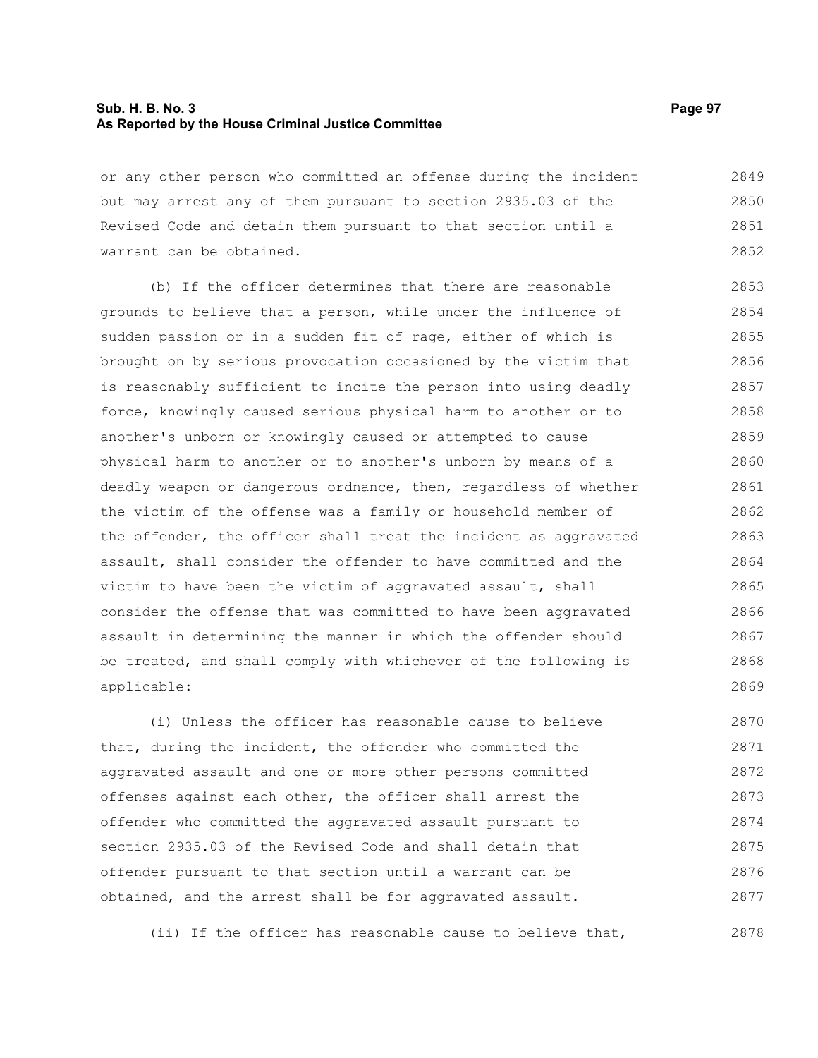or any other person who committed an offense during the incident but may arrest any of them pursuant to section 2935.03 of the Revised Code and detain them pursuant to that section until a warrant can be obtained.

(b) If the officer determines that there are reasonable grounds to believe that a person, while under the influence of sudden passion or in a sudden fit of rage, either of which is brought on by serious provocation occasioned by the victim that is reasonably sufficient to incite the person into using deadly force, knowingly caused serious physical harm to another or to another's unborn or knowingly caused or attempted to cause physical harm to another or to another's unborn by means of a deadly weapon or dangerous ordnance, then, regardless of whether the victim of the offense was a family or household member of the offender, the officer shall treat the incident as aggravated assault, shall consider the offender to have committed and the victim to have been the victim of aggravated assault, shall consider the offense that was committed to have been aggravated assault in determining the manner in which the offender should be treated, and shall comply with whichever of the following is applicable:

(i) Unless the officer has reasonable cause to believe that, during the incident, the offender who committed the aggravated assault and one or more other persons committed offenses against each other, the officer shall arrest the offender who committed the aggravated assault pursuant to section 2935.03 of the Revised Code and shall detain that offender pursuant to that section until a warrant can be obtained, and the arrest shall be for aggravated assault.

(ii) If the officer has reasonable cause to believe that,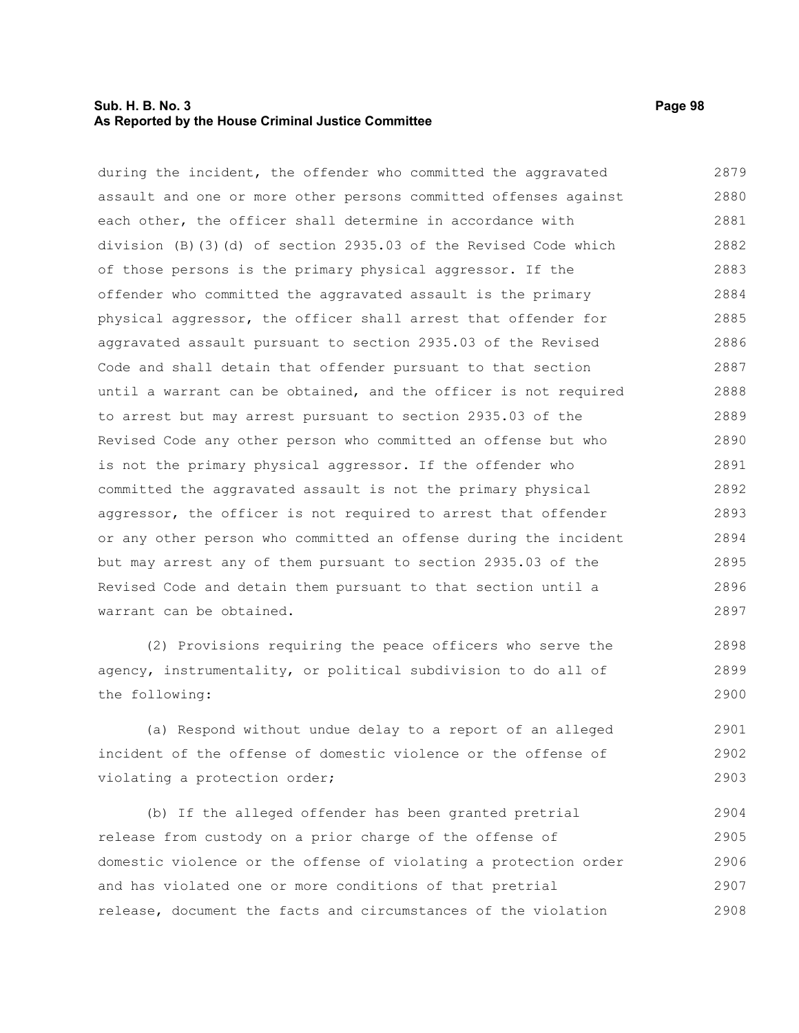during the incident, the offender who committed the aggravated assault and one or more other persons committed offenses against each other, the officer shall determine in accordance with division (B)(3)(d) of section 2935.03 of the Revised Code which of those persons is the primary physical aggressor. If the offender who committed the aggravated assault is the primary physical aggressor, the officer shall arrest that offender for aggravated assault pursuant to section 2935.03 of the Revised Code and shall detain that offender pursuant to that section until a warrant can be obtained, and the officer is not required to arrest but may arrest pursuant to section 2935.03 of the Revised Code any other person who committed an offense but who is not the primary physical aggressor. If the offender who committed the aggravated assault is not the primary physical aggressor, the officer is not required to arrest that offender or any other person who committed an offense during the incident but may arrest any of them pursuant to section 2935.03 of the Revised Code and detain them pursuant to that section until a warrant can be obtained.

(2) Provisions requiring the peace officers who serve the agency, instrumentality, or political subdivision to do all of the following:

(a) Respond without undue delay to a report of an alleged incident of the offense of domestic violence or the offense of violating a protection order;

(b) If the alleged offender has been granted pretrial release from custody on a prior charge of the offense of domestic violence or the offense of violating a protection order and has violated one or more conditions of that pretrial release, document the facts and circumstances of the violation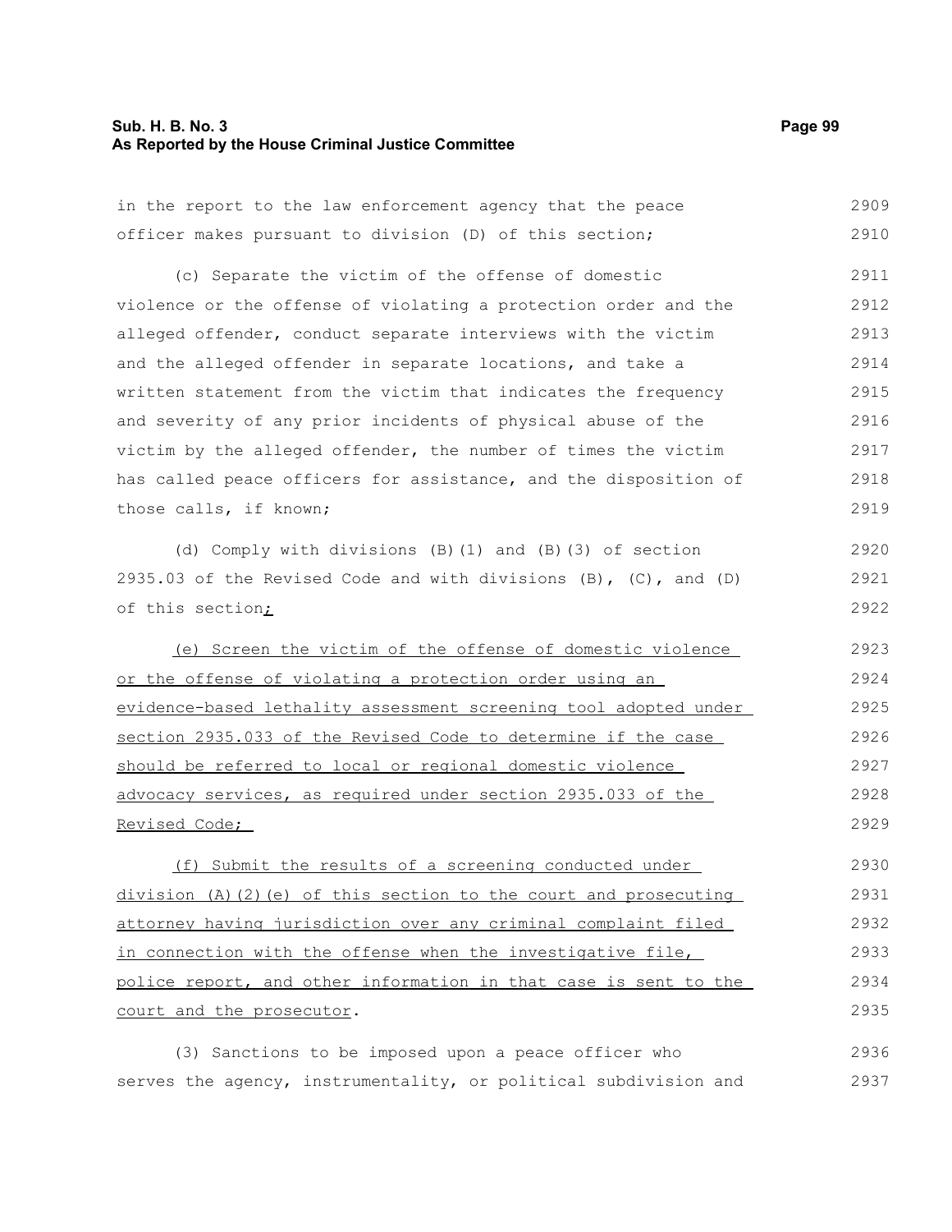in the report to the law enforcement agency that the peace officer makes pursuant to division (D) of this section;

(c) Separate the victim of the offense of domestic violence or the offense of violating a protection order and the alleged offender, conduct separate interviews with the victim and the alleged offender in separate locations, and take a written statement from the victim that indicates the frequency and severity of any prior incidents of physical abuse of the victim by the alleged offender, the number of times the victim has called peace officers for assistance, and the disposition of those calls, if known;

(d) Comply with divisions (B)(1) and (B)(3) of section 2935.03 of the Revised Code and with divisions (B), (C), and (D) of this section;

(e) Screen the victim of the offense of domestic violence or the offense of violating a protection order using an evidence-based lethality assessment screening tool adopted under section 2935.033 of the Revised Code to determine if the case should be referred to local or regional domestic violence advocacy services, as required under section 2935.033 of the Revised Code;

(f) Submit the results of a screening conducted under division (A)(2)(e) of this section to the court and prosecuting attorney having jurisdiction over any criminal complaint filed in connection with the offense when the investigative file, police report, and other information in that case is sent to the court and the prosecutor.

(3) Sanctions to be imposed upon a peace officer who serves the agency, instrumentality, or political subdivision and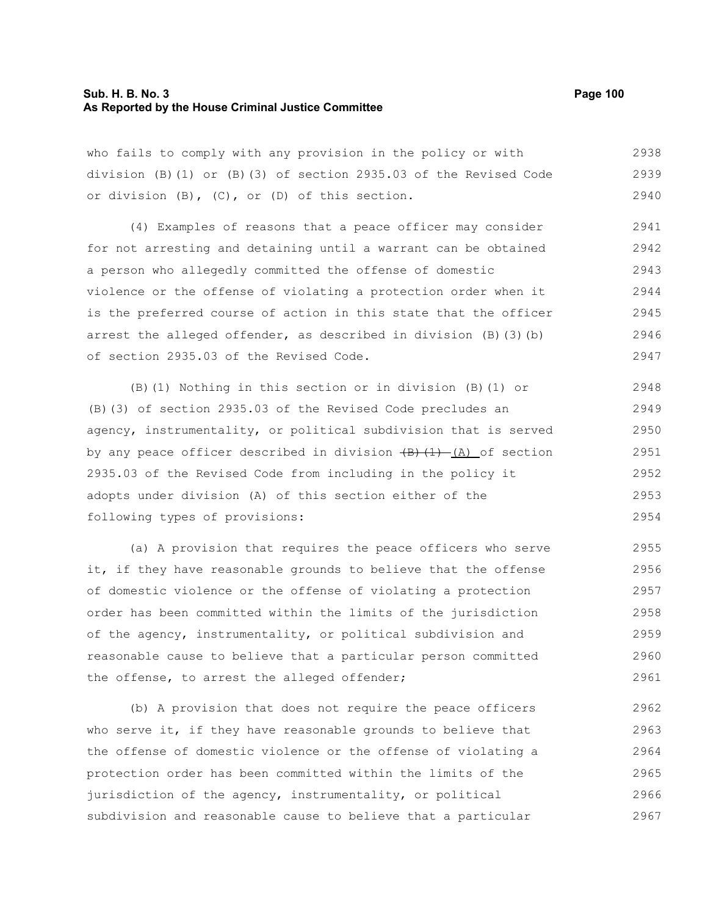who fails to comply with any provision in the policy or with division (B)(1) or (B)(3) of section 2935.03 of the Revised Code or division (B), (C), or (D) of this section.

(4) Examples of reasons that a peace officer may consider for not arresting and detaining until a warrant can be obtained a person who allegedly committed the offense of domestic violence or the offense of violating a protection order when it is the preferred course of action in this state that the officer arrest the alleged offender, as described in division (B)(3)(b) of section 2935.03 of the Revised Code.

(B)(1) Nothing in this section or in division (B)(1) or (B)(3) of section 2935.03 of the Revised Code precludes an agency, instrumentality, or political subdivision that is served by any peace officer described in division ~~(B)(1)~~ (A) of section 2935.03 of the Revised Code from including in the policy it adopts under division (A) of this section either of the following types of provisions:

(a) A provision that requires the peace officers who serve it, if they have reasonable grounds to believe that the offense of domestic violence or the offense of violating a protection order has been committed within the limits of the jurisdiction of the agency, instrumentality, or political subdivision and reasonable cause to believe that a particular person committed the offense, to arrest the alleged offender;

(b) A provision that does not require the peace officers who serve it, if they have reasonable grounds to believe that the offense of domestic violence or the offense of violating a protection order has been committed within the limits of the jurisdiction of the agency, instrumentality, or political subdivision and reasonable cause to believe that a particular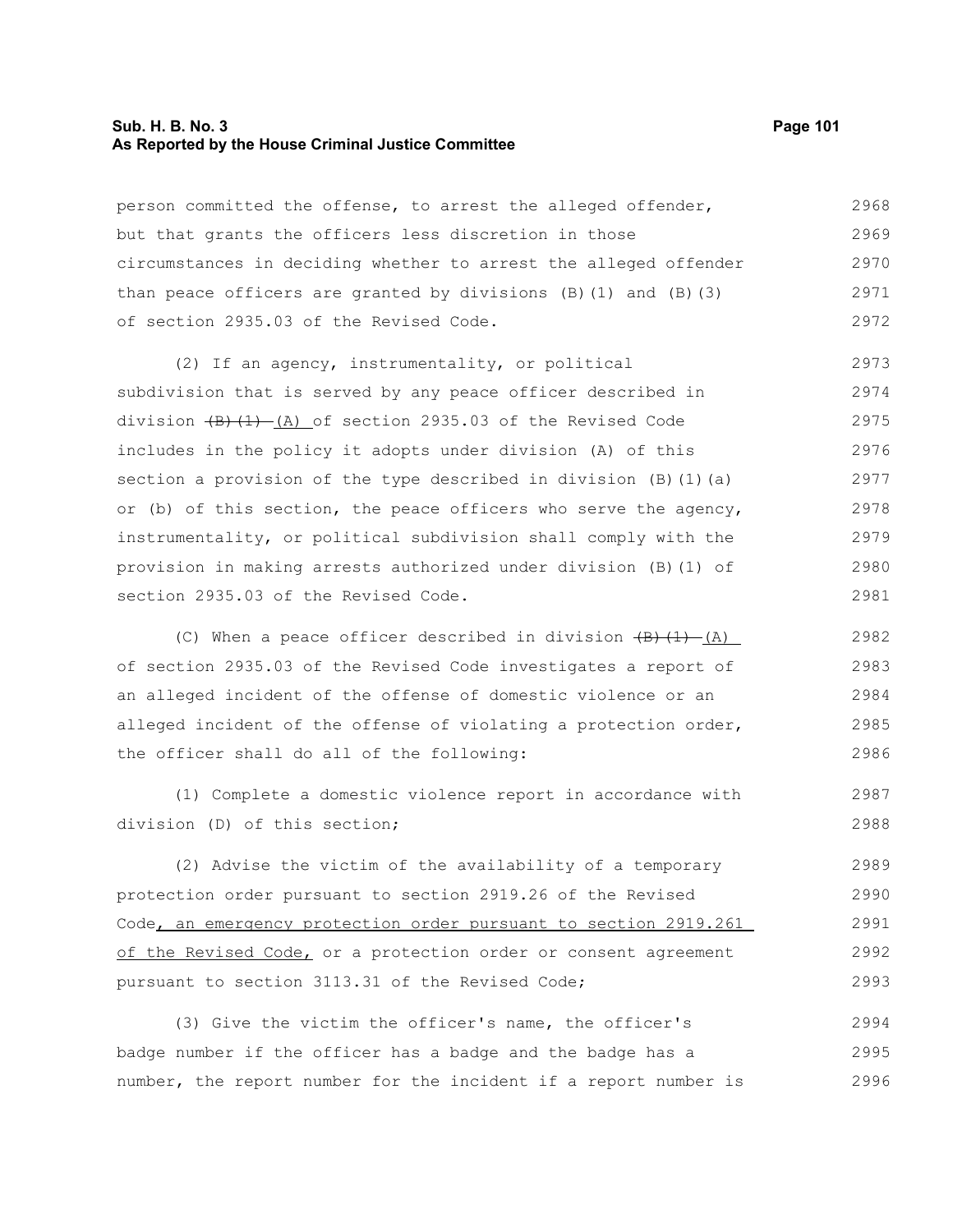person committed the offense, to arrest the alleged offender, but that grants the officers less discretion in those circumstances in deciding whether to arrest the alleged offender than peace officers are granted by divisions (B)(1) and (B)(3) of section 2935.03 of the Revised Code.

(2) If an agency, instrumentality, or political subdivision that is served by any peace officer described in division ~~(B)(1)~~ <u>(A)</u> of section 2935.03 of the Revised Code includes in the policy it adopts under division (A) of this section a provision of the type described in division (B)(1)(a) or (b) of this section, the peace officers who serve the agency, instrumentality, or political subdivision shall comply with the provision in making arrests authorized under division (B)(1) of section 2935.03 of the Revised Code.

(C) When a peace officer described in division ~~(B)(1)~~ <u>(A)</u> of section 2935.03 of the Revised Code investigates a report of an alleged incident of the offense of domestic violence or an alleged incident of the offense of violating a protection order, the officer shall do all of the following:

(1) Complete a domestic violence report in accordance with division (D) of this section;

(2) Advise the victim of the availability of a temporary protection order pursuant to section 2919.26 of the Revised Code<u>, an emergency protection order pursuant to section 2919.261 of the Revised Code,</u> or a protection order or consent agreement pursuant to section 3113.31 of the Revised Code;

(3) Give the victim the officer's name, the officer's badge number if the officer has a badge and the badge has a number, the report number for the incident if a report number is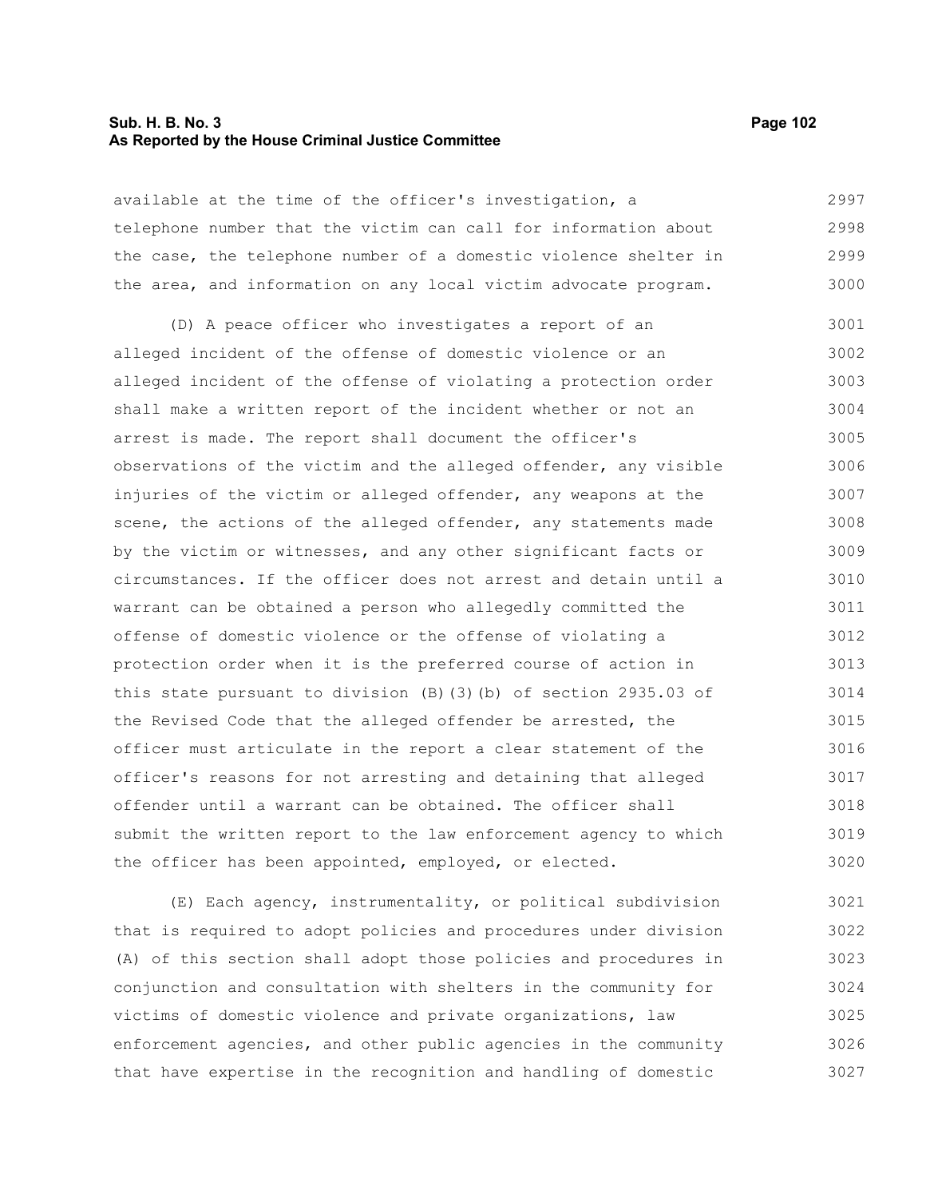available at the time of the officer's investigation, a telephone number that the victim can call for information about the case, the telephone number of a domestic violence shelter in the area, and information on any local victim advocate program.

(D) A peace officer who investigates a report of an alleged incident of the offense of domestic violence or an alleged incident of the offense of violating a protection order shall make a written report of the incident whether or not an arrest is made. The report shall document the officer's observations of the victim and the alleged offender, any visible injuries of the victim or alleged offender, any weapons at the scene, the actions of the alleged offender, any statements made by the victim or witnesses, and any other significant facts or circumstances. If the officer does not arrest and detain until a warrant can be obtained a person who allegedly committed the offense of domestic violence or the offense of violating a protection order when it is the preferred course of action in this state pursuant to division (B)(3)(b) of section 2935.03 of the Revised Code that the alleged offender be arrested, the officer must articulate in the report a clear statement of the officer's reasons for not arresting and detaining that alleged offender until a warrant can be obtained. The officer shall submit the written report to the law enforcement agency to which the officer has been appointed, employed, or elected.

(E) Each agency, instrumentality, or political subdivision that is required to adopt policies and procedures under division (A) of this section shall adopt those policies and procedures in conjunction and consultation with shelters in the community for victims of domestic violence and private organizations, law enforcement agencies, and other public agencies in the community that have expertise in the recognition and handling of domestic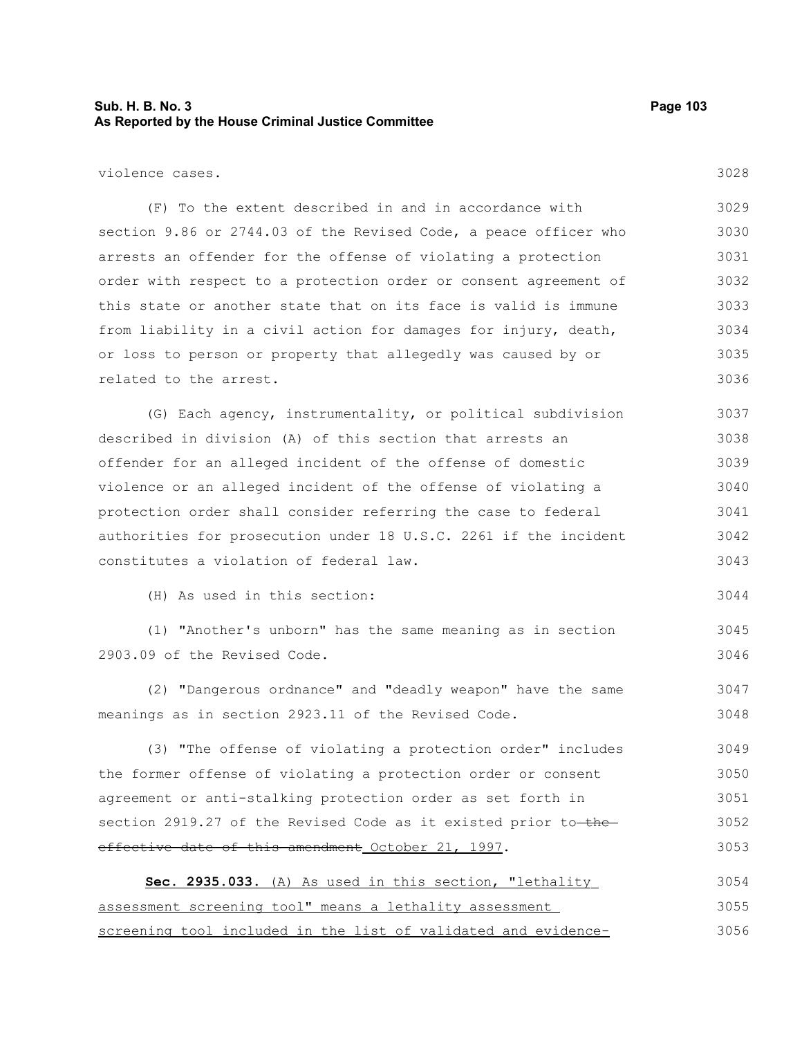violence cases.

(F) To the extent described in and in accordance with section 9.86 or 2744.03 of the Revised Code, a peace officer who arrests an offender for the offense of violating a protection order with respect to a protection order or consent agreement of this state or another state that on its face is valid is immune from liability in a civil action for damages for injury, death, or loss to person or property that allegedly was caused by or related to the arrest.

(G) Each agency, instrumentality, or political subdivision described in division (A) of this section that arrests an offender for an alleged incident of the offense of domestic violence or an alleged incident of the offense of violating a protection order shall consider referring the case to federal authorities for prosecution under 18 U.S.C. 2261 if the incident constitutes a violation of federal law.

(H) As used in this section:

(1) "Another's unborn" has the same meaning as in section 2903.09 of the Revised Code.

(2) "Dangerous ordnance" and "deadly weapon" have the same meanings as in section 2923.11 of the Revised Code.

(3) "The offense of violating a protection order" includes the former offense of violating a protection order or consent agreement or anti-stalking protection order as set forth in section 2919.27 of the Revised Code as it existed prior to ~~the effective date of this amendment~~ October 21, 1997.

**Sec. 2935.033.** (A) As used in this section, "lethality assessment screening tool" means a lethality assessment screening tool included in the list of validated and evidence-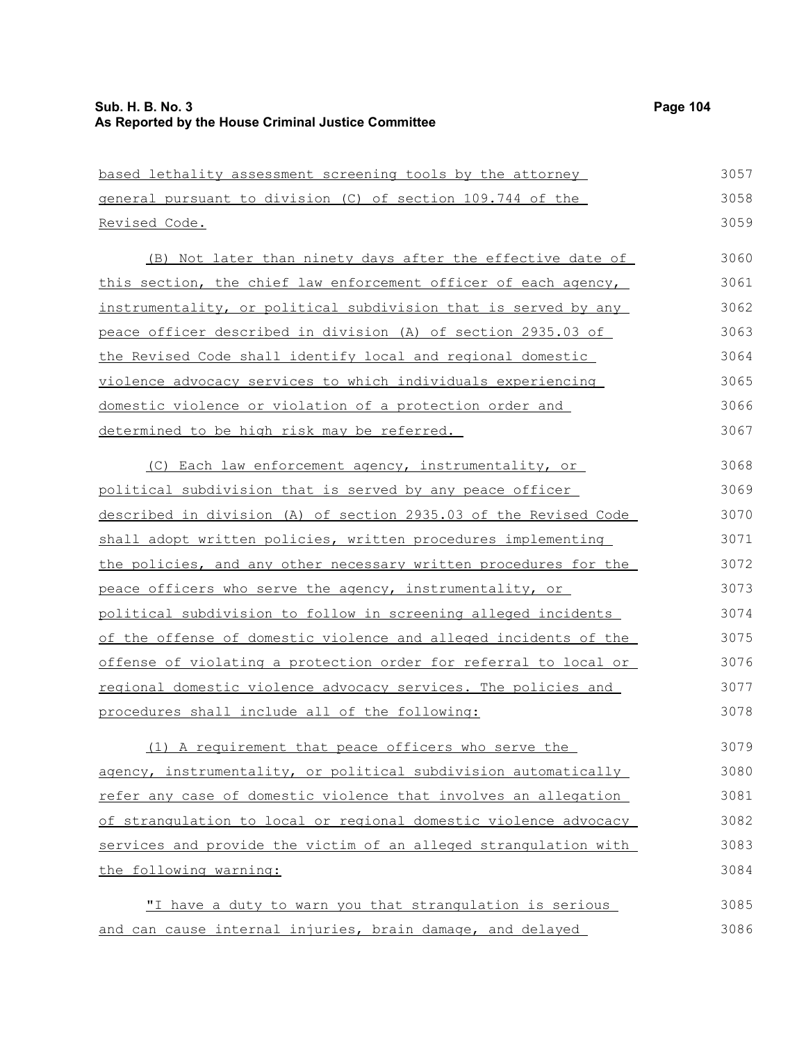based lethality assessment screening tools by the attorney general pursuant to division (C) of section 109.744 of the Revised Code.

(B) Not later than ninety days after the effective date of this section, the chief law enforcement officer of each agency, instrumentality, or political subdivision that is served by any peace officer described in division (A) of section 2935.03 of the Revised Code shall identify local and regional domestic violence advocacy services to which individuals experiencing domestic violence or violation of a protection order and determined to be high risk may be referred.

(C) Each law enforcement agency, instrumentality, or political subdivision that is served by any peace officer described in division (A) of section 2935.03 of the Revised Code shall adopt written policies, written procedures implementing the policies, and any other necessary written procedures for the peace officers who serve the agency, instrumentality, or political subdivision to follow in screening alleged incidents of the offense of domestic violence and alleged incidents of the offense of violating a protection order for referral to local or regional domestic violence advocacy services. The policies and procedures shall include all of the following:

(1) A requirement that peace officers who serve the agency, instrumentality, or political subdivision automatically refer any case of domestic violence that involves an allegation of strangulation to local or regional domestic violence advocacy services and provide the victim of an alleged strangulation with the following warning:

"I have a duty to warn you that strangulation is serious and can cause internal injuries, brain damage, and delayed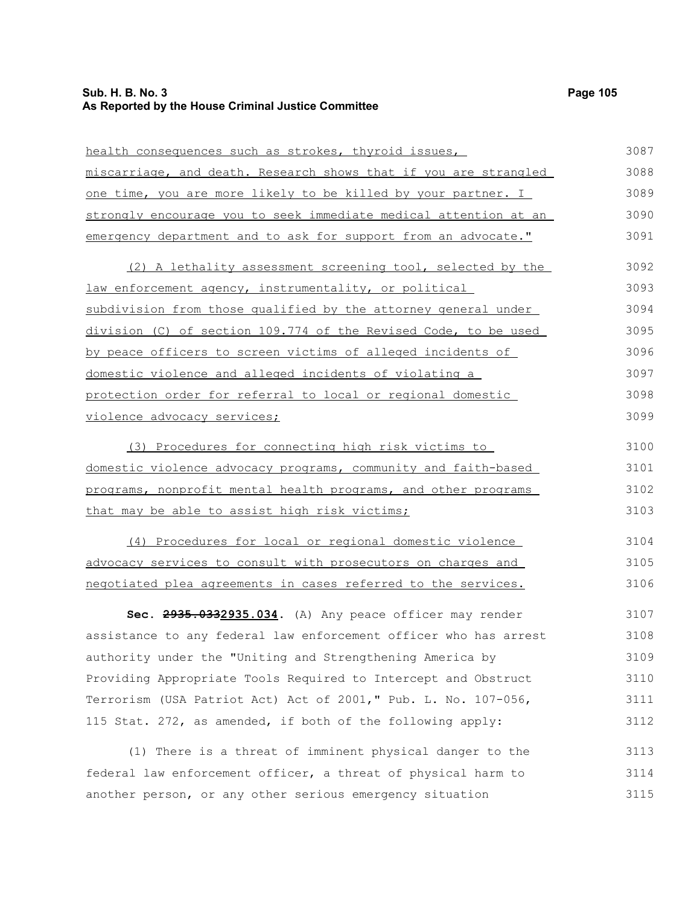health consequences such as strokes, thyroid issues, miscarriage, and death. Research shows that if you are strangled one time, you are more likely to be killed by your partner. I strongly encourage you to seek immediate medical attention at an emergency department and to ask for support from an advocate."

(2) A lethality assessment screening tool, selected by the law enforcement agency, instrumentality, or political subdivision from those qualified by the attorney general under division (C) of section 109.774 of the Revised Code, to be used by peace officers to screen victims of alleged incidents of domestic violence and alleged incidents of violating a protection order for referral to local or regional domestic violence advocacy services;

(3) Procedures for connecting high risk victims to domestic violence advocacy programs, community and faith-based programs, nonprofit mental health programs, and other programs that may be able to assist high risk victims;

(4) Procedures for local or regional domestic violence advocacy services to consult with prosecutors on charges and negotiated plea agreements in cases referred to the services.

**Sec. ~~2935.033~~2935.034.** (A) Any peace officer may render assistance to any federal law enforcement officer who has arrest authority under the "Uniting and Strengthening America by Providing Appropriate Tools Required to Intercept and Obstruct Terrorism (USA Patriot Act) Act of 2001," Pub. L. No. 107-056, 115 Stat. 272, as amended, if both of the following apply:

(1) There is a threat of imminent physical danger to the federal law enforcement officer, a threat of physical harm to another person, or any other serious emergency situation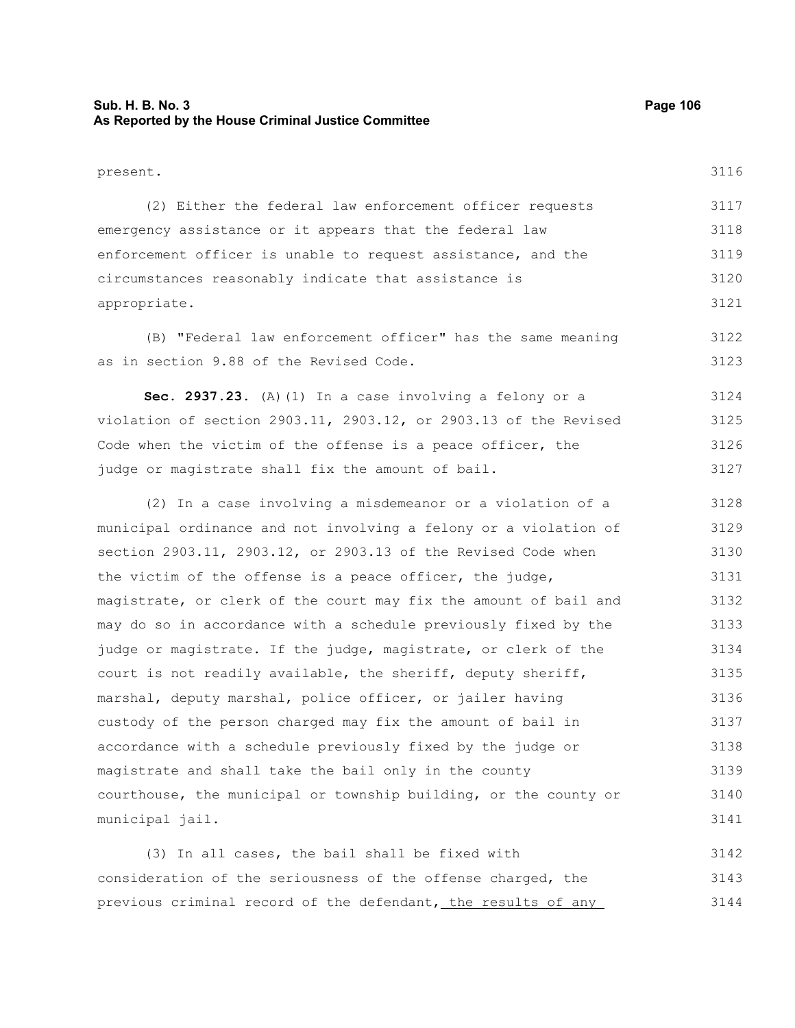present.

(2) Either the federal law enforcement officer requests emergency assistance or it appears that the federal law enforcement officer is unable to request assistance, and the circumstances reasonably indicate that assistance is appropriate.

(B) "Federal law enforcement officer" has the same meaning as in section 9.88 of the Revised Code.

**Sec. 2937.23.** (A)(1) In a case involving a felony or a violation of section 2903.11, 2903.12, or 2903.13 of the Revised Code when the victim of the offense is a peace officer, the judge or magistrate shall fix the amount of bail.

(2) In a case involving a misdemeanor or a violation of a municipal ordinance and not involving a felony or a violation of section 2903.11, 2903.12, or 2903.13 of the Revised Code when the victim of the offense is a peace officer, the judge, magistrate, or clerk of the court may fix the amount of bail and may do so in accordance with a schedule previously fixed by the judge or magistrate. If the judge, magistrate, or clerk of the court is not readily available, the sheriff, deputy sheriff, marshal, deputy marshal, police officer, or jailer having custody of the person charged may fix the amount of bail in accordance with a schedule previously fixed by the judge or magistrate and shall take the bail only in the county courthouse, the municipal or township building, or the county or municipal jail.

(3) In all cases, the bail shall be fixed with consideration of the seriousness of the offense charged, the previous criminal record of the defendant, the results of any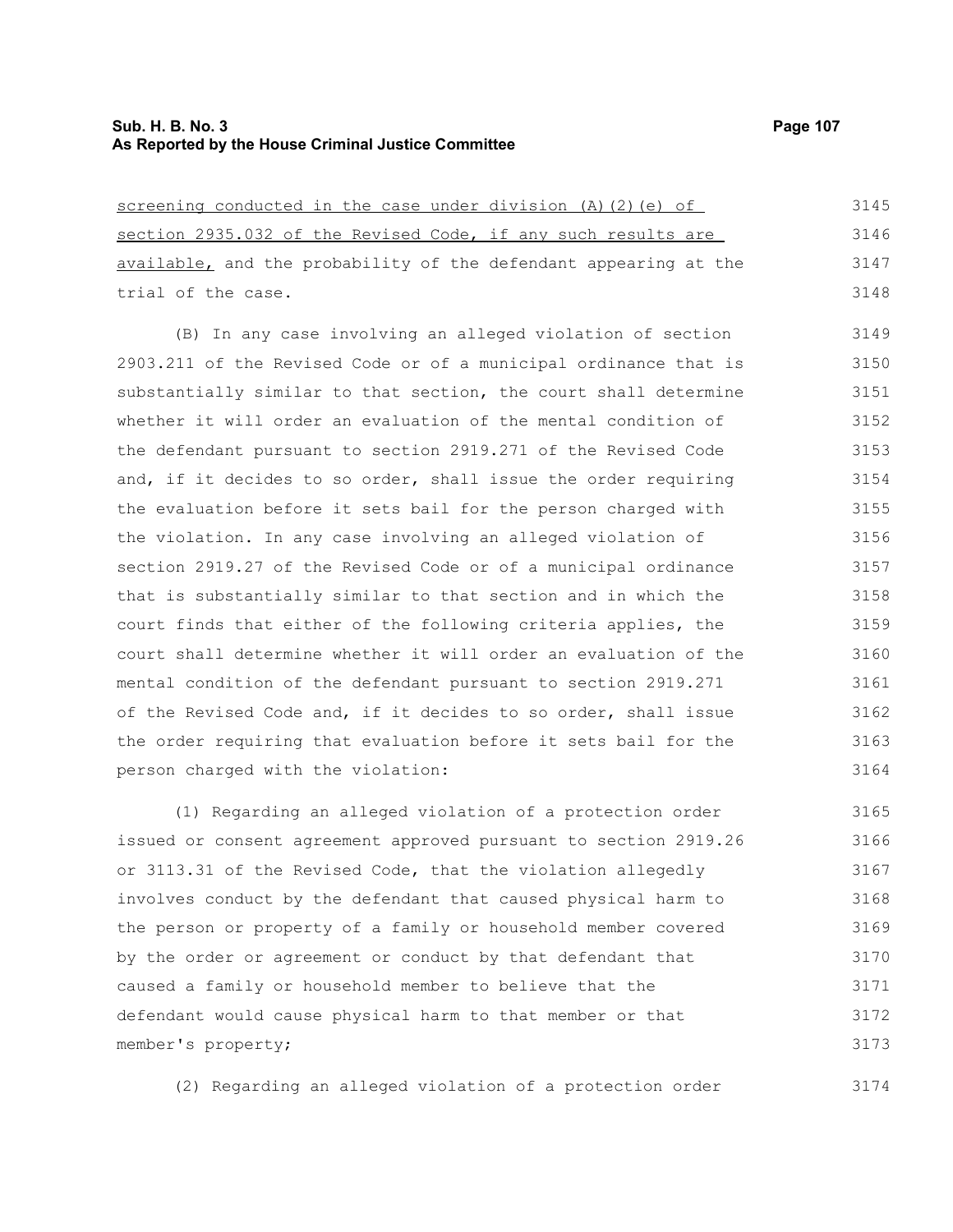screening conducted in the case under division (A)(2)(e) of section 2935.032 of the Revised Code, if any such results are available, and the probability of the defendant appearing at the trial of the case.

(B) In any case involving an alleged violation of section 2903.211 of the Revised Code or of a municipal ordinance that is substantially similar to that section, the court shall determine whether it will order an evaluation of the mental condition of the defendant pursuant to section 2919.271 of the Revised Code and, if it decides to so order, shall issue the order requiring the evaluation before it sets bail for the person charged with the violation. In any case involving an alleged violation of section 2919.27 of the Revised Code or of a municipal ordinance that is substantially similar to that section and in which the court finds that either of the following criteria applies, the court shall determine whether it will order an evaluation of the mental condition of the defendant pursuant to section 2919.271 of the Revised Code and, if it decides to so order, shall issue the order requiring that evaluation before it sets bail for the person charged with the violation:

(1) Regarding an alleged violation of a protection order issued or consent agreement approved pursuant to section 2919.26 or 3113.31 of the Revised Code, that the violation allegedly involves conduct by the defendant that caused physical harm to the person or property of a family or household member covered by the order or agreement or conduct by that defendant that caused a family or household member to believe that the defendant would cause physical harm to that member or that member's property;

(2) Regarding an alleged violation of a protection order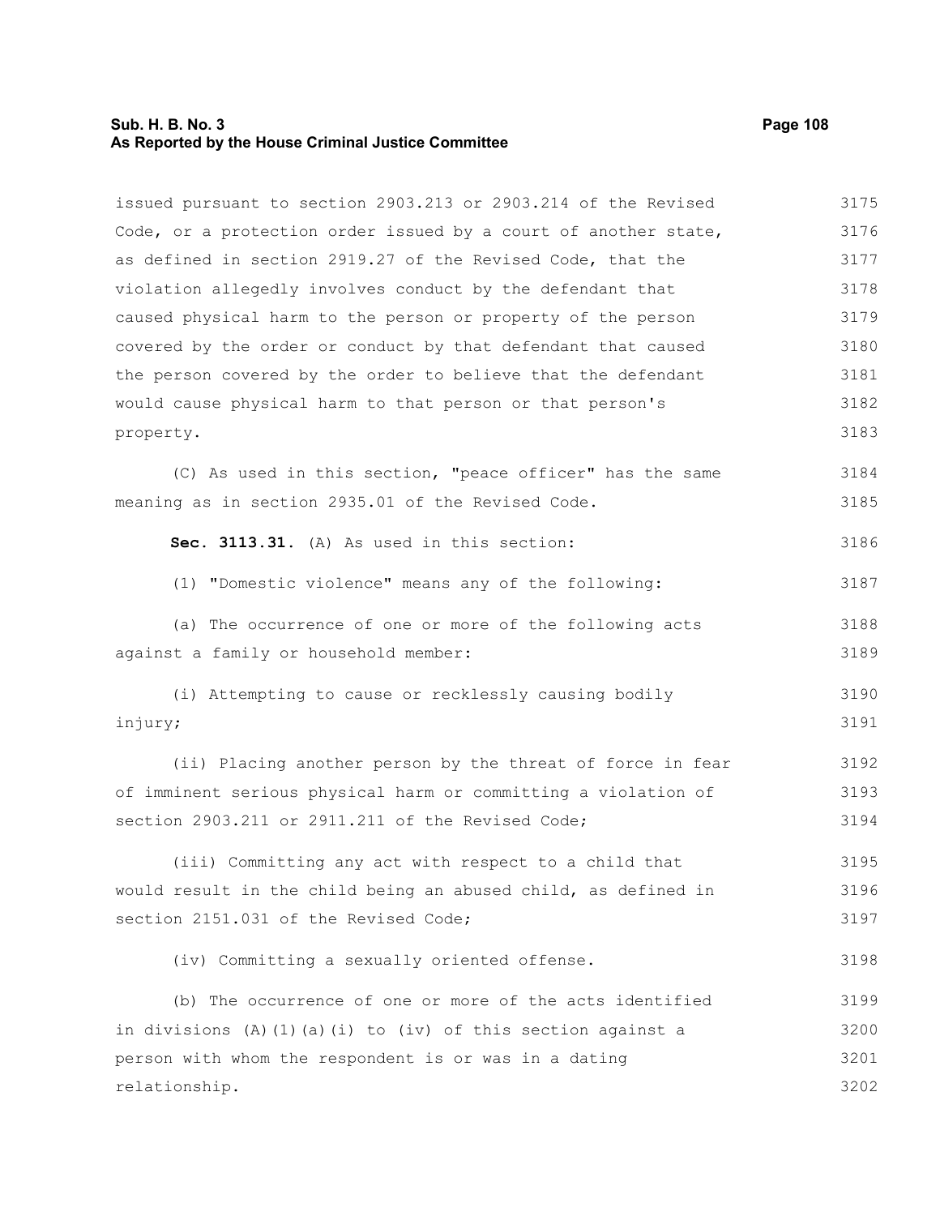issued pursuant to section 2903.213 or 2903.214 of the Revised Code, or a protection order issued by a court of another state, as defined in section 2919.27 of the Revised Code, that the violation allegedly involves conduct by the defendant that caused physical harm to the person or property of the person covered by the order or conduct by that defendant that caused the person covered by the order to believe that the defendant would cause physical harm to that person or that person's property.

(C) As used in this section, "peace officer" has the same meaning as in section 2935.01 of the Revised Code.

**Sec. 3113.31.** (A) As used in this section:

(1) "Domestic violence" means any of the following:

(a) The occurrence of one or more of the following acts against a family or household member:

(i) Attempting to cause or recklessly causing bodily injury;

(ii) Placing another person by the threat of force in fear of imminent serious physical harm or committing a violation of section 2903.211 or 2911.211 of the Revised Code;

(iii) Committing any act with respect to a child that would result in the child being an abused child, as defined in section 2151.031 of the Revised Code;

(iv) Committing a sexually oriented offense.

(b) The occurrence of one or more of the acts identified in divisions (A)(1)(a)(i) to (iv) of this section against a person with whom the respondent is or was in a dating relationship.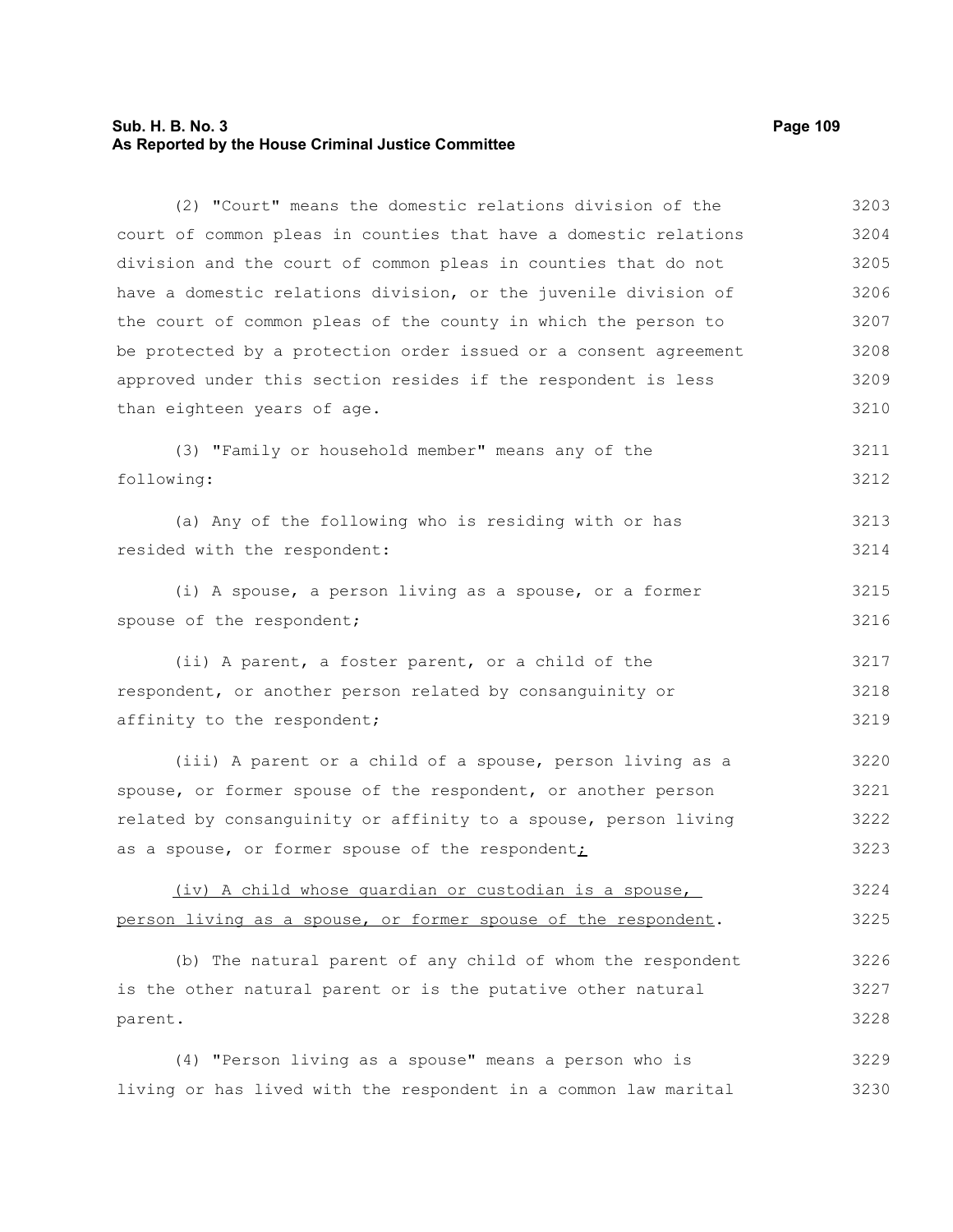(2) "Court" means the domestic relations division of the court of common pleas in counties that have a domestic relations division and the court of common pleas in counties that do not have a domestic relations division, or the juvenile division of the court of common pleas of the county in which the person to be protected by a protection order issued or a consent agreement approved under this section resides if the respondent is less than eighteen years of age.

(3) "Family or household member" means any of the following:

(a) Any of the following who is residing with or has resided with the respondent:

(i) A spouse, a person living as a spouse, or a former spouse of the respondent;

(ii) A parent, a foster parent, or a child of the respondent, or another person related by consanguinity or affinity to the respondent;

(iii) A parent or a child of a spouse, person living as a spouse, or former spouse of the respondent, or another person related by consanguinity or affinity to a spouse, person living as a spouse, or former spouse of the respondent;

(iv) A child whose guardian or custodian is a spouse, person living as a spouse, or former spouse of the respondent.

(b) The natural parent of any child of whom the respondent is the other natural parent or is the putative other natural parent.

(4) "Person living as a spouse" means a person who is living or has lived with the respondent in a common law marital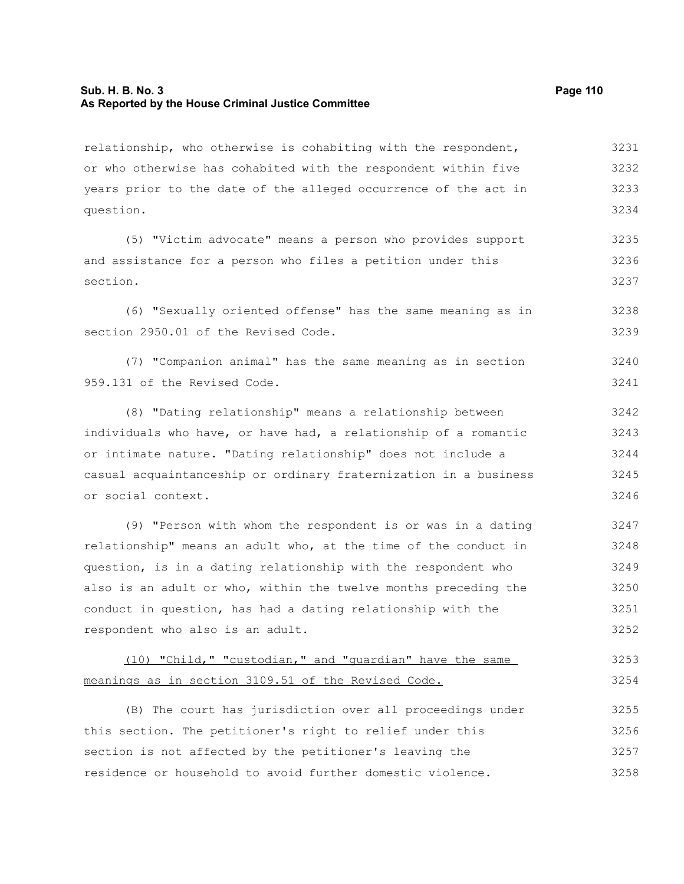relationship, who otherwise is cohabiting with the respondent, or who otherwise has cohabited with the respondent within five years prior to the date of the alleged occurrence of the act in question.

(5) "Victim advocate" means a person who provides support and assistance for a person who files a petition under this section.

(6) "Sexually oriented offense" has the same meaning as in section 2950.01 of the Revised Code.

(7) "Companion animal" has the same meaning as in section 959.131 of the Revised Code.

(8) "Dating relationship" means a relationship between individuals who have, or have had, a relationship of a romantic or intimate nature. "Dating relationship" does not include a casual acquaintanceship or ordinary fraternization in a business or social context.

(9) "Person with whom the respondent is or was in a dating relationship" means an adult who, at the time of the conduct in question, is in a dating relationship with the respondent who also is an adult or who, within the twelve months preceding the conduct in question, has had a dating relationship with the respondent who also is an adult.

(10) "Child," "custodian," and "guardian" have the same meanings as in section 3109.51 of the Revised Code.

(B) The court has jurisdiction over all proceedings under this section. The petitioner's right to relief under this section is not affected by the petitioner's leaving the residence or household to avoid further domestic violence.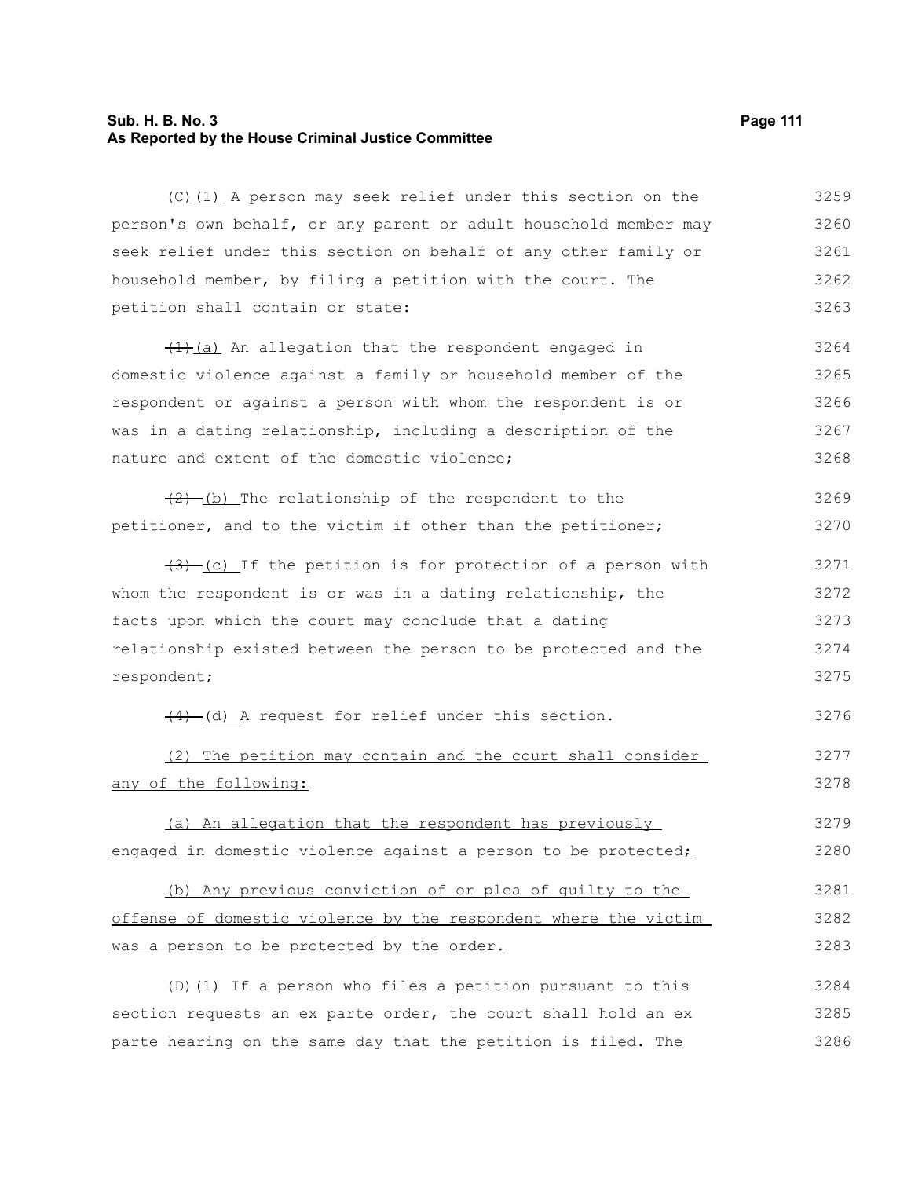(C)(1) A person may seek relief under this section on the person's own behalf, or any parent or adult household member may seek relief under this section on behalf of any other family or household member, by filing a petition with the court. The petition shall contain or state:

~~(1)~~(a) An allegation that the respondent engaged in domestic violence against a family or household member of the respondent or against a person with whom the respondent is or was in a dating relationship, including a description of the nature and extent of the domestic violence;

~~(2)~~ (b) The relationship of the respondent to the petitioner, and to the victim if other than the petitioner;

~~(3)~~ (c) If the petition is for protection of a person with whom the respondent is or was in a dating relationship, the facts upon which the court may conclude that a dating relationship existed between the person to be protected and the respondent;

~~(4)~~ (d) A request for relief under this section.

(2) The petition may contain and the court shall consider any of the following:

(a) An allegation that the respondent has previously engaged in domestic violence against a person to be protected;

(b) Any previous conviction of or plea of guilty to the offense of domestic violence by the respondent where the victim was a person to be protected by the order.

(D)(1) If a person who files a petition pursuant to this section requests an ex parte order, the court shall hold an ex parte hearing on the same day that the petition is filed. The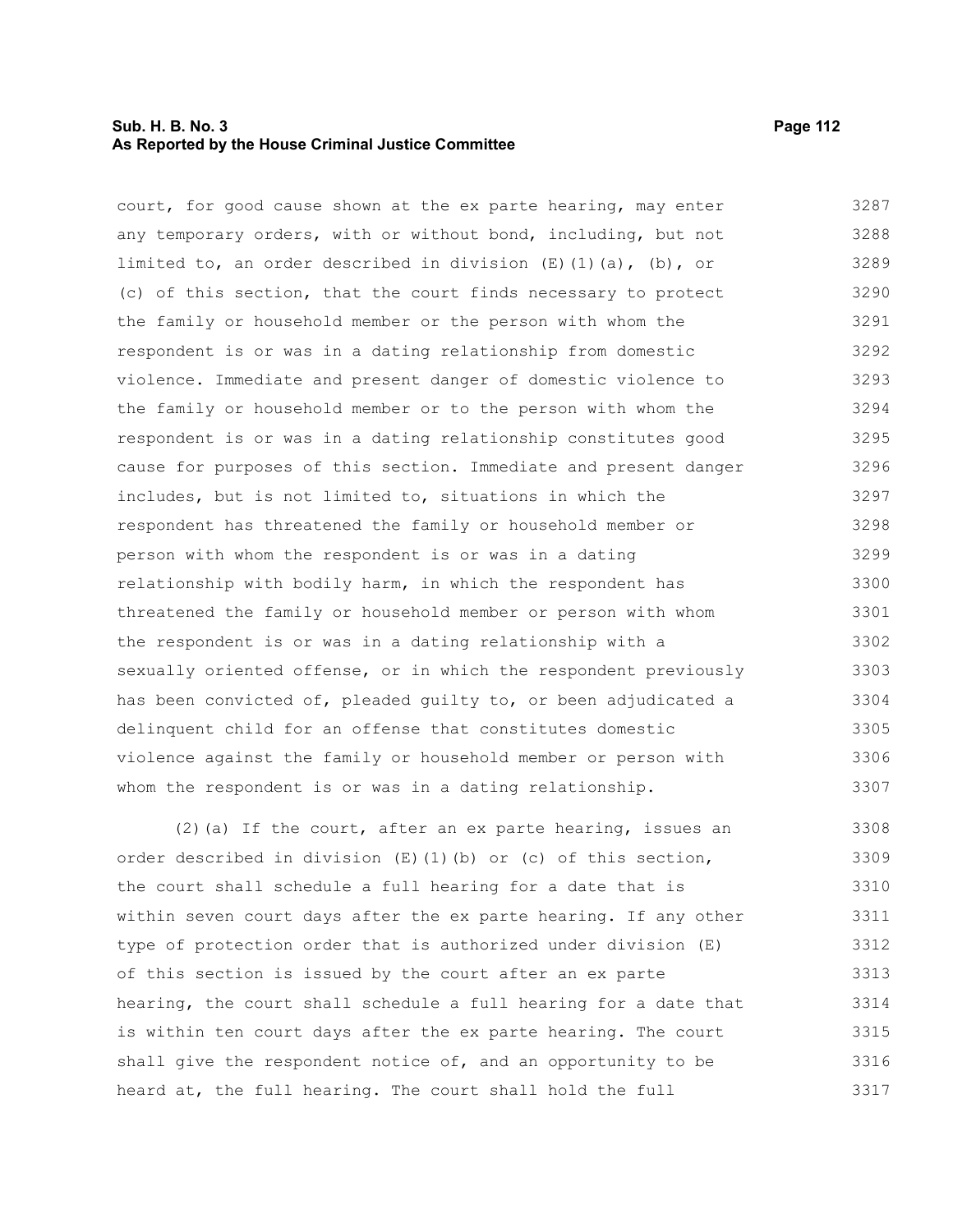court, for good cause shown at the ex parte hearing, may enter any temporary orders, with or without bond, including, but not limited to, an order described in division (E)(1)(a), (b), or (c) of this section, that the court finds necessary to protect the family or household member or the person with whom the respondent is or was in a dating relationship from domestic violence. Immediate and present danger of domestic violence to the family or household member or to the person with whom the respondent is or was in a dating relationship constitutes good cause for purposes of this section. Immediate and present danger includes, but is not limited to, situations in which the respondent has threatened the family or household member or person with whom the respondent is or was in a dating relationship with bodily harm, in which the respondent has threatened the family or household member or person with whom the respondent is or was in a dating relationship with a sexually oriented offense, or in which the respondent previously has been convicted of, pleaded guilty to, or been adjudicated a delinquent child for an offense that constitutes domestic violence against the family or household member or person with whom the respondent is or was in a dating relationship.

(2)(a) If the court, after an ex parte hearing, issues an order described in division (E)(1)(b) or (c) of this section, the court shall schedule a full hearing for a date that is within seven court days after the ex parte hearing. If any other type of protection order that is authorized under division (E) of this section is issued by the court after an ex parte hearing, the court shall schedule a full hearing for a date that is within ten court days after the ex parte hearing. The court shall give the respondent notice of, and an opportunity to be heard at, the full hearing. The court shall hold the full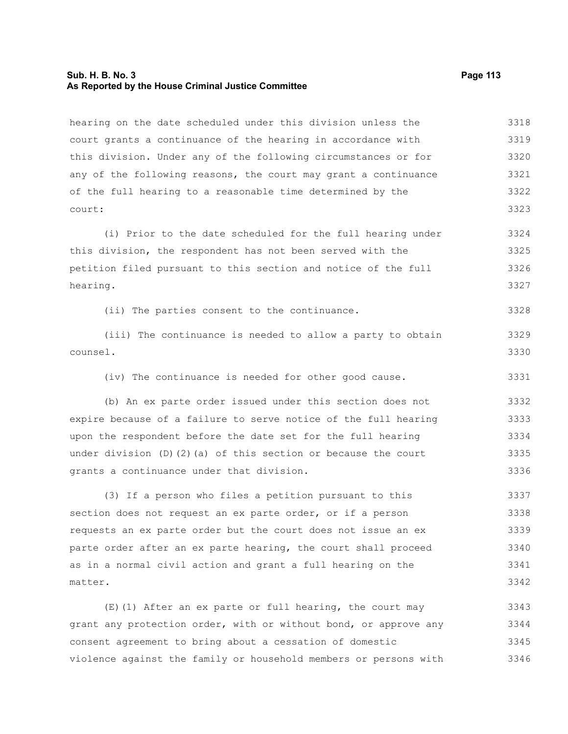hearing on the date scheduled under this division unless the court grants a continuance of the hearing in accordance with this division. Under any of the following circumstances or for any of the following reasons, the court may grant a continuance of the full hearing to a reasonable time determined by the court:

(i) Prior to the date scheduled for the full hearing under this division, the respondent has not been served with the petition filed pursuant to this section and notice of the full hearing.

(ii) The parties consent to the continuance.

(iii) The continuance is needed to allow a party to obtain counsel.

(iv) The continuance is needed for other good cause.

(b) An ex parte order issued under this section does not expire because of a failure to serve notice of the full hearing upon the respondent before the date set for the full hearing under division (D)(2)(a) of this section or because the court grants a continuance under that division.

(3) If a person who files a petition pursuant to this section does not request an ex parte order, or if a person requests an ex parte order but the court does not issue an ex parte order after an ex parte hearing, the court shall proceed as in a normal civil action and grant a full hearing on the matter.

(E)(1) After an ex parte or full hearing, the court may grant any protection order, with or without bond, or approve any consent agreement to bring about a cessation of domestic violence against the family or household members or persons with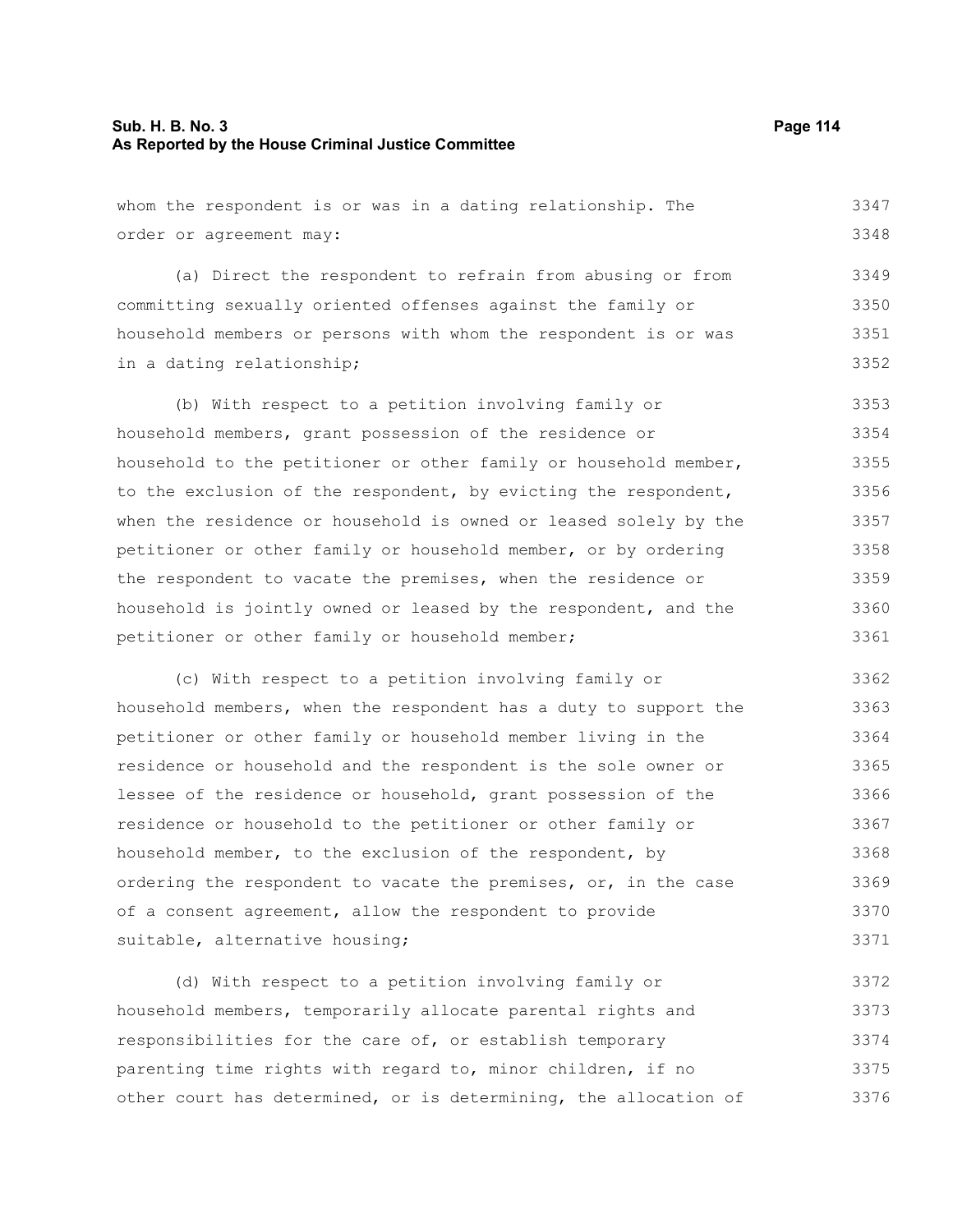whom the respondent is or was in a dating relationship. The order or agreement may:

(a) Direct the respondent to refrain from abusing or from committing sexually oriented offenses against the family or household members or persons with whom the respondent is or was in a dating relationship;

(b) With respect to a petition involving family or household members, grant possession of the residence or household to the petitioner or other family or household member, to the exclusion of the respondent, by evicting the respondent, when the residence or household is owned or leased solely by the petitioner or other family or household member, or by ordering the respondent to vacate the premises, when the residence or household is jointly owned or leased by the respondent, and the petitioner or other family or household member;

(c) With respect to a petition involving family or household members, when the respondent has a duty to support the petitioner or other family or household member living in the residence or household and the respondent is the sole owner or lessee of the residence or household, grant possession of the residence or household to the petitioner or other family or household member, to the exclusion of the respondent, by ordering the respondent to vacate the premises, or, in the case of a consent agreement, allow the respondent to provide suitable, alternative housing;

(d) With respect to a petition involving family or household members, temporarily allocate parental rights and responsibilities for the care of, or establish temporary parenting time rights with regard to, minor children, if no other court has determined, or is determining, the allocation of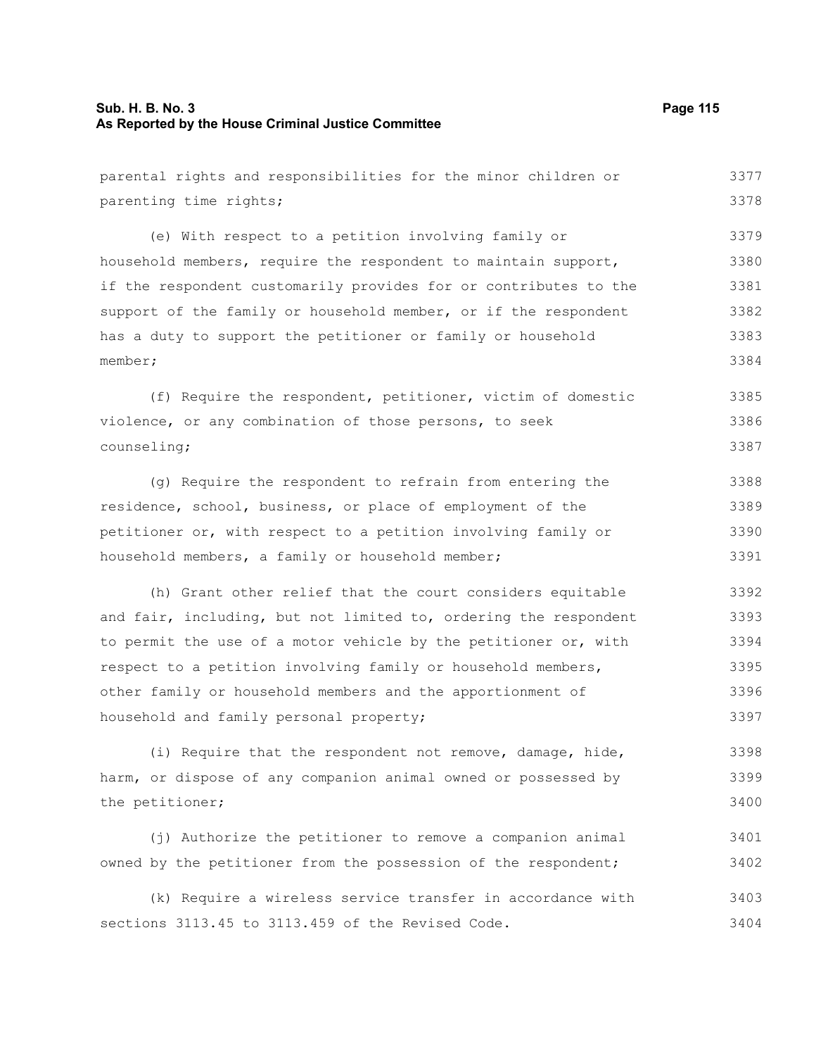parental rights and responsibilities for the minor children or parenting time rights;

(e) With respect to a petition involving family or household members, require the respondent to maintain support, if the respondent customarily provides for or contributes to the support of the family or household member, or if the respondent has a duty to support the petitioner or family or household member;

(f) Require the respondent, petitioner, victim of domestic violence, or any combination of those persons, to seek counseling;

(g) Require the respondent to refrain from entering the residence, school, business, or place of employment of the petitioner or, with respect to a petition involving family or household members, a family or household member;

(h) Grant other relief that the court considers equitable and fair, including, but not limited to, ordering the respondent to permit the use of a motor vehicle by the petitioner or, with respect to a petition involving family or household members, other family or household members and the apportionment of household and family personal property;

(i) Require that the respondent not remove, damage, hide, harm, or dispose of any companion animal owned or possessed by the petitioner;

(j) Authorize the petitioner to remove a companion animal owned by the petitioner from the possession of the respondent;

(k) Require a wireless service transfer in accordance with sections 3113.45 to 3113.459 of the Revised Code.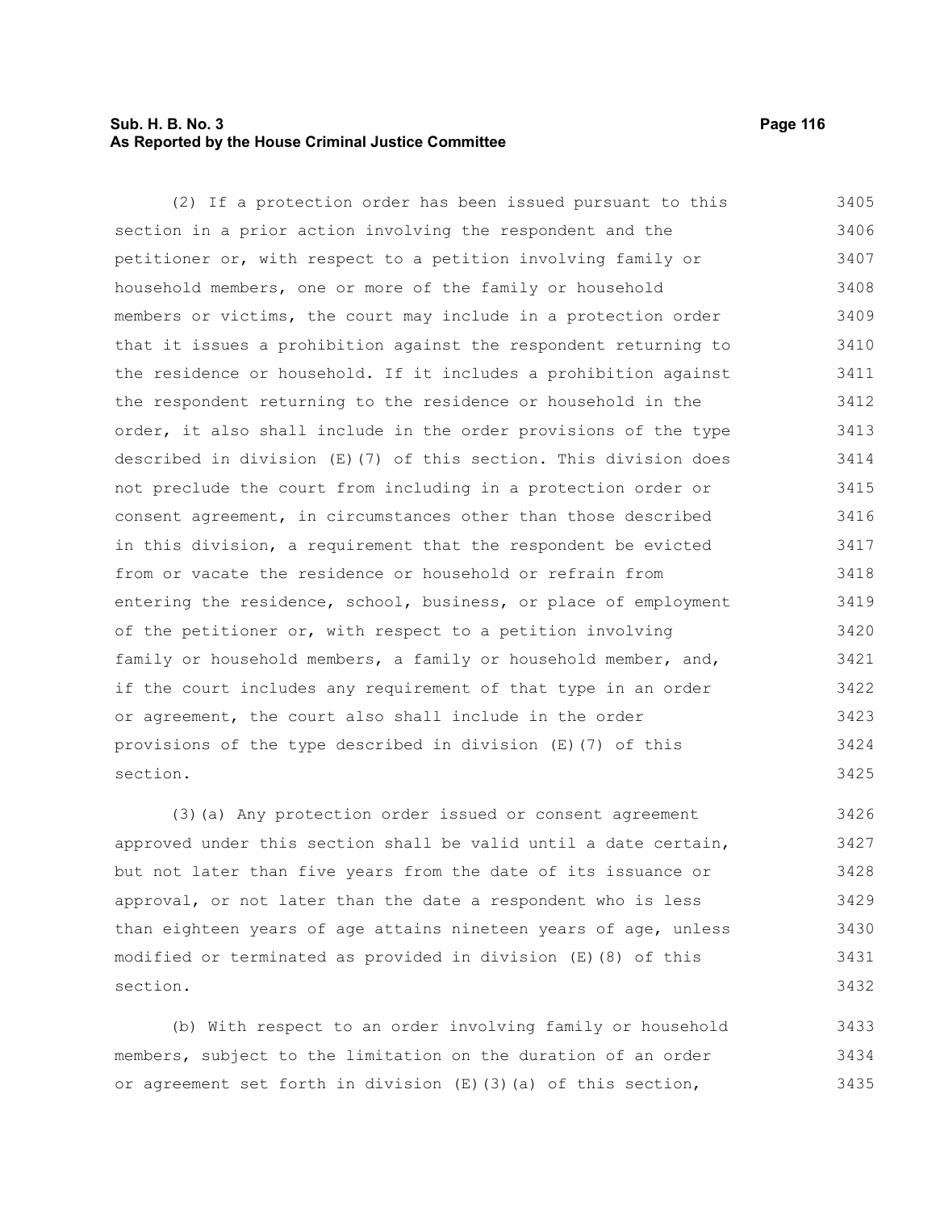(2) If a protection order has been issued pursuant to this section in a prior action involving the respondent and the petitioner or, with respect to a petition involving family or household members, one or more of the family or household members or victims, the court may include in a protection order that it issues a prohibition against the respondent returning to the residence or household. If it includes a prohibition against the respondent returning to the residence or household in the order, it also shall include in the order provisions of the type described in division (E)(7) of this section. This division does not preclude the court from including in a protection order or consent agreement, in circumstances other than those described in this division, a requirement that the respondent be evicted from or vacate the residence or household or refrain from entering the residence, school, business, or place of employment of the petitioner or, with respect to a petition involving family or household members, a family or household member, and, if the court includes any requirement of that type in an order or agreement, the court also shall include in the order provisions of the type described in division (E)(7) of this section.

(3)(a) Any protection order issued or consent agreement approved under this section shall be valid until a date certain, but not later than five years from the date of its issuance or approval, or not later than the date a respondent who is less than eighteen years of age attains nineteen years of age, unless modified or terminated as provided in division (E)(8) of this section.

(b) With respect to an order involving family or household members, subject to the limitation on the duration of an order or agreement set forth in division (E)(3)(a) of this section,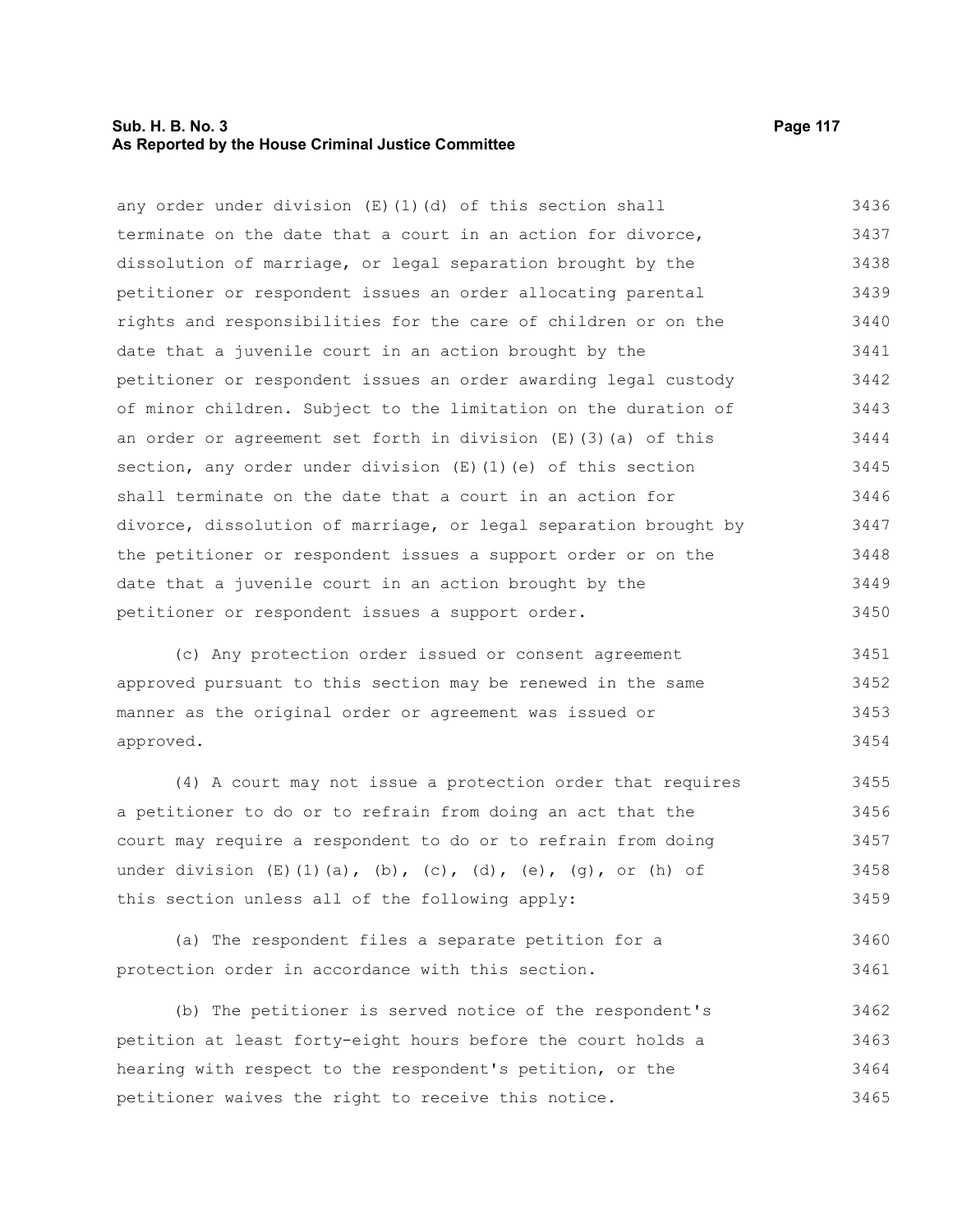any order under division (E)(1)(d) of this section shall terminate on the date that a court in an action for divorce, dissolution of marriage, or legal separation brought by the petitioner or respondent issues an order allocating parental rights and responsibilities for the care of children or on the date that a juvenile court in an action brought by the petitioner or respondent issues an order awarding legal custody of minor children. Subject to the limitation on the duration of an order or agreement set forth in division (E)(3)(a) of this section, any order under division (E)(1)(e) of this section shall terminate on the date that a court in an action for divorce, dissolution of marriage, or legal separation brought by the petitioner or respondent issues a support order or on the date that a juvenile court in an action brought by the petitioner or respondent issues a support order.

(c) Any protection order issued or consent agreement approved pursuant to this section may be renewed in the same manner as the original order or agreement was issued or approved.

(4) A court may not issue a protection order that requires a petitioner to do or to refrain from doing an act that the court may require a respondent to do or to refrain from doing under division (E)(1)(a), (b), (c), (d), (e), (g), or (h) of this section unless all of the following apply:

(a) The respondent files a separate petition for a protection order in accordance with this section.

(b) The petitioner is served notice of the respondent's petition at least forty-eight hours before the court holds a hearing with respect to the respondent's petition, or the petitioner waives the right to receive this notice.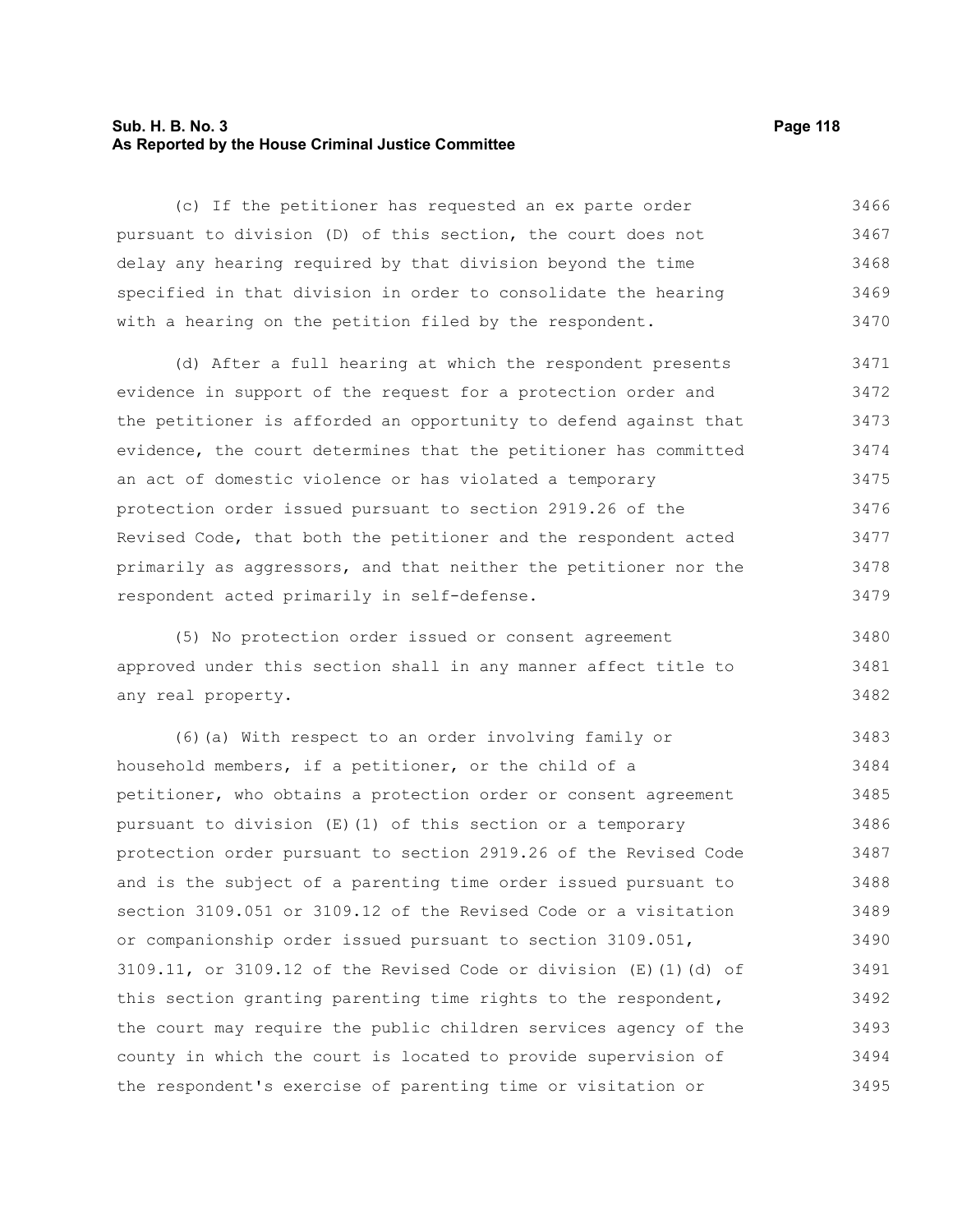(c) If the petitioner has requested an ex parte order pursuant to division (D) of this section, the court does not delay any hearing required by that division beyond the time specified in that division in order to consolidate the hearing with a hearing on the petition filed by the respondent.

(d) After a full hearing at which the respondent presents evidence in support of the request for a protection order and the petitioner is afforded an opportunity to defend against that evidence, the court determines that the petitioner has committed an act of domestic violence or has violated a temporary protection order issued pursuant to section 2919.26 of the Revised Code, that both the petitioner and the respondent acted primarily as aggressors, and that neither the petitioner nor the respondent acted primarily in self-defense.

(5) No protection order issued or consent agreement approved under this section shall in any manner affect title to any real property.

(6)(a) With respect to an order involving family or household members, if a petitioner, or the child of a petitioner, who obtains a protection order or consent agreement pursuant to division (E)(1) of this section or a temporary protection order pursuant to section 2919.26 of the Revised Code and is the subject of a parenting time order issued pursuant to section 3109.051 or 3109.12 of the Revised Code or a visitation or companionship order issued pursuant to section 3109.051, 3109.11, or 3109.12 of the Revised Code or division (E)(1)(d) of this section granting parenting time rights to the respondent, the court may require the public children services agency of the county in which the court is located to provide supervision of the respondent's exercise of parenting time or visitation or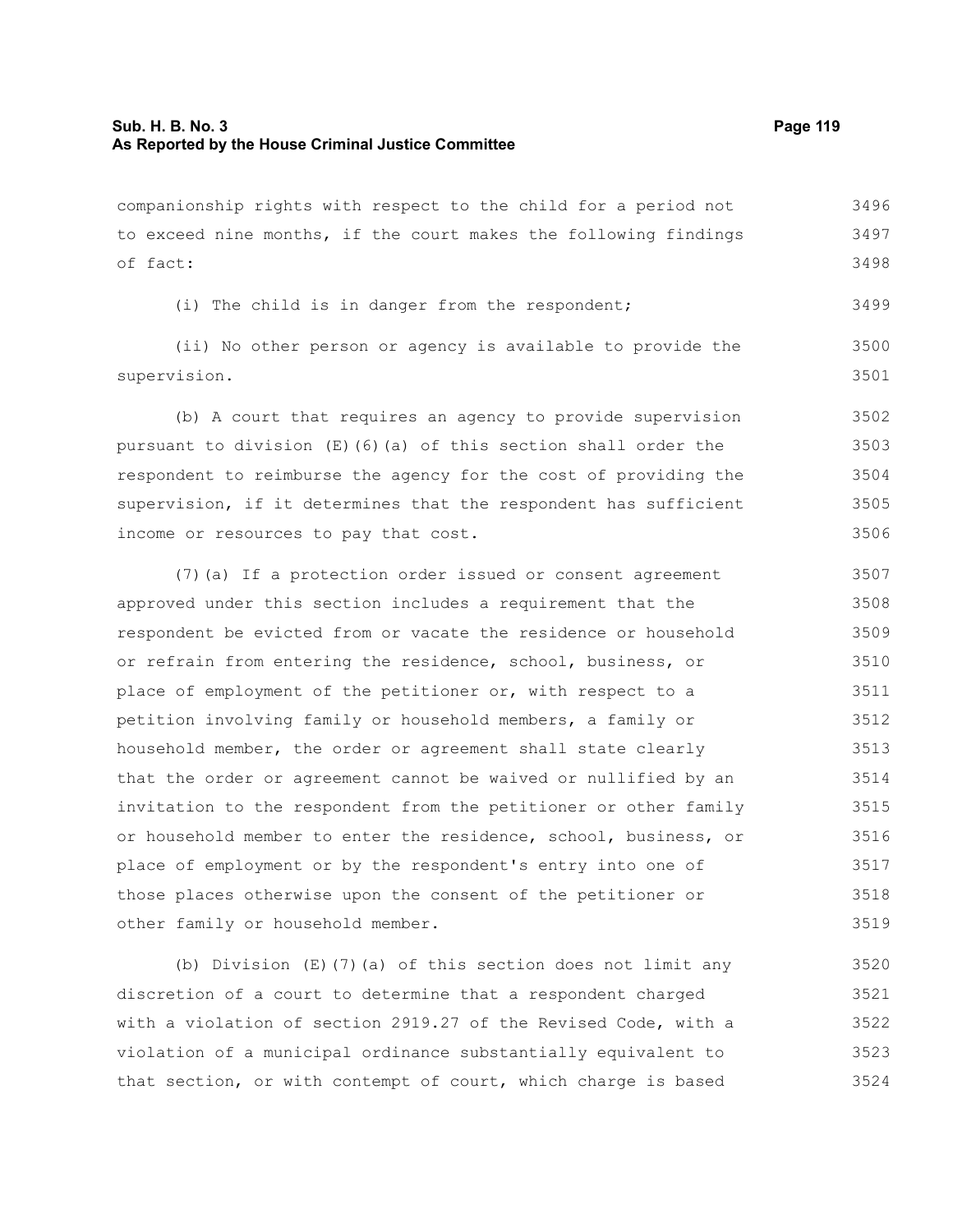companionship rights with respect to the child for a period not to exceed nine months, if the court makes the following findings of fact:

(i) The child is in danger from the respondent;

(ii) No other person or agency is available to provide the supervision.

(b) A court that requires an agency to provide supervision pursuant to division (E)(6)(a) of this section shall order the respondent to reimburse the agency for the cost of providing the supervision, if it determines that the respondent has sufficient income or resources to pay that cost.

(7)(a) If a protection order issued or consent agreement approved under this section includes a requirement that the respondent be evicted from or vacate the residence or household or refrain from entering the residence, school, business, or place of employment of the petitioner or, with respect to a petition involving family or household members, a family or household member, the order or agreement shall state clearly that the order or agreement cannot be waived or nullified by an invitation to the respondent from the petitioner or other family or household member to enter the residence, school, business, or place of employment or by the respondent's entry into one of those places otherwise upon the consent of the petitioner or other family or household member.

(b) Division (E)(7)(a) of this section does not limit any discretion of a court to determine that a respondent charged with a violation of section 2919.27 of the Revised Code, with a violation of a municipal ordinance substantially equivalent to that section, or with contempt of court, which charge is based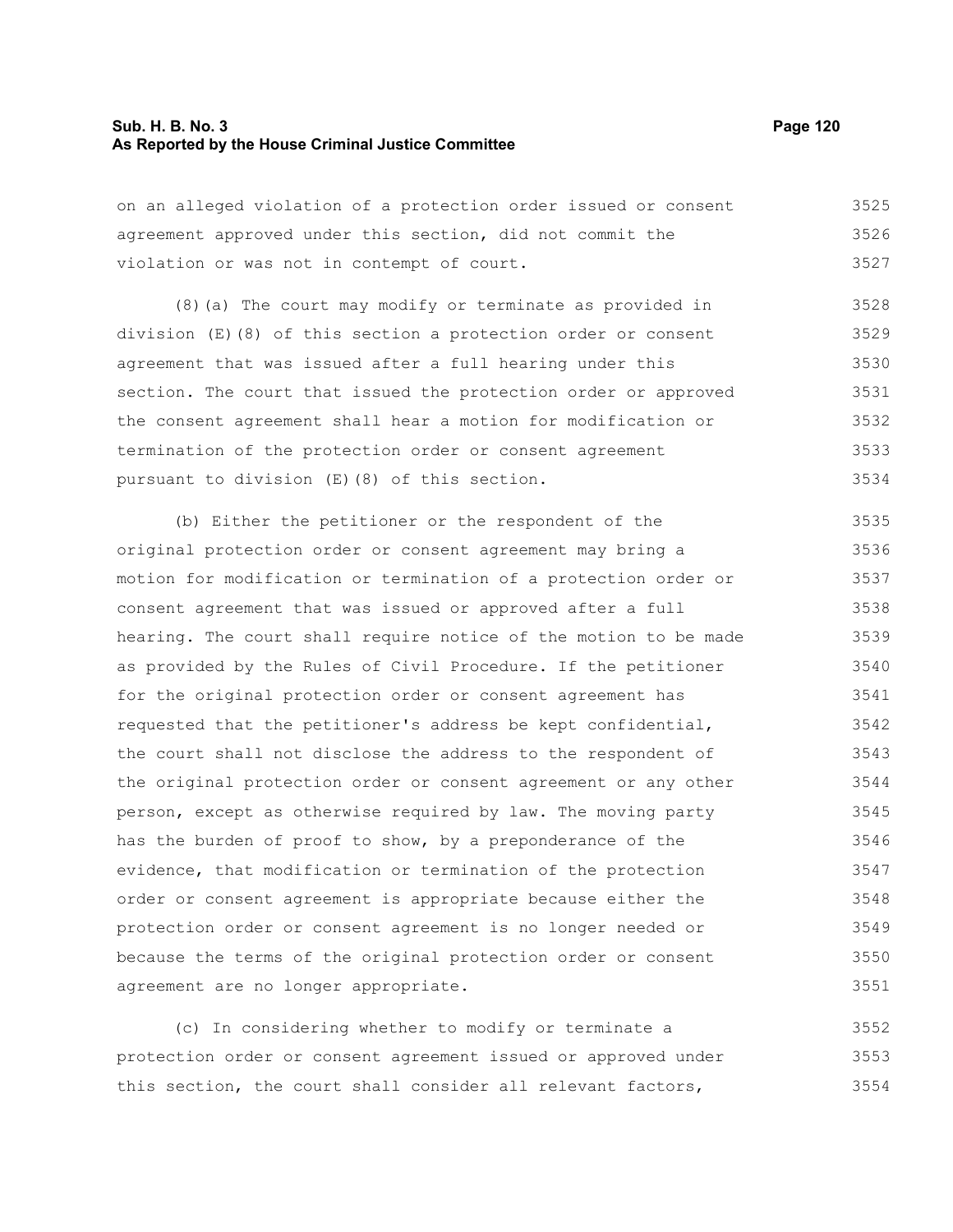on an alleged violation of a protection order issued or consent agreement approved under this section, did not commit the violation or was not in contempt of court.

(8)(a) The court may modify or terminate as provided in division (E)(8) of this section a protection order or consent agreement that was issued after a full hearing under this section. The court that issued the protection order or approved the consent agreement shall hear a motion for modification or termination of the protection order or consent agreement pursuant to division (E)(8) of this section.

(b) Either the petitioner or the respondent of the original protection order or consent agreement may bring a motion for modification or termination of a protection order or consent agreement that was issued or approved after a full hearing. The court shall require notice of the motion to be made as provided by the Rules of Civil Procedure. If the petitioner for the original protection order or consent agreement has requested that the petitioner's address be kept confidential, the court shall not disclose the address to the respondent of the original protection order or consent agreement or any other person, except as otherwise required by law. The moving party has the burden of proof to show, by a preponderance of the evidence, that modification or termination of the protection order or consent agreement is appropriate because either the protection order or consent agreement is no longer needed or because the terms of the original protection order or consent agreement are no longer appropriate.

(c) In considering whether to modify or terminate a protection order or consent agreement issued or approved under this section, the court shall consider all relevant factors,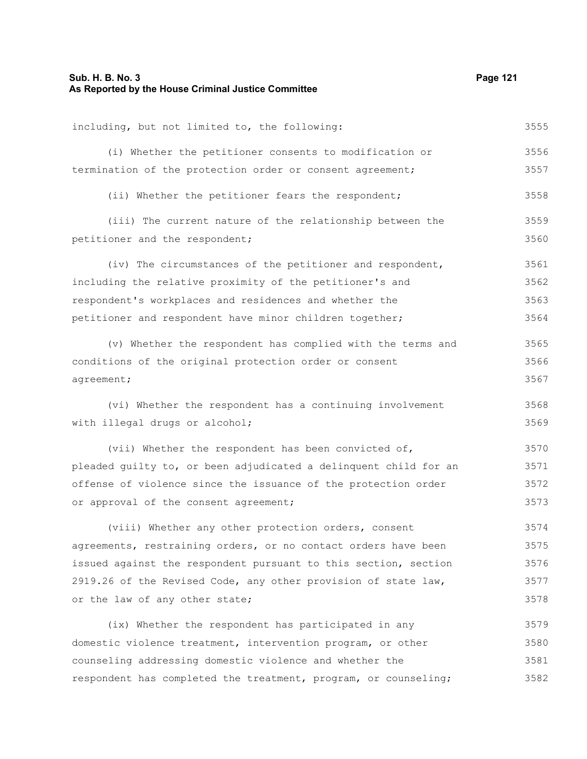including, but not limited to, the following:

(i) Whether the petitioner consents to modification or termination of the protection order or consent agreement;

(ii) Whether the petitioner fears the respondent;

(iii) The current nature of the relationship between the petitioner and the respondent;

(iv) The circumstances of the petitioner and respondent, including the relative proximity of the petitioner's and respondent's workplaces and residences and whether the petitioner and respondent have minor children together;

(v) Whether the respondent has complied with the terms and conditions of the original protection order or consent agreement;

(vi) Whether the respondent has a continuing involvement with illegal drugs or alcohol;

(vii) Whether the respondent has been convicted of, pleaded guilty to, or been adjudicated a delinquent child for an offense of violence since the issuance of the protection order or approval of the consent agreement;

(viii) Whether any other protection orders, consent agreements, restraining orders, or no contact orders have been issued against the respondent pursuant to this section, section 2919.26 of the Revised Code, any other provision of state law, or the law of any other state;

(ix) Whether the respondent has participated in any domestic violence treatment, intervention program, or other counseling addressing domestic violence and whether the respondent has completed the treatment, program, or counseling;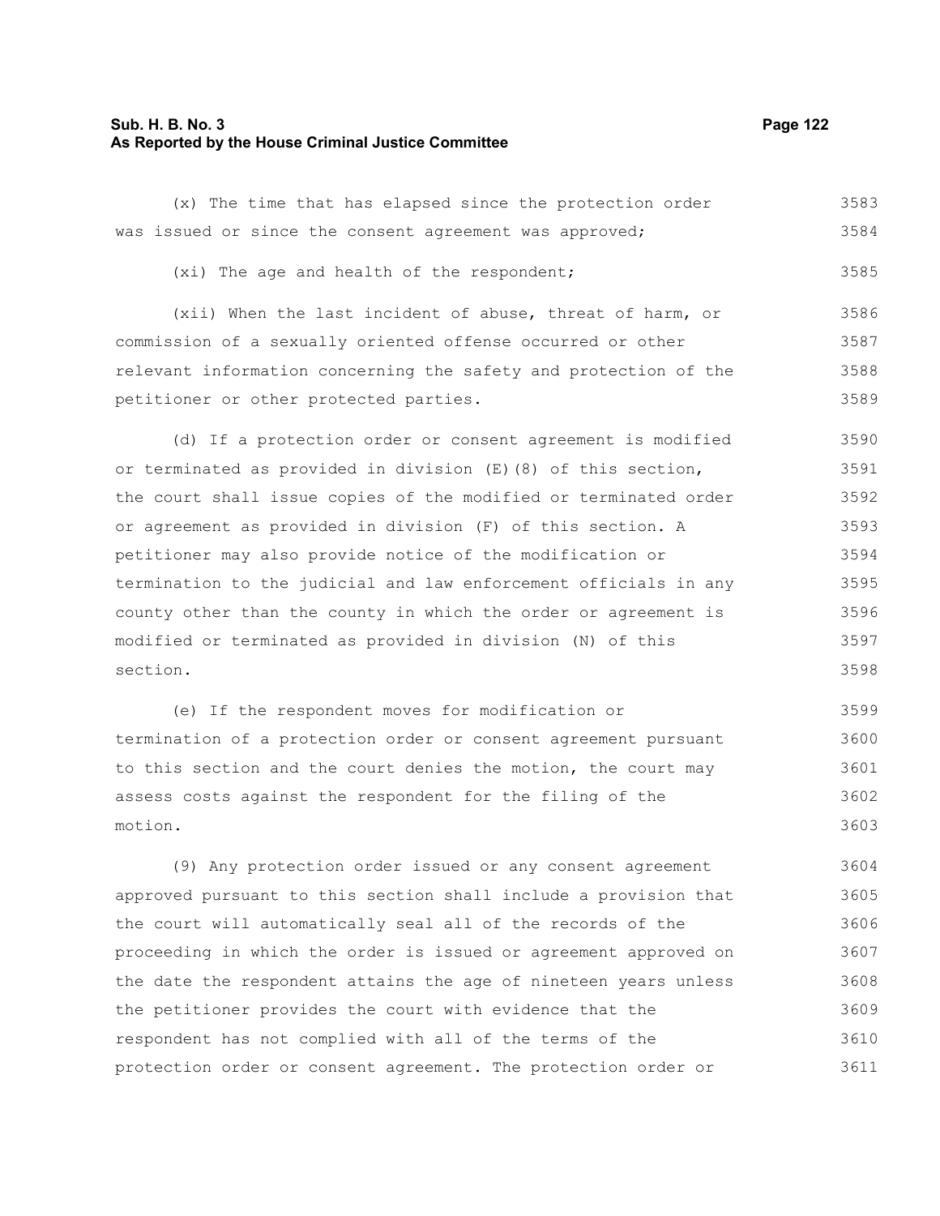(x) The time that has elapsed since the protection order was issued or since the consent agreement was approved;

(xi) The age and health of the respondent;

(xii) When the last incident of abuse, threat of harm, or commission of a sexually oriented offense occurred or other relevant information concerning the safety and protection of the petitioner or other protected parties.

(d) If a protection order or consent agreement is modified or terminated as provided in division (E)(8) of this section, the court shall issue copies of the modified or terminated order or agreement as provided in division (F) of this section. A petitioner may also provide notice of the modification or termination to the judicial and law enforcement officials in any county other than the county in which the order or agreement is modified or terminated as provided in division (N) of this section.

(e) If the respondent moves for modification or termination of a protection order or consent agreement pursuant to this section and the court denies the motion, the court may assess costs against the respondent for the filing of the motion.

(9) Any protection order issued or any consent agreement approved pursuant to this section shall include a provision that the court will automatically seal all of the records of the proceeding in which the order is issued or agreement approved on the date the respondent attains the age of nineteen years unless the petitioner provides the court with evidence that the respondent has not complied with all of the terms of the protection order or consent agreement. The protection order or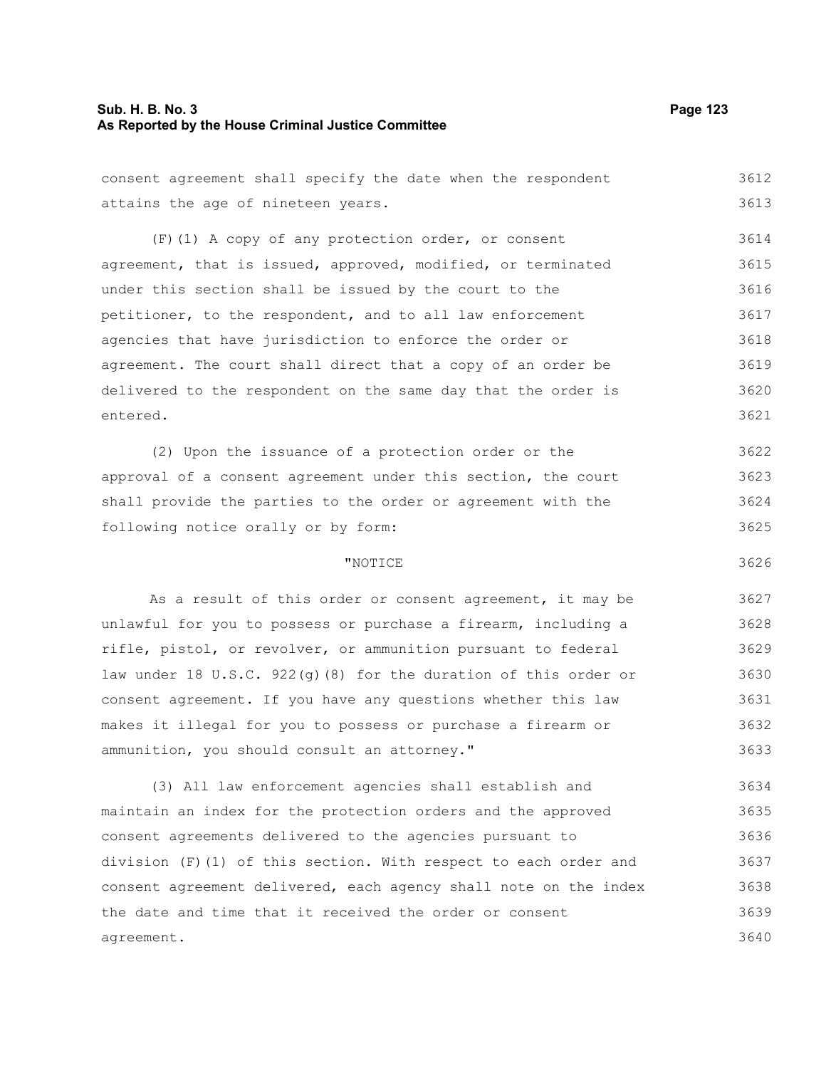consent agreement shall specify the date when the respondent attains the age of nineteen years.

(F)(1) A copy of any protection order, or consent agreement, that is issued, approved, modified, or terminated under this section shall be issued by the court to the petitioner, to the respondent, and to all law enforcement agencies that have jurisdiction to enforce the order or agreement. The court shall direct that a copy of an order be delivered to the respondent on the same day that the order is entered.

(2) Upon the issuance of a protection order or the approval of a consent agreement under this section, the court shall provide the parties to the order or agreement with the following notice orally or by form:

"NOTICE

As a result of this order or consent agreement, it may be unlawful for you to possess or purchase a firearm, including a rifle, pistol, or revolver, or ammunition pursuant to federal law under 18 U.S.C. 922(g)(8) for the duration of this order or consent agreement. If you have any questions whether this law makes it illegal for you to possess or purchase a firearm or ammunition, you should consult an attorney."

(3) All law enforcement agencies shall establish and maintain an index for the protection orders and the approved consent agreements delivered to the agencies pursuant to division (F)(1) of this section. With respect to each order and consent agreement delivered, each agency shall note on the index the date and time that it received the order or consent agreement.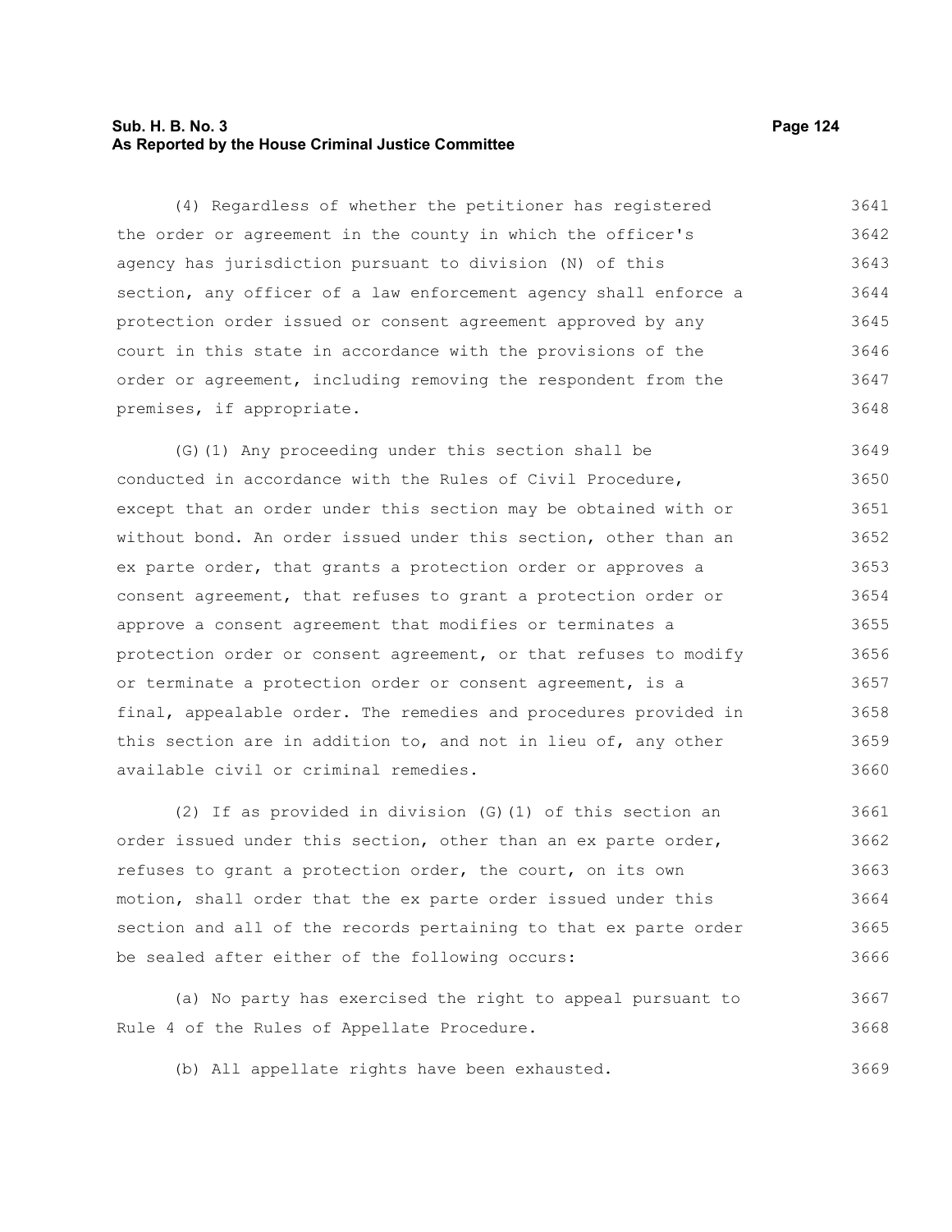(4) Regardless of whether the petitioner has registered the order or agreement in the county in which the officer's agency has jurisdiction pursuant to division (N) of this section, any officer of a law enforcement agency shall enforce a protection order issued or consent agreement approved by any court in this state in accordance with the provisions of the order or agreement, including removing the respondent from the premises, if appropriate.

(G)(1) Any proceeding under this section shall be conducted in accordance with the Rules of Civil Procedure, except that an order under this section may be obtained with or without bond. An order issued under this section, other than an ex parte order, that grants a protection order or approves a consent agreement, that refuses to grant a protection order or approve a consent agreement that modifies or terminates a protection order or consent agreement, or that refuses to modify or terminate a protection order or consent agreement, is a final, appealable order. The remedies and procedures provided in this section are in addition to, and not in lieu of, any other available civil or criminal remedies.

(2) If as provided in division (G)(1) of this section an order issued under this section, other than an ex parte order, refuses to grant a protection order, the court, on its own motion, shall order that the ex parte order issued under this section and all of the records pertaining to that ex parte order be sealed after either of the following occurs:

(a) No party has exercised the right to appeal pursuant to Rule 4 of the Rules of Appellate Procedure.

(b) All appellate rights have been exhausted.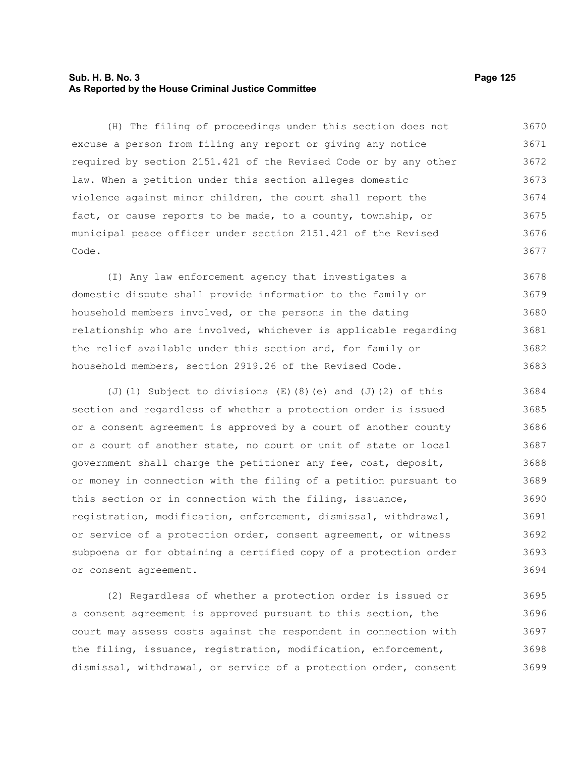(H) The filing of proceedings under this section does not excuse a person from filing any report or giving any notice required by section 2151.421 of the Revised Code or by any other law. When a petition under this section alleges domestic violence against minor children, the court shall report the fact, or cause reports to be made, to a county, township, or municipal peace officer under section 2151.421 of the Revised Code.

(I) Any law enforcement agency that investigates a domestic dispute shall provide information to the family or household members involved, or the persons in the dating relationship who are involved, whichever is applicable regarding the relief available under this section and, for family or household members, section 2919.26 of the Revised Code.

(J)(1) Subject to divisions (E)(8)(e) and (J)(2) of this section and regardless of whether a protection order is issued or a consent agreement is approved by a court of another county or a court of another state, no court or unit of state or local government shall charge the petitioner any fee, cost, deposit, or money in connection with the filing of a petition pursuant to this section or in connection with the filing, issuance, registration, modification, enforcement, dismissal, withdrawal, or service of a protection order, consent agreement, or witness subpoena or for obtaining a certified copy of a protection order or consent agreement.

(2) Regardless of whether a protection order is issued or a consent agreement is approved pursuant to this section, the court may assess costs against the respondent in connection with the filing, issuance, registration, modification, enforcement, dismissal, withdrawal, or service of a protection order, consent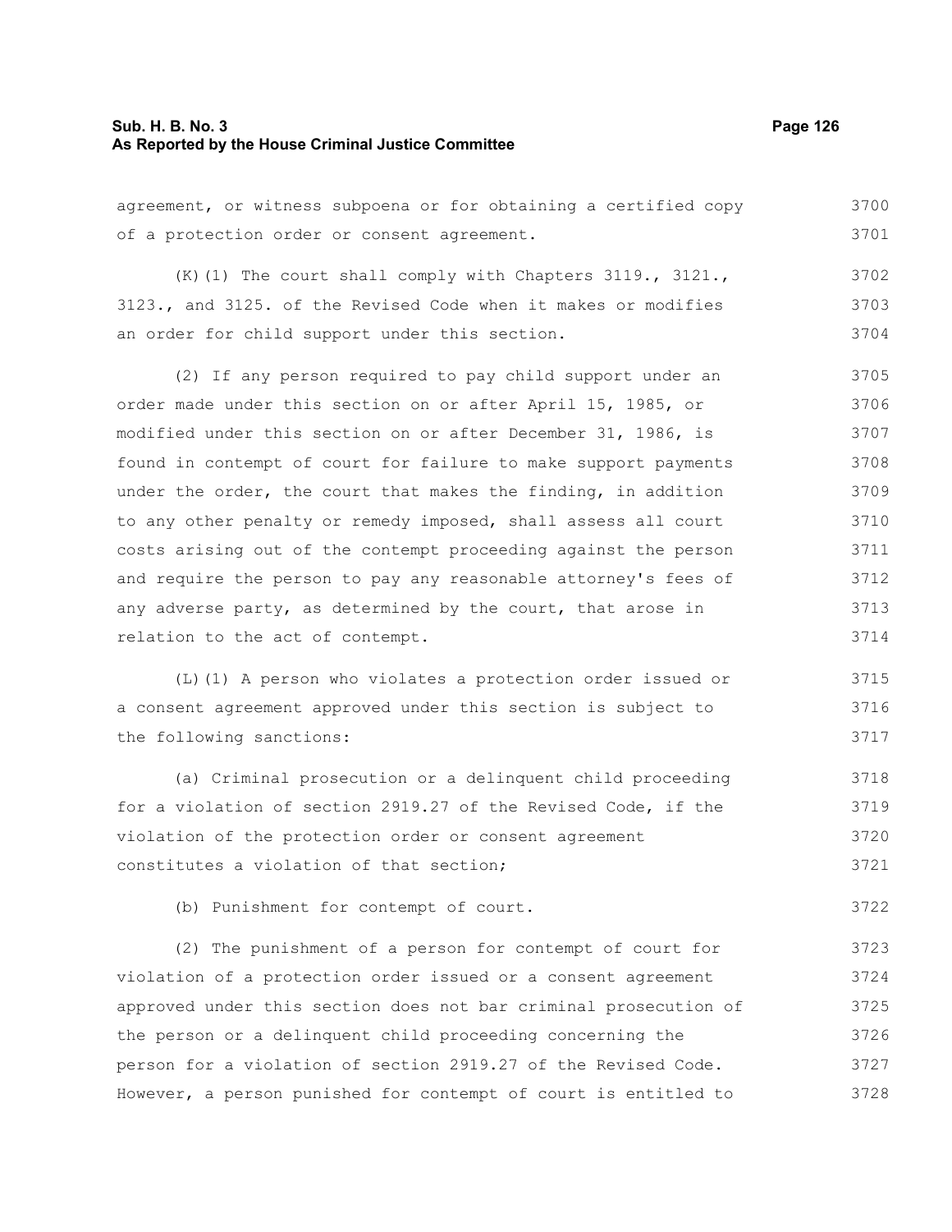agreement, or witness subpoena or for obtaining a certified copy of a protection order or consent agreement.

(K)(1) The court shall comply with Chapters 3119., 3121., 3123., and 3125. of the Revised Code when it makes or modifies an order for child support under this section.

(2) If any person required to pay child support under an order made under this section on or after April 15, 1985, or modified under this section on or after December 31, 1986, is found in contempt of court for failure to make support payments under the order, the court that makes the finding, in addition to any other penalty or remedy imposed, shall assess all court costs arising out of the contempt proceeding against the person and require the person to pay any reasonable attorney's fees of any adverse party, as determined by the court, that arose in relation to the act of contempt.

(L)(1) A person who violates a protection order issued or a consent agreement approved under this section is subject to the following sanctions:

(a) Criminal prosecution or a delinquent child proceeding for a violation of section 2919.27 of the Revised Code, if the violation of the protection order or consent agreement constitutes a violation of that section;

(b) Punishment for contempt of court.

(2) The punishment of a person for contempt of court for violation of a protection order issued or a consent agreement approved under this section does not bar criminal prosecution of the person or a delinquent child proceeding concerning the person for a violation of section 2919.27 of the Revised Code. However, a person punished for contempt of court is entitled to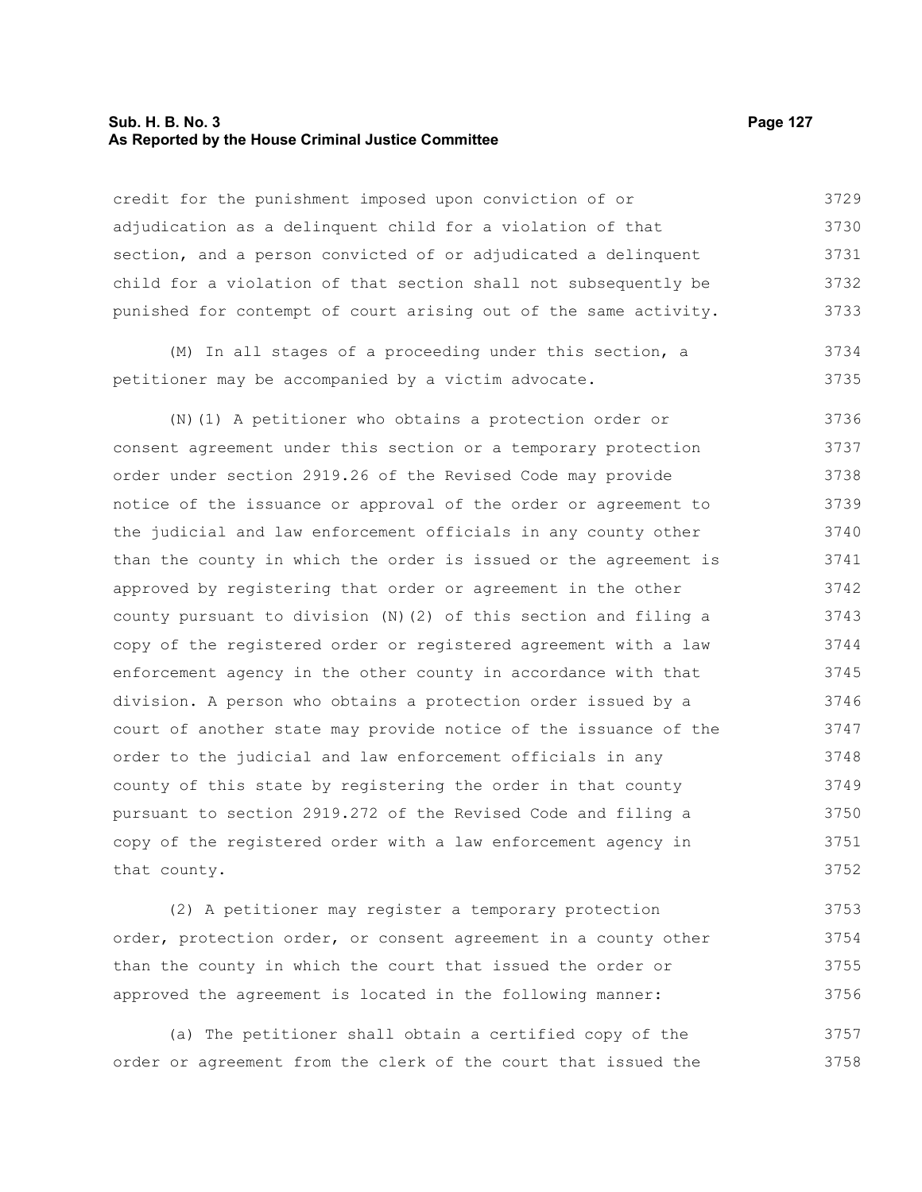credit for the punishment imposed upon conviction of or adjudication as a delinquent child for a violation of that section, and a person convicted of or adjudicated a delinquent child for a violation of that section shall not subsequently be punished for contempt of court arising out of the same activity.

(M) In all stages of a proceeding under this section, a petitioner may be accompanied by a victim advocate.

(N)(1) A petitioner who obtains a protection order or consent agreement under this section or a temporary protection order under section 2919.26 of the Revised Code may provide notice of the issuance or approval of the order or agreement to the judicial and law enforcement officials in any county other than the county in which the order is issued or the agreement is approved by registering that order or agreement in the other county pursuant to division (N)(2) of this section and filing a copy of the registered order or registered agreement with a law enforcement agency in the other county in accordance with that division. A person who obtains a protection order issued by a court of another state may provide notice of the issuance of the order to the judicial and law enforcement officials in any county of this state by registering the order in that county pursuant to section 2919.272 of the Revised Code and filing a copy of the registered order with a law enforcement agency in that county.

(2) A petitioner may register a temporary protection order, protection order, or consent agreement in a county other than the county in which the court that issued the order or approved the agreement is located in the following manner:

(a) The petitioner shall obtain a certified copy of the order or agreement from the clerk of the court that issued the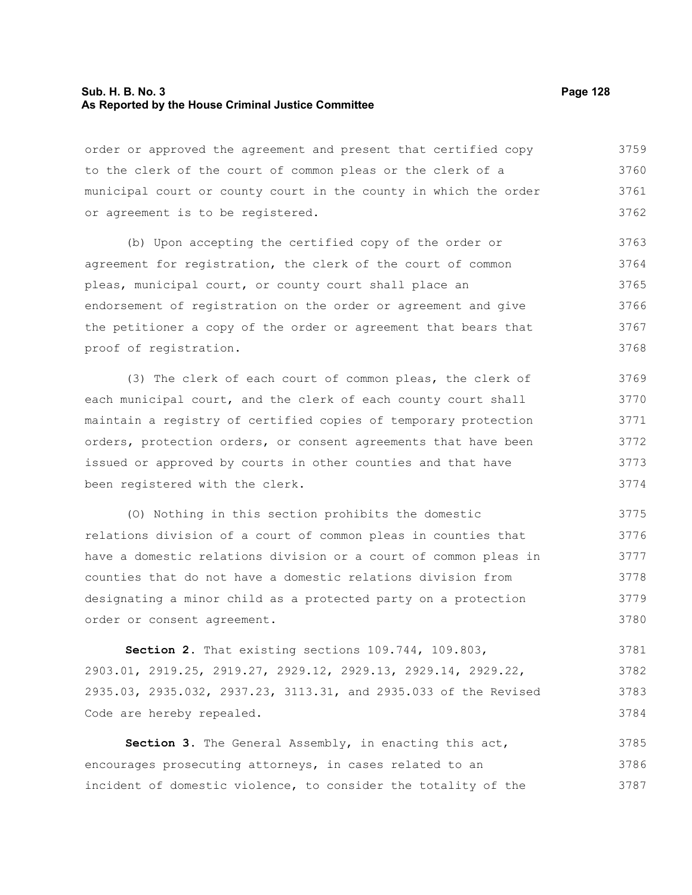order or approved the agreement and present that certified copy to the clerk of the court of common pleas or the clerk of a municipal court or county court in the county in which the order or agreement is to be registered.

(b) Upon accepting the certified copy of the order or agreement for registration, the clerk of the court of common pleas, municipal court, or county court shall place an endorsement of registration on the order or agreement and give the petitioner a copy of the order or agreement that bears that proof of registration.

(3) The clerk of each court of common pleas, the clerk of each municipal court, and the clerk of each county court shall maintain a registry of certified copies of temporary protection orders, protection orders, or consent agreements that have been issued or approved by courts in other counties and that have been registered with the clerk.

(O) Nothing in this section prohibits the domestic relations division of a court of common pleas in counties that have a domestic relations division or a court of common pleas in counties that do not have a domestic relations division from designating a minor child as a protected party on a protection order or consent agreement.

**Section 2.** That existing sections 109.744, 109.803, 2903.01, 2919.25, 2919.27, 2929.12, 2929.13, 2929.14, 2929.22, 2935.03, 2935.032, 2937.23, 3113.31, and 2935.033 of the Revised Code are hereby repealed.

**Section 3.** The General Assembly, in enacting this act, encourages prosecuting attorneys, in cases related to an incident of domestic violence, to consider the totality of the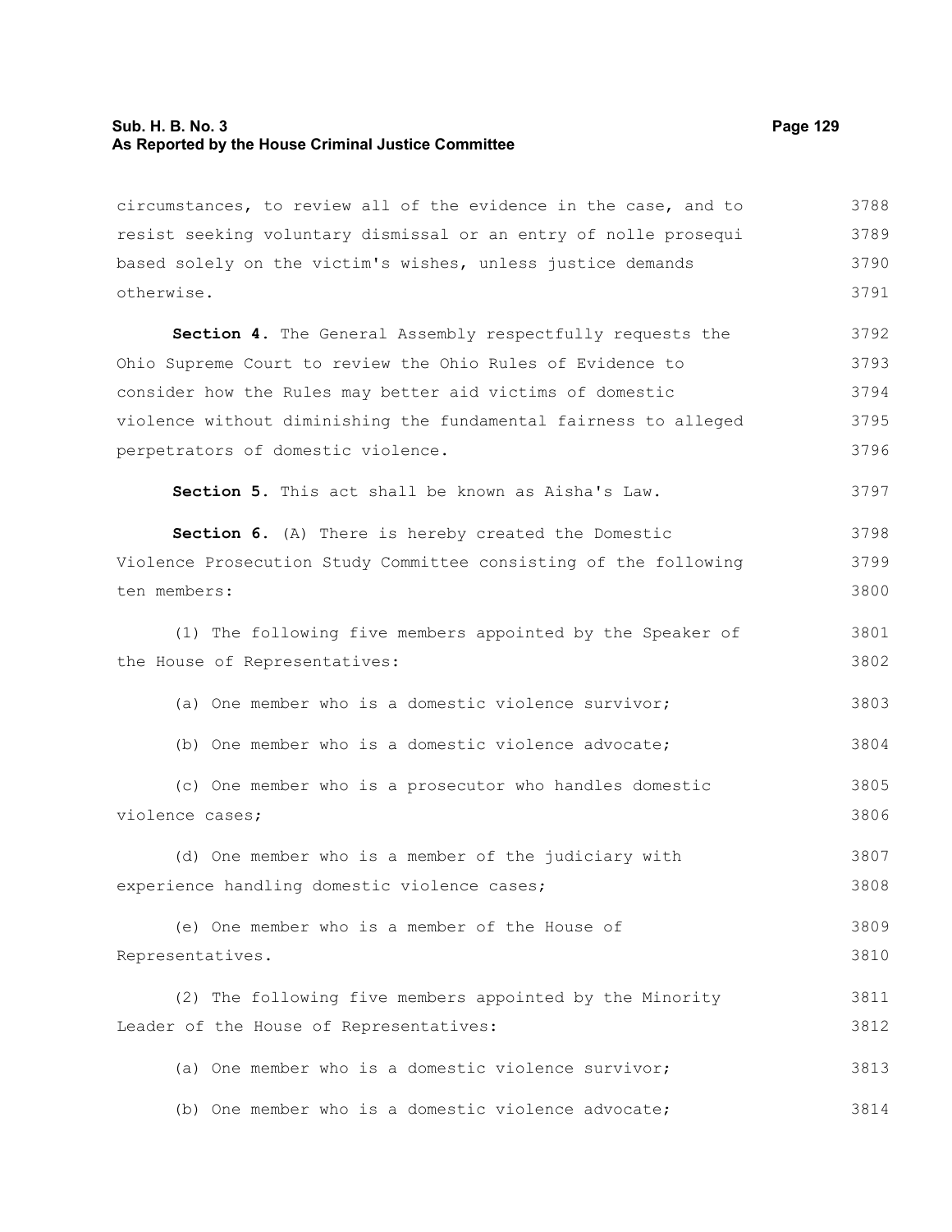circumstances, to review all of the evidence in the case, and to resist seeking voluntary dismissal or an entry of nolle prosequi based solely on the victim's wishes, unless justice demands otherwise.

**Section 4.** The General Assembly respectfully requests the Ohio Supreme Court to review the Ohio Rules of Evidence to consider how the Rules may better aid victims of domestic violence without diminishing the fundamental fairness to alleged perpetrators of domestic violence.

**Section 5.** This act shall be known as Aisha's Law.

**Section 6.** (A) There is hereby created the Domestic Violence Prosecution Study Committee consisting of the following ten members:

(1) The following five members appointed by the Speaker of the House of Representatives:

(a) One member who is a domestic violence survivor;

(b) One member who is a domestic violence advocate;

(c) One member who is a prosecutor who handles domestic violence cases;

(d) One member who is a member of the judiciary with experience handling domestic violence cases;

(e) One member who is a member of the House of Representatives.

(2) The following five members appointed by the Minority Leader of the House of Representatives:

(a) One member who is a domestic violence survivor;

(b) One member who is a domestic violence advocate;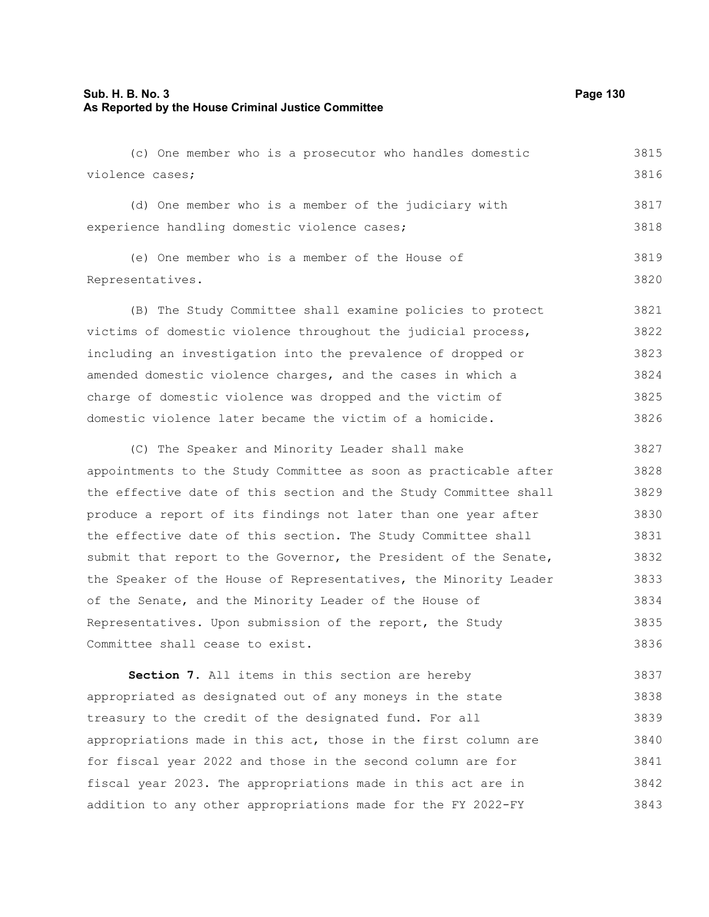(c) One member who is a prosecutor who handles domestic violence cases;

(d) One member who is a member of the judiciary with experience handling domestic violence cases;

(e) One member who is a member of the House of Representatives.

(B) The Study Committee shall examine policies to protect victims of domestic violence throughout the judicial process, including an investigation into the prevalence of dropped or amended domestic violence charges, and the cases in which a charge of domestic violence was dropped and the victim of domestic violence later became the victim of a homicide.

(C) The Speaker and Minority Leader shall make appointments to the Study Committee as soon as practicable after the effective date of this section and the Study Committee shall produce a report of its findings not later than one year after the effective date of this section. The Study Committee shall submit that report to the Governor, the President of the Senate, the Speaker of the House of Representatives, the Minority Leader of the Senate, and the Minority Leader of the House of Representatives. Upon submission of the report, the Study Committee shall cease to exist.

**Section 7.** All items in this section are hereby appropriated as designated out of any moneys in the state treasury to the credit of the designated fund. For all appropriations made in this act, those in the first column are for fiscal year 2022 and those in the second column are for fiscal year 2023. The appropriations made in this act are in addition to any other appropriations made for the FY 2022-FY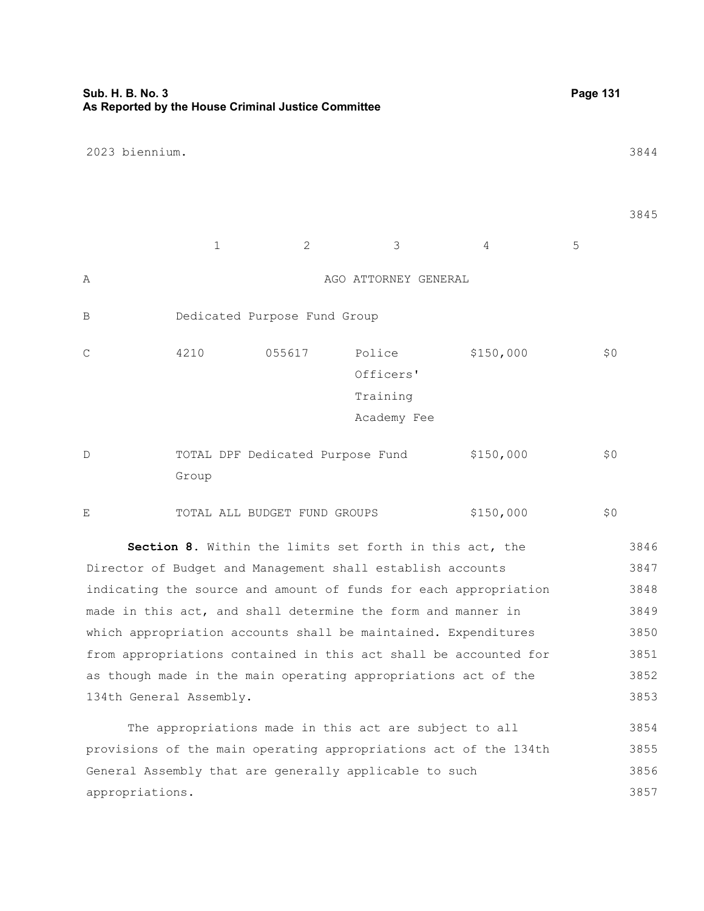2023 biennium.

| | 1 | 2 | 3 | 4 | 5 |
|---|---|---|---|---|---|
| A | | | AGO ATTORNEY GENERAL | | |
| B | Dedicated Purpose Fund Group | | | | |
| C | 4210 | 055617 | Police Officers' Training Academy Fee | $150,000 | $0 |
| D | TOTAL DPF Dedicated Purpose Fund Group | | | $150,000 | $0 |
| E | TOTAL ALL BUDGET FUND GROUPS | | | $150,000 | $0 |

**Section 8.** Within the limits set forth in this act, the Director of Budget and Management shall establish accounts indicating the source and amount of funds for each appropriation made in this act, and shall determine the form and manner in which appropriation accounts shall be maintained. Expenditures from appropriations contained in this act shall be accounted for as though made in the main operating appropriations act of the 134th General Assembly.

The appropriations made in this act are subject to all provisions of the main operating appropriations act of the 134th General Assembly that are generally applicable to such appropriations.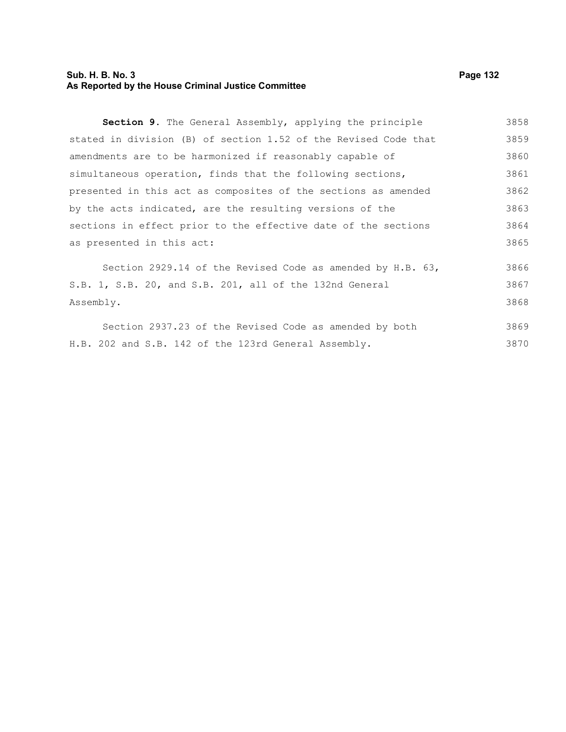**Section 9.** The General Assembly, applying the principle stated in division (B) of section 1.52 of the Revised Code that amendments are to be harmonized if reasonably capable of simultaneous operation, finds that the following sections, presented in this act as composites of the sections as amended by the acts indicated, are the resulting versions of the sections in effect prior to the effective date of the sections as presented in this act:

Section 2929.14 of the Revised Code as amended by H.B. 63, S.B. 1, S.B. 20, and S.B. 201, all of the 132nd General Assembly.

Section 2937.23 of the Revised Code as amended by both H.B. 202 and S.B. 142 of the 123rd General Assembly.